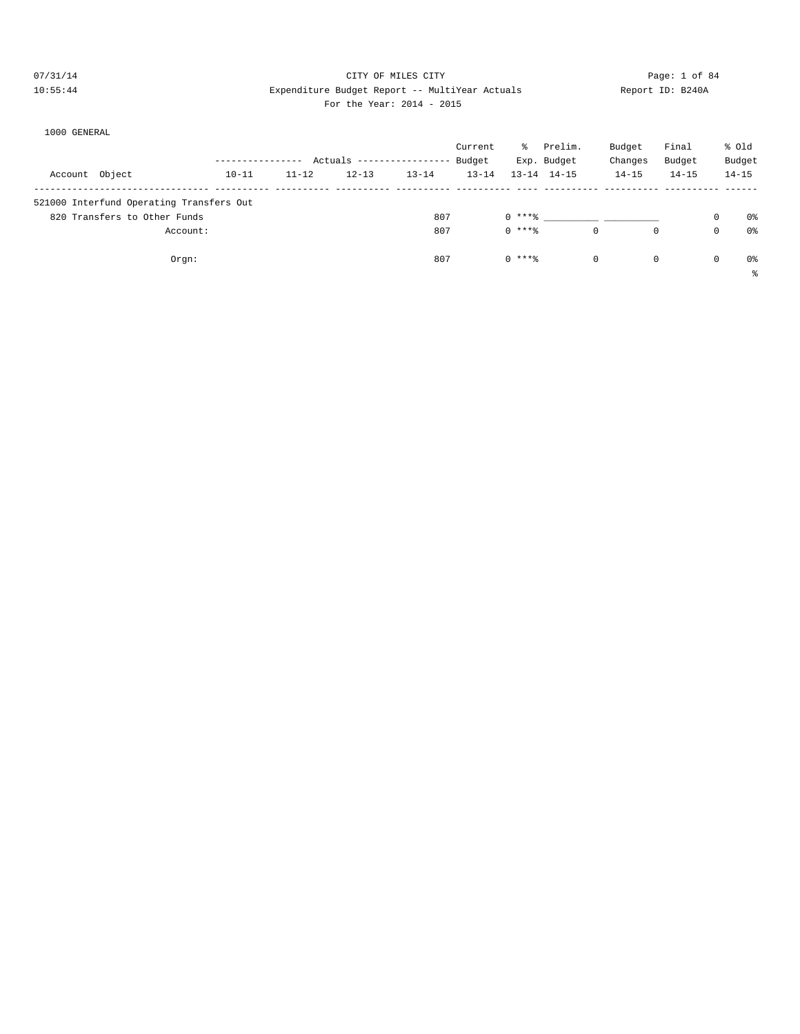CITY OF MILES CITY

Expenditure Budget Report -- MultiYear Actuals

For the Year: 2014 - 2015

07/31/14
10:55:44

Report ID: B240A

1000 GENERAL

| Account Object | Actuals 10-11 | Actuals 11-12 | Actuals 12-13 | Actuals 13-14 | Current Budget 13-14 | % Exp. 13-14 | Prelim. Budget 14-15 | Budget Changes 14-15 | Final Budget 14-15 | % Old Budget 14-15 |
|---|---|---|---|---|---|---|---|---|---|---|
| 521000 Interfund Operating Transfers Out | | | | | | | | | | |
| 820 Transfers to Other Funds | | | | 807 | 0 | ***% | __________ | __________ | 0 | 0% |
| Account: | | | | 807 | 0 | ***% | 0 | 0 | 0 | 0% |
| Orgn: | | | | 807 | 0 | ***% | 0 | 0 | 0 | 0% |

%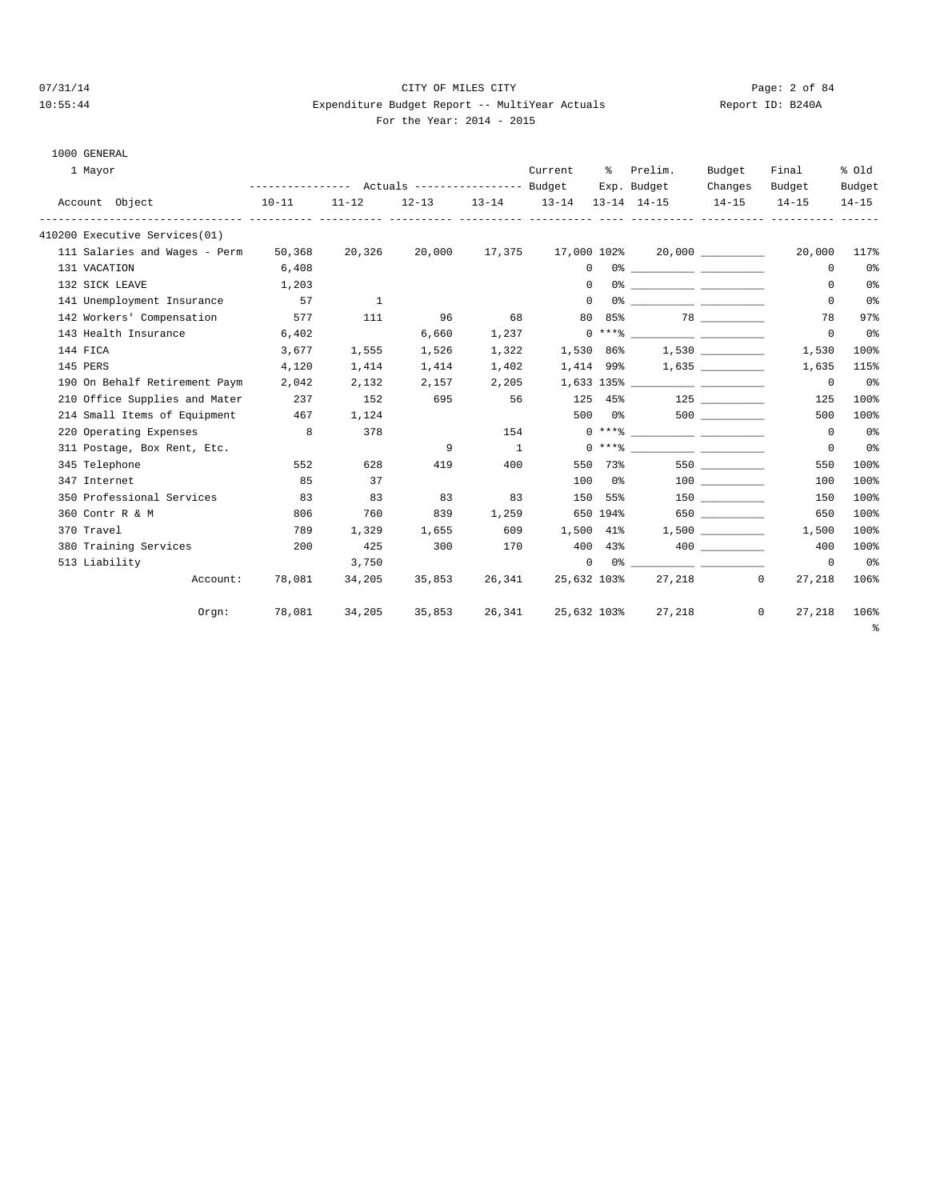CITY OF MILES CITY

Expenditure Budget Report -- MultiYear Actuals

For the Year: 2014 - 2015

1000 GENERAL

1 Mayor

| Account Object | Actuals 10-11 | Actuals 11-12 | Actuals 12-13 | Actuals 13-14 | Current Budget 13-14 | % Exp. 13-14 | Prelim. Budget 14-15 | Budget Changes 14-15 | Final Budget 14-15 | % Old Budget 14-15 |
|---|---|---|---|---|---|---|---|---|---|---|
| 410200 Executive Services(01) | | | | | | | | | | |
| 111 Salaries and Wages - Perm | 50,368 | 20,326 | 20,000 | 17,375 | 17,000 | 102% | 20,000 | __________ | 20,000 | 117% |
| 131 VACATION | 6,408 | | | | 0 | 0% | __________ | __________ | 0 | 0% |
| 132 SICK LEAVE | 1,203 | | | | 0 | 0% | __________ | __________ | 0 | 0% |
| 141 Unemployment Insurance | 57 | 1 | | | 0 | 0% | __________ | __________ | 0 | 0% |
| 142 Workers' Compensation | 577 | 111 | 96 | 68 | 80 | 85% | 78 | __________ | 78 | 97% |
| 143 Health Insurance | 6,402 | | 6,660 | 1,237 | 0 | ***% | __________ | __________ | 0 | 0% |
| 144 FICA | 3,677 | 1,555 | 1,526 | 1,322 | 1,530 | 86% | 1,530 | __________ | 1,530 | 100% |
| 145 PERS | 4,120 | 1,414 | 1,414 | 1,402 | 1,414 | 99% | 1,635 | __________ | 1,635 | 115% |
| 190 On Behalf Retirement Paym | 2,042 | 2,132 | 2,157 | 2,205 | 1,633 | 135% | __________ | __________ | 0 | 0% |
| 210 Office Supplies and Mater | 237 | 152 | 695 | 56 | 125 | 45% | 125 | __________ | 125 | 100% |
| 214 Small Items of Equipment | 467 | 1,124 | | | 500 | 0% | 500 | __________ | 500 | 100% |
| 220 Operating Expenses | 8 | 378 | | 154 | 0 | ***% | __________ | __________ | 0 | 0% |
| 311 Postage, Box Rent, Etc. | | | 9 | 1 | 0 | ***% | __________ | __________ | 0 | 0% |
| 345 Telephone | 552 | 628 | 419 | 400 | 550 | 73% | 550 | __________ | 550 | 100% |
| 347 Internet | 85 | 37 | | | 100 | 0% | 100 | __________ | 100 | 100% |
| 350 Professional Services | 83 | 83 | 83 | 83 | 150 | 55% | 150 | __________ | 150 | 100% |
| 360 Contr R & M | 806 | 760 | 839 | 1,259 | 650 | 194% | 650 | __________ | 650 | 100% |
| 370 Travel | 789 | 1,329 | 1,655 | 609 | 1,500 | 41% | 1,500 | __________ | 1,500 | 100% |
| 380 Training Services | 200 | 425 | 300 | 170 | 400 | 43% | 400 | __________ | 400 | 100% |
| 513 Liability | | 3,750 | | | 0 | 0% | __________ | __________ | 0 | 0% |
| Account: | 78,081 | 34,205 | 35,853 | 26,341 | 25,632 | 103% | 27,218 | 0 | 27,218 | 106% |
| Orgn: | 78,081 | 34,205 | 35,853 | 26,341 | 25,632 | 103% | 27,218 | 0 | 27,218 | 106% |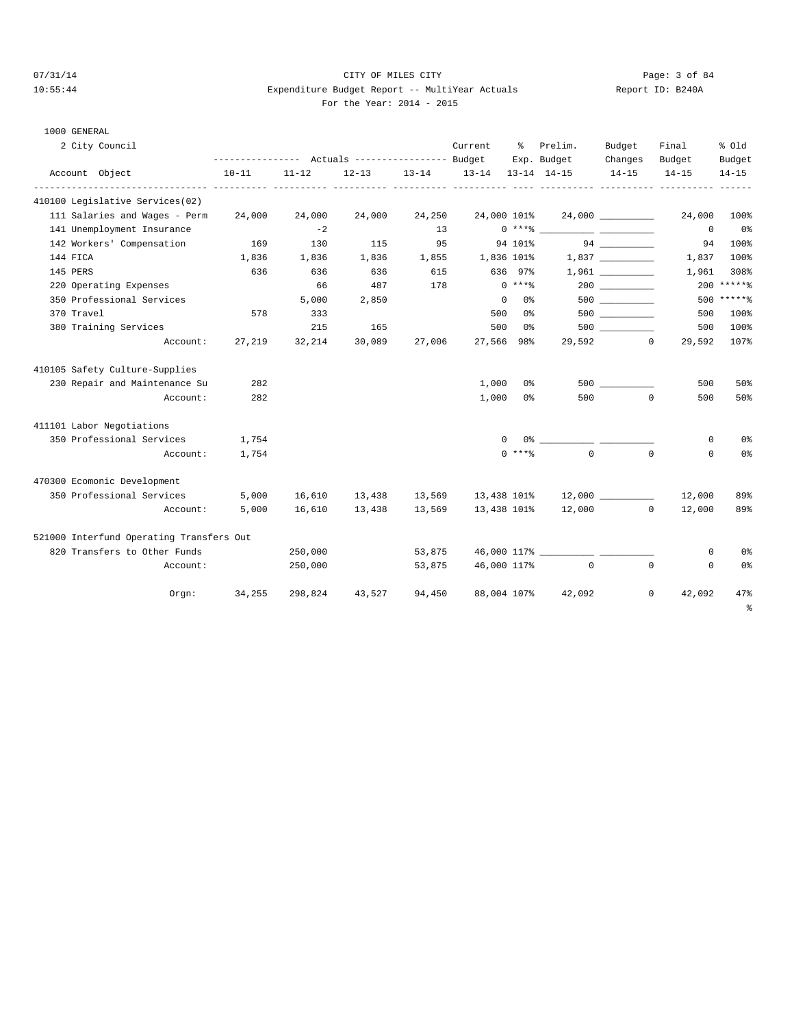CITY OF MILES CITY

Expenditure Budget Report -- MultiYear Actuals

For the Year: 2014 - 2015

1000 GENERAL

2 City Council

| Account Object | Actuals 10-11 | Actuals 11-12 | Actuals 12-13 | Actuals 13-14 | Current Budget 13-14 | % Exp. 13-14 | Prelim. Budget 14-15 | Budget Changes 14-15 | Final Budget 14-15 | % Old Budget 14-15 |
|---|---|---|---|---|---|---|---|---|---|---|
| **410100 Legislative Services(02)** | | | | | | | | | | |
| 111 Salaries and Wages - Perm | 24,000 | 24,000 | 24,000 | 24,250 | 24,000 | 101% | 24,000 | __________ | 24,000 | 100% |
| 141 Unemployment Insurance | | -2 | | 13 | 0 | ***% | __________ | __________ | 0 | 0% |
| 142 Workers' Compensation | 169 | 130 | 115 | 95 | 94 | 101% | 94 | __________ | 94 | 100% |
| 144 FICA | 1,836 | 1,836 | 1,836 | 1,855 | 1,836 | 101% | 1,837 | __________ | 1,837 | 100% |
| 145 PERS | 636 | 636 | 636 | 615 | 636 | 97% | 1,961 | __________ | 1,961 | 308% |
| 220 Operating Expenses | | 66 | 487 | 178 | 0 | ***% | 200 | __________ | 200 | *****% |
| 350 Professional Services | | 5,000 | 2,850 | | 0 | 0% | 500 | __________ | 500 | *****% |
| 370 Travel | 578 | 333 | | | 500 | 0% | 500 | __________ | 500 | 100% |
| 380 Training Services | | 215 | 165 | | 500 | 0% | 500 | __________ | 500 | 100% |
| Account: | 27,219 | 32,214 | 30,089 | 27,006 | 27,566 | 98% | 29,592 | 0 | 29,592 | 107% |
| **410105 Safety Culture-Supplies** | | | | | | | | | | |
| 230 Repair and Maintenance Su | 282 | | | | 1,000 | 0% | 500 | __________ | 500 | 50% |
| Account: | 282 | | | | 1,000 | 0% | 500 | 0 | 500 | 50% |
| **411101 Labor Negotiations** | | | | | | | | | | |
| 350 Professional Services | 1,754 | | | | 0 | 0% | __________ | __________ | 0 | 0% |
| Account: | 1,754 | | | | 0 | ***% | 0 | 0 | 0 | 0% |
| **470300 Ecomonic Development** | | | | | | | | | | |
| 350 Professional Services | 5,000 | 16,610 | 13,438 | 13,569 | 13,438 | 101% | 12,000 | __________ | 12,000 | 89% |
| Account: | 5,000 | 16,610 | 13,438 | 13,569 | 13,438 | 101% | 12,000 | 0 | 12,000 | 89% |
| **521000 Interfund Operating Transfers Out** | | | | | | | | | | |
| 820 Transfers to Other Funds | | 250,000 | | 53,875 | 46,000 | 117% | __________ | __________ | 0 | 0% |
| Account: | | 250,000 | | 53,875 | 46,000 | 117% | 0 | 0 | 0 | 0% |
| Orgn: | 34,255 | 298,824 | 43,527 | 94,450 | 88,004 | 107% | 42,092 | 0 | 42,092 | 47% |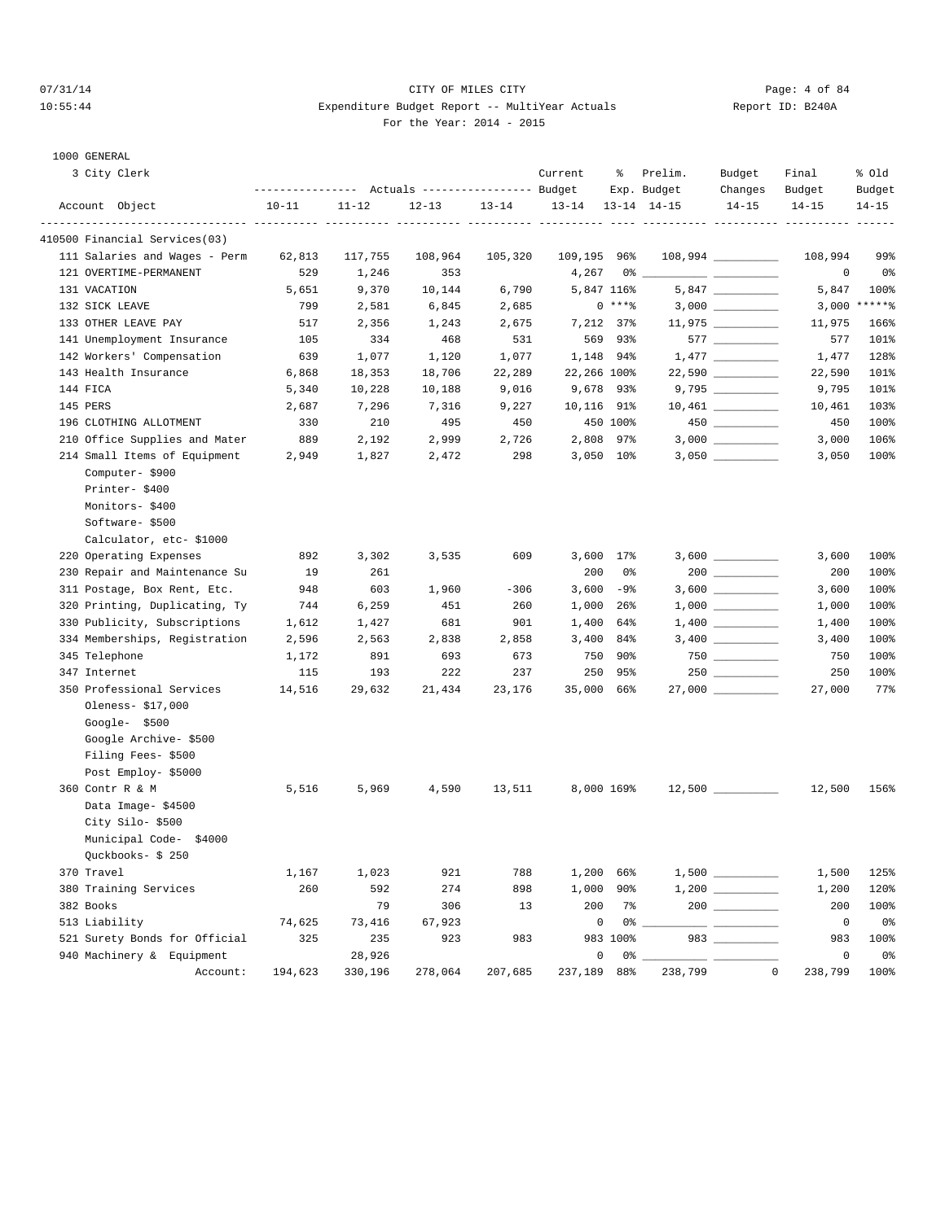CITY OF MILES CITY

Expenditure Budget Report -- MultiYear Actuals

Report ID: B240A

For the Year: 2014 - 2015

07/31/14 10:55:44

1000 GENERAL

3 City Clerk

| Account Object | Actuals 10-11 | Actuals 11-12 | Actuals 12-13 | Actuals 13-14 | Current Budget 13-14 | % Exp. 13-14 | Prelim. Budget 14-15 | Budget Changes 14-15 | Final Budget 14-15 | % Old Budget 14-15 |
|---|---|---|---|---|---|---|---|---|---|---|
| 410500 Financial Services(03) | | | | | | | | | | |
| 111 Salaries and Wages - Perm | 62,813 | 117,755 | 108,964 | 105,320 | 109,195 | 96% | 108,994 | __________ | 108,994 | 99% |
| 121 OVERTIME-PERMANENT | 529 | 1,246 | 353 | | 4,267 | 0% | __________ | __________ | 0 | 0% |
| 131 VACATION | 5,651 | 9,370 | 10,144 | 6,790 | 5,847 | 116% | 5,847 | __________ | 5,847 | 100% |
| 132 SICK LEAVE | 799 | 2,581 | 6,845 | 2,685 | 0 | ***% | 3,000 | __________ | 3,000 | *****% |
| 133 OTHER LEAVE PAY | 517 | 2,356 | 1,243 | 2,675 | 7,212 | 37% | 11,975 | __________ | 11,975 | 166% |
| 141 Unemployment Insurance | 105 | 334 | 468 | 531 | 569 | 93% | 577 | __________ | 577 | 101% |
| 142 Workers' Compensation | 639 | 1,077 | 1,120 | 1,077 | 1,148 | 94% | 1,477 | __________ | 1,477 | 128% |
| 143 Health Insurance | 6,868 | 18,353 | 18,706 | 22,289 | 22,266 | 100% | 22,590 | __________ | 22,590 | 101% |
| 144 FICA | 5,340 | 10,228 | 10,188 | 9,016 | 9,678 | 93% | 9,795 | __________ | 9,795 | 101% |
| 145 PERS | 2,687 | 7,296 | 7,316 | 9,227 | 10,116 | 91% | 10,461 | __________ | 10,461 | 103% |
| 196 CLOTHING ALLOTMENT | 330 | 210 | 495 | 450 | 450 | 100% | 450 | __________ | 450 | 100% |
| 210 Office Supplies and Mater | 889 | 2,192 | 2,999 | 2,726 | 2,808 | 97% | 3,000 | __________ | 3,000 | 106% |
| 214 Small Items of Equipment | 2,949 | 1,827 | 2,472 | 298 | 3,050 | 10% | 3,050 | __________ | 3,050 | 100% |
| Computer- $900 | | | | | | | | | | |
| Printer- $400 | | | | | | | | | | |
| Monitors- $400 | | | | | | | | | | |
| Software- $500 | | | | | | | | | | |
| Calculator, etc- $1000 | | | | | | | | | | |
| 220 Operating Expenses | 892 | 3,302 | 3,535 | 609 | 3,600 | 17% | 3,600 | __________ | 3,600 | 100% |
| 230 Repair and Maintenance Su | 19 | 261 | | | 200 | 0% | 200 | __________ | 200 | 100% |
| 311 Postage, Box Rent, Etc. | 948 | 603 | 1,960 | -306 | 3,600 | -9% | 3,600 | __________ | 3,600 | 100% |
| 320 Printing, Duplicating, Ty | 744 | 6,259 | 451 | 260 | 1,000 | 26% | 1,000 | __________ | 1,000 | 100% |
| 330 Publicity, Subscriptions | 1,612 | 1,427 | 681 | 901 | 1,400 | 64% | 1,400 | __________ | 1,400 | 100% |
| 334 Memberships, Registration | 2,596 | 2,563 | 2,838 | 2,858 | 3,400 | 84% | 3,400 | __________ | 3,400 | 100% |
| 345 Telephone | 1,172 | 891 | 693 | 673 | 750 | 90% | 750 | __________ | 750 | 100% |
| 347 Internet | 115 | 193 | 222 | 237 | 250 | 95% | 250 | __________ | 250 | 100% |
| 350 Professional Services | 14,516 | 29,632 | 21,434 | 23,176 | 35,000 | 66% | 27,000 | __________ | 27,000 | 77% |
| Oleness- $17,000 | | | | | | | | | | |
| Google- $500 | | | | | | | | | | |
| Google Archive- $500 | | | | | | | | | | |
| Filing Fees- $500 | | | | | | | | | | |
| Post Employ- $5000 | | | | | | | | | | |
| 360 Contr R & M | 5,516 | 5,969 | 4,590 | 13,511 | 8,000 | 169% | 12,500 | __________ | 12,500 | 156% |
| Data Image- $4500 | | | | | | | | | | |
| City Silo- $500 | | | | | | | | | | |
| Municipal Code- $4000 | | | | | | | | | | |
| Quckbooks- $ 250 | | | | | | | | | | |
| 370 Travel | 1,167 | 1,023 | 921 | 788 | 1,200 | 66% | 1,500 | __________ | 1,500 | 125% |
| 380 Training Services | 260 | 592 | 274 | 898 | 1,000 | 90% | 1,200 | __________ | 1,200 | 120% |
| 382 Books | | 79 | 306 | 13 | 200 | 7% | 200 | __________ | 200 | 100% |
| 513 Liability | 74,625 | 73,416 | 67,923 | | 0 | 0% | __________ | __________ | 0 | 0% |
| 521 Surety Bonds for Official | 325 | 235 | 923 | 983 | 983 | 100% | 983 | __________ | 983 | 100% |
| 940 Machinery & Equipment | | 28,926 | | | 0 | 0% | __________ | __________ | 0 | 0% |
| Account: | 194,623 | 330,196 | 278,064 | 207,685 | 237,189 | 88% | 238,799 | 0 | 238,799 | 100% |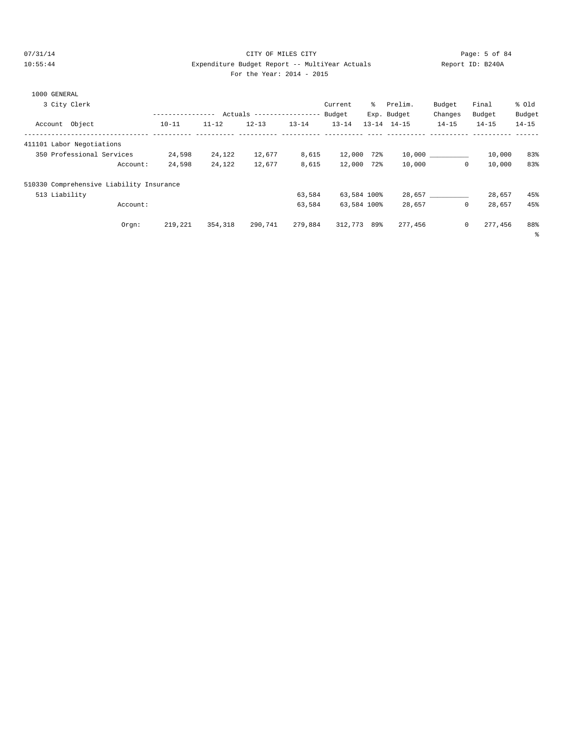CITY OF MILES CITY

Expenditure Budget Report -- MultiYear Actuals

For the Year: 2014 - 2015

07/31/14 10:55:44 Report ID: B240A

1000 GENERAL

3 City Clerk

| Account Object | Actuals 10-11 | Actuals 11-12 | Actuals 12-13 | Actuals 13-14 | Current Budget 13-14 | % Exp. 13-14 | Prelim. Budget 14-15 | Budget Changes 14-15 | Final Budget 14-15 | % Old Budget 14-15 |
|---|---|---|---|---|---|---|---|---|---|---|
| 411101 Labor Negotiations | | | | | | | | | | |
| 350 Professional Services | 24,598 | 24,122 | 12,677 | 8,615 | 12,000 | 72% | 10,000 | __________ | 10,000 | 83% |
| Account: | 24,598 | 24,122 | 12,677 | 8,615 | 12,000 | 72% | 10,000 | 0 | 10,000 | 83% |
| 510330 Comprehensive Liability Insurance | | | | | | | | | | |
| 513 Liability | | | | 63,584 | 63,584 | 100% | 28,657 | __________ | 28,657 | 45% |
| Account: | | | | 63,584 | 63,584 | 100% | 28,657 | 0 | 28,657 | 45% |
| Orgn: | 219,221 | 354,318 | 290,741 | 279,884 | 312,773 | 89% | 277,456 | 0 | 277,456 | 88% |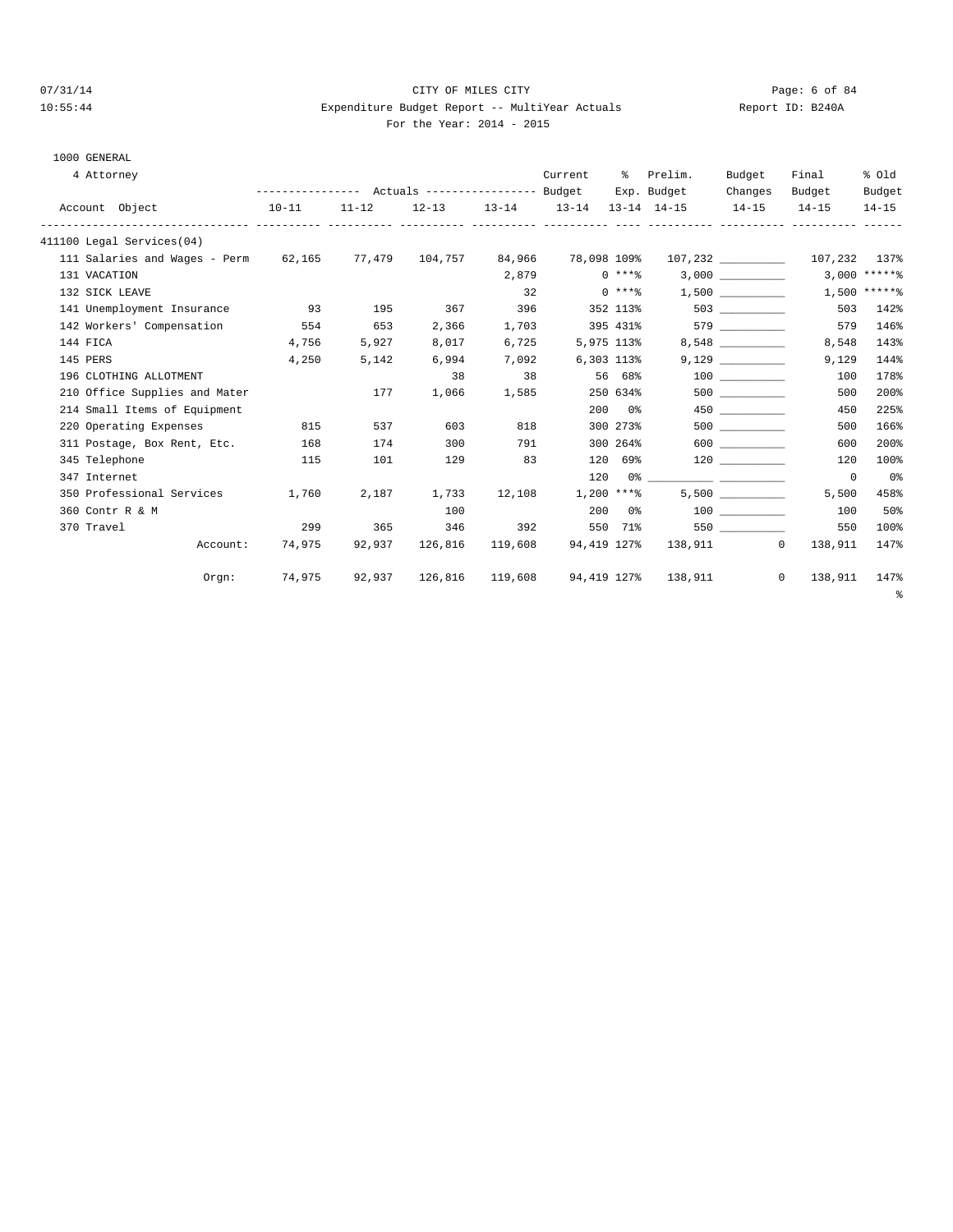CITY OF MILES CITY

Expenditure Budget Report -- MultiYear Actuals

For the Year: 2014 - 2015

1000 GENERAL

4 Attorney

| Account Object | Actuals 10-11 | Actuals 11-12 | Actuals 12-13 | Actuals 13-14 | Current Budget 13-14 | % Exp. 13-14 | Prelim. Budget 14-15 | Budget Changes 14-15 | Final Budget 14-15 | % Old Budget 14-15 |
|---|---|---|---|---|---|---|---|---|---|---|
| 411100 Legal Services(04) | | | | | | | | | | |
| 111 Salaries and Wages - Perm | 62,165 | 77,479 | 104,757 | 84,966 | 78,098 | 109% | 107,232 | __________ | 107,232 | 137% |
| 131 VACATION | | | | 2,879 | 0 | ***% | 3,000 | __________ | 3,000 | *****% |
| 132 SICK LEAVE | | | | 32 | 0 | ***% | 1,500 | __________ | 1,500 | *****% |
| 141 Unemployment Insurance | 93 | 195 | 367 | 396 | 352 | 113% | 503 | __________ | 503 | 142% |
| 142 Workers' Compensation | 554 | 653 | 2,366 | 1,703 | 395 | 431% | 579 | __________ | 579 | 146% |
| 144 FICA | 4,756 | 5,927 | 8,017 | 6,725 | 5,975 | 113% | 8,548 | __________ | 8,548 | 143% |
| 145 PERS | 4,250 | 5,142 | 6,994 | 7,092 | 6,303 | 113% | 9,129 | __________ | 9,129 | 144% |
| 196 CLOTHING ALLOTMENT | | | 38 | 38 | 56 | 68% | 100 | __________ | 100 | 178% |
| 210 Office Supplies and Mater | | 177 | 1,066 | 1,585 | 250 | 634% | 500 | __________ | 500 | 200% |
| 214 Small Items of Equipment | | | | | 200 | 0% | 450 | __________ | 450 | 225% |
| 220 Operating Expenses | 815 | 537 | 603 | 818 | 300 | 273% | 500 | __________ | 500 | 166% |
| 311 Postage, Box Rent, Etc. | 168 | 174 | 300 | 791 | 300 | 264% | 600 | __________ | 600 | 200% |
| 345 Telephone | 115 | 101 | 129 | 83 | 120 | 69% | 120 | __________ | 120 | 100% |
| 347 Internet | | | | | 120 | 0% | __________ | __________ | 0 | 0% |
| 350 Professional Services | 1,760 | 2,187 | 1,733 | 12,108 | 1,200 | ***% | 5,500 | __________ | 5,500 | 458% |
| 360 Contr R & M | | | 100 | | 200 | 0% | 100 | __________ | 100 | 50% |
| 370 Travel | 299 | 365 | 346 | 392 | 550 | 71% | 550 | __________ | 550 | 100% |
| Account: | 74,975 | 92,937 | 126,816 | 119,608 | 94,419 | 127% | 138,911 | 0 | 138,911 | 147% |
| Orgn: | 74,975 | 92,937 | 126,816 | 119,608 | 94,419 | 127% | 138,911 | 0 | 138,911 | 147% |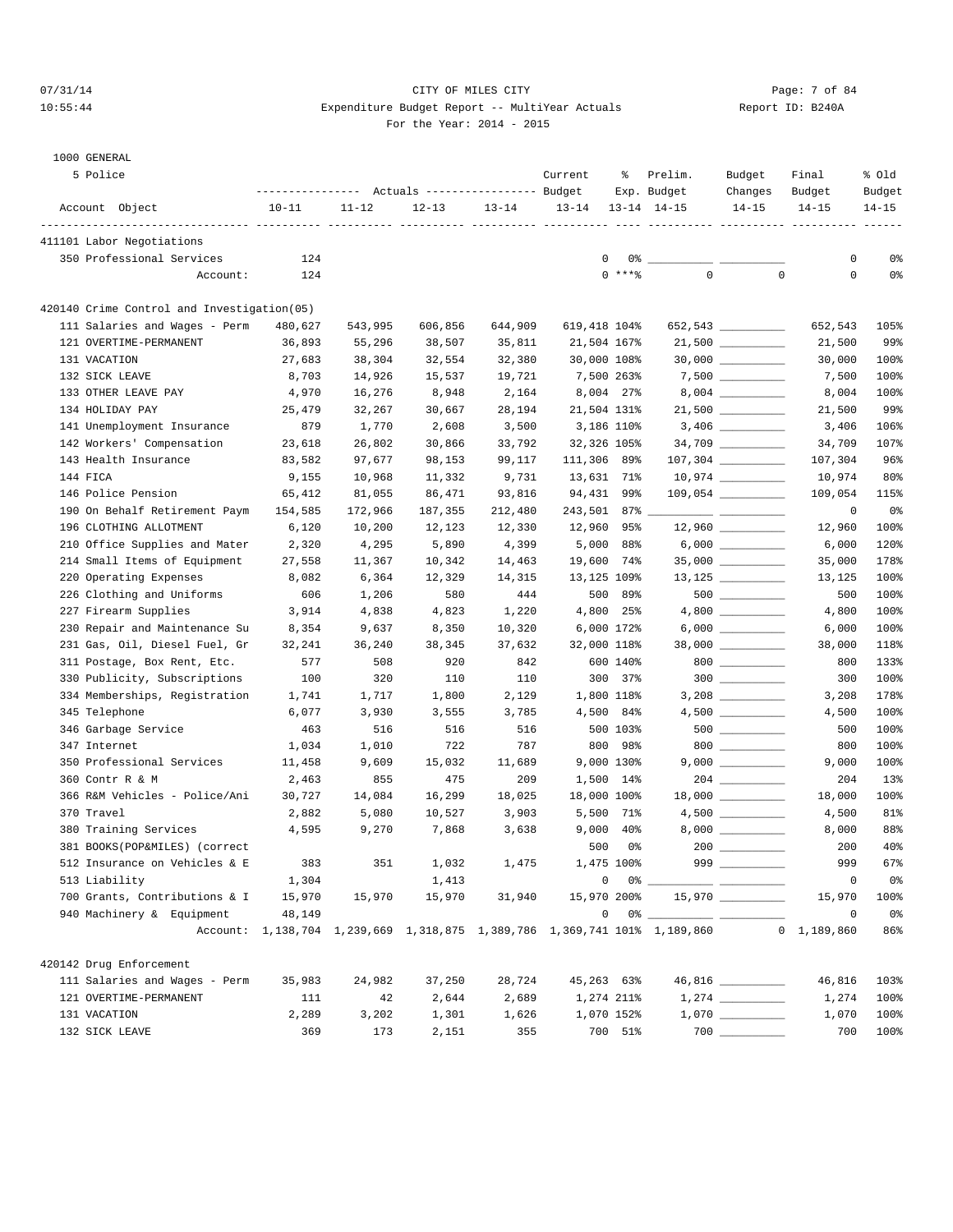CITY OF MILES CITY
Expenditure Budget Report -- MultiYear Actuals
For the Year: 2014 - 2015

1000 GENERAL

5 Police

| Account Object | Actuals 10-11 | Actuals 11-12 | Actuals 12-13 | Actuals 13-14 | Current Budget 13-14 | % Exp. 13-14 | Prelim. Budget 14-15 | Budget Changes 14-15 | Final Budget 14-15 | % Old Budget 14-15 |
|---|---|---|---|---|---|---|---|---|---|---|
| **411101 Labor Negotiations** | | | | | | | | | | |
| 350 Professional Services | 124 | | | | 0 | 0% | | | 0 | 0% |
| Account: | 124 | | | | 0 | ***% | 0 | 0 | 0 | 0% |
| **420140 Crime Control and Investigation(05)** | | | | | | | | | | |
| 111 Salaries and Wages - Perm | 480,627 | 543,995 | 606,856 | 644,909 | 619,418 | 104% | 652,543 | | 652,543 | 105% |
| 121 OVERTIME-PERMANENT | 36,893 | 55,296 | 38,507 | 35,811 | 21,504 | 167% | 21,500 | | 21,500 | 99% |
| 131 VACATION | 27,683 | 38,304 | 32,554 | 32,380 | 30,000 | 108% | 30,000 | | 30,000 | 100% |
| 132 SICK LEAVE | 8,703 | 14,926 | 15,537 | 19,721 | 7,500 | 263% | 7,500 | | 7,500 | 100% |
| 133 OTHER LEAVE PAY | 4,970 | 16,276 | 8,948 | 2,164 | 8,004 | 27% | 8,004 | | 8,004 | 100% |
| 134 HOLIDAY PAY | 25,479 | 32,267 | 30,667 | 28,194 | 21,504 | 131% | 21,500 | | 21,500 | 99% |
| 141 Unemployment Insurance | 879 | 1,770 | 2,608 | 3,500 | 3,186 | 110% | 3,406 | | 3,406 | 106% |
| 142 Workers' Compensation | 23,618 | 26,802 | 30,866 | 33,792 | 32,326 | 105% | 34,709 | | 34,709 | 107% |
| 143 Health Insurance | 83,582 | 97,677 | 98,153 | 99,117 | 111,306 | 89% | 107,304 | | 107,304 | 96% |
| 144 FICA | 9,155 | 10,968 | 11,332 | 9,731 | 13,631 | 71% | 10,974 | | 10,974 | 80% |
| 146 Police Pension | 65,412 | 81,055 | 86,471 | 93,816 | 94,431 | 99% | 109,054 | | 109,054 | 115% |
| 190 On Behalf Retirement Paym | 154,585 | 172,966 | 187,355 | 212,480 | 243,501 | 87% | | | 0 | 0% |
| 196 CLOTHING ALLOTMENT | 6,120 | 10,200 | 12,123 | 12,330 | 12,960 | 95% | 12,960 | | 12,960 | 100% |
| 210 Office Supplies and Mater | 2,320 | 4,295 | 5,890 | 4,399 | 5,000 | 88% | 6,000 | | 6,000 | 120% |
| 214 Small Items of Equipment | 27,558 | 11,367 | 10,342 | 14,463 | 19,600 | 74% | 35,000 | | 35,000 | 178% |
| 220 Operating Expenses | 8,082 | 6,364 | 12,329 | 14,315 | 13,125 | 109% | 13,125 | | 13,125 | 100% |
| 226 Clothing and Uniforms | 606 | 1,206 | 580 | 444 | 500 | 89% | 500 | | 500 | 100% |
| 227 Firearm Supplies | 3,914 | 4,838 | 4,823 | 1,220 | 4,800 | 25% | 4,800 | | 4,800 | 100% |
| 230 Repair and Maintenance Su | 8,354 | 9,637 | 8,350 | 10,320 | 6,000 | 172% | 6,000 | | 6,000 | 100% |
| 231 Gas, Oil, Diesel Fuel, Gr | 32,241 | 36,240 | 38,345 | 37,632 | 32,000 | 118% | 38,000 | | 38,000 | 118% |
| 311 Postage, Box Rent, Etc. | 577 | 508 | 920 | 842 | 600 | 140% | 800 | | 800 | 133% |
| 330 Publicity, Subscriptions | 100 | 320 | 110 | 110 | 300 | 37% | 300 | | 300 | 100% |
| 334 Memberships, Registration | 1,741 | 1,717 | 1,800 | 2,129 | 1,800 | 118% | 3,208 | | 3,208 | 178% |
| 345 Telephone | 6,077 | 3,930 | 3,555 | 3,785 | 4,500 | 84% | 4,500 | | 4,500 | 100% |
| 346 Garbage Service | 463 | 516 | 516 | 516 | 500 | 103% | 500 | | 500 | 100% |
| 347 Internet | 1,034 | 1,010 | 722 | 787 | 800 | 98% | 800 | | 800 | 100% |
| 350 Professional Services | 11,458 | 9,609 | 15,032 | 11,689 | 9,000 | 130% | 9,000 | | 9,000 | 100% |
| 360 Contr R & M | 2,463 | 855 | 475 | 209 | 1,500 | 14% | 204 | | 204 | 13% |
| 366 R&M Vehicles - Police/Ani | 30,727 | 14,084 | 16,299 | 18,025 | 18,000 | 100% | 18,000 | | 18,000 | 100% |
| 370 Travel | 2,882 | 5,080 | 10,527 | 3,903 | 5,500 | 71% | 4,500 | | 4,500 | 81% |
| 380 Training Services | 4,595 | 9,270 | 7,868 | 3,638 | 9,000 | 40% | 8,000 | | 8,000 | 88% |
| 381 BOOKS(POP&MILES) (correct | | | | | 500 | 0% | 200 | | 200 | 40% |
| 512 Insurance on Vehicles & E | 383 | 351 | 1,032 | 1,475 | 1,475 | 100% | 999 | | 999 | 67% |
| 513 Liability | 1,304 | | 1,413 | | 0 | 0% | | | 0 | 0% |
| 700 Grants, Contributions & I | 15,970 | 15,970 | 15,970 | 31,940 | 15,970 | 200% | 15,970 | | 15,970 | 100% |
| 940 Machinery & Equipment | 48,149 | | | | 0 | 0% | | | 0 | 0% |
| Account: | 1,138,704 | 1,239,669 | 1,318,875 | 1,389,786 | 1,369,741 | 101% | 1,189,860 | 0 | 1,189,860 | 86% |
| **420142 Drug Enforcement** | | | | | | | | | | |
| 111 Salaries and Wages - Perm | 35,983 | 24,982 | 37,250 | 28,724 | 45,263 | 63% | 46,816 | | 46,816 | 103% |
| 121 OVERTIME-PERMANENT | 111 | 42 | 2,644 | 2,689 | 1,274 | 211% | 1,274 | | 1,274 | 100% |
| 131 VACATION | 2,289 | 3,202 | 1,301 | 1,626 | 1,070 | 152% | 1,070 | | 1,070 | 100% |
| 132 SICK LEAVE | 369 | 173 | 2,151 | 355 | 700 | 51% | 700 | | 700 | 100% |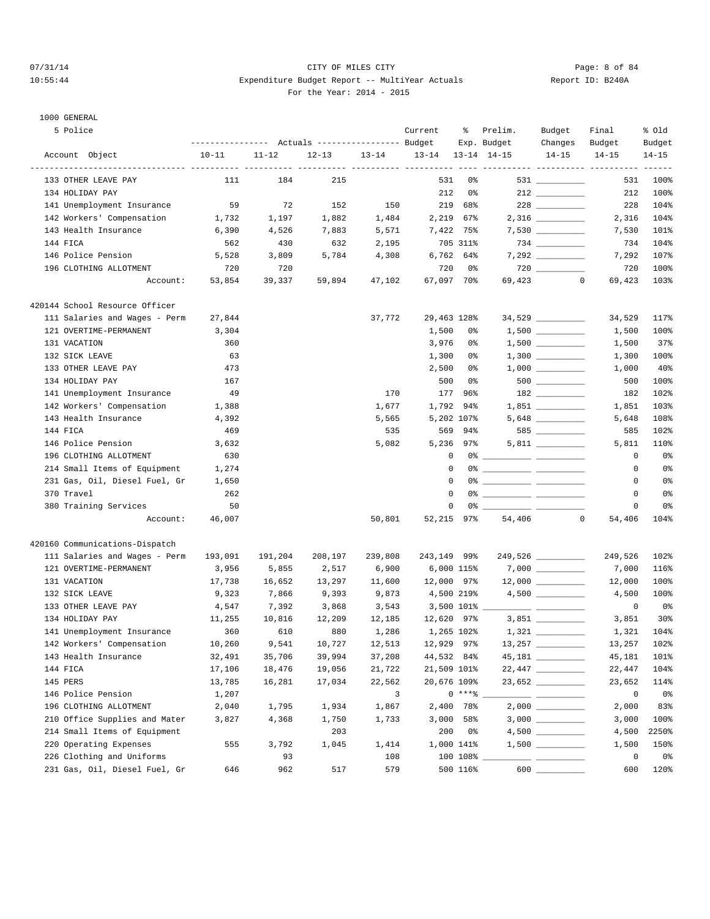1000 GENERAL

5 Police

| Account Object | Actuals 10-11 | Actuals 11-12 | Actuals 12-13 | Actuals 13-14 | Current Budget 13-14 | % Exp. 13-14 | Prelim. Budget 14-15 | Budget Changes 14-15 | Final Budget 14-15 | % Old Budget 14-15 |
|---|---|---|---|---|---|---|---|---|---|---|
| 133 OTHER LEAVE PAY | 111 | 184 | 215 | | 531 | 0% | 531 | __________ | 531 | 100% |
| 134 HOLIDAY PAY | | | | | 212 | 0% | 212 | __________ | 212 | 100% |
| 141 Unemployment Insurance | 59 | 72 | 152 | 150 | 219 | 68% | 228 | __________ | 228 | 104% |
| 142 Workers' Compensation | 1,732 | 1,197 | 1,882 | 1,484 | 2,219 | 67% | 2,316 | __________ | 2,316 | 104% |
| 143 Health Insurance | 6,390 | 4,526 | 7,883 | 5,571 | 7,422 | 75% | 7,530 | __________ | 7,530 | 101% |
| 144 FICA | 562 | 430 | 632 | 2,195 | 705 | 311% | 734 | __________ | 734 | 104% |
| 146 Police Pension | 5,528 | 3,809 | 5,784 | 4,308 | 6,762 | 64% | 7,292 | __________ | 7,292 | 107% |
| 196 CLOTHING ALLOTMENT | 720 | 720 | | | 720 | 0% | 720 | __________ | 720 | 100% |
| Account: | 53,854 | 39,337 | 59,894 | 47,102 | 67,097 | 70% | 69,423 | 0 | 69,423 | 103% |
| **420144 School Resource Officer** | | | | | | | | | | |
| 111 Salaries and Wages - Perm | 27,844 | | | 37,772 | 29,463 | 128% | 34,529 | __________ | 34,529 | 117% |
| 121 OVERTIME-PERMANENT | 3,304 | | | | 1,500 | 0% | 1,500 | __________ | 1,500 | 100% |
| 131 VACATION | 360 | | | | 3,976 | 0% | 1,500 | __________ | 1,500 | 37% |
| 132 SICK LEAVE | 63 | | | | 1,300 | 0% | 1,300 | __________ | 1,300 | 100% |
| 133 OTHER LEAVE PAY | 473 | | | | 2,500 | 0% | 1,000 | __________ | 1,000 | 40% |
| 134 HOLIDAY PAY | 167 | | | | 500 | 0% | 500 | __________ | 500 | 100% |
| 141 Unemployment Insurance | 49 | | | 170 | 177 | 96% | 182 | __________ | 182 | 102% |
| 142 Workers' Compensation | 1,388 | | | 1,677 | 1,792 | 94% | 1,851 | __________ | 1,851 | 103% |
| 143 Health Insurance | 4,392 | | | 5,565 | 5,202 | 107% | 5,648 | __________ | 5,648 | 108% |
| 144 FICA | 469 | | | 535 | 569 | 94% | 585 | __________ | 585 | 102% |
| 146 Police Pension | 3,632 | | | 5,082 | 5,236 | 97% | 5,811 | __________ | 5,811 | 110% |
| 196 CLOTHING ALLOTMENT | 630 | | | | 0 | 0% | __________ | __________ | 0 | 0% |
| 214 Small Items of Equipment | 1,274 | | | | 0 | 0% | __________ | __________ | 0 | 0% |
| 231 Gas, Oil, Diesel Fuel, Gr | 1,650 | | | | 0 | 0% | __________ | __________ | 0 | 0% |
| 370 Travel | 262 | | | | 0 | 0% | __________ | __________ | 0 | 0% |
| 380 Training Services | 50 | | | | 0 | 0% | __________ | __________ | 0 | 0% |
| Account: | 46,007 | | | 50,801 | 52,215 | 97% | 54,406 | 0 | 54,406 | 104% |
| **420160 Communications-Dispatch** | | | | | | | | | | |
| 111 Salaries and Wages - Perm | 193,091 | 191,204 | 208,197 | 239,808 | 243,149 | 99% | 249,526 | __________ | 249,526 | 102% |
| 121 OVERTIME-PERMANENT | 3,956 | 5,855 | 2,517 | 6,900 | 6,000 | 115% | 7,000 | __________ | 7,000 | 116% |
| 131 VACATION | 17,738 | 16,652 | 13,297 | 11,600 | 12,000 | 97% | 12,000 | __________ | 12,000 | 100% |
| 132 SICK LEAVE | 9,323 | 7,866 | 9,393 | 9,873 | 4,500 | 219% | 4,500 | __________ | 4,500 | 100% |
| 133 OTHER LEAVE PAY | 4,547 | 7,392 | 3,868 | 3,543 | 3,500 | 101% | __________ | __________ | 0 | 0% |
| 134 HOLIDAY PAY | 11,255 | 10,816 | 12,209 | 12,185 | 12,620 | 97% | 3,851 | __________ | 3,851 | 30% |
| 141 Unemployment Insurance | 360 | 610 | 880 | 1,286 | 1,265 | 102% | 1,321 | __________ | 1,321 | 104% |
| 142 Workers' Compensation | 10,260 | 9,541 | 10,727 | 12,513 | 12,929 | 97% | 13,257 | __________ | 13,257 | 102% |
| 143 Health Insurance | 32,491 | 35,706 | 39,994 | 37,208 | 44,532 | 84% | 45,181 | __________ | 45,181 | 101% |
| 144 FICA | 17,106 | 18,476 | 19,056 | 21,722 | 21,509 | 101% | 22,447 | __________ | 22,447 | 104% |
| 145 PERS | 13,785 | 16,281 | 17,034 | 22,562 | 20,676 | 109% | 23,652 | __________ | 23,652 | 114% |
| 146 Police Pension | 1,207 | | | 3 | 0 | ***% | __________ | __________ | 0 | 0% |
| 196 CLOTHING ALLOTMENT | 2,040 | 1,795 | 1,934 | 1,867 | 2,400 | 78% | 2,000 | __________ | 2,000 | 83% |
| 210 Office Supplies and Mater | 3,827 | 4,368 | 1,750 | 1,733 | 3,000 | 58% | 3,000 | __________ | 3,000 | 100% |
| 214 Small Items of Equipment | | | 203 | | 200 | 0% | 4,500 | __________ | 4,500 | 2250% |
| 220 Operating Expenses | 555 | 3,792 | 1,045 | 1,414 | 1,000 | 141% | 1,500 | __________ | 1,500 | 150% |
| 226 Clothing and Uniforms | | 93 | | 108 | 100 | 108% | __________ | __________ | 0 | 0% |
| 231 Gas, Oil, Diesel Fuel, Gr | 646 | 962 | 517 | 579 | 500 | 116% | 600 | __________ | 600 | 120% |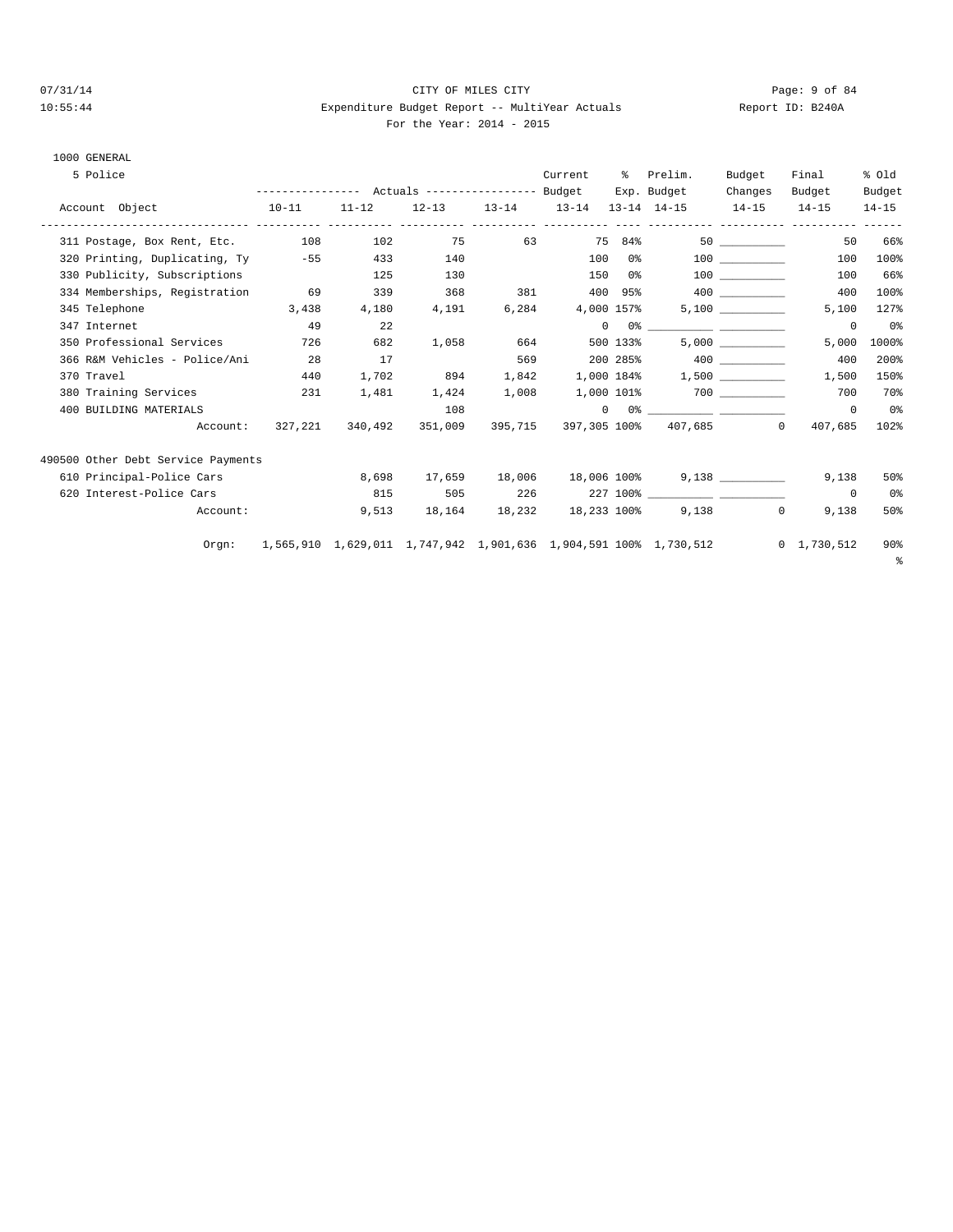CITY OF MILES CITY

Expenditure Budget Report -- MultiYear Actuals

For the Year: 2014 - 2015

1000 GENERAL

5 Police

| Account Object | Actuals 10-11 | Actuals 11-12 | Actuals 12-13 | Actuals 13-14 | Current Budget 13-14 | % Exp. 13-14 | Prelim. Budget 14-15 | Budget Changes 14-15 | Final Budget 14-15 | % Old Budget 14-15 |
|---|---|---|---|---|---|---|---|---|---|---|
| 311 Postage, Box Rent, Etc. | 108 | 102 | 75 | 63 | 75 | 84% | 50 | __________ | 50 | 66% |
| 320 Printing, Duplicating, Ty | -55 | 433 | 140 | | 100 | 0% | 100 | __________ | 100 | 100% |
| 330 Publicity, Subscriptions | | 125 | 130 | | 150 | 0% | 100 | __________ | 100 | 66% |
| 334 Memberships, Registration | 69 | 339 | 368 | 381 | 400 | 95% | 400 | __________ | 400 | 100% |
| 345 Telephone | 3,438 | 4,180 | 4,191 | 6,284 | 4,000 | 157% | 5,100 | __________ | 5,100 | 127% |
| 347 Internet | 49 | 22 | | | 0 | 0% | __________ | __________ | 0 | 0% |
| 350 Professional Services | 726 | 682 | 1,058 | 664 | 500 | 133% | 5,000 | __________ | 5,000 | 1000% |
| 366 R&M Vehicles - Police/Ani | 28 | 17 | | 569 | 200 | 285% | 400 | __________ | 400 | 200% |
| 370 Travel | 440 | 1,702 | 894 | 1,842 | 1,000 | 184% | 1,500 | __________ | 1,500 | 150% |
| 380 Training Services | 231 | 1,481 | 1,424 | 1,008 | 1,000 | 101% | 700 | __________ | 700 | 70% |
| 400 BUILDING MATERIALS | | | 108 | | 0 | 0% | __________ | __________ | 0 | 0% |
| Account: | 327,221 | 340,492 | 351,009 | 395,715 | 397,305 | 100% | 407,685 | 0 | 407,685 | 102% |
| **490500 Other Debt Service Payments** | | | | | | | | | | |
| 610 Principal-Police Cars | | 8,698 | 17,659 | 18,006 | 18,006 | 100% | 9,138 | __________ | 9,138 | 50% |
| 620 Interest-Police Cars | | 815 | 505 | 226 | 227 | 100% | __________ | __________ | 0 | 0% |
| Account: | | 9,513 | 18,164 | 18,232 | 18,233 | 100% | 9,138 | 0 | 9,138 | 50% |
| Orgn: | 1,565,910 | 1,629,011 | 1,747,942 | 1,901,636 | 1,904,591 | 100% | 1,730,512 | 0 | 1,730,512 | 90% |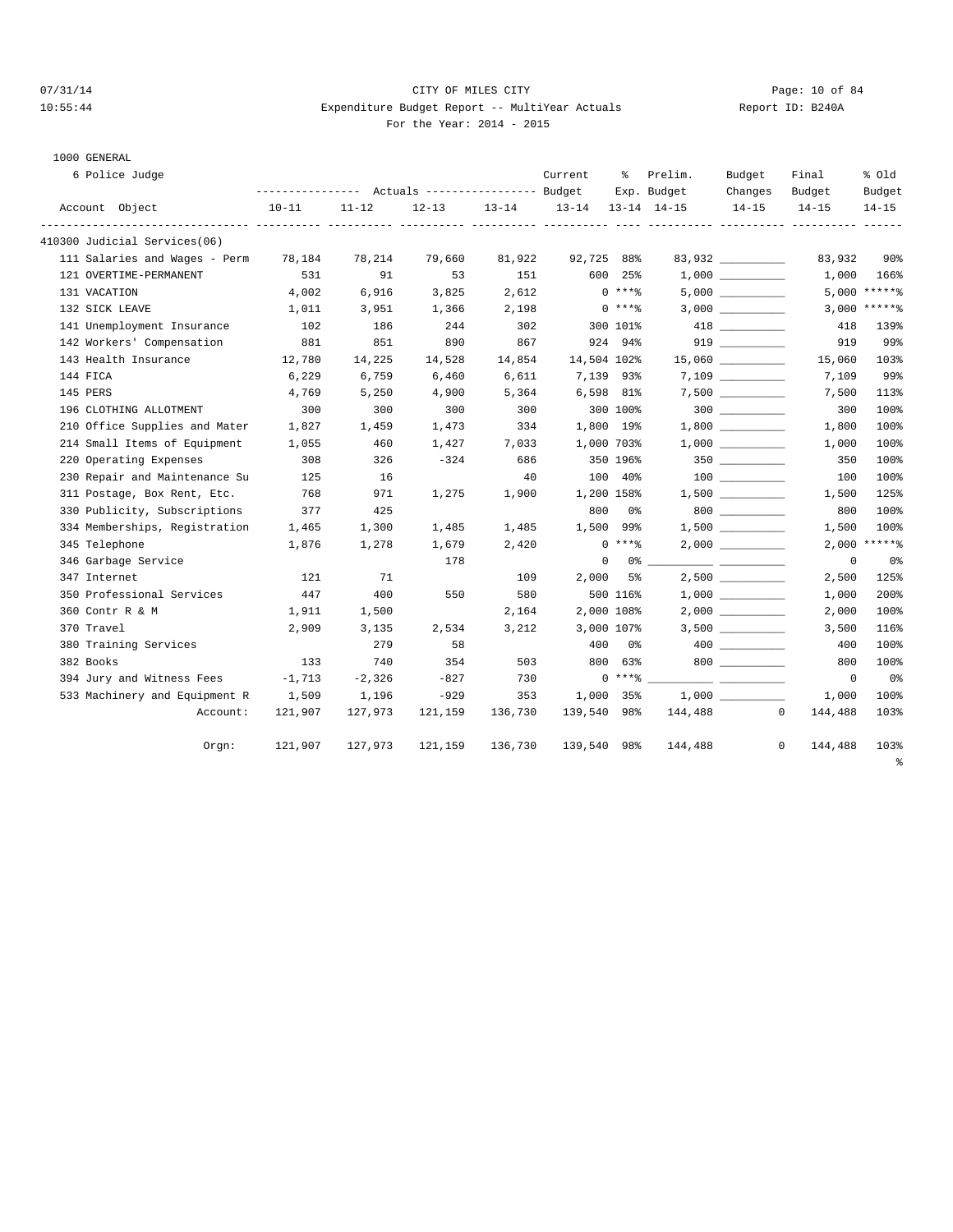CITY OF MILES CITY

Expenditure Budget Report -- MultiYear Actuals

For the Year: 2014 - 2015

07/31/14 10:55:44 — Report ID: B240A

1000 GENERAL

6 Police Judge

| Account Object | Actuals 10-11 | Actuals 11-12 | Actuals 12-13 | Actuals 13-14 | Current Budget 13-14 | % Exp. 13-14 | Prelim. Budget 14-15 | Budget Changes 14-15 | Final Budget 14-15 | % Old Budget 14-15 |
|---|---|---|---|---|---|---|---|---|---|---|
| 410300 Judicial Services(06) | | | | | | | | | | |
| 111 Salaries and Wages - Perm | 78,184 | 78,214 | 79,660 | 81,922 | 92,725 | 88% | 83,932 | __________ | 83,932 | 90% |
| 121 OVERTIME-PERMANENT | 531 | 91 | 53 | 151 | 600 | 25% | 1,000 | __________ | 1,000 | 166% |
| 131 VACATION | 4,002 | 6,916 | 3,825 | 2,612 | 0 | ***% | 5,000 | __________ | 5,000 | *****% |
| 132 SICK LEAVE | 1,011 | 3,951 | 1,366 | 2,198 | 0 | ***% | 3,000 | __________ | 3,000 | *****% |
| 141 Unemployment Insurance | 102 | 186 | 244 | 302 | 300 | 101% | 418 | __________ | 418 | 139% |
| 142 Workers' Compensation | 881 | 851 | 890 | 867 | 924 | 94% | 919 | __________ | 919 | 99% |
| 143 Health Insurance | 12,780 | 14,225 | 14,528 | 14,854 | 14,504 | 102% | 15,060 | __________ | 15,060 | 103% |
| 144 FICA | 6,229 | 6,759 | 6,460 | 6,611 | 7,139 | 93% | 7,109 | __________ | 7,109 | 99% |
| 145 PERS | 4,769 | 5,250 | 4,900 | 5,364 | 6,598 | 81% | 7,500 | __________ | 7,500 | 113% |
| 196 CLOTHING ALLOTMENT | 300 | 300 | 300 | 300 | 300 | 100% | 300 | __________ | 300 | 100% |
| 210 Office Supplies and Mater | 1,827 | 1,459 | 1,473 | 334 | 1,800 | 19% | 1,800 | __________ | 1,800 | 100% |
| 214 Small Items of Equipment | 1,055 | 460 | 1,427 | 7,033 | 1,000 | 703% | 1,000 | __________ | 1,000 | 100% |
| 220 Operating Expenses | 308 | 326 | -324 | 686 | 350 | 196% | 350 | __________ | 350 | 100% |
| 230 Repair and Maintenance Su | 125 | 16 | | 40 | 100 | 40% | 100 | __________ | 100 | 100% |
| 311 Postage, Box Rent, Etc. | 768 | 971 | 1,275 | 1,900 | 1,200 | 158% | 1,500 | __________ | 1,500 | 125% |
| 330 Publicity, Subscriptions | 377 | 425 | | | 800 | 0% | 800 | __________ | 800 | 100% |
| 334 Memberships, Registration | 1,465 | 1,300 | 1,485 | 1,485 | 1,500 | 99% | 1,500 | __________ | 1,500 | 100% |
| 345 Telephone | 1,876 | 1,278 | 1,679 | 2,420 | 0 | ***% | 2,000 | __________ | 2,000 | *****% |
| 346 Garbage Service | | | 178 | | 0 | 0% | __________ | __________ | 0 | 0% |
| 347 Internet | 121 | 71 | | 109 | 2,000 | 5% | 2,500 | __________ | 2,500 | 125% |
| 350 Professional Services | 447 | 400 | 550 | 580 | 500 | 116% | 1,000 | __________ | 1,000 | 200% |
| 360 Contr R & M | 1,911 | 1,500 | | 2,164 | 2,000 | 108% | 2,000 | __________ | 2,000 | 100% |
| 370 Travel | 2,909 | 3,135 | 2,534 | 3,212 | 3,000 | 107% | 3,500 | __________ | 3,500 | 116% |
| 380 Training Services | | 279 | 58 | | 400 | 0% | 400 | __________ | 400 | 100% |
| 382 Books | 133 | 740 | 354 | 503 | 800 | 63% | 800 | __________ | 800 | 100% |
| 394 Jury and Witness Fees | -1,713 | -2,326 | -827 | 730 | 0 | ***% | __________ | __________ | 0 | 0% |
| 533 Machinery and Equipment R | 1,509 | 1,196 | -929 | 353 | 1,000 | 35% | 1,000 | __________ | 1,000 | 100% |
| Account: | 121,907 | 127,973 | 121,159 | 136,730 | 139,540 | 98% | 144,488 | 0 | 144,488 | 103% |
| Orgn: | 121,907 | 127,973 | 121,159 | 136,730 | 139,540 | 98% | 144,488 | 0 | 144,488 | 103% |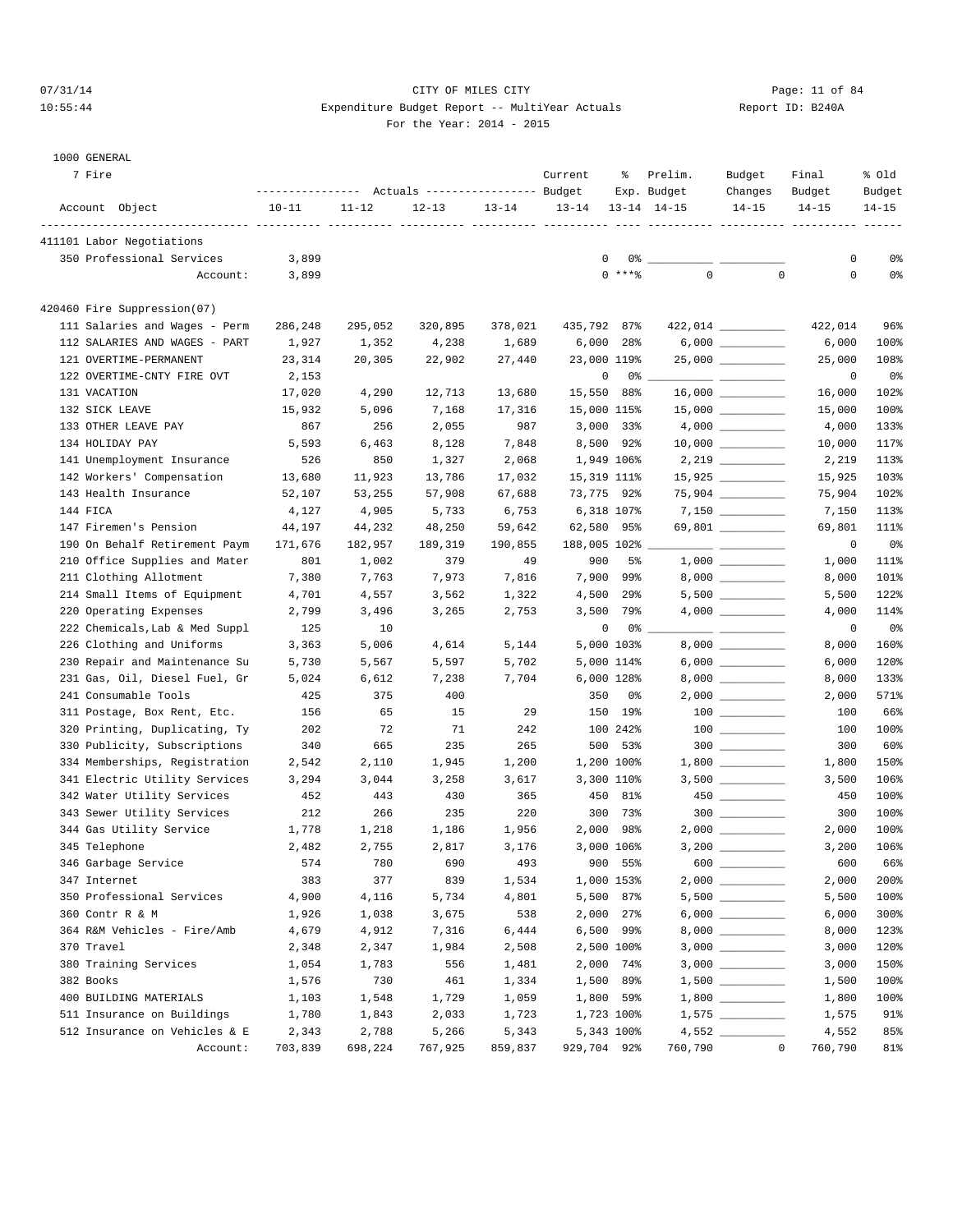CITY OF MILES CITY

Expenditure Budget Report -- MultiYear Actuals

For the Year: 2014 - 2015

1000 GENERAL

7 Fire

| Account Object | Actuals 10-11 | Actuals 11-12 | Actuals 12-13 | Actuals 13-14 | Current Budget 13-14 | % Exp. 13-14 | Prelim. Budget 14-15 | Budget Changes 14-15 | Final Budget 14-15 | % Old Budget 14-15 |
|---|---|---|---|---|---|---|---|---|---|---|
| **411101 Labor Negotiations** | | | | | | | | | | |
| 350 Professional Services | 3,899 | | | | 0 | 0% | ___ | ___ | 0 | 0% |
| Account: | 3,899 | | | | 0 | ***% | 0 | 0 | 0 | 0% |
| **420460 Fire Suppression(07)** | | | | | | | | | | |
| 111 Salaries and Wages - Perm | 286,248 | 295,052 | 320,895 | 378,021 | 435,792 | 87% | 422,014 | ___ | 422,014 | 96% |
| 112 SALARIES AND WAGES - PART | 1,927 | 1,352 | 4,238 | 1,689 | 6,000 | 28% | 6,000 | ___ | 6,000 | 100% |
| 121 OVERTIME-PERMANENT | 23,314 | 20,305 | 22,902 | 27,440 | 23,000 | 119% | 25,000 | ___ | 25,000 | 108% |
| 122 OVERTIME-CNTY FIRE OVT | 2,153 | | | | 0 | 0% | ___ | ___ | 0 | 0% |
| 131 VACATION | 17,020 | 4,290 | 12,713 | 13,680 | 15,550 | 88% | 16,000 | ___ | 16,000 | 102% |
| 132 SICK LEAVE | 15,932 | 5,096 | 7,168 | 17,316 | 15,000 | 115% | 15,000 | ___ | 15,000 | 100% |
| 133 OTHER LEAVE PAY | 867 | 256 | 2,055 | 987 | 3,000 | 33% | 4,000 | ___ | 4,000 | 133% |
| 134 HOLIDAY PAY | 5,593 | 6,463 | 8,128 | 7,848 | 8,500 | 92% | 10,000 | ___ | 10,000 | 117% |
| 141 Unemployment Insurance | 526 | 850 | 1,327 | 2,068 | 1,949 | 106% | 2,219 | ___ | 2,219 | 113% |
| 142 Workers' Compensation | 13,680 | 11,923 | 13,786 | 17,032 | 15,319 | 111% | 15,925 | ___ | 15,925 | 103% |
| 143 Health Insurance | 52,107 | 53,255 | 57,908 | 67,688 | 73,775 | 92% | 75,904 | ___ | 75,904 | 102% |
| 144 FICA | 4,127 | 4,905 | 5,733 | 6,753 | 6,318 | 107% | 7,150 | ___ | 7,150 | 113% |
| 147 Firemen's Pension | 44,197 | 44,232 | 48,250 | 59,642 | 62,580 | 95% | 69,801 | ___ | 69,801 | 111% |
| 190 On Behalf Retirement Paym | 171,676 | 182,957 | 189,319 | 190,855 | 188,005 | 102% | ___ | ___ | 0 | 0% |
| 210 Office Supplies and Mater | 801 | 1,002 | 379 | 49 | 900 | 5% | 1,000 | ___ | 1,000 | 111% |
| 211 Clothing Allotment | 7,380 | 7,763 | 7,973 | 7,816 | 7,900 | 99% | 8,000 | ___ | 8,000 | 101% |
| 214 Small Items of Equipment | 4,701 | 4,557 | 3,562 | 1,322 | 4,500 | 29% | 5,500 | ___ | 5,500 | 122% |
| 220 Operating Expenses | 2,799 | 3,496 | 3,265 | 2,753 | 3,500 | 79% | 4,000 | ___ | 4,000 | 114% |
| 222 Chemicals,Lab & Med Suppl | 125 | 10 | | | 0 | 0% | ___ | ___ | 0 | 0% |
| 226 Clothing and Uniforms | 3,363 | 5,006 | 4,614 | 5,144 | 5,000 | 103% | 8,000 | ___ | 8,000 | 160% |
| 230 Repair and Maintenance Su | 5,730 | 5,567 | 5,597 | 5,702 | 5,000 | 114% | 6,000 | ___ | 6,000 | 120% |
| 231 Gas, Oil, Diesel Fuel, Gr | 5,024 | 6,612 | 7,238 | 7,704 | 6,000 | 128% | 8,000 | ___ | 8,000 | 133% |
| 241 Consumable Tools | 425 | 375 | 400 | | 350 | 0% | 2,000 | ___ | 2,000 | 571% |
| 311 Postage, Box Rent, Etc. | 156 | 65 | 15 | 29 | 150 | 19% | 100 | ___ | 100 | 66% |
| 320 Printing, Duplicating, Ty | 202 | 72 | 71 | 242 | 100 | 242% | 100 | ___ | 100 | 100% |
| 330 Publicity, Subscriptions | 340 | 665 | 235 | 265 | 500 | 53% | 300 | ___ | 300 | 60% |
| 334 Memberships, Registration | 2,542 | 2,110 | 1,945 | 1,200 | 1,200 | 100% | 1,800 | ___ | 1,800 | 150% |
| 341 Electric Utility Services | 3,294 | 3,044 | 3,258 | 3,617 | 3,300 | 110% | 3,500 | ___ | 3,500 | 106% |
| 342 Water Utility Services | 452 | 443 | 430 | 365 | 450 | 81% | 450 | ___ | 450 | 100% |
| 343 Sewer Utility Services | 212 | 266 | 235 | 220 | 300 | 73% | 300 | ___ | 300 | 100% |
| 344 Gas Utility Service | 1,778 | 1,218 | 1,186 | 1,956 | 2,000 | 98% | 2,000 | ___ | 2,000 | 100% |
| 345 Telephone | 2,482 | 2,755 | 2,817 | 3,176 | 3,000 | 106% | 3,200 | ___ | 3,200 | 106% |
| 346 Garbage Service | 574 | 780 | 690 | 493 | 900 | 55% | 600 | ___ | 600 | 66% |
| 347 Internet | 383 | 377 | 839 | 1,534 | 1,000 | 153% | 2,000 | ___ | 2,000 | 200% |
| 350 Professional Services | 4,900 | 4,116 | 5,734 | 4,801 | 5,500 | 87% | 5,500 | ___ | 5,500 | 100% |
| 360 Contr R & M | 1,926 | 1,038 | 3,675 | 538 | 2,000 | 27% | 6,000 | ___ | 6,000 | 300% |
| 364 R&M Vehicles - Fire/Amb | 4,679 | 4,912 | 7,316 | 6,444 | 6,500 | 99% | 8,000 | ___ | 8,000 | 123% |
| 370 Travel | 2,348 | 2,347 | 1,984 | 2,508 | 2,500 | 100% | 3,000 | ___ | 3,000 | 120% |
| 380 Training Services | 1,054 | 1,783 | 556 | 1,481 | 2,000 | 74% | 3,000 | ___ | 3,000 | 150% |
| 382 Books | 1,576 | 730 | 461 | 1,334 | 1,500 | 89% | 1,500 | ___ | 1,500 | 100% |
| 400 BUILDING MATERIALS | 1,103 | 1,548 | 1,729 | 1,059 | 1,800 | 59% | 1,800 | ___ | 1,800 | 100% |
| 511 Insurance on Buildings | 1,780 | 1,843 | 2,033 | 1,723 | 1,723 | 100% | 1,575 | ___ | 1,575 | 91% |
| 512 Insurance on Vehicles & E | 2,343 | 2,788 | 5,266 | 5,343 | 5,343 | 100% | 4,552 | ___ | 4,552 | 85% |
| Account: | 703,839 | 698,224 | 767,925 | 859,837 | 929,704 | 92% | 760,790 | 0 | 760,790 | 81% |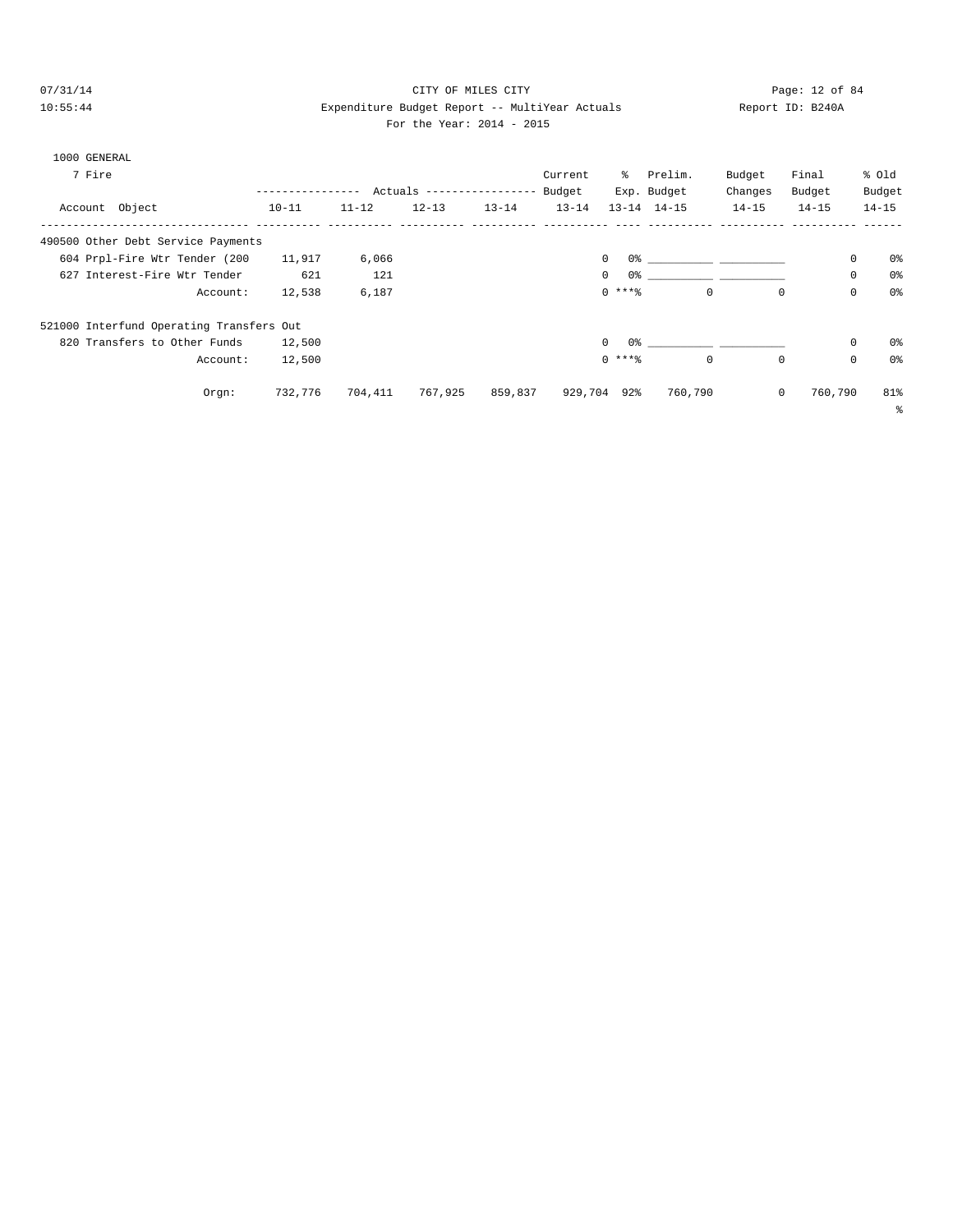07/31/14 CITY OF MILES CITY
10:55:44 Expenditure Budget Report -- MultiYear Actuals Report ID: B240A
For the Year: 2014 - 2015

1000 GENERAL

7 Fire

| Account Object | Actuals 10-11 | Actuals 11-12 | Actuals 12-13 | Actuals 13-14 | Current Budget 13-14 | % Exp. 13-14 | Prelim. Budget 14-15 | Budget Changes 14-15 | Final Budget 14-15 | % Old Budget 14-15 |
|---|---|---|---|---|---|---|---|---|---|---|
| 490500 Other Debt Service Payments | | | | | | | | | | |
| 604 Prpl-Fire Wtr Tender (200 | 11,917 | 6,066 | | | 0 | 0% | ___________ | ___________ | 0 | 0% |
| 627 Interest-Fire Wtr Tender | 621 | 121 | | | 0 | 0% | ___________ | ___________ | 0 | 0% |
| Account: | 12,538 | 6,187 | | | 0 | ***% | 0 | 0 | 0 | 0% |
| 521000 Interfund Operating Transfers Out | | | | | | | | | | |
| 820 Transfers to Other Funds | 12,500 | | | | 0 | 0% | ___________ | ___________ | 0 | 0% |
| Account: | 12,500 | | | | 0 | ***% | 0 | 0 | 0 | 0% |
| Orgn: | 732,776 | 704,411 | 767,925 | 859,837 | 929,704 | 92% | 760,790 | 0 | 760,790 | 81% |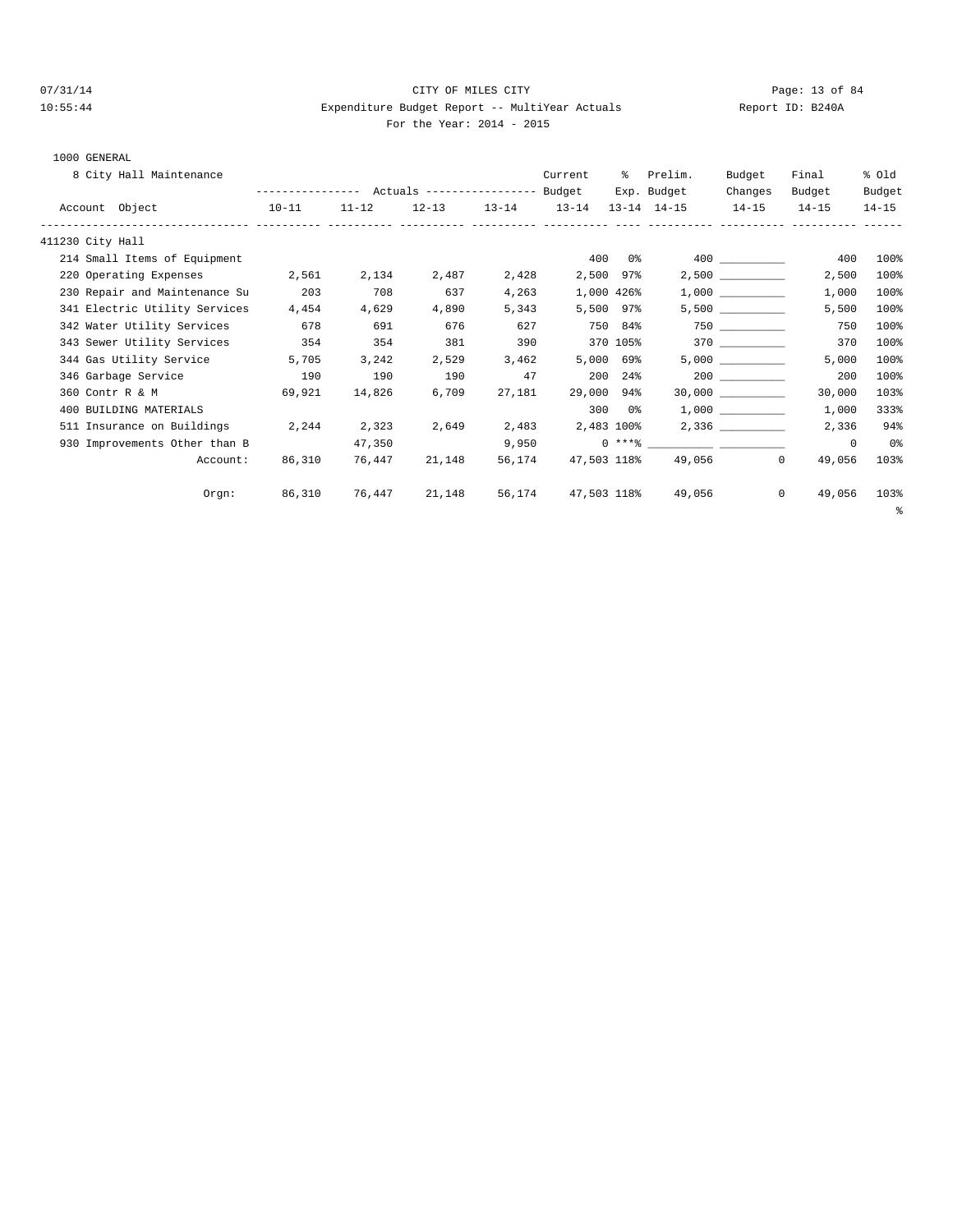CITY OF MILES CITY

Expenditure Budget Report -- MultiYear Actuals

For the Year: 2014 - 2015

07/31/14 10:55:44 Report ID: B240A

1000 GENERAL

8 City Hall Maintenance

| Account Object | Actuals 10-11 | Actuals 11-12 | Actuals 12-13 | Actuals 13-14 | Current Budget 13-14 | % Exp. 13-14 | Prelim. Budget 14-15 | Budget Changes 14-15 | Final Budget 14-15 | % Old Budget 14-15 |
|---|---|---|---|---|---|---|---|---|---|---|
| **411230 City Hall** | | | | | | | | | | |
| 214 Small Items of Equipment | | | | | 400 | 0% | 400 | __________ | 400 | 100% |
| 220 Operating Expenses | 2,561 | 2,134 | 2,487 | 2,428 | 2,500 | 97% | 2,500 | __________ | 2,500 | 100% |
| 230 Repair and Maintenance Su | 203 | 708 | 637 | 4,263 | 1,000 | 426% | 1,000 | __________ | 1,000 | 100% |
| 341 Electric Utility Services | 4,454 | 4,629 | 4,890 | 5,343 | 5,500 | 97% | 5,500 | __________ | 5,500 | 100% |
| 342 Water Utility Services | 678 | 691 | 676 | 627 | 750 | 84% | 750 | __________ | 750 | 100% |
| 343 Sewer Utility Services | 354 | 354 | 381 | 390 | 370 | 105% | 370 | __________ | 370 | 100% |
| 344 Gas Utility Service | 5,705 | 3,242 | 2,529 | 3,462 | 5,000 | 69% | 5,000 | __________ | 5,000 | 100% |
| 346 Garbage Service | 190 | 190 | 190 | 47 | 200 | 24% | 200 | __________ | 200 | 100% |
| 360 Contr R & M | 69,921 | 14,826 | 6,709 | 27,181 | 29,000 | 94% | 30,000 | __________ | 30,000 | 103% |
| 400 BUILDING MATERIALS | | | | | 300 | 0% | 1,000 | __________ | 1,000 | 333% |
| 511 Insurance on Buildings | 2,244 | 2,323 | 2,649 | 2,483 | 2,483 | 100% | 2,336 | __________ | 2,336 | 94% |
| 930 Improvements Other than B | | 47,350 | | 9,950 | 0 | ***% | __________ | __________ | 0 | 0% |
| Account: | 86,310 | 76,447 | 21,148 | 56,174 | 47,503 | 118% | 49,056 | 0 | 49,056 | 103% |
| Orgn: | 86,310 | 76,447 | 21,148 | 56,174 | 47,503 | 118% | 49,056 | 0 | 49,056 | 103% |

%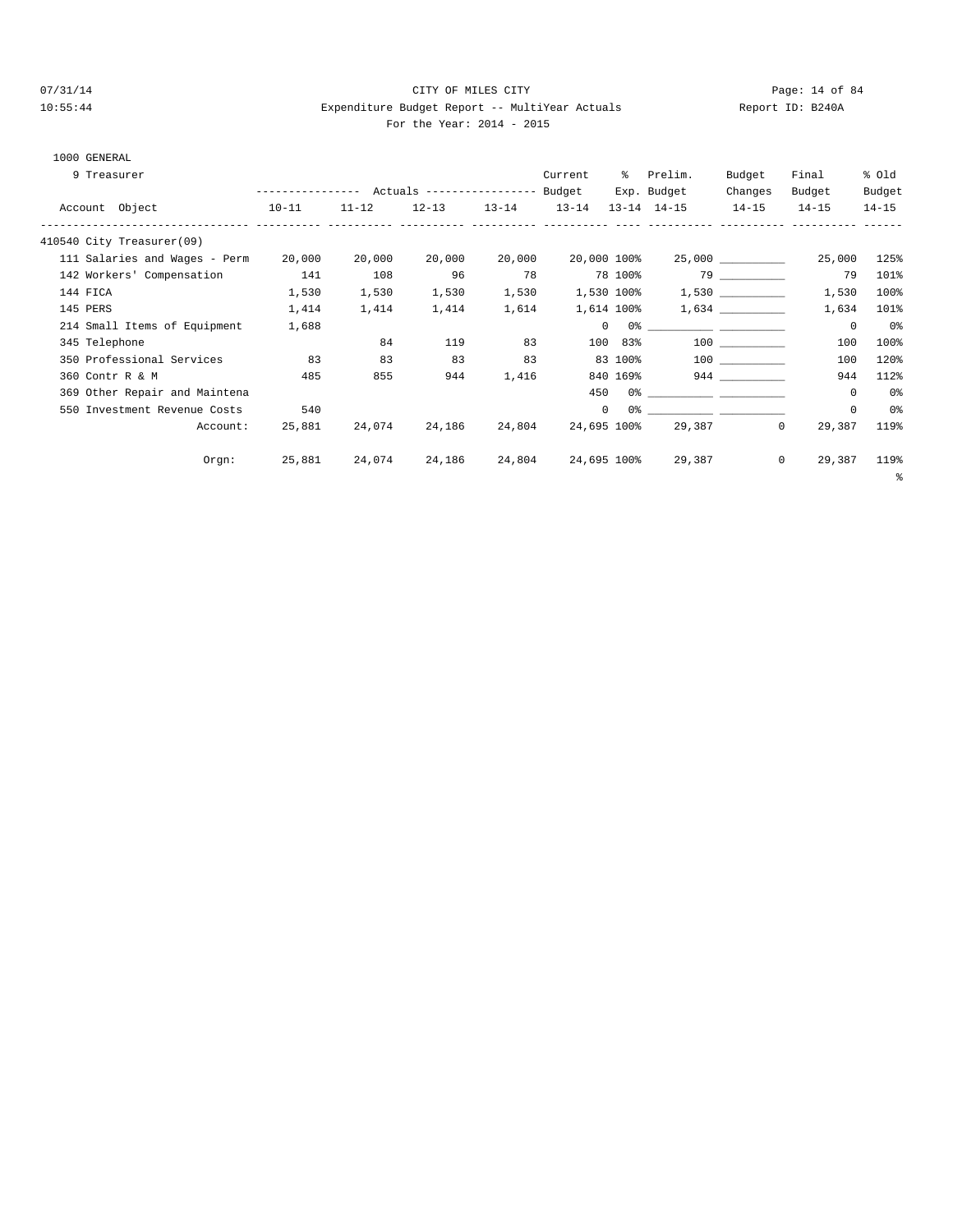CITY OF MILES CITY

Expenditure Budget Report -- MultiYear Actuals

For the Year: 2014 - 2015

Report ID: B240A

07/31/14 10:55:44

1000 GENERAL

9 Treasurer

| Account Object | Actuals 10-11 | Actuals 11-12 | Actuals 12-13 | Actuals 13-14 | Current Budget 13-14 | % Exp. 13-14 | Prelim. Budget 14-15 | Budget Changes 14-15 | Final Budget 14-15 | % Old Budget 14-15 |
|---|---|---|---|---|---|---|---|---|---|---|
| **410540 City Treasurer(09)** | | | | | | | | | | |
| 111 Salaries and Wages - Perm | 20,000 | 20,000 | 20,000 | 20,000 | 20,000 | 100% | 25,000 | __________ | 25,000 | 125% |
| 142 Workers' Compensation | 141 | 108 | 96 | 78 | 78 | 100% | 79 | __________ | 79 | 101% |
| 144 FICA | 1,530 | 1,530 | 1,530 | 1,530 | 1,530 | 100% | 1,530 | __________ | 1,530 | 100% |
| 145 PERS | 1,414 | 1,414 | 1,414 | 1,614 | 1,614 | 100% | 1,634 | __________ | 1,634 | 101% |
| 214 Small Items of Equipment | 1,688 | | | | 0 | 0% | __________ | __________ | 0 | 0% |
| 345 Telephone | | 84 | 119 | 83 | 100 | 83% | 100 | __________ | 100 | 100% |
| 350 Professional Services | 83 | 83 | 83 | 83 | 83 | 100% | 100 | __________ | 100 | 120% |
| 360 Contr R & M | 485 | 855 | 944 | 1,416 | 840 | 169% | 944 | __________ | 944 | 112% |
| 369 Other Repair and Maintena | | | | | 450 | 0% | __________ | __________ | 0 | 0% |
| 550 Investment Revenue Costs | 540 | | | | 0 | 0% | __________ | __________ | 0 | 0% |
| Account: | 25,881 | 24,074 | 24,186 | 24,804 | 24,695 | 100% | 29,387 | 0 | 29,387 | 119% |
| Orgn: | 25,881 | 24,074 | 24,186 | 24,804 | 24,695 | 100% | 29,387 | 0 | 29,387 | 119% |

%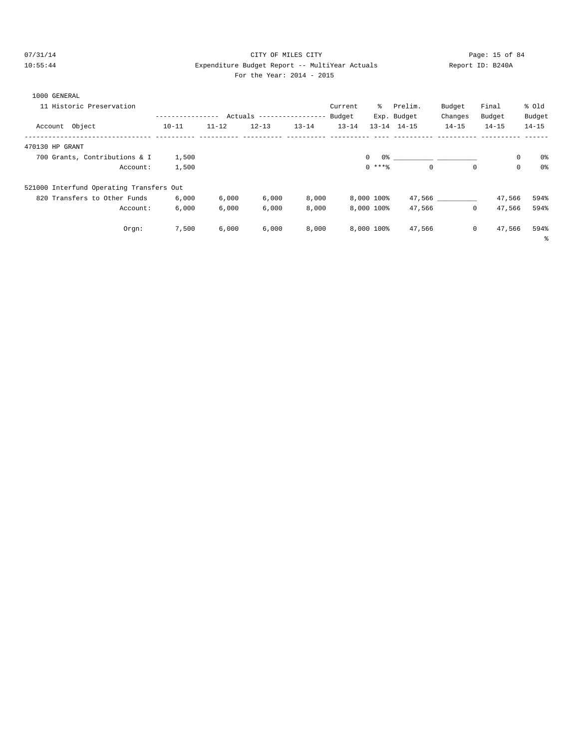CITY OF MILES CITY

Expenditure Budget Report -- MultiYear Actuals

Report ID: B240A

For the Year: 2014 - 2015

07/31/14
10:55:44

1000 GENERAL

11 Historic Preservation

| Account Object | Actuals 10-11 | Actuals 11-12 | Actuals 12-13 | Actuals 13-14 | Current Budget 13-14 | % Exp. 13-14 | Prelim. Budget 14-15 | Budget Changes 14-15 | Final Budget 14-15 | % Old Budget 14-15 |
|---|---|---|---|---|---|---|---|---|---|---|
| 470130 HP GRANT | | | | | | | | | | |
| 700 Grants, Contributions & I | 1,500 | | | | 0 | 0% | __________ | __________ | 0 | 0% |
| Account: | 1,500 | | | | 0 | ***% | 0 | 0 | 0 | 0% |
| 521000 Interfund Operating Transfers Out | | | | | | | | | | |
| 820 Transfers to Other Funds | 6,000 | 6,000 | 6,000 | 8,000 | 8,000 | 100% | 47,566 | __________ | 47,566 | 594% |
| Account: | 6,000 | 6,000 | 6,000 | 8,000 | 8,000 | 100% | 47,566 | 0 | 47,566 | 594% |
| Orgn: | 7,500 | 6,000 | 6,000 | 8,000 | 8,000 | 100% | 47,566 | 0 | 47,566 | 594% |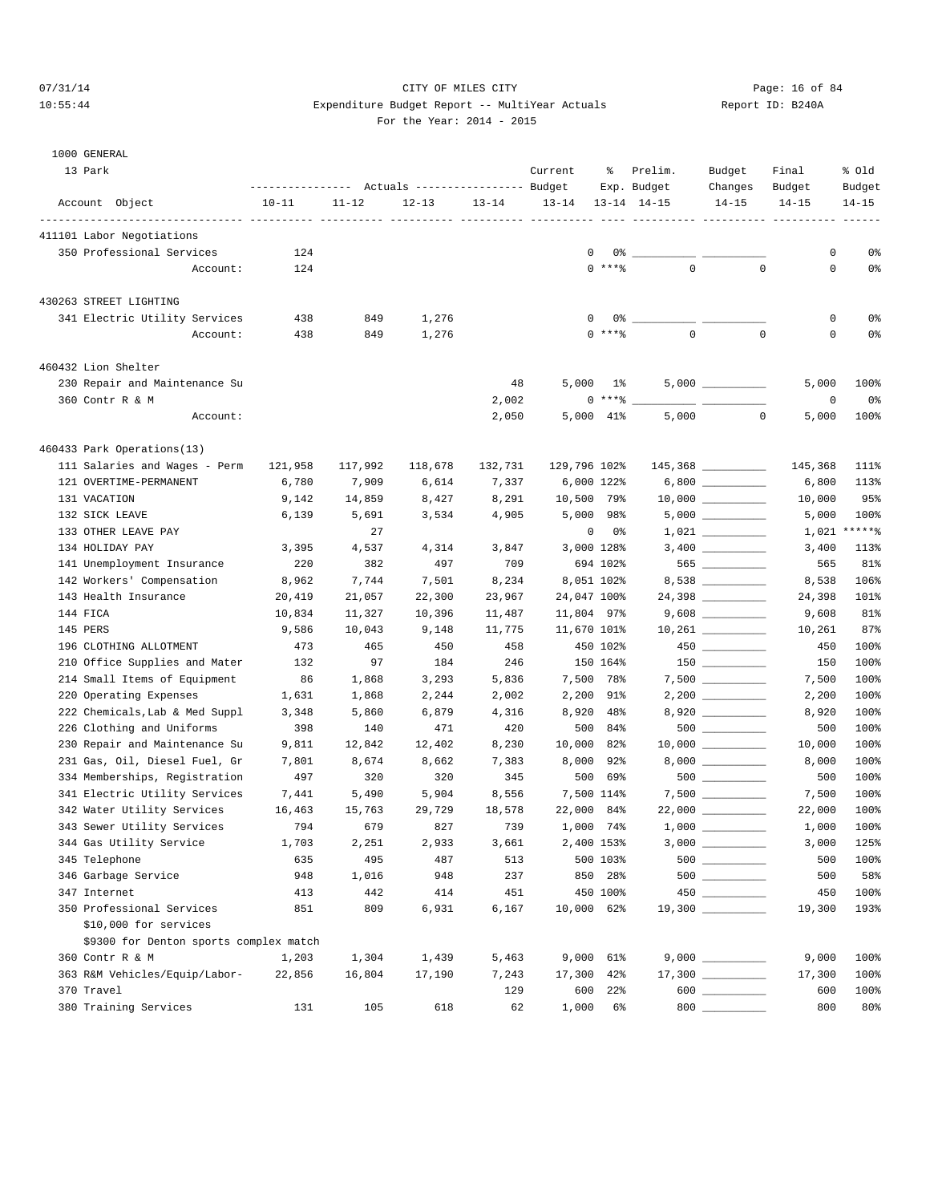CITY OF MILES CITY

Expenditure Budget Report -- MultiYear Actuals

For the Year: 2014 - 2015

1000 GENERAL

13 Park

| Account Object | Actuals 10-11 | Actuals 11-12 | Actuals 12-13 | Actuals 13-14 | Current Budget 13-14 | % Exp. 13-14 | Prelim. Budget 14-15 | Budget Changes 14-15 | Final Budget 14-15 | % Old Budget 14-15 |
|---|---|---|---|---|---|---|---|---|---|---|
| **411101 Labor Negotiations** | | | | | | | | | | |
| 350 Professional Services | 124 | | | | 0 | 0% | | | 0 | 0% |
| Account: | 124 | | | | 0 | ***% | 0 | 0 | 0 | 0% |
| **430263 STREET LIGHTING** | | | | | | | | | | |
| 341 Electric Utility Services | 438 | 849 | 1,276 | | 0 | 0% | | | 0 | 0% |
| Account: | 438 | 849 | 1,276 | | 0 | ***% | 0 | 0 | 0 | 0% |
| **460432 Lion Shelter** | | | | | | | | | | |
| 230 Repair and Maintenance Su | | | | 48 | 5,000 | 1% | 5,000 | | 5,000 | 100% |
| 360 Contr R & M | | | | 2,002 | 0 | ***% | | | 0 | 0% |
| Account: | | | | 2,050 | 5,000 | 41% | 5,000 | 0 | 5,000 | 100% |
| **460433 Park Operations(13)** | | | | | | | | | | |
| 111 Salaries and Wages - Perm | 121,958 | 117,992 | 118,678 | 132,731 | 129,796 | 102% | 145,368 | | 145,368 | 111% |
| 121 OVERTIME-PERMANENT | 6,780 | 7,909 | 6,614 | 7,337 | 6,000 | 122% | 6,800 | | 6,800 | 113% |
| 131 VACATION | 9,142 | 14,859 | 8,427 | 8,291 | 10,500 | 79% | 10,000 | | 10,000 | 95% |
| 132 SICK LEAVE | 6,139 | 5,691 | 3,534 | 4,905 | 5,000 | 98% | 5,000 | | 5,000 | 100% |
| 133 OTHER LEAVE PAY | | 27 | | | 0 | 0% | 1,021 | | 1,021 | *****% |
| 134 HOLIDAY PAY | 3,395 | 4,537 | 4,314 | 3,847 | 3,000 | 128% | 3,400 | | 3,400 | 113% |
| 141 Unemployment Insurance | 220 | 382 | 497 | 709 | 694 | 102% | 565 | | 565 | 81% |
| 142 Workers' Compensation | 8,962 | 7,744 | 7,501 | 8,234 | 8,051 | 102% | 8,538 | | 8,538 | 106% |
| 143 Health Insurance | 20,419 | 21,057 | 22,300 | 23,967 | 24,047 | 100% | 24,398 | | 24,398 | 101% |
| 144 FICA | 10,834 | 11,327 | 10,396 | 11,487 | 11,804 | 97% | 9,608 | | 9,608 | 81% |
| 145 PERS | 9,586 | 10,043 | 9,148 | 11,775 | 11,670 | 101% | 10,261 | | 10,261 | 87% |
| 196 CLOTHING ALLOTMENT | 473 | 465 | 450 | 458 | 450 | 102% | 450 | | 450 | 100% |
| 210 Office Supplies and Mater | 132 | 97 | 184 | 246 | 150 | 164% | 150 | | 150 | 100% |
| 214 Small Items of Equipment | 86 | 1,868 | 3,293 | 5,836 | 7,500 | 78% | 7,500 | | 7,500 | 100% |
| 220 Operating Expenses | 1,631 | 1,868 | 2,244 | 2,002 | 2,200 | 91% | 2,200 | | 2,200 | 100% |
| 222 Chemicals,Lab & Med Suppl | 3,348 | 5,860 | 6,879 | 4,316 | 8,920 | 48% | 8,920 | | 8,920 | 100% |
| 226 Clothing and Uniforms | 398 | 140 | 471 | 420 | 500 | 84% | 500 | | 500 | 100% |
| 230 Repair and Maintenance Su | 9,811 | 12,842 | 12,402 | 8,230 | 10,000 | 82% | 10,000 | | 10,000 | 100% |
| 231 Gas, Oil, Diesel Fuel, Gr | 7,801 | 8,674 | 8,662 | 7,383 | 8,000 | 92% | 8,000 | | 8,000 | 100% |
| 334 Memberships, Registration | 497 | 320 | 320 | 345 | 500 | 69% | 500 | | 500 | 100% |
| 341 Electric Utility Services | 7,441 | 5,490 | 5,904 | 8,556 | 7,500 | 114% | 7,500 | | 7,500 | 100% |
| 342 Water Utility Services | 16,463 | 15,763 | 29,729 | 18,578 | 22,000 | 84% | 22,000 | | 22,000 | 100% |
| 343 Sewer Utility Services | 794 | 679 | 827 | 739 | 1,000 | 74% | 1,000 | | 1,000 | 100% |
| 344 Gas Utility Service | 1,703 | 2,251 | 2,933 | 3,661 | 2,400 | 153% | 3,000 | | 3,000 | 125% |
| 345 Telephone | 635 | 495 | 487 | 513 | 500 | 103% | 500 | | 500 | 100% |
| 346 Garbage Service | 948 | 1,016 | 948 | 237 | 850 | 28% | 500 | | 500 | 58% |
| 347 Internet | 413 | 442 | 414 | 451 | 450 | 100% | 450 | | 450 | 100% |
| 350 Professional Services | 851 | 809 | 6,931 | 6,167 | 10,000 | 62% | 19,300 | | 19,300 | 193% |
| $10,000 for services | | | | | | | | | | |
| $9300 for Denton sports complex match | | | | | | | | | | |
| 360 Contr R & M | 1,203 | 1,304 | 1,439 | 5,463 | 9,000 | 61% | 9,000 | | 9,000 | 100% |
| 363 R&M Vehicles/Equip/Labor- | 22,856 | 16,804 | 17,190 | 7,243 | 17,300 | 42% | 17,300 | | 17,300 | 100% |
| 370 Travel | | | | 129 | 600 | 22% | 600 | | 600 | 100% |
| 380 Training Services | 131 | 105 | 618 | 62 | 1,000 | 6% | 800 | | 800 | 80% |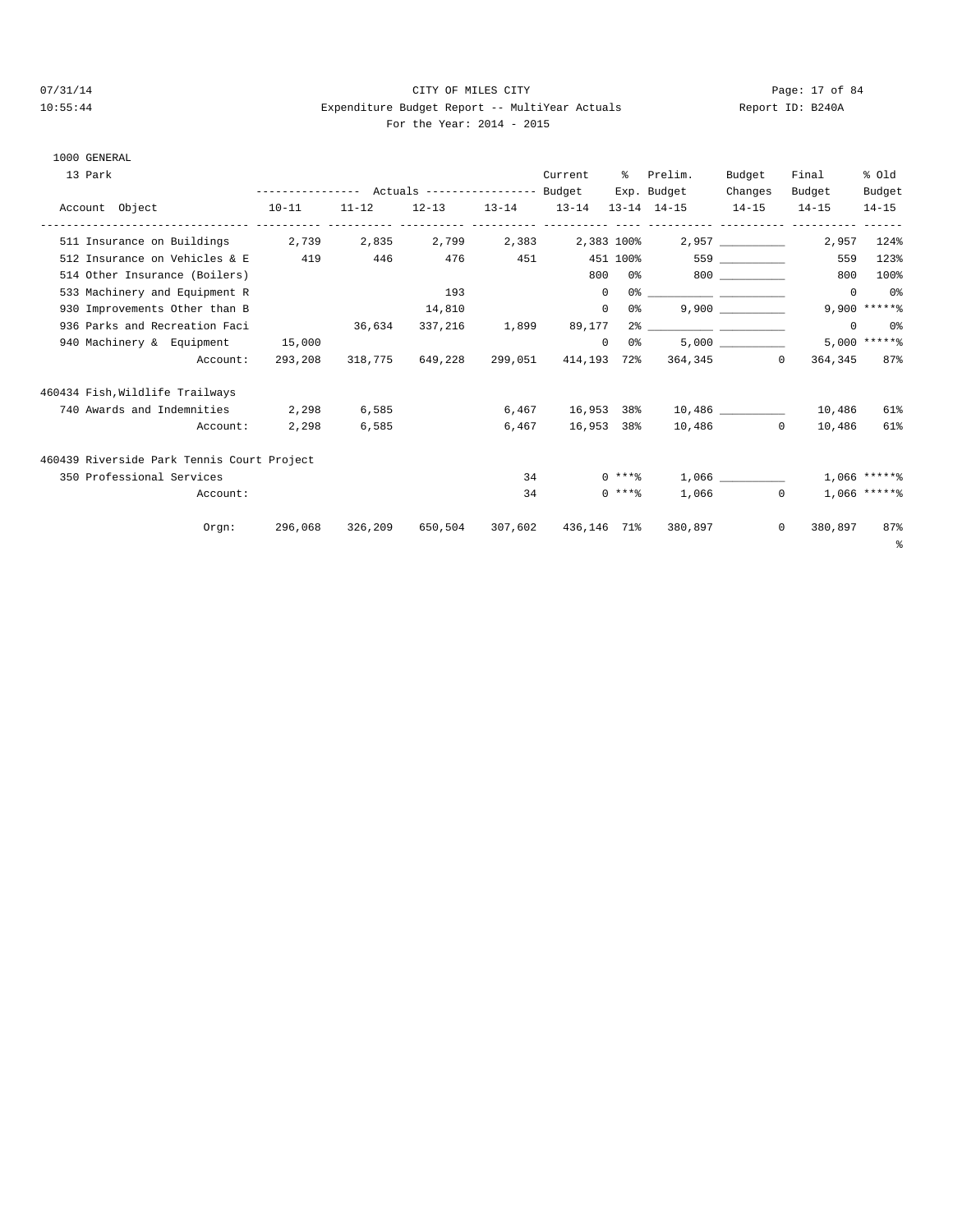CITY OF MILES CITY

Expenditure Budget Report -- MultiYear Actuals

For the Year: 2014 - 2015

1000 GENERAL

13 Park

| Account Object | Actuals 10-11 | Actuals 11-12 | Actuals 12-13 | Actuals 13-14 | Current Budget 13-14 | % Exp. 13-14 | Prelim. Budget 14-15 | Budget Changes 14-15 | Final Budget 14-15 | % Old Budget 14-15 |
|---|---|---|---|---|---|---|---|---|---|---|
| 511 Insurance on Buildings | 2,739 | 2,835 | 2,799 | 2,383 | 2,383 | 100% | 2,957 | __________ | 2,957 | 124% |
| 512 Insurance on Vehicles & E | 419 | 446 | 476 | 451 | 451 | 100% | 559 | __________ | 559 | 123% |
| 514 Other Insurance (Boilers) | | | | | 800 | 0% | 800 | __________ | 800 | 100% |
| 533 Machinery and Equipment R | | | 193 | | 0 | 0% | __________ | __________ | 0 | 0% |
| 930 Improvements Other than B | | | 14,810 | | 0 | 0% | 9,900 | __________ | 9,900 | *****% |
| 936 Parks and Recreation Faci | | 36,634 | 337,216 | 1,899 | 89,177 | 2% | __________ | __________ | 0 | 0% |
| 940 Machinery & Equipment | 15,000 | | | | 0 | 0% | 5,000 | __________ | 5,000 | *****% |
| Account: | 293,208 | 318,775 | 649,228 | 299,051 | 414,193 | 72% | 364,345 | 0 | 364,345 | 87% |
| **460434 Fish,Wildlife Trailways** | | | | | | | | | | |
| 740 Awards and Indemnities | 2,298 | 6,585 | | 6,467 | 16,953 | 38% | 10,486 | __________ | 10,486 | 61% |
| Account: | 2,298 | 6,585 | | 6,467 | 16,953 | 38% | 10,486 | 0 | 10,486 | 61% |
| **460439 Riverside Park Tennis Court Project** | | | | | | | | | | |
| 350 Professional Services | | | | 34 | 0 | ***% | 1,066 | __________ | 1,066 | *****% |
| Account: | | | | 34 | 0 | ***% | 1,066 | 0 | 1,066 | *****% |
| Orgn: | 296,068 | 326,209 | 650,504 | 307,602 | 436,146 | 71% | 380,897 | 0 | 380,897 | 87% |

%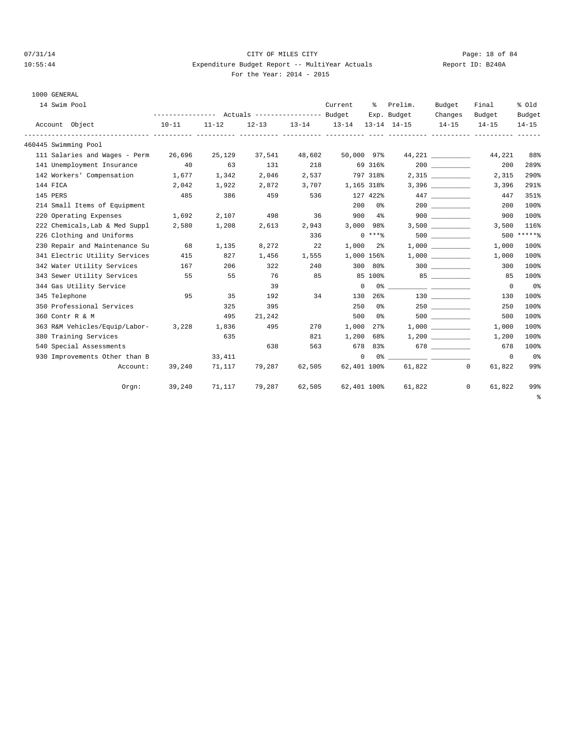CITY OF MILES CITY

Expenditure Budget Report -- MultiYear Actuals

For the Year: 2014 - 2015

Report ID: B240A

1000 GENERAL

14 Swim Pool

| Account Object | Actuals 10-11 | Actuals 11-12 | Actuals 12-13 | Actuals 13-14 | Current Budget 13-14 | % Exp. 13-14 | Prelim. Budget 14-15 | Budget Changes 14-15 | Final Budget 14-15 | % Old Budget 14-15 |
|---|---|---|---|---|---|---|---|---|---|---|
| **460445 Swimming Pool** | | | | | | | | | | |
| 111 Salaries and Wages - Perm | 26,696 | 25,129 | 37,541 | 48,602 | 50,000 | 97% | 44,221 | __________ | 44,221 | 88% |
| 141 Unemployment Insurance | 40 | 63 | 131 | 218 | 69 | 316% | 200 | __________ | 200 | 289% |
| 142 Workers' Compensation | 1,677 | 1,342 | 2,046 | 2,537 | 797 | 318% | 2,315 | __________ | 2,315 | 290% |
| 144 FICA | 2,042 | 1,922 | 2,872 | 3,707 | 1,165 | 318% | 3,396 | __________ | 3,396 | 291% |
| 145 PERS | 485 | 386 | 459 | 536 | 127 | 422% | 447 | __________ | 447 | 351% |
| 214 Small Items of Equipment | | | | | 200 | 0% | 200 | __________ | 200 | 100% |
| 220 Operating Expenses | 1,692 | 2,107 | 498 | 36 | 900 | 4% | 900 | __________ | 900 | 100% |
| 222 Chemicals,Lab & Med Suppl | 2,580 | 1,208 | 2,613 | 2,943 | 3,000 | 98% | 3,500 | __________ | 3,500 | 116% |
| 226 Clothing and Uniforms | | | | 336 | 0 | ***% | 500 | __________ | 500 | *****% |
| 230 Repair and Maintenance Su | 68 | 1,135 | 8,272 | 22 | 1,000 | 2% | 1,000 | __________ | 1,000 | 100% |
| 341 Electric Utility Services | 415 | 827 | 1,456 | 1,555 | 1,000 | 156% | 1,000 | __________ | 1,000 | 100% |
| 342 Water Utility Services | 167 | 206 | 322 | 240 | 300 | 80% | 300 | __________ | 300 | 100% |
| 343 Sewer Utility Services | 55 | 55 | 76 | 85 | 85 | 100% | 85 | __________ | 85 | 100% |
| 344 Gas Utility Service | | | 39 | | 0 | 0% | __________ | __________ | 0 | 0% |
| 345 Telephone | 95 | 35 | 192 | 34 | 130 | 26% | 130 | __________ | 130 | 100% |
| 350 Professional Services | | 325 | 395 | | 250 | 0% | 250 | __________ | 250 | 100% |
| 360 Contr R & M | | 495 | 21,242 | | 500 | 0% | 500 | __________ | 500 | 100% |
| 363 R&M Vehicles/Equip/Labor- | 3,228 | 1,836 | 495 | 270 | 1,000 | 27% | 1,000 | __________ | 1,000 | 100% |
| 380 Training Services | | 635 | | 821 | 1,200 | 68% | 1,200 | __________ | 1,200 | 100% |
| 540 Special Assessments | | | 638 | 563 | 678 | 83% | 678 | __________ | 678 | 100% |
| 930 Improvements Other than B | | 33,411 | | | 0 | 0% | __________ | __________ | 0 | 0% |
| Account: | 39,240 | 71,117 | 79,287 | 62,505 | 62,401 | 100% | 61,822 | 0 | 61,822 | 99% |
| Orgn: | 39,240 | 71,117 | 79,287 | 62,505 | 62,401 | 100% | 61,822 | 0 | 61,822 | 99% |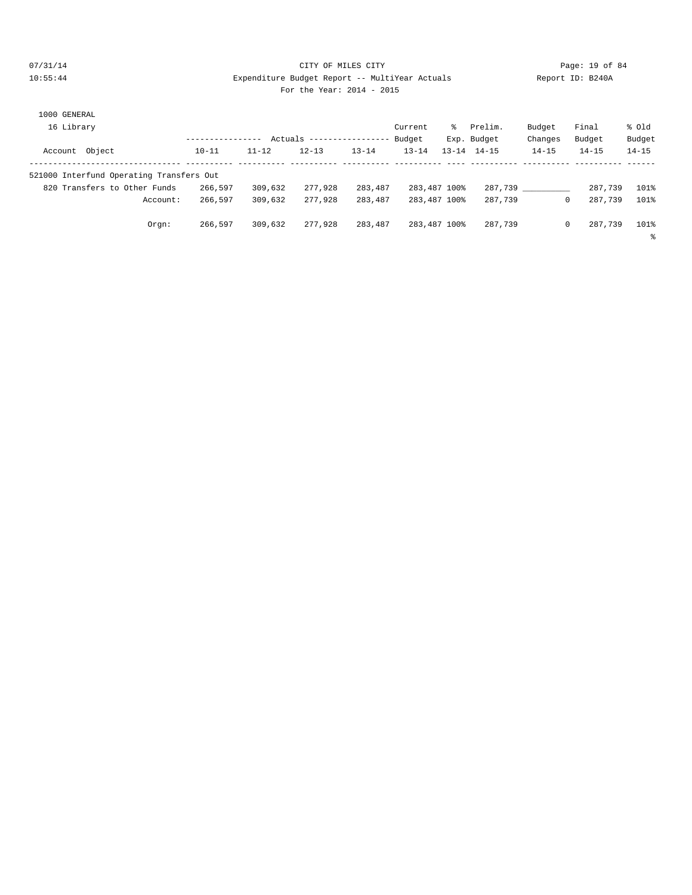CITY OF MILES CITY

Expenditure Budget Report -- MultiYear Actuals

For the Year: 2014 - 2015

Report ID: B240A

07/31/14 10:55:44

1000 GENERAL

16 Library

| Account Object | Actuals 10-11 | Actuals 11-12 | Actuals 12-13 | Actuals 13-14 | Current Budget 13-14 | % Exp. 13-14 | Prelim. Budget 14-15 | Budget Changes 14-15 | Final Budget 14-15 | % Old Budget 14-15 |
|---|---|---|---|---|---|---|---|---|---|---|
| 521000 Interfund Operating Transfers Out | | | | | | | | | | |
| 820 Transfers to Other Funds | 266,597 | 309,632 | 277,928 | 283,487 | 283,487 | 100% | 287,739 | __________ | 287,739 | 101% |
| Account: | 266,597 | 309,632 | 277,928 | 283,487 | 283,487 | 100% | 287,739 | 0 | 287,739 | 101% |
| Orgn: | 266,597 | 309,632 | 277,928 | 283,487 | 283,487 | 100% | 287,739 | 0 | 287,739 | 101% |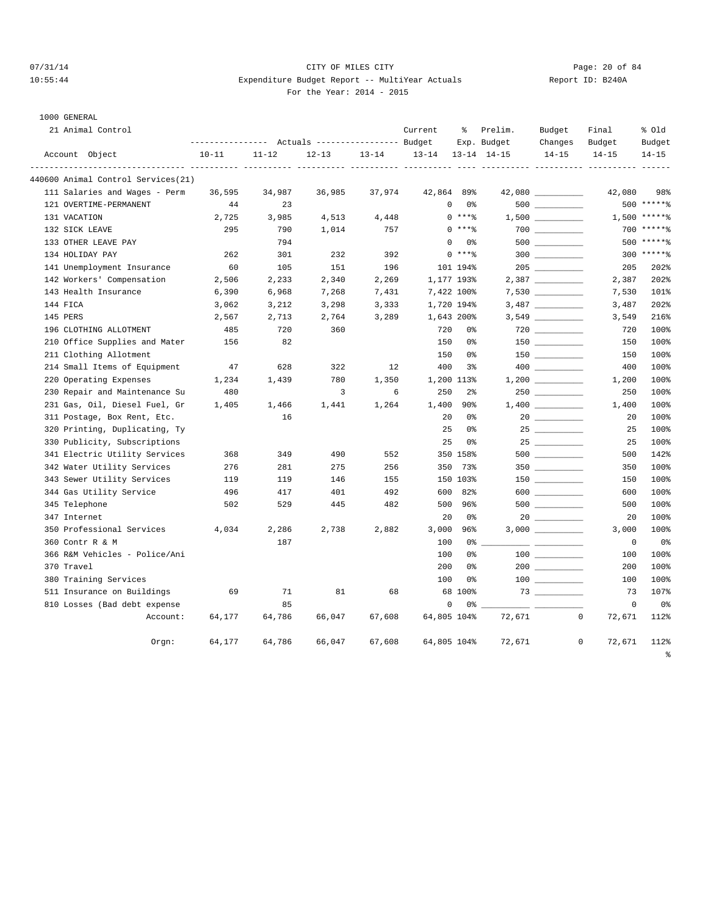CITY OF MILES CITY

Expenditure Budget Report -- MultiYear Actuals

For the Year: 2014 - 2015

07/31/14 10:55:44 Report ID: B240A

1000 GENERAL

21 Animal Control

| Account Object | Actuals 10-11 | Actuals 11-12 | Actuals 12-13 | Actuals 13-14 | Current Budget 13-14 | % Exp. 13-14 | Prelim. Budget 14-15 | Budget Changes 14-15 | Final Budget 14-15 | % Old Budget 14-15 |
|---|---|---|---|---|---|---|---|---|---|---|
| 440600 Animal Control Services(21) | | | | | | | | | | |
| 111 Salaries and Wages - Perm | 36,595 | 34,987 | 36,985 | 37,974 | 42,864 | 89% | 42,080 | __________ | 42,080 | 98% |
| 121 OVERTIME-PERMANENT | 44 | 23 | | | 0 | 0% | 500 | __________ | 500 | *****% |
| 131 VACATION | 2,725 | 3,985 | 4,513 | 4,448 | 0 | ***% | 1,500 | __________ | 1,500 | *****% |
| 132 SICK LEAVE | 295 | 790 | 1,014 | 757 | 0 | ***% | 700 | __________ | 700 | *****% |
| 133 OTHER LEAVE PAY | | 794 | | | 0 | 0% | 500 | __________ | 500 | *****% |
| 134 HOLIDAY PAY | 262 | 301 | 232 | 392 | 0 | ***% | 300 | __________ | 300 | *****% |
| 141 Unemployment Insurance | 60 | 105 | 151 | 196 | 101 | 194% | 205 | __________ | 205 | 202% |
| 142 Workers' Compensation | 2,506 | 2,233 | 2,340 | 2,269 | 1,177 | 193% | 2,387 | __________ | 2,387 | 202% |
| 143 Health Insurance | 6,390 | 6,968 | 7,268 | 7,431 | 7,422 | 100% | 7,530 | __________ | 7,530 | 101% |
| 144 FICA | 3,062 | 3,212 | 3,298 | 3,333 | 1,720 | 194% | 3,487 | __________ | 3,487 | 202% |
| 145 PERS | 2,567 | 2,713 | 2,764 | 3,289 | 1,643 | 200% | 3,549 | __________ | 3,549 | 216% |
| 196 CLOTHING ALLOTMENT | 485 | 720 | 360 | | 720 | 0% | 720 | __________ | 720 | 100% |
| 210 Office Supplies and Mater | 156 | 82 | | | 150 | 0% | 150 | __________ | 150 | 100% |
| 211 Clothing Allotment | | | | | 150 | 0% | 150 | __________ | 150 | 100% |
| 214 Small Items of Equipment | 47 | 628 | 322 | 12 | 400 | 3% | 400 | __________ | 400 | 100% |
| 220 Operating Expenses | 1,234 | 1,439 | 780 | 1,350 | 1,200 | 113% | 1,200 | __________ | 1,200 | 100% |
| 230 Repair and Maintenance Su | 480 | | 3 | 6 | 250 | 2% | 250 | __________ | 250 | 100% |
| 231 Gas, Oil, Diesel Fuel, Gr | 1,405 | 1,466 | 1,441 | 1,264 | 1,400 | 90% | 1,400 | __________ | 1,400 | 100% |
| 311 Postage, Box Rent, Etc. | | 16 | | | 20 | 0% | 20 | __________ | 20 | 100% |
| 320 Printing, Duplicating, Ty | | | | | 25 | 0% | 25 | __________ | 25 | 100% |
| 330 Publicity, Subscriptions | | | | | 25 | 0% | 25 | __________ | 25 | 100% |
| 341 Electric Utility Services | 368 | 349 | 490 | 552 | 350 | 158% | 500 | __________ | 500 | 142% |
| 342 Water Utility Services | 276 | 281 | 275 | 256 | 350 | 73% | 350 | __________ | 350 | 100% |
| 343 Sewer Utility Services | 119 | 119 | 146 | 155 | 150 | 103% | 150 | __________ | 150 | 100% |
| 344 Gas Utility Service | 496 | 417 | 401 | 492 | 600 | 82% | 600 | __________ | 600 | 100% |
| 345 Telephone | 502 | 529 | 445 | 482 | 500 | 96% | 500 | __________ | 500 | 100% |
| 347 Internet | | | | | 20 | 0% | 20 | __________ | 20 | 100% |
| 350 Professional Services | 4,034 | 2,286 | 2,738 | 2,882 | 3,000 | 96% | 3,000 | __________ | 3,000 | 100% |
| 360 Contr R & M | | 187 | | | 100 | 0% | __________ | __________ | 0 | 0% |
| 366 R&M Vehicles - Police/Ani | | | | | 100 | 0% | 100 | __________ | 100 | 100% |
| 370 Travel | | | | | 200 | 0% | 200 | __________ | 200 | 100% |
| 380 Training Services | | | | | 100 | 0% | 100 | __________ | 100 | 100% |
| 511 Insurance on Buildings | 69 | 71 | 81 | 68 | 68 | 100% | 73 | __________ | 73 | 107% |
| 810 Losses (Bad debt expense | | 85 | | | 0 | 0% | __________ | __________ | 0 | 0% |
| Account: | 64,177 | 64,786 | 66,047 | 67,608 | 64,805 | 104% | 72,671 | 0 | 72,671 | 112% |
| Orgn: | 64,177 | 64,786 | 66,047 | 67,608 | 64,805 | 104% | 72,671 | 0 | 72,671 | 112% |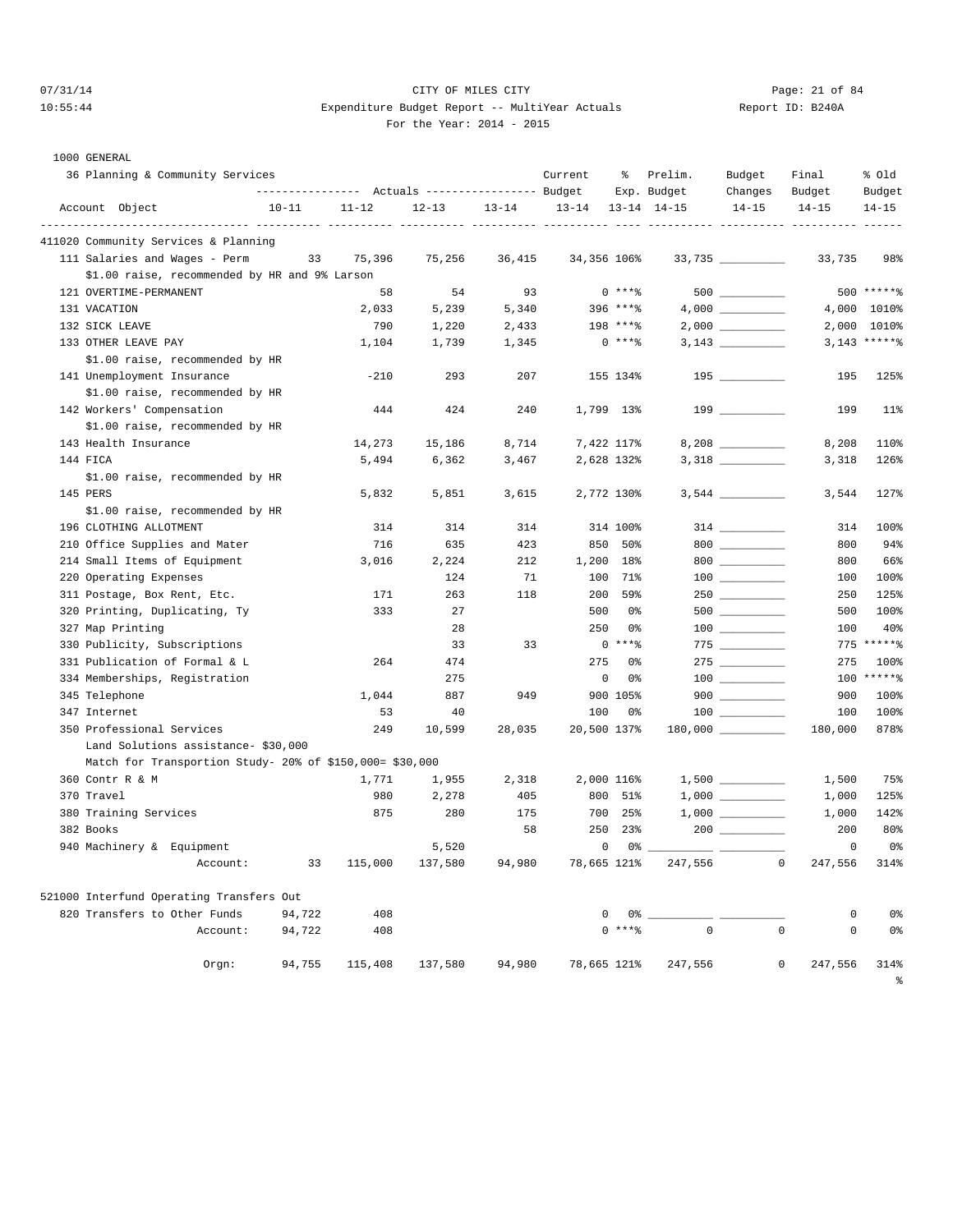CITY OF MILES CITY

Expenditure Budget Report -- MultiYear Actuals

For the Year: 2014 - 2015

Report ID: B240A

07/31/14 10:55:44

1000 GENERAL

36 Planning & Community Services

| Account Object | Actuals 10-11 | Actuals 11-12 | Actuals 12-13 | Actuals 13-14 | Current Budget 13-14 | % Exp. 13-14 | Prelim. Budget 14-15 | Budget Changes 14-15 | Final Budget 14-15 | % Old Budget 14-15 |
|---|---|---|---|---|---|---|---|---|---|---|
| **411020 Community Services & Planning** | | | | | | | | | | |
| 111 Salaries and Wages - Perm | 33 | 75,396 | 75,256 | 36,415 | 34,356 | 106% | 33,735 | __________ | 33,735 | 98% |
| $1.00 raise, recommended by HR and 9% Larson | | | | | | | | | | |
| 121 OVERTIME-PERMANENT | | 58 | 54 | 93 | 0 | ***% | 500 | __________ | 500 | *****% |
| 131 VACATION | | 2,033 | 5,239 | 5,340 | 396 | ***% | 4,000 | __________ | 4,000 | 1010% |
| 132 SICK LEAVE | | 790 | 1,220 | 2,433 | 198 | ***% | 2,000 | __________ | 2,000 | 1010% |
| 133 OTHER LEAVE PAY | | 1,104 | 1,739 | 1,345 | 0 | ***% | 3,143 | __________ | 3,143 | *****% |
| $1.00 raise, recommended by HR | | | | | | | | | | |
| 141 Unemployment Insurance | | -210 | 293 | 207 | 155 | 134% | 195 | __________ | 195 | 125% |
| $1.00 raise, recommended by HR | | | | | | | | | | |
| 142 Workers' Compensation | | 444 | 424 | 240 | 1,799 | 13% | 199 | __________ | 199 | 11% |
| $1.00 raise, recommended by HR | | | | | | | | | | |
| 143 Health Insurance | | 14,273 | 15,186 | 8,714 | 7,422 | 117% | 8,208 | __________ | 8,208 | 110% |
| 144 FICA | | 5,494 | 6,362 | 3,467 | 2,628 | 132% | 3,318 | __________ | 3,318 | 126% |
| $1.00 raise, recommended by HR | | | | | | | | | | |
| 145 PERS | | 5,832 | 5,851 | 3,615 | 2,772 | 130% | 3,544 | __________ | 3,544 | 127% |
| $1.00 raise, recommended by HR | | | | | | | | | | |
| 196 CLOTHING ALLOTMENT | | 314 | 314 | 314 | 314 | 100% | 314 | __________ | 314 | 100% |
| 210 Office Supplies and Mater | | 716 | 635 | 423 | 850 | 50% | 800 | __________ | 800 | 94% |
| 214 Small Items of Equipment | | 3,016 | 2,224 | 212 | 1,200 | 18% | 800 | __________ | 800 | 66% |
| 220 Operating Expenses | | | 124 | 71 | 100 | 71% | 100 | __________ | 100 | 100% |
| 311 Postage, Box Rent, Etc. | | 171 | 263 | 118 | 200 | 59% | 250 | __________ | 250 | 125% |
| 320 Printing, Duplicating, Ty | | 333 | 27 | | 500 | 0% | 500 | __________ | 500 | 100% |
| 327 Map Printing | | | 28 | | 250 | 0% | 100 | __________ | 100 | 40% |
| 330 Publicity, Subscriptions | | | 33 | 33 | 0 | ***% | 775 | __________ | 775 | *****% |
| 331 Publication of Formal & L | | 264 | 474 | | 275 | 0% | 275 | __________ | 275 | 100% |
| 334 Memberships, Registration | | | 275 | | 0 | 0% | 100 | __________ | 100 | *****% |
| 345 Telephone | | 1,044 | 887 | 949 | 900 | 105% | 900 | __________ | 900 | 100% |
| 347 Internet | | 53 | 40 | | 100 | 0% | 100 | __________ | 100 | 100% |
| 350 Professional Services | | 249 | 10,599 | 28,035 | 20,500 | 137% | 180,000 | __________ | 180,000 | 878% |
| Land Solutions assistance- $30,000 | | | | | | | | | | |
| Match for Transportion Study- 20% of $150,000= $30,000 | | | | | | | | | | |
| 360 Contr R & M | | 1,771 | 1,955 | 2,318 | 2,000 | 116% | 1,500 | __________ | 1,500 | 75% |
| 370 Travel | | 980 | 2,278 | 405 | 800 | 51% | 1,000 | __________ | 1,000 | 125% |
| 380 Training Services | | 875 | 280 | 175 | 700 | 25% | 1,000 | __________ | 1,000 | 142% |
| 382 Books | | | | 58 | 250 | 23% | 200 | __________ | 200 | 80% |
| 940 Machinery & Equipment | | | 5,520 | | 0 | 0% | __________ | __________ | 0 | 0% |
| Account: | 33 | 115,000 | 137,580 | 94,980 | 78,665 | 121% | 247,556 | 0 | 247,556 | 314% |
| **521000 Interfund Operating Transfers Out** | | | | | | | | | | |
| 820 Transfers to Other Funds | 94,722 | 408 | | | 0 | 0% | __________ | __________ | 0 | 0% |
| Account: | 94,722 | 408 | | | 0 | ***% | 0 | 0 | 0 | 0% |
| Orgn: | 94,755 | 115,408 | 137,580 | 94,980 | 78,665 | 121% | 247,556 | 0 | 247,556 | 314% |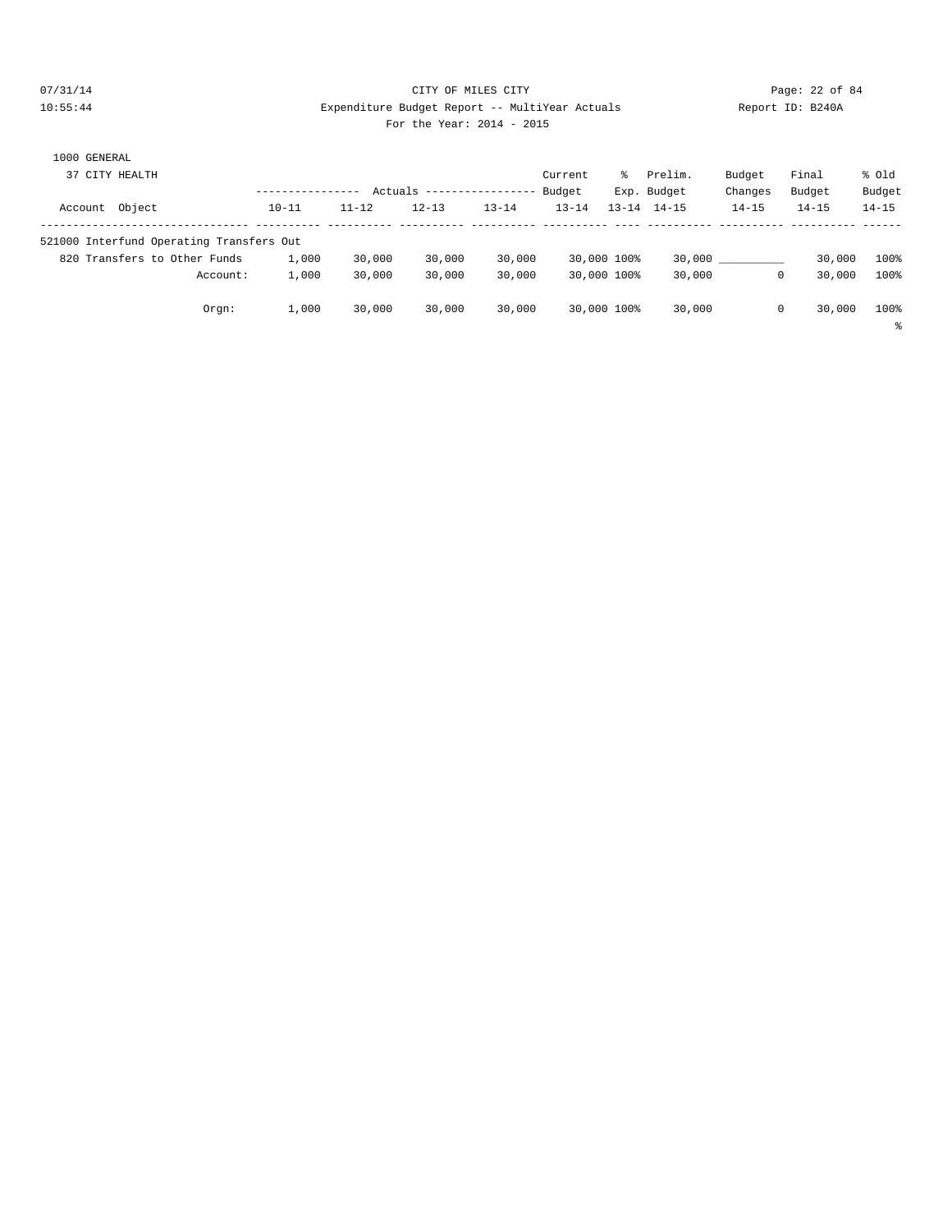CITY OF MILES CITY

Expenditure Budget Report -- MultiYear Actuals

For the Year: 2014 - 2015

Report ID: B240A

07/31/14
10:55:44

1000 GENERAL

37 CITY HEALTH

| Account Object | Actuals 10-11 | Actuals 11-12 | Actuals 12-13 | Actuals 13-14 | Current Budget 13-14 | % Exp. 13-14 | Prelim. Budget 14-15 | Budget Changes 14-15 | Final Budget 14-15 | % Old Budget 14-15 |
|---|---|---|---|---|---|---|---|---|---|---|
| 521000 Interfund Operating Transfers Out | | | | | | | | | | |
| 820 Transfers to Other Funds | 1,000 | 30,000 | 30,000 | 30,000 | 30,000 | 100% | 30,000 | __________ | 30,000 | 100% |
| Account: | 1,000 | 30,000 | 30,000 | 30,000 | 30,000 | 100% | 30,000 | 0 | 30,000 | 100% |
| Orgn: | 1,000 | 30,000 | 30,000 | 30,000 | 30,000 | 100% | 30,000 | 0 | 30,000 | 100% |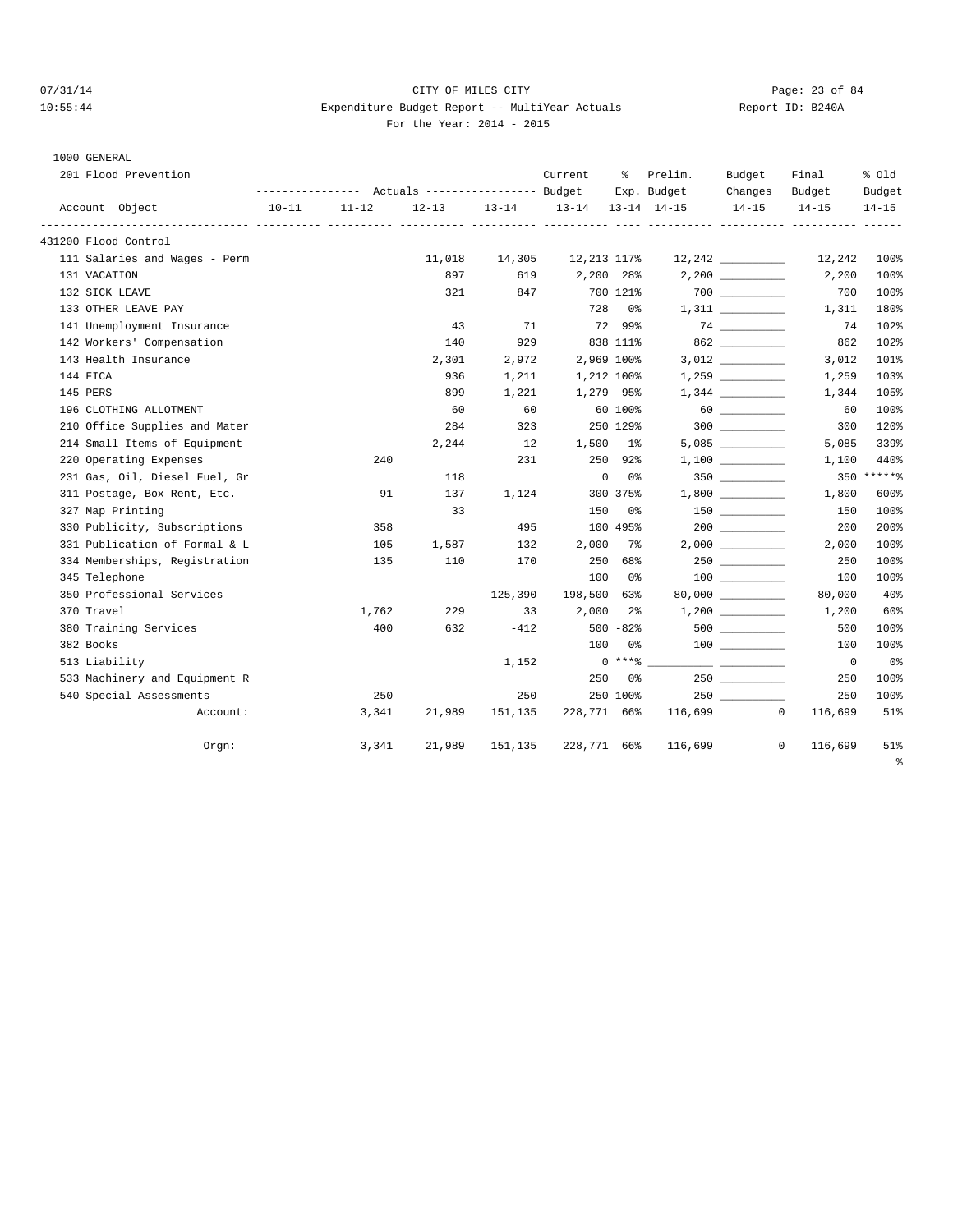CITY OF MILES CITY

Expenditure Budget Report -- MultiYear Actuals

For the Year: 2014 - 2015

07/31/14 10:55:44 Report ID: B240A

1000 GENERAL

201 Flood Prevention

| Account Object | Actuals 10-11 | Actuals 11-12 | Actuals 12-13 | Actuals 13-14 | Current Budget 13-14 | % Exp. 13-14 | Prelim. Budget 14-15 | Budget Changes 14-15 | Final Budget 14-15 | % Old Budget 14-15 |
|---|---|---|---|---|---|---|---|---|---|---|
| 431200 Flood Control | | | | | | | | | | |
| 111 Salaries and Wages - Perm | | | 11,018 | 14,305 | 12,213 | 117% | 12,242 | __________ | 12,242 | 100% |
| 131 VACATION | | | 897 | 619 | 2,200 | 28% | 2,200 | __________ | 2,200 | 100% |
| 132 SICK LEAVE | | | 321 | 847 | 700 | 121% | 700 | __________ | 700 | 100% |
| 133 OTHER LEAVE PAY | | | | | 728 | 0% | 1,311 | __________ | 1,311 | 180% |
| 141 Unemployment Insurance | | | 43 | 71 | 72 | 99% | 74 | __________ | 74 | 102% |
| 142 Workers' Compensation | | | 140 | 929 | 838 | 111% | 862 | __________ | 862 | 102% |
| 143 Health Insurance | | | 2,301 | 2,972 | 2,969 | 100% | 3,012 | __________ | 3,012 | 101% |
| 144 FICA | | | 936 | 1,211 | 1,212 | 100% | 1,259 | __________ | 1,259 | 103% |
| 145 PERS | | | 899 | 1,221 | 1,279 | 95% | 1,344 | __________ | 1,344 | 105% |
| 196 CLOTHING ALLOTMENT | | | 60 | 60 | 60 | 100% | 60 | __________ | 60 | 100% |
| 210 Office Supplies and Mater | | | 284 | 323 | 250 | 129% | 300 | __________ | 300 | 120% |
| 214 Small Items of Equipment | | | 2,244 | 12 | 1,500 | 1% | 5,085 | __________ | 5,085 | 339% |
| 220 Operating Expenses | | 240 | | 231 | 250 | 92% | 1,100 | __________ | 1,100 | 440% |
| 231 Gas, Oil, Diesel Fuel, Gr | | | 118 | | 0 | 0% | 350 | __________ | 350 | *****% |
| 311 Postage, Box Rent, Etc. | | 91 | 137 | 1,124 | 300 | 375% | 1,800 | __________ | 1,800 | 600% |
| 327 Map Printing | | | 33 | | 150 | 0% | 150 | __________ | 150 | 100% |
| 330 Publicity, Subscriptions | | 358 | | 495 | 100 | 495% | 200 | __________ | 200 | 200% |
| 331 Publication of Formal & L | | 105 | 1,587 | 132 | 2,000 | 7% | 2,000 | __________ | 2,000 | 100% |
| 334 Memberships, Registration | | 135 | 110 | 170 | 250 | 68% | 250 | __________ | 250 | 100% |
| 345 Telephone | | | | | 100 | 0% | 100 | __________ | 100 | 100% |
| 350 Professional Services | | | | 125,390 | 198,500 | 63% | 80,000 | __________ | 80,000 | 40% |
| 370 Travel | | 1,762 | 229 | 33 | 2,000 | 2% | 1,200 | __________ | 1,200 | 60% |
| 380 Training Services | | 400 | 632 | -412 | 500 | -82% | 500 | __________ | 500 | 100% |
| 382 Books | | | | | 100 | 0% | 100 | __________ | 100 | 100% |
| 513 Liability | | | | 1,152 | 0 | ***% | __________ | __________ | 0 | 0% |
| 533 Machinery and Equipment R | | | | | 250 | 0% | 250 | __________ | 250 | 100% |
| 540 Special Assessments | | 250 | | 250 | 250 | 100% | 250 | __________ | 250 | 100% |
| Account: | | 3,341 | 21,989 | 151,135 | 228,771 | 66% | 116,699 | 0 | 116,699 | 51% |
| Orgn: | | 3,341 | 21,989 | 151,135 | 228,771 | 66% | 116,699 | 0 | 116,699 | 51% |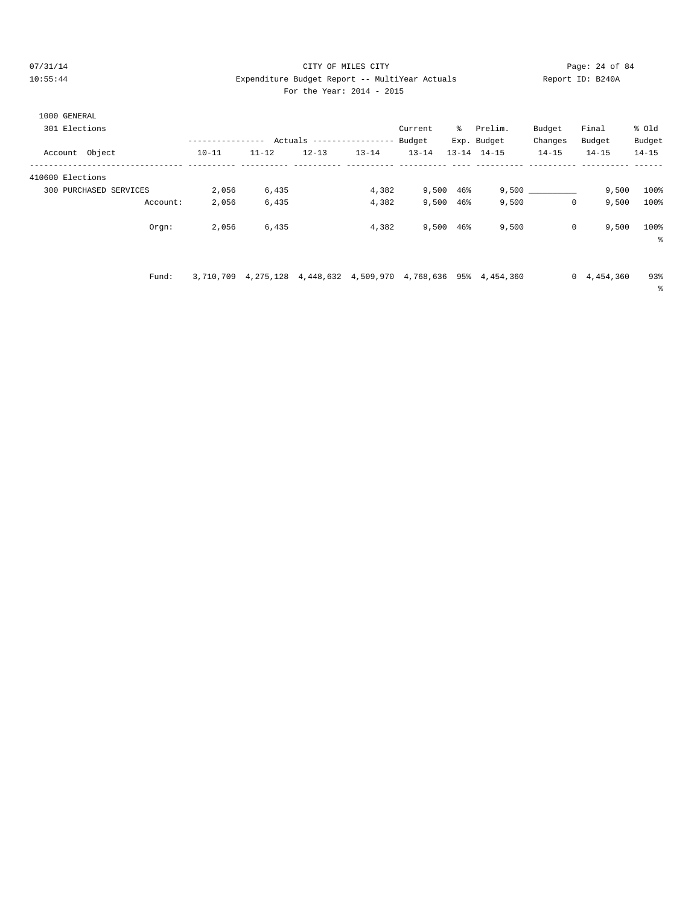CITY OF MILES CITY

Expenditure Budget Report -- MultiYear Actuals

For the Year: 2014 - 2015

1000 GENERAL

301 Elections

| Account Object | Actuals 10-11 | Actuals 11-12 | Actuals 12-13 | Actuals 13-14 | Current Budget 13-14 | % Exp. 13-14 | Prelim. Budget 14-15 | Budget Changes 14-15 | Final Budget 14-15 | % Old Budget 14-15 |
|---|---|---|---|---|---|---|---|---|---|---|
| 410600 Elections | | | | | | | | | | |
| 300 PURCHASED SERVICES | 2,056 | 6,435 | | 4,382 | 9,500 | 46% | 9,500 | __________ | 9,500 | 100% |
| Account: | 2,056 | 6,435 | | 4,382 | 9,500 | 46% | 9,500 | 0 | 9,500 | 100% |
| Orgn: | 2,056 | 6,435 | | 4,382 | 9,500 | 46% | 9,500 | 0 | 9,500 | 100% |
| Fund: | 3,710,709 | 4,275,128 | 4,448,632 | 4,509,970 | 4,768,636 | 95% | 4,454,360 | 0 | 4,454,360 | 93% |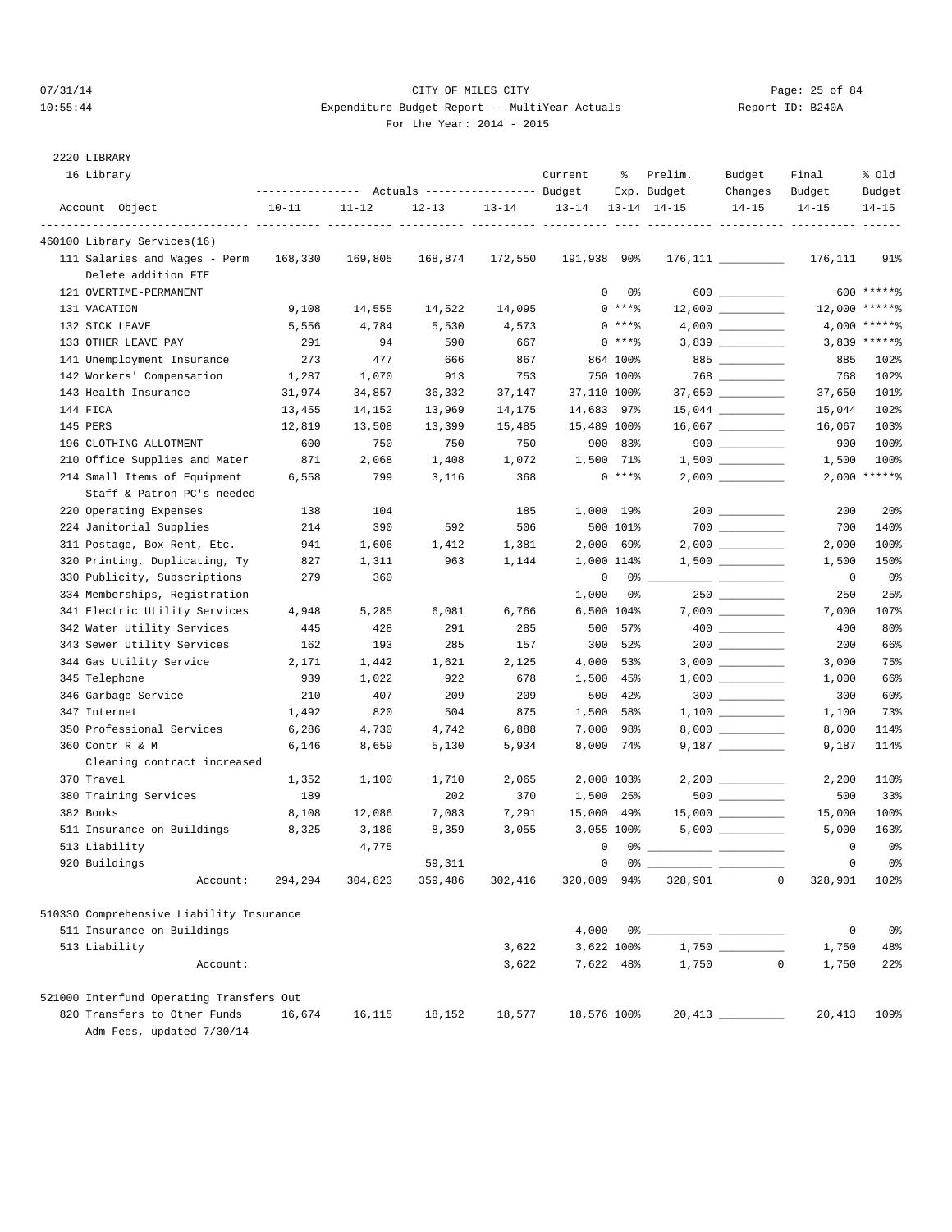CITY OF MILES CITY

Expenditure Budget Report -- MultiYear Actuals

For the Year: 2014 - 2015

2220 LIBRARY

16 Library

| Account Object | Actuals 10-11 | Actuals 11-12 | Actuals 12-13 | Actuals 13-14 | Current Budget 13-14 | % Exp. 13-14 | Prelim. Budget 14-15 | Budget Changes 14-15 | Final Budget 14-15 | % Old Budget 14-15 |
|---|---|---|---|---|---|---|---|---|---|---|
| **460100 Library Services(16)** | | | | | | | | | | |
| 111 Salaries and Wages - Perm | 168,330 | 169,805 | 168,874 | 172,550 | 191,938 | 90% | 176,111 | __________ | 176,111 | 91% |
| Delete addition FTE | | | | | | | | | | |
| 121 OVERTIME-PERMANENT | | | | | 0 | 0% | 600 | __________ | 600 | *****% |
| 131 VACATION | 9,108 | 14,555 | 14,522 | 14,095 | 0 | ***% | 12,000 | __________ | 12,000 | *****% |
| 132 SICK LEAVE | 5,556 | 4,784 | 5,530 | 4,573 | 0 | ***% | 4,000 | __________ | 4,000 | *****% |
| 133 OTHER LEAVE PAY | 291 | 94 | 590 | 667 | 0 | ***% | 3,839 | __________ | 3,839 | *****% |
| 141 Unemployment Insurance | 273 | 477 | 666 | 867 | 864 | 100% | 885 | __________ | 885 | 102% |
| 142 Workers' Compensation | 1,287 | 1,070 | 913 | 753 | 750 | 100% | 768 | __________ | 768 | 102% |
| 143 Health Insurance | 31,974 | 34,857 | 36,332 | 37,147 | 37,110 | 100% | 37,650 | __________ | 37,650 | 101% |
| 144 FICA | 13,455 | 14,152 | 13,969 | 14,175 | 14,683 | 97% | 15,044 | __________ | 15,044 | 102% |
| 145 PERS | 12,819 | 13,508 | 13,399 | 15,485 | 15,489 | 100% | 16,067 | __________ | 16,067 | 103% |
| 196 CLOTHING ALLOTMENT | 600 | 750 | 750 | 750 | 900 | 83% | 900 | __________ | 900 | 100% |
| 210 Office Supplies and Mater | 871 | 2,068 | 1,408 | 1,072 | 1,500 | 71% | 1,500 | __________ | 1,500 | 100% |
| 214 Small Items of Equipment | 6,558 | 799 | 3,116 | 368 | 0 | ***% | 2,000 | __________ | 2,000 | *****% |
| Staff & Patron PC's needed | | | | | | | | | | |
| 220 Operating Expenses | 138 | 104 | | 185 | 1,000 | 19% | 200 | __________ | 200 | 20% |
| 224 Janitorial Supplies | 214 | 390 | 592 | 506 | 500 | 101% | 700 | __________ | 700 | 140% |
| 311 Postage, Box Rent, Etc. | 941 | 1,606 | 1,412 | 1,381 | 2,000 | 69% | 2,000 | __________ | 2,000 | 100% |
| 320 Printing, Duplicating, Ty | 827 | 1,311 | 963 | 1,144 | 1,000 | 114% | 1,500 | __________ | 1,500 | 150% |
| 330 Publicity, Subscriptions | 279 | 360 | | | 0 | 0% | __________ | __________ | 0 | 0% |
| 334 Memberships, Registration | | | | | 1,000 | 0% | 250 | __________ | 250 | 25% |
| 341 Electric Utility Services | 4,948 | 5,285 | 6,081 | 6,766 | 6,500 | 104% | 7,000 | __________ | 7,000 | 107% |
| 342 Water Utility Services | 445 | 428 | 291 | 285 | 500 | 57% | 400 | __________ | 400 | 80% |
| 343 Sewer Utility Services | 162 | 193 | 285 | 157 | 300 | 52% | 200 | __________ | 200 | 66% |
| 344 Gas Utility Service | 2,171 | 1,442 | 1,621 | 2,125 | 4,000 | 53% | 3,000 | __________ | 3,000 | 75% |
| 345 Telephone | 939 | 1,022 | 922 | 678 | 1,500 | 45% | 1,000 | __________ | 1,000 | 66% |
| 346 Garbage Service | 210 | 407 | 209 | 209 | 500 | 42% | 300 | __________ | 300 | 60% |
| 347 Internet | 1,492 | 820 | 504 | 875 | 1,500 | 58% | 1,100 | __________ | 1,100 | 73% |
| 350 Professional Services | 6,286 | 4,730 | 4,742 | 6,888 | 7,000 | 98% | 8,000 | __________ | 8,000 | 114% |
| 360 Contr R & M | 6,146 | 8,659 | 5,130 | 5,934 | 8,000 | 74% | 9,187 | __________ | 9,187 | 114% |
| Cleaning contract increased | | | | | | | | | | |
| 370 Travel | 1,352 | 1,100 | 1,710 | 2,065 | 2,000 | 103% | 2,200 | __________ | 2,200 | 110% |
| 380 Training Services | 189 | | 202 | 370 | 1,500 | 25% | 500 | __________ | 500 | 33% |
| 382 Books | 8,108 | 12,086 | 7,083 | 7,291 | 15,000 | 49% | 15,000 | __________ | 15,000 | 100% |
| 511 Insurance on Buildings | 8,325 | 3,186 | 8,359 | 3,055 | 3,055 | 100% | 5,000 | __________ | 5,000 | 163% |
| 513 Liability | | 4,775 | | | 0 | 0% | __________ | __________ | 0 | 0% |
| 920 Buildings | | | 59,311 | | 0 | 0% | __________ | __________ | 0 | 0% |
| Account: | 294,294 | 304,823 | 359,486 | 302,416 | 320,089 | 94% | 328,901 | 0 | 328,901 | 102% |
| **510330 Comprehensive Liability Insurance** | | | | | | | | | | |
| 511 Insurance on Buildings | | | | | 4,000 | 0% | __________ | __________ | 0 | 0% |
| 513 Liability | | | | 3,622 | 3,622 | 100% | 1,750 | __________ | 1,750 | 48% |
| Account: | | | | 3,622 | 7,622 | 48% | 1,750 | 0 | 1,750 | 22% |
| **521000 Interfund Operating Transfers Out** | | | | | | | | | | |
| 820 Transfers to Other Funds | 16,674 | 16,115 | 18,152 | 18,577 | 18,576 | 100% | 20,413 | __________ | 20,413 | 109% |
| Adm Fees, updated 7/30/14 | | | | | | | | | | |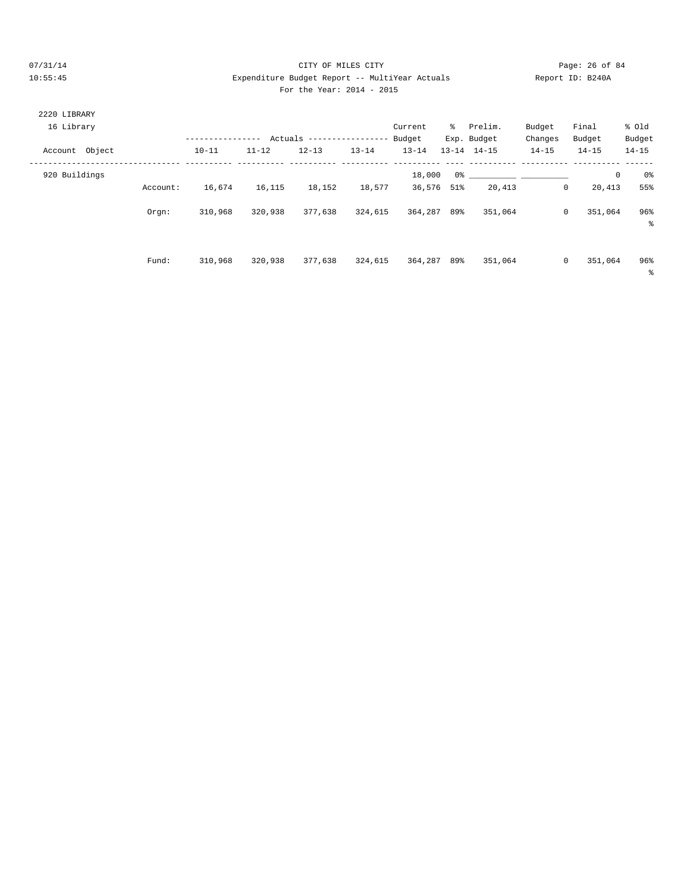CITY OF MILES CITY

Expenditure Budget Report -- MultiYear Actuals

For the Year: 2014 - 2015

2220 LIBRARY

16 Library

| Account Object | | Actuals 10-11 | Actuals 11-12 | Actuals 12-13 | Actuals 13-14 | Current Budget 13-14 | % Exp. 13-14 | Prelim. Budget 14-15 | Budget Changes 14-15 | Final Budget 14-15 | % Old Budget 14-15 |
|---|---|---|---|---|---|---|---|---|---|---|---|
| 920 Buildings | | | | | | 18,000 | 0% | | | 0 | 0% |
| | Account: | 16,674 | 16,115 | 18,152 | 18,577 | 36,576 | 51% | 20,413 | 0 | 20,413 | 55% |
| | Orgn: | 310,968 | 320,938 | 377,638 | 324,615 | 364,287 | 89% | 351,064 | 0 | 351,064 | 96% |
| | Fund: | 310,968 | 320,938 | 377,638 | 324,615 | 364,287 | 89% | 351,064 | 0 | 351,064 | 96% |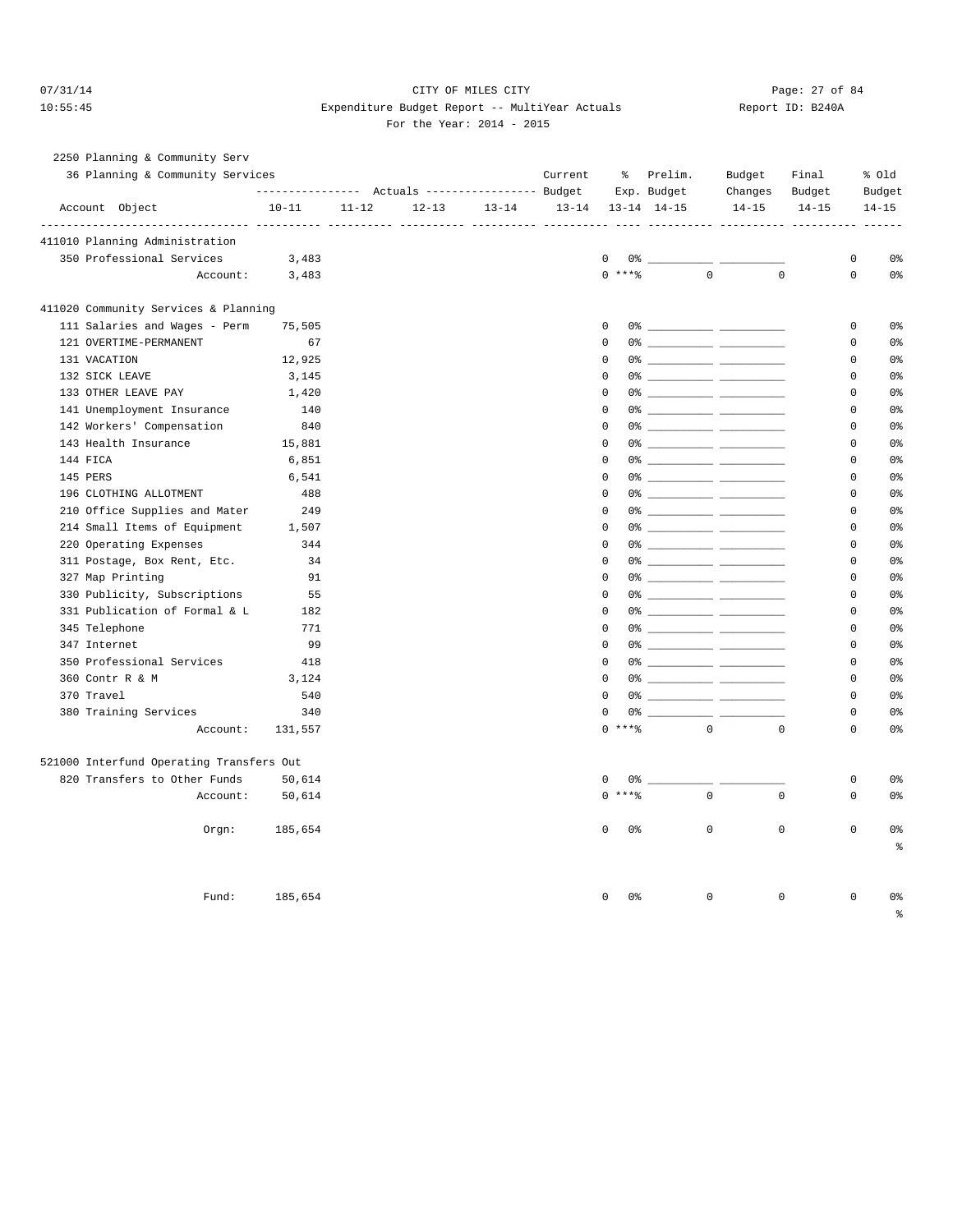CITY OF MILES CITY
Expenditure Budget Report -- MultiYear Actuals
For the Year: 2014 - 2015

07/31/14 10:55:45 Report ID: B240A

2250 Planning & Community Serv

36 Planning & Community Services

| Account Object | Actuals 10-11 | Actuals 11-12 | Actuals 12-13 | Actuals 13-14 | Current Budget 13-14 | % Exp. 13-14 | Prelim. Budget 14-15 | Budget Changes 14-15 | Final Budget 14-15 | % Old Budget 14-15 |
|---|---|---|---|---|---|---|---|---|---|---|
| **411010 Planning Administration** | | | | | | | | | | |
| 350 Professional Services | 3,483 | | | | 0 | 0% | | | 0 | 0% |
| Account: | 3,483 | | | | 0 | ***% | 0 | 0 | 0 | 0% |
| **411020 Community Services & Planning** | | | | | | | | | | |
| 111 Salaries and Wages - Perm | 75,505 | | | | 0 | 0% | | | 0 | 0% |
| 121 OVERTIME-PERMANENT | 67 | | | | 0 | 0% | | | 0 | 0% |
| 131 VACATION | 12,925 | | | | 0 | 0% | | | 0 | 0% |
| 132 SICK LEAVE | 3,145 | | | | 0 | 0% | | | 0 | 0% |
| 133 OTHER LEAVE PAY | 1,420 | | | | 0 | 0% | | | 0 | 0% |
| 141 Unemployment Insurance | 140 | | | | 0 | 0% | | | 0 | 0% |
| 142 Workers' Compensation | 840 | | | | 0 | 0% | | | 0 | 0% |
| 143 Health Insurance | 15,881 | | | | 0 | 0% | | | 0 | 0% |
| 144 FICA | 6,851 | | | | 0 | 0% | | | 0 | 0% |
| 145 PERS | 6,541 | | | | 0 | 0% | | | 0 | 0% |
| 196 CLOTHING ALLOTMENT | 488 | | | | 0 | 0% | | | 0 | 0% |
| 210 Office Supplies and Mater | 249 | | | | 0 | 0% | | | 0 | 0% |
| 214 Small Items of Equipment | 1,507 | | | | 0 | 0% | | | 0 | 0% |
| 220 Operating Expenses | 344 | | | | 0 | 0% | | | 0 | 0% |
| 311 Postage, Box Rent, Etc. | 34 | | | | 0 | 0% | | | 0 | 0% |
| 327 Map Printing | 91 | | | | 0 | 0% | | | 0 | 0% |
| 330 Publicity, Subscriptions | 55 | | | | 0 | 0% | | | 0 | 0% |
| 331 Publication of Formal & L | 182 | | | | 0 | 0% | | | 0 | 0% |
| 345 Telephone | 771 | | | | 0 | 0% | | | 0 | 0% |
| 347 Internet | 99 | | | | 0 | 0% | | | 0 | 0% |
| 350 Professional Services | 418 | | | | 0 | 0% | | | 0 | 0% |
| 360 Contr R & M | 3,124 | | | | 0 | 0% | | | 0 | 0% |
| 370 Travel | 540 | | | | 0 | 0% | | | 0 | 0% |
| 380 Training Services | 340 | | | | 0 | 0% | | | 0 | 0% |
| Account: | 131,557 | | | | 0 | ***% | 0 | 0 | 0 | 0% |
| **521000 Interfund Operating Transfers Out** | | | | | | | | | | |
| 820 Transfers to Other Funds | 50,614 | | | | 0 | 0% | | | 0 | 0% |
| Account: | 50,614 | | | | 0 | ***% | 0 | 0 | 0 | 0% |
| Orgn: | 185,654 | | | | 0 | 0% | 0 | 0 | 0 | 0% |
| Fund: | 185,654 | | | | 0 | 0% | 0 | 0 | 0 | 0% |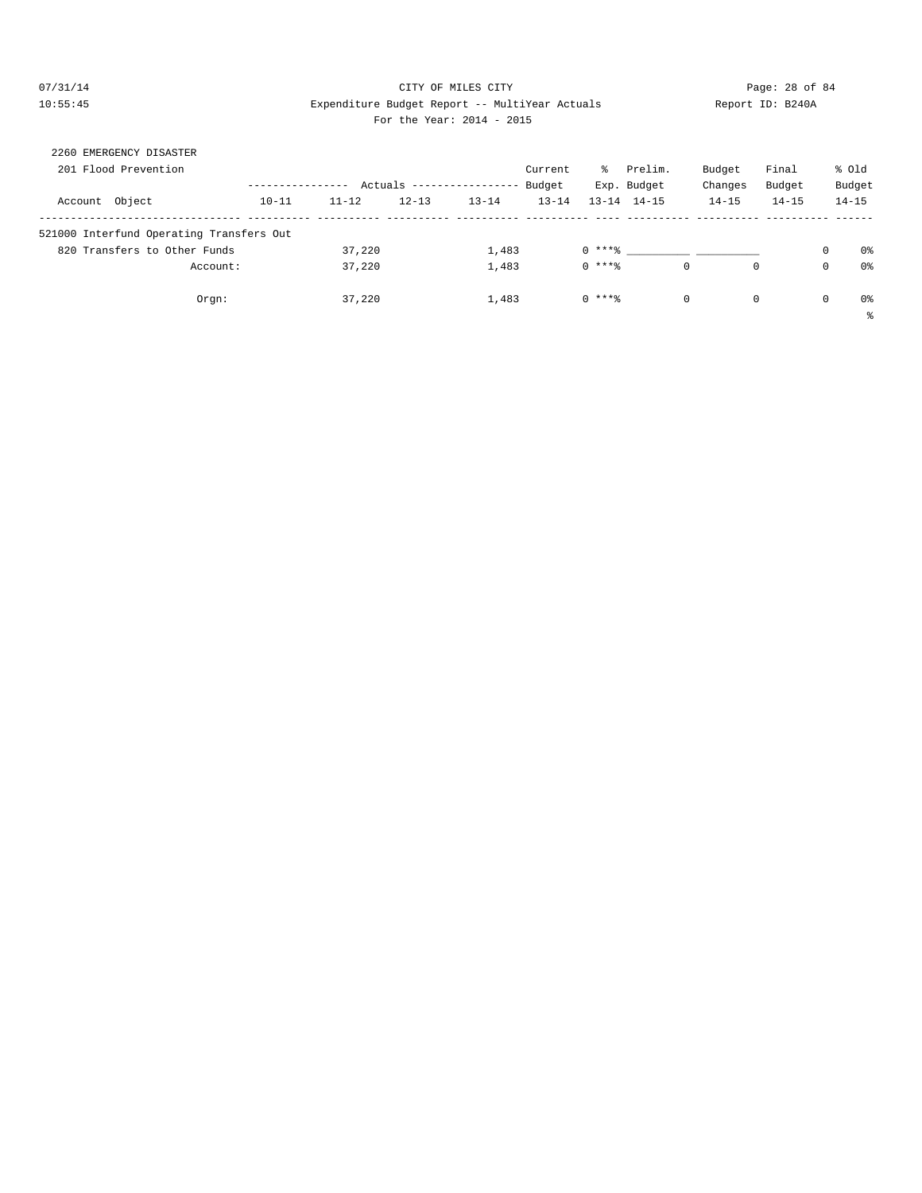CITY OF MILES CITY

Expenditure Budget Report -- MultiYear Actuals

For the Year: 2014 - 2015

2260 EMERGENCY DISASTER

201 Flood Prevention

| Account Object | Actuals 10-11 | Actuals 11-12 | Actuals 12-13 | Actuals 13-14 | Current Budget 13-14 | % Exp. 13-14 | Prelim. Budget 14-15 | Budget Changes 14-15 | Final Budget 14-15 | % Old Budget 14-15 |
|---|---|---|---|---|---|---|---|---|---|---|
| 521000 Interfund Operating Transfers Out | | | | | | | | | | |
| 820 Transfers to Other Funds | | 37,220 | | 1,483 | 0 | ***% | ________ | ________ | 0 | 0% |
| Account: | | 37,220 | | 1,483 | 0 | ***% | 0 | 0 | 0 | 0% |
| Orgn: | | 37,220 | | 1,483 | 0 | ***% | 0 | 0 | 0 | 0% |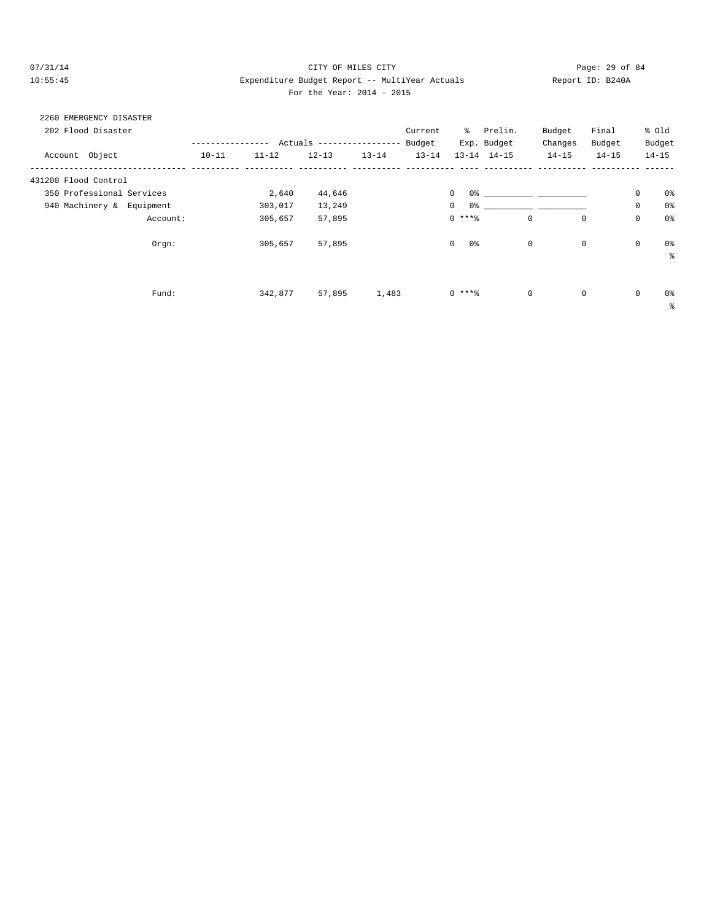CITY OF MILES CITY

Expenditure Budget Report -- MultiYear Actuals

Report ID: B240A

For the Year: 2014 - 2015

07/31/14
10:55:45

2260 EMERGENCY DISASTER

202 Flood Disaster

| Account Object | 10-11 | 11-12 | 12-13 | 13-14 | Current Budget 13-14 | % Exp. 13-14 | Prelim. Budget 14-15 | Budget Changes 14-15 | Final Budget 14-15 | % Old Budget 14-15 |
|---|---|---|---|---|---|---|---|---|---|---|
| 431200 Flood Control | | | | | | | | | | |
| 350 Professional Services | | 2,640 | 44,646 | | 0 | 0% | ___________ | ___________ | 0 | 0% |
| 940 Machinery & Equipment | | 303,017 | 13,249 | | 0 | 0% | ___________ | ___________ | 0 | 0% |
| Account: | | 305,657 | 57,895 | | 0 | ***% | 0 | 0 | 0 | 0% |
| Orgn: | | 305,657 | 57,895 | | 0 | 0% | 0 | 0 | 0 | 0% |
| Fund: | | 342,877 | 57,895 | 1,483 | 0 | ***% | 0 | 0 | 0 | 0% |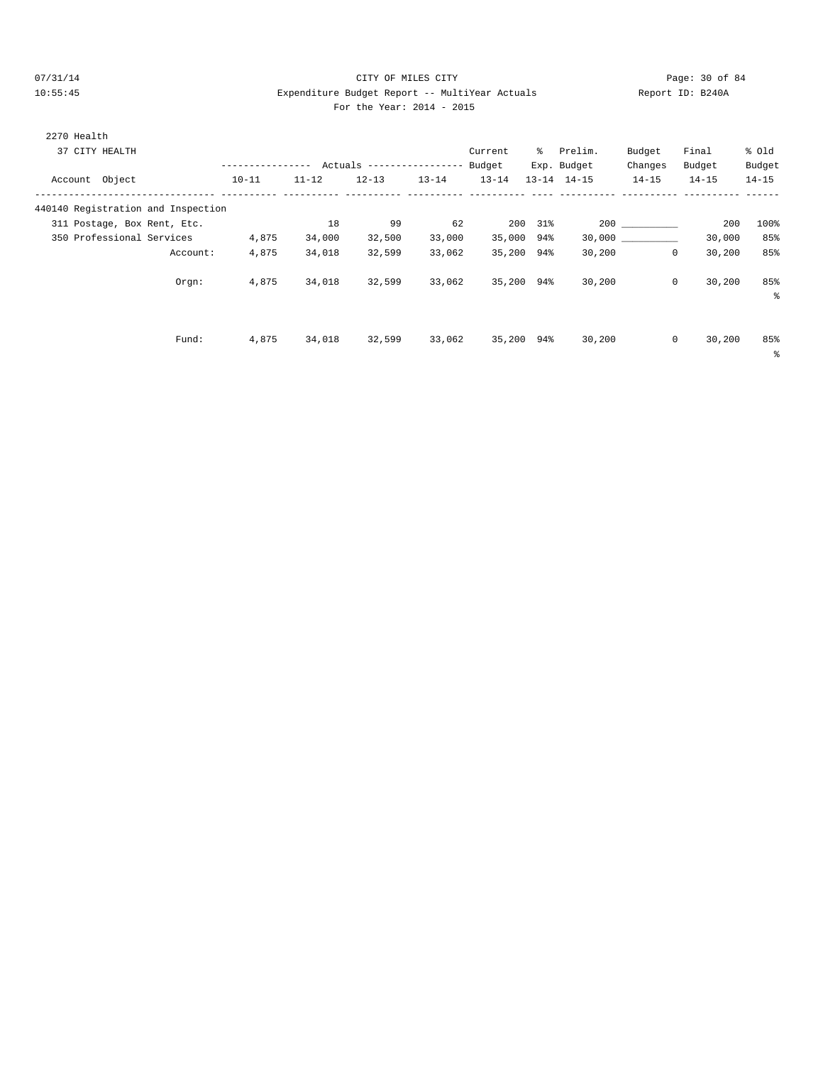2270 Health

37 CITY HEALTH

| Account Object | Actuals 10-11 | Actuals 11-12 | Actuals 12-13 | Actuals 13-14 | Current Budget 13-14 | % Exp. 13-14 | Prelim. Budget 14-15 | Budget Changes 14-15 | Final Budget 14-15 | % Old Budget 14-15 |
|---|---|---|---|---|---|---|---|---|---|---|
| 440140 Registration and Inspection | | | | | | | | | | |
| 311 Postage, Box Rent, Etc. | | 18 | 99 | 62 | 200 | 31% | 200 | __________ | 200 | 100% |
| 350 Professional Services | 4,875 | 34,000 | 32,500 | 33,000 | 35,000 | 94% | 30,000 | __________ | 30,000 | 85% |
| Account: | 4,875 | 34,018 | 32,599 | 33,062 | 35,200 | 94% | 30,200 | 0 | 30,200 | 85% |
| Orgn: | 4,875 | 34,018 | 32,599 | 33,062 | 35,200 | 94% | 30,200 | 0 | 30,200 | 85% % |
| Fund: | 4,875 | 34,018 | 32,599 | 33,062 | 35,200 | 94% | 30,200 | 0 | 30,200 | 85% % |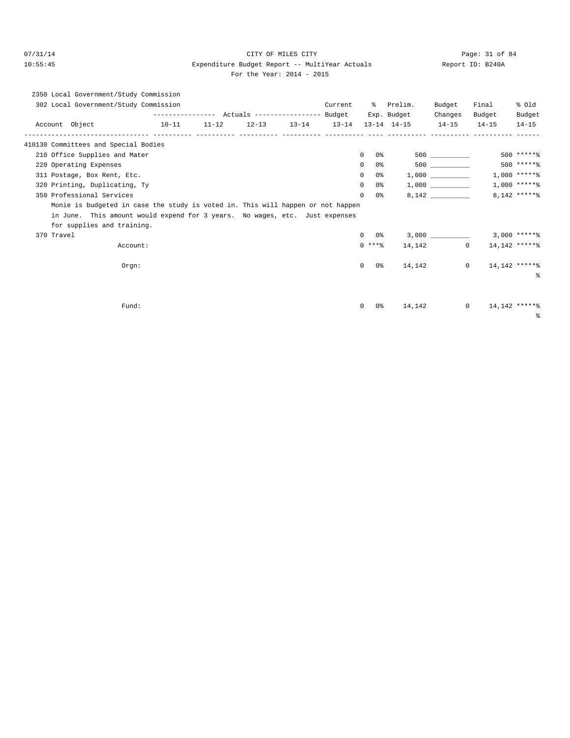CITY OF MILES CITY

Expenditure Budget Report -- MultiYear Actuals

For the Year: 2014 - 2015

07/31/14 10:55:45 — Report ID: B240A

2350 Local Government/Study Commission

| 302 Local Government/Study Commission Account Object | Actuals 10-11 | Actuals 11-12 | Actuals 12-13 | Actuals 13-14 | Current Budget 13-14 | % Exp. 13-14 | Prelim. Budget 14-15 | Budget Changes 14-15 | Final Budget 14-15 | % Old Budget 14-15 |
|---|---|---|---|---|---|---|---|---|---|---|
| 410130 Committees and Special Bodies | | | | | | | | | | |
| 210 Office Supplies and Mater | | | | | 0 | 0% | 500 | ___________ | 500 | *****% |
| 220 Operating Expenses | | | | | 0 | 0% | 500 | ___________ | 500 | *****% |
| 311 Postage, Box Rent, Etc. | | | | | 0 | 0% | 1,000 | ___________ | 1,000 | *****% |
| 320 Printing, Duplicating, Ty | | | | | 0 | 0% | 1,000 | ___________ | 1,000 | *****% |
| 350 Professional Services | | | | | 0 | 0% | 8,142 | ___________ | 8,142 | *****% |
| Monie is budgeted in case the study is voted in. This will happen or not happen in June. This amount would expend for 3 years. No wages, etc. Just expenses for supplies and training. | | | | | | | | | | |
| 370 Travel | | | | | 0 | 0% | 3,000 | ___________ | 3,000 | *****% |
| Account: | | | | | 0 | ***% | 14,142 | 0 | 14,142 | *****% |
| Orgn: | | | | | 0 | 0% | 14,142 | 0 | 14,142 | *****% |
| Fund: | | | | | 0 | 0% | 14,142 | 0 | 14,142 | *****% |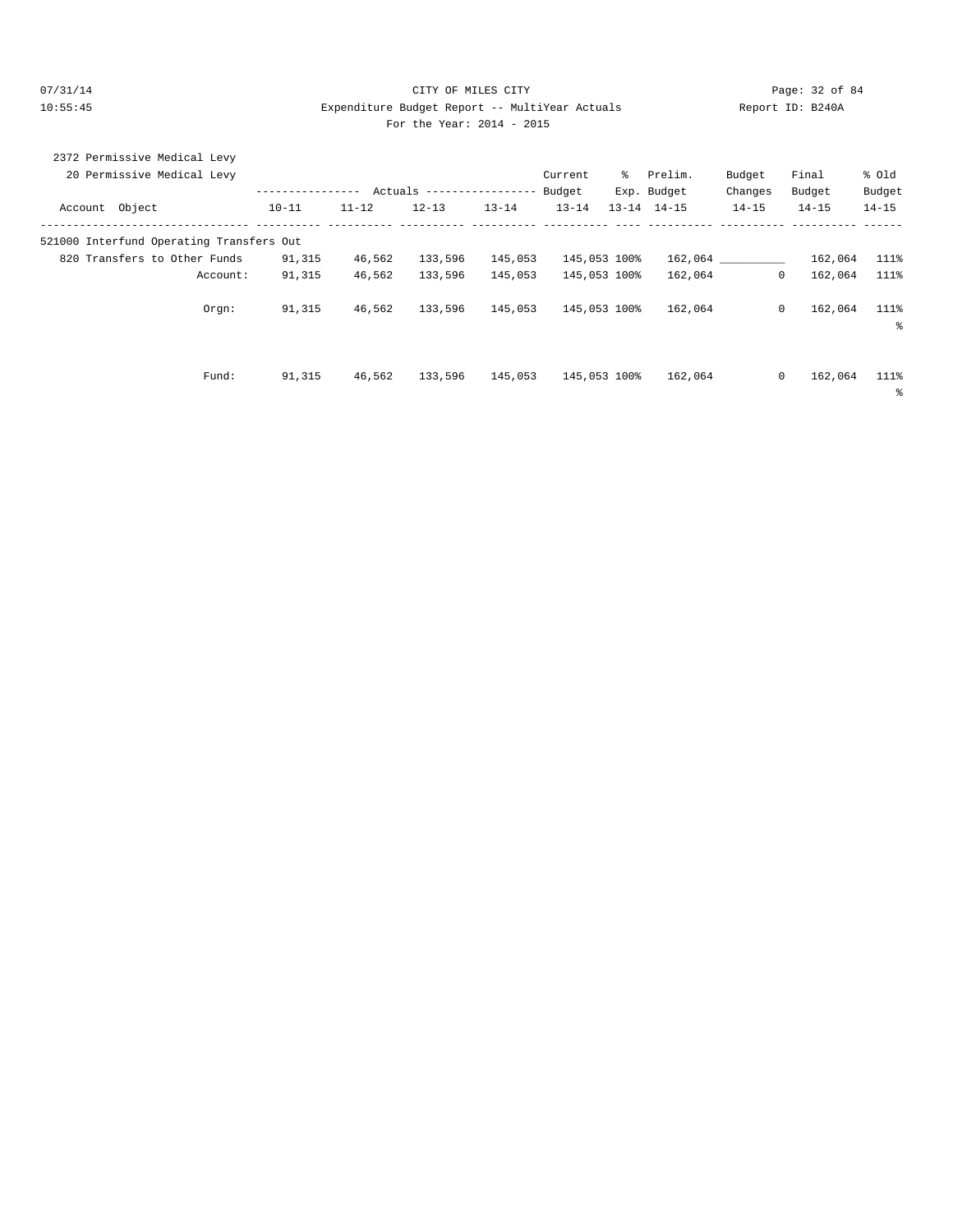CITY OF MILES CITY

Expenditure Budget Report -- MultiYear Actuals

For the Year: 2014 - 2015

Report ID: B240A

2372 Permissive Medical Levy

20 Permissive Medical Levy

| Account Object | Actuals 10-11 | Actuals 11-12 | Actuals 12-13 | Actuals 13-14 | Current Budget 13-14 | % Exp. 13-14 | Prelim. Budget 14-15 | Budget Changes 14-15 | Final Budget 14-15 | % Old Budget 14-15 |
|---|---|---|---|---|---|---|---|---|---|---|
| 521000 Interfund Operating Transfers Out | | | | | | | | | | |
| 820 Transfers to Other Funds | 91,315 | 46,562 | 133,596 | 145,053 | 145,053 | 100% | 162,064 | __________ | 162,064 | 111% |
| Account: | 91,315 | 46,562 | 133,596 | 145,053 | 145,053 | 100% | 162,064 | 0 | 162,064 | 111% |
| Orgn: | 91,315 | 46,562 | 133,596 | 145,053 | 145,053 | 100% | 162,064 | 0 | 162,064 | 111% |
| Fund: | 91,315 | 46,562 | 133,596 | 145,053 | 145,053 | 100% | 162,064 | 0 | 162,064 | 111% |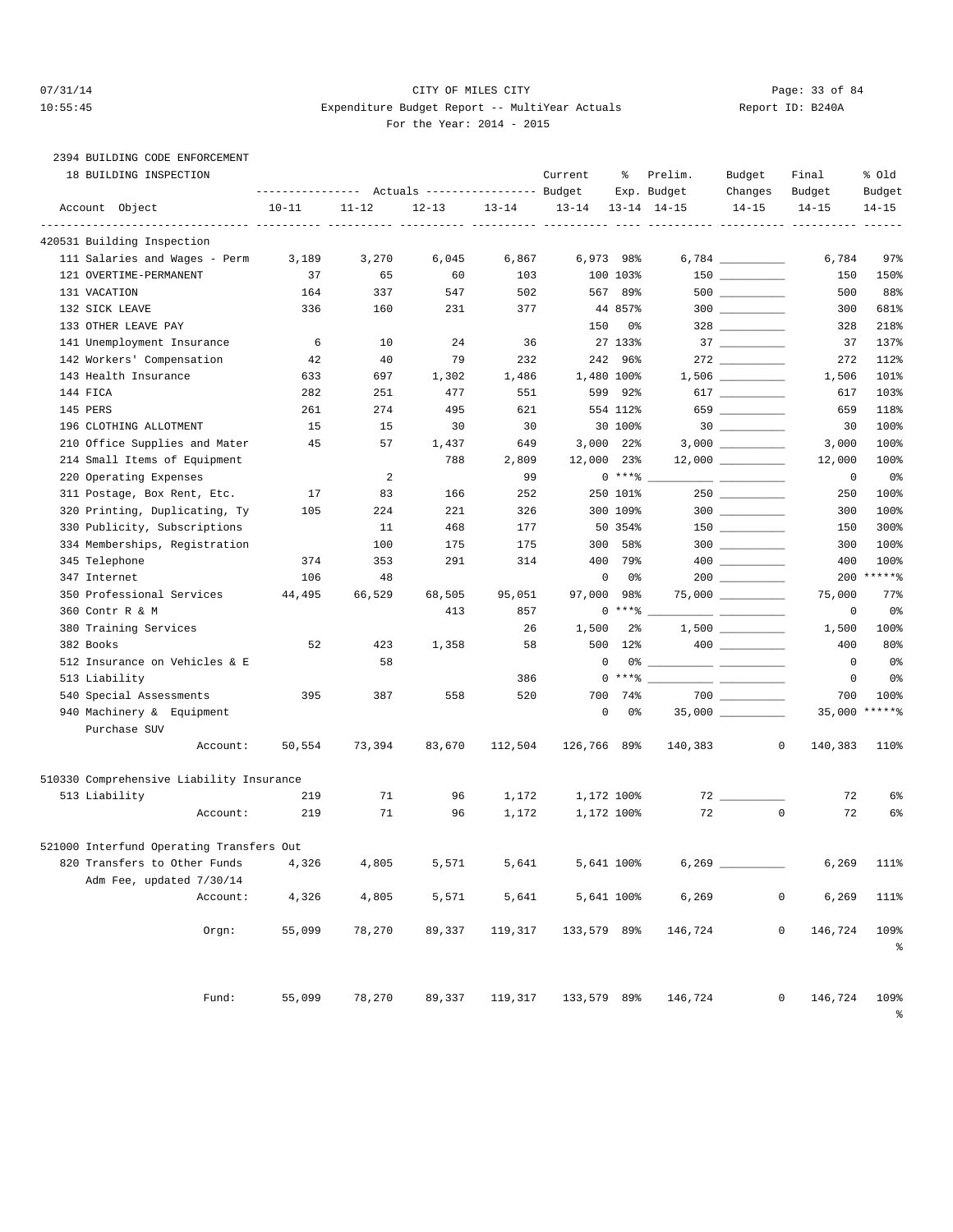CITY OF MILES CITY
Expenditure Budget Report -- MultiYear Actuals
For the Year: 2014 - 2015

07/31/14 10:55:45 — Report ID: B240A

2394 BUILDING CODE ENFORCEMENT

18 BUILDING INSPECTION

| Account Object | Actuals 10-11 | Actuals 11-12 | Actuals 12-13 | Actuals 13-14 | Current Budget 13-14 | % Exp. 13-14 | Prelim. Budget 14-15 | Budget Changes 14-15 | Final Budget 14-15 | % Old Budget 14-15 |
|---|---|---|---|---|---|---|---|---|---|---|
| **420531 Building Inspection** | | | | | | | | | | |
| 111 Salaries and Wages - Perm | 3,189 | 3,270 | 6,045 | 6,867 | 6,973 | 98% | 6,784 | | 6,784 | 97% |
| 121 OVERTIME-PERMANENT | 37 | 65 | 60 | 103 | 100 | 103% | 150 | | 150 | 150% |
| 131 VACATION | 164 | 337 | 547 | 502 | 567 | 89% | 500 | | 500 | 88% |
| 132 SICK LEAVE | 336 | 160 | 231 | 377 | 44 | 857% | 300 | | 300 | 681% |
| 133 OTHER LEAVE PAY | | | | | 150 | 0% | 328 | | 328 | 218% |
| 141 Unemployment Insurance | 6 | 10 | 24 | 36 | 27 | 133% | 37 | | 37 | 137% |
| 142 Workers' Compensation | 42 | 40 | 79 | 232 | 242 | 96% | 272 | | 272 | 112% |
| 143 Health Insurance | 633 | 697 | 1,302 | 1,486 | 1,480 | 100% | 1,506 | | 1,506 | 101% |
| 144 FICA | 282 | 251 | 477 | 551 | 599 | 92% | 617 | | 617 | 103% |
| 145 PERS | 261 | 274 | 495 | 621 | 554 | 112% | 659 | | 659 | 118% |
| 196 CLOTHING ALLOTMENT | 15 | 15 | 30 | 30 | 30 | 100% | 30 | | 30 | 100% |
| 210 Office Supplies and Mater | 45 | 57 | 1,437 | 649 | 3,000 | 22% | 3,000 | | 3,000 | 100% |
| 214 Small Items of Equipment | | | 788 | 2,809 | 12,000 | 23% | 12,000 | | 12,000 | 100% |
| 220 Operating Expenses | | 2 | | 99 | 0 | ***% | | | 0 | 0% |
| 311 Postage, Box Rent, Etc. | 17 | 83 | 166 | 252 | 250 | 101% | 250 | | 250 | 100% |
| 320 Printing, Duplicating, Ty | 105 | 224 | 221 | 326 | 300 | 109% | 300 | | 300 | 100% |
| 330 Publicity, Subscriptions | | 11 | 468 | 177 | 50 | 354% | 150 | | 150 | 300% |
| 334 Memberships, Registration | | 100 | 175 | 175 | 300 | 58% | 300 | | 300 | 100% |
| 345 Telephone | 374 | 353 | 291 | 314 | 400 | 79% | 400 | | 400 | 100% |
| 347 Internet | 106 | 48 | | | 0 | 0% | 200 | | 200 | *****% |
| 350 Professional Services | 44,495 | 66,529 | 68,505 | 95,051 | 97,000 | 98% | 75,000 | | 75,000 | 77% |
| 360 Contr R & M | | | 413 | 857 | 0 | ***% | | | 0 | 0% |
| 380 Training Services | | | | 26 | 1,500 | 2% | 1,500 | | 1,500 | 100% |
| 382 Books | 52 | 423 | 1,358 | 58 | 500 | 12% | 400 | | 400 | 80% |
| 512 Insurance on Vehicles & E | | 58 | | | 0 | 0% | | | 0 | 0% |
| 513 Liability | | | | 386 | 0 | ***% | | | 0 | 0% |
| 540 Special Assessments | 395 | 387 | 558 | 520 | 700 | 74% | 700 | | 700 | 100% |
| 940 Machinery & Equipment<br>Purchase SUV | | | | | 0 | 0% | 35,000 | | 35,000 | *****% |
| Account: | 50,554 | 73,394 | 83,670 | 112,504 | 126,766 | 89% | 140,383 | 0 | 140,383 | 110% |
| **510330 Comprehensive Liability Insurance** | | | | | | | | | | |
| 513 Liability | 219 | 71 | 96 | 1,172 | 1,172 | 100% | 72 | | 72 | 6% |
| Account: | 219 | 71 | 96 | 1,172 | 1,172 | 100% | 72 | 0 | 72 | 6% |
| **521000 Interfund Operating Transfers Out** | | | | | | | | | | |
| 820 Transfers to Other Funds<br>Adm Fee, updated 7/30/14 | 4,326 | 4,805 | 5,571 | 5,641 | 5,641 | 100% | 6,269 | | 6,269 | 111% |
| Account: | 4,326 | 4,805 | 5,571 | 5,641 | 5,641 | 100% | 6,269 | 0 | 6,269 | 111% |
| Orgn: | 55,099 | 78,270 | 89,337 | 119,317 | 133,579 | 89% | 146,724 | 0 | 146,724 | 109% |
| Fund: | 55,099 | 78,270 | 89,337 | 119,317 | 133,579 | 89% | 146,724 | 0 | 146,724 | 109% |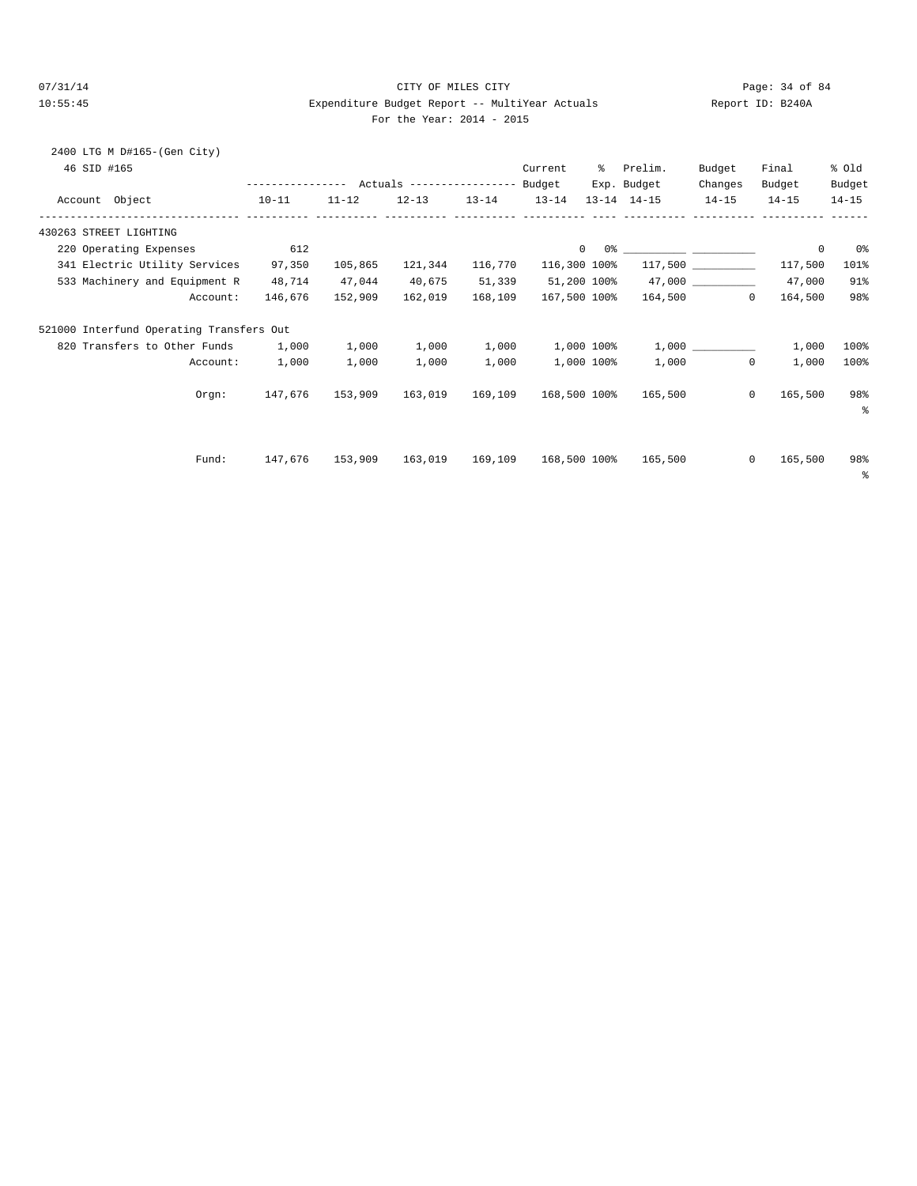CITY OF MILES CITY
Expenditure Budget Report -- MultiYear Actuals
For the Year: 2014 - 2015

07/31/14 10:55:45 — Report ID: B240A

2400 LTG M D#165-(Gen City)

46 SID #165

| Account Object | 10-11 | 11-12 | 12-13 | 13-14 | Current Budget 13-14 | % Exp. 13-14 | Prelim. Budget 14-15 | Budget Changes 14-15 | Final Budget 14-15 | % Old Budget 14-15 |
|---|---|---|---|---|---|---|---|---|---|---|
| **430263 STREET LIGHTING** | | | | | | | | | | |
| 220 Operating Expenses | 612 | | | | 0 | 0% | ___________ | ___________ | 0 | 0% |
| 341 Electric Utility Services | 97,350 | 105,865 | 121,344 | 116,770 | 116,300 | 100% | 117,500 | ___________ | 117,500 | 101% |
| 533 Machinery and Equipment R | 48,714 | 47,044 | 40,675 | 51,339 | 51,200 | 100% | 47,000 | ___________ | 47,000 | 91% |
| Account: | 146,676 | 152,909 | 162,019 | 168,109 | 167,500 | 100% | 164,500 | 0 | 164,500 | 98% |
| **521000 Interfund Operating Transfers Out** | | | | | | | | | | |
| 820 Transfers to Other Funds | 1,000 | 1,000 | 1,000 | 1,000 | 1,000 | 100% | 1,000 | ___________ | 1,000 | 100% |
| Account: | 1,000 | 1,000 | 1,000 | 1,000 | 1,000 | 100% | 1,000 | 0 | 1,000 | 100% |
| Orgn: | 147,676 | 153,909 | 163,019 | 169,109 | 168,500 | 100% | 165,500 | 0 | 165,500 | 98% |
| Fund: | 147,676 | 153,909 | 163,019 | 169,109 | 168,500 | 100% | 165,500 | 0 | 165,500 | 98% |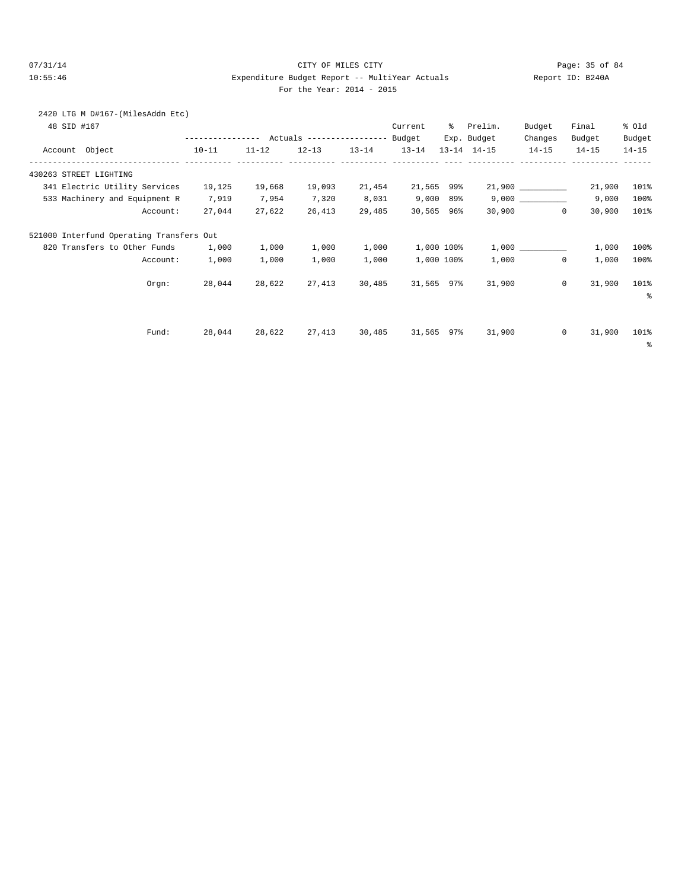CITY OF MILES CITY

Expenditure Budget Report -- MultiYear Actuals

For the Year: 2014 - 2015

07/31/14 10:55:46 — Report ID: B240A

2420 LTG M D#167-(MilesAddn Etc)

48 SID #167

| Account Object | Actuals 10-11 | Actuals 11-12 | Actuals 12-13 | Actuals 13-14 | Current Budget 13-14 | % Exp. 13-14 | Prelim. Budget 14-15 | Budget Changes 14-15 | Final Budget 14-15 | % Old Budget 14-15 |
|---|---|---|---|---|---|---|---|---|---|---|
| 430263 STREET LIGHTING | | | | | | | | | | |
| 341 Electric Utility Services | 19,125 | 19,668 | 19,093 | 21,454 | 21,565 | 99% | 21,900 | __________ | 21,900 | 101% |
| 533 Machinery and Equipment R | 7,919 | 7,954 | 7,320 | 8,031 | 9,000 | 89% | 9,000 | __________ | 9,000 | 100% |
| Account: | 27,044 | 27,622 | 26,413 | 29,485 | 30,565 | 96% | 30,900 | 0 | 30,900 | 101% |
| 521000 Interfund Operating Transfers Out | | | | | | | | | | |
| 820 Transfers to Other Funds | 1,000 | 1,000 | 1,000 | 1,000 | 1,000 | 100% | 1,000 | __________ | 1,000 | 100% |
| Account: | 1,000 | 1,000 | 1,000 | 1,000 | 1,000 | 100% | 1,000 | 0 | 1,000 | 100% |
| Orgn: | 28,044 | 28,622 | 27,413 | 30,485 | 31,565 | 97% | 31,900 | 0 | 31,900 | 101% |
| Fund: | 28,044 | 28,622 | 27,413 | 30,485 | 31,565 | 97% | 31,900 | 0 | 31,900 | 101% |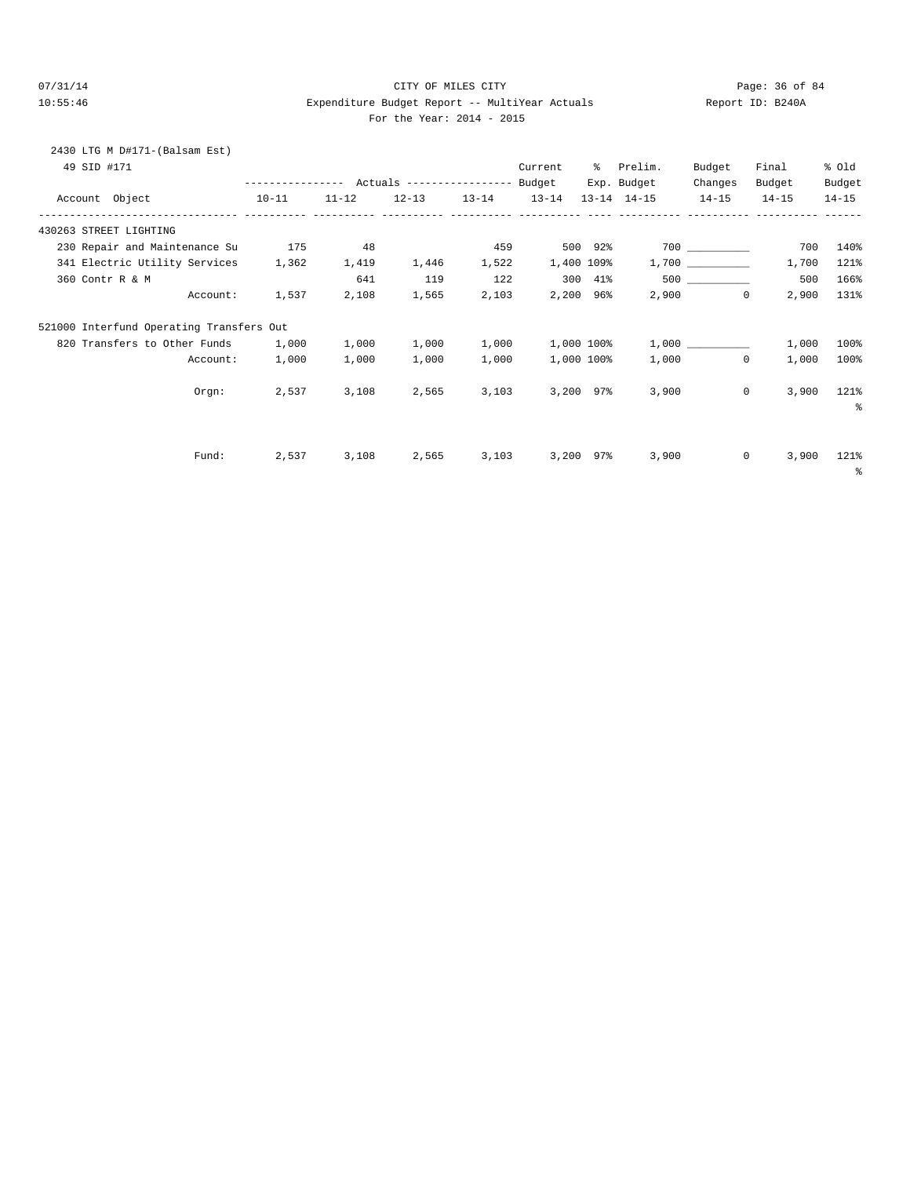CITY OF MILES CITY

Expenditure Budget Report -- MultiYear Actuals

For the Year: 2014 - 2015

07/31/14 10:55:46 — Report ID: B240A

2430 LTG M D#171-(Balsam Est)

49 SID #171

| Account Object | Actuals 10-11 | Actuals 11-12 | Actuals 12-13 | Actuals 13-14 | Current Budget 13-14 | % Exp. 13-14 | Prelim. Budget 14-15 | Budget Changes 14-15 | Final Budget 14-15 | % Old Budget 14-15 |
|---|---|---|---|---|---|---|---|---|---|---|
| **430263 STREET LIGHTING** | | | | | | | | | | |
| 230 Repair and Maintenance Su | 175 | 48 | | 459 | 500 | 92% | 700 | __________ | 700 | 140% |
| 341 Electric Utility Services | 1,362 | 1,419 | 1,446 | 1,522 | 1,400 | 109% | 1,700 | __________ | 1,700 | 121% |
| 360 Contr R & M | | 641 | 119 | 122 | 300 | 41% | 500 | __________ | 500 | 166% |
| Account: | 1,537 | 2,108 | 1,565 | 2,103 | 2,200 | 96% | 2,900 | 0 | 2,900 | 131% |
| **521000 Interfund Operating Transfers Out** | | | | | | | | | | |
| 820 Transfers to Other Funds | 1,000 | 1,000 | 1,000 | 1,000 | 1,000 | 100% | 1,000 | __________ | 1,000 | 100% |
| Account: | 1,000 | 1,000 | 1,000 | 1,000 | 1,000 | 100% | 1,000 | 0 | 1,000 | 100% |
| Orgn: | 2,537 | 3,108 | 2,565 | 3,103 | 3,200 | 97% | 3,900 | 0 | 3,900 | 121% |
| Fund: | 2,537 | 3,108 | 2,565 | 3,103 | 3,200 | 97% | 3,900 | 0 | 3,900 | 121% |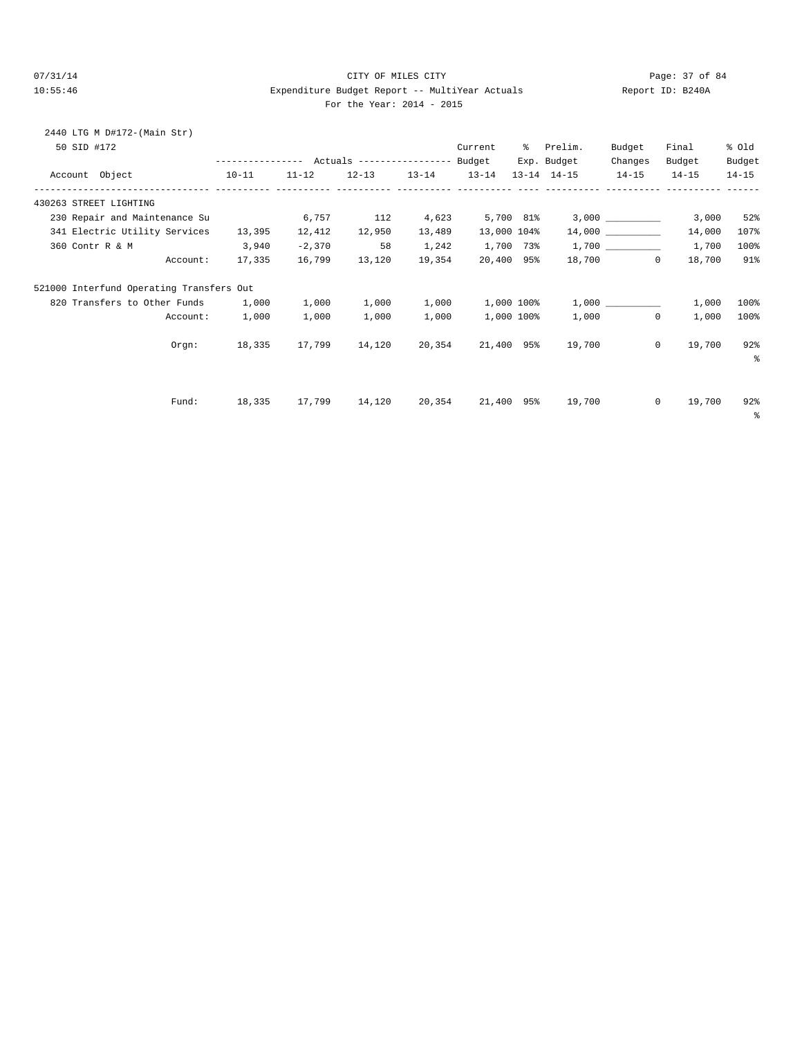CITY OF MILES CITY

Expenditure Budget Report -- MultiYear Actuals

For the Year: 2014 - 2015

07/31/14 10:55:46 Report ID: B240A

2440 LTG M D#172-(Main Str)

50 SID #172

| Account Object | Actuals 10-11 | Actuals 11-12 | Actuals 12-13 | Actuals 13-14 | Current Budget 13-14 | % Exp. 13-14 | Prelim. Budget 14-15 | Budget Changes 14-15 | Final Budget 14-15 | % Old Budget 14-15 |
|---|---|---|---|---|---|---|---|---|---|---|
| **430263 STREET LIGHTING** | | | | | | | | | | |
| 230 Repair and Maintenance Su | | 6,757 | 112 | 4,623 | 5,700 | 81% | 3,000 | __________ | 3,000 | 52% |
| 341 Electric Utility Services | 13,395 | 12,412 | 12,950 | 13,489 | 13,000 | 104% | 14,000 | __________ | 14,000 | 107% |
| 360 Contr R & M | 3,940 | -2,370 | 58 | 1,242 | 1,700 | 73% | 1,700 | __________ | 1,700 | 100% |
| Account: | 17,335 | 16,799 | 13,120 | 19,354 | 20,400 | 95% | 18,700 | 0 | 18,700 | 91% |
| **521000 Interfund Operating Transfers Out** | | | | | | | | | | |
| 820 Transfers to Other Funds | 1,000 | 1,000 | 1,000 | 1,000 | 1,000 | 100% | 1,000 | __________ | 1,000 | 100% |
| Account: | 1,000 | 1,000 | 1,000 | 1,000 | 1,000 | 100% | 1,000 | 0 | 1,000 | 100% |
| Orgn: | 18,335 | 17,799 | 14,120 | 20,354 | 21,400 | 95% | 19,700 | 0 | 19,700 | 92% |
| Fund: | 18,335 | 17,799 | 14,120 | 20,354 | 21,400 | 95% | 19,700 | 0 | 19,700 | 92% |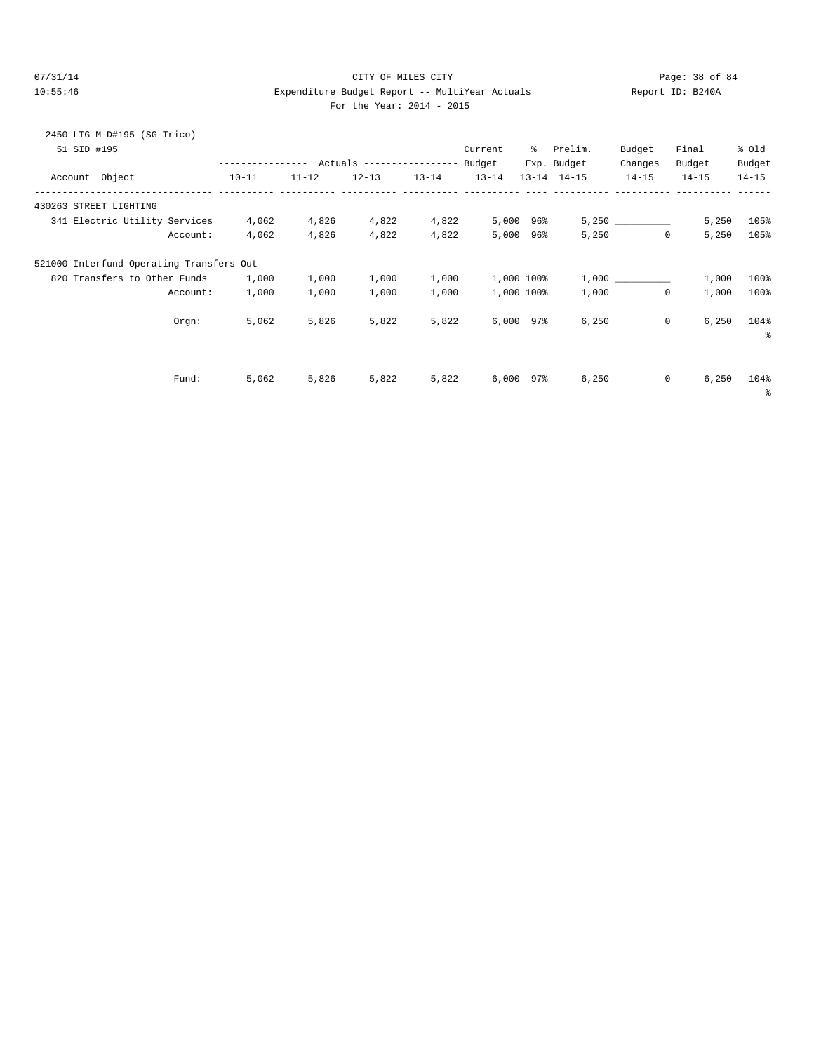CITY OF MILES CITY

Expenditure Budget Report -- MultiYear Actuals

For the Year: 2014 - 2015

07/31/14 10:55:46 Report ID: B240A

2450 LTG M D#195-(SG-Trico)

51 SID #195

| Account Object | 10-11 Actuals | 11-12 Actuals | 12-13 Actuals | 13-14 Actuals | Current Budget 13-14 | % Exp. 13-14 | Prelim. Budget 14-15 | Budget Changes 14-15 | Final Budget 14-15 | % Old Budget 14-15 |
|---|---|---|---|---|---|---|---|---|---|---|
| **430263 STREET LIGHTING** | | | | | | | | | | |
| 341 Electric Utility Services | 4,062 | 4,826 | 4,822 | 4,822 | 5,000 | 96% | 5,250 | __________ | 5,250 | 105% |
| Account: | 4,062 | 4,826 | 4,822 | 4,822 | 5,000 | 96% | 5,250 | 0 | 5,250 | 105% |
| **521000 Interfund Operating Transfers Out** | | | | | | | | | | |
| 820 Transfers to Other Funds | 1,000 | 1,000 | 1,000 | 1,000 | 1,000 | 100% | 1,000 | __________ | 1,000 | 100% |
| Account: | 1,000 | 1,000 | 1,000 | 1,000 | 1,000 | 100% | 1,000 | 0 | 1,000 | 100% |
| Orgn: | 5,062 | 5,826 | 5,822 | 5,822 | 6,000 | 97% | 6,250 | 0 | 6,250 | 104% |
| Fund: | 5,062 | 5,826 | 5,822 | 5,822 | 6,000 | 97% | 6,250 | 0 | 6,250 | 104% |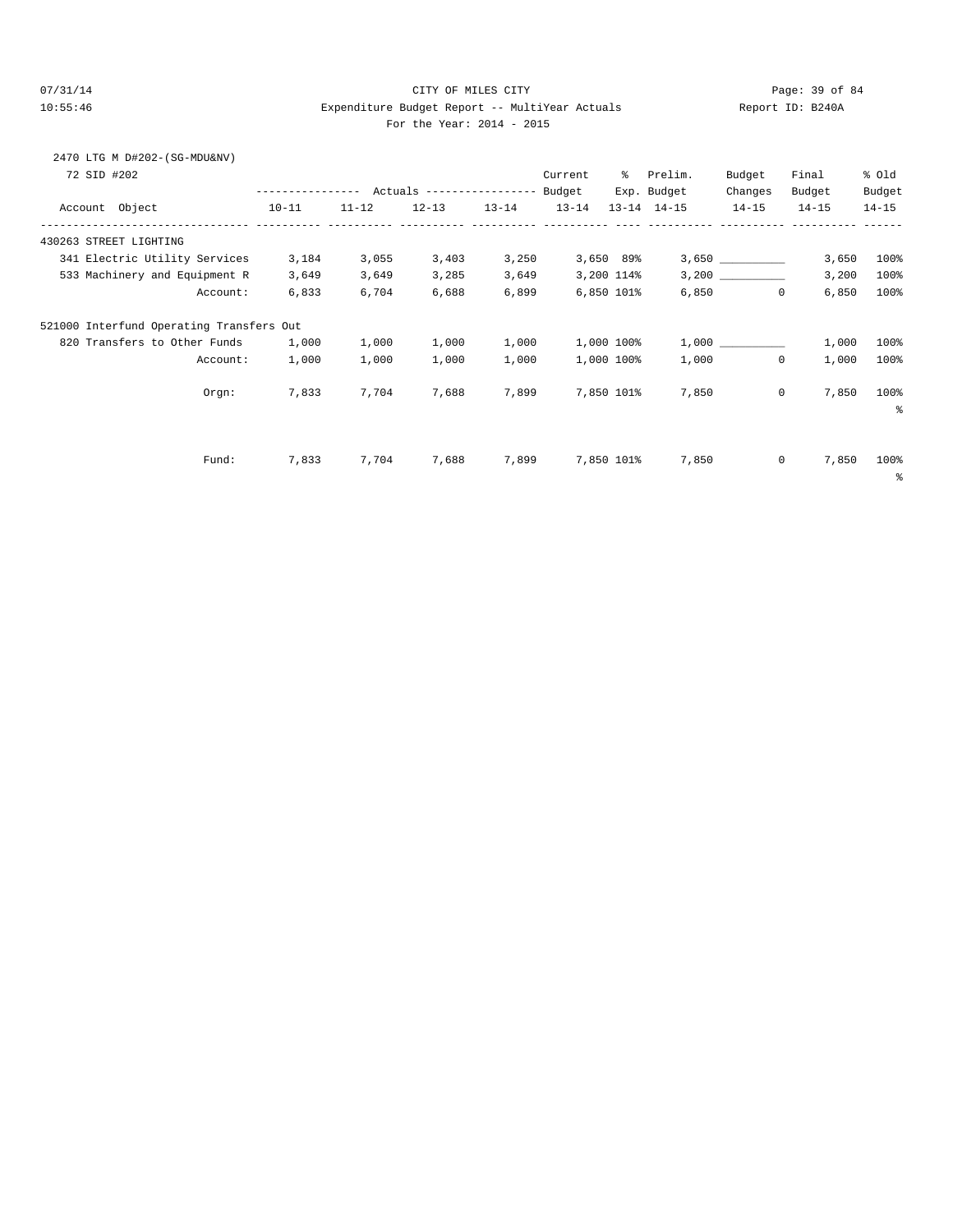CITY OF MILES CITY
Expenditure Budget Report -- MultiYear Actuals
For the Year: 2014 - 2015

07/31/14
10:55:46

Report ID: B240A

2470 LTG M D#202-(SG-MDU&NV)

72 SID #202

| Account Object | Actuals 10-11 | Actuals 11-12 | Actuals 12-13 | Actuals 13-14 | Current Budget 13-14 | % Exp. 13-14 | Prelim. Budget 14-15 | Budget Changes 14-15 | Final Budget 14-15 | % Old Budget 14-15 |
|---|---|---|---|---|---|---|---|---|---|---|
| 430263 STREET LIGHTING | | | | | | | | | | |
| 341 Electric Utility Services | 3,184 | 3,055 | 3,403 | 3,250 | 3,650 | 89% | 3,650 | __________ | 3,650 | 100% |
| 533 Machinery and Equipment R | 3,649 | 3,649 | 3,285 | 3,649 | 3,200 | 114% | 3,200 | __________ | 3,200 | 100% |
| Account: | 6,833 | 6,704 | 6,688 | 6,899 | 6,850 | 101% | 6,850 | 0 | 6,850 | 100% |
| 521000 Interfund Operating Transfers Out | | | | | | | | | | |
| 820 Transfers to Other Funds | 1,000 | 1,000 | 1,000 | 1,000 | 1,000 | 100% | 1,000 | __________ | 1,000 | 100% |
| Account: | 1,000 | 1,000 | 1,000 | 1,000 | 1,000 | 100% | 1,000 | 0 | 1,000 | 100% |
| Orgn: | 7,833 | 7,704 | 7,688 | 7,899 | 7,850 | 101% | 7,850 | 0 | 7,850 | 100% |
| Fund: | 7,833 | 7,704 | 7,688 | 7,899 | 7,850 | 101% | 7,850 | 0 | 7,850 | 100% |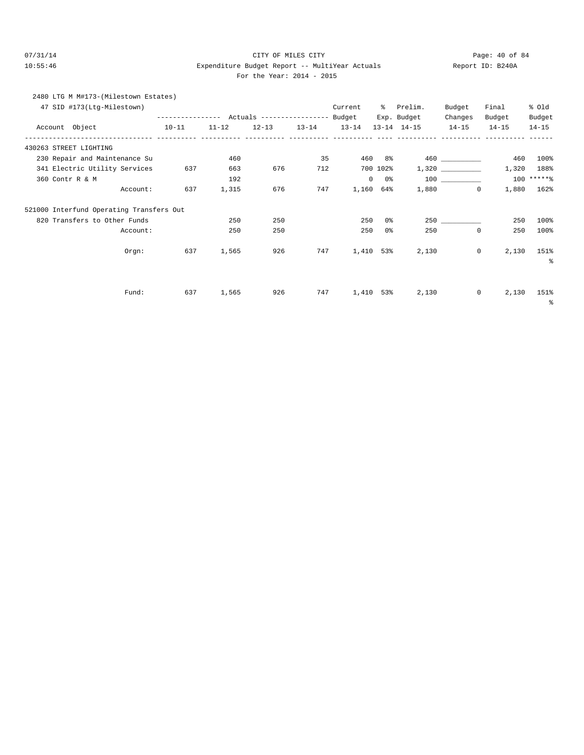07/31/14 CITY OF MILES CITY
10:55:46 Expenditure Budget Report -- MultiYear Actuals Report ID: B240A
For the Year: 2014 - 2015

2480 LTG M M#173-(Milestown Estates)
47 SID #173(Ltg-Milestown)

| Account Object | 10-11 Actuals | 11-12 Actuals | 12-13 Actuals | 13-14 Actuals | Current Budget 13-14 | % Exp. 13-14 | Prelim. Budget 14-15 | Budget Changes 14-15 | Final Budget 14-15 | % Old Budget 14-15 |
|---|---|---|---|---|---|---|---|---|---|---|
| **430263 STREET LIGHTING** | | | | | | | | | | |
| 230 Repair and Maintenance Su | | 460 | | 35 | 460 | 8% | 460 | __________ | 460 | 100% |
| 341 Electric Utility Services | 637 | 663 | 676 | 712 | 700 | 102% | 1,320 | __________ | 1,320 | 188% |
| 360 Contr R & M | | 192 | | | 0 | 0% | 100 | __________ | 100 | *****% |
| Account: | 637 | 1,315 | 676 | 747 | 1,160 | 64% | 1,880 | 0 | 1,880 | 162% |
| **521000 Interfund Operating Transfers Out** | | | | | | | | | | |
| 820 Transfers to Other Funds | | 250 | 250 | | 250 | 0% | 250 | __________ | 250 | 100% |
| Account: | | 250 | 250 | | 250 | 0% | 250 | 0 | 250 | 100% |
| Orgn: | 637 | 1,565 | 926 | 747 | 1,410 | 53% | 2,130 | 0 | 2,130 | 151% |
| Fund: | 637 | 1,565 | 926 | 747 | 1,410 | 53% | 2,130 | 0 | 2,130 | 151% |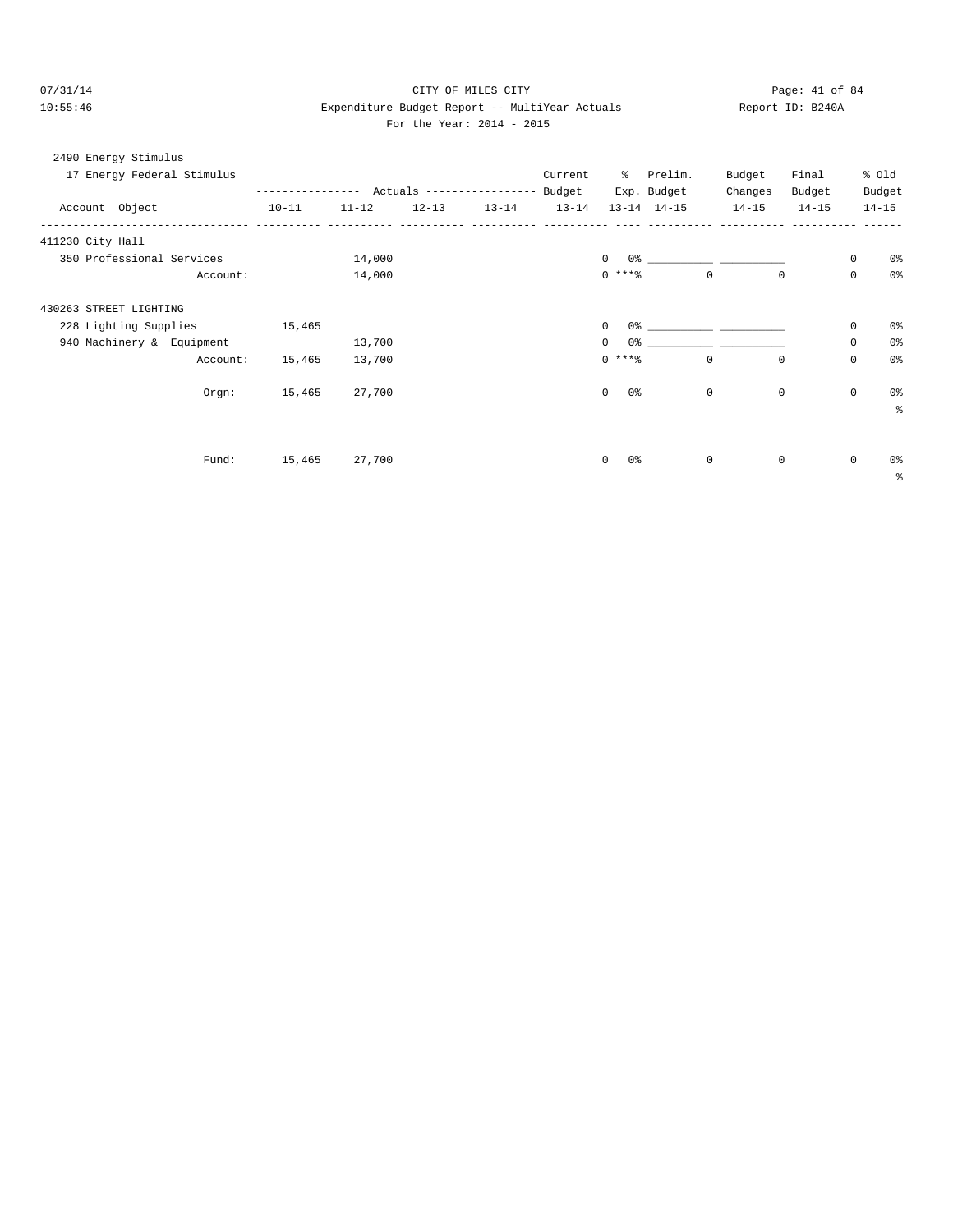CITY OF MILES CITY

Expenditure Budget Report -- MultiYear Actuals

For the Year: 2014 - 2015

2490 Energy Stimulus

17 Energy Federal Stimulus

| Account Object | 10-11 | 11-12 | 12-13 | 13-14 | Current Budget 13-14 | % Exp. 13-14 | Prelim. Budget 14-15 | Budget Changes 14-15 | Final Budget 14-15 | % Old Budget 14-15 |
|---|---|---|---|---|---|---|---|---|---|---|
| **411230 City Hall** | | | | | | | | | | |
| 350 Professional Services | | 14,000 | | | 0 | 0% | ___________ | ___________ | 0 | 0% |
| Account: | | 14,000 | | | 0 | ***% | 0 | 0 | 0 | 0% |
| **430263 STREET LIGHTING** | | | | | | | | | | |
| 228 Lighting Supplies | 15,465 | | | | 0 | 0% | ___________ | ___________ | 0 | 0% |
| 940 Machinery & Equipment | | 13,700 | | | 0 | 0% | ___________ | ___________ | 0 | 0% |
| Account: | 15,465 | 13,700 | | | 0 | ***% | 0 | 0 | 0 | 0% |
| Orgn: | 15,465 | 27,700 | | | 0 | 0% | 0 | 0 | 0 | 0% % |
| Fund: | 15,465 | 27,700 | | | 0 | 0% | 0 | 0 | 0 | 0% % |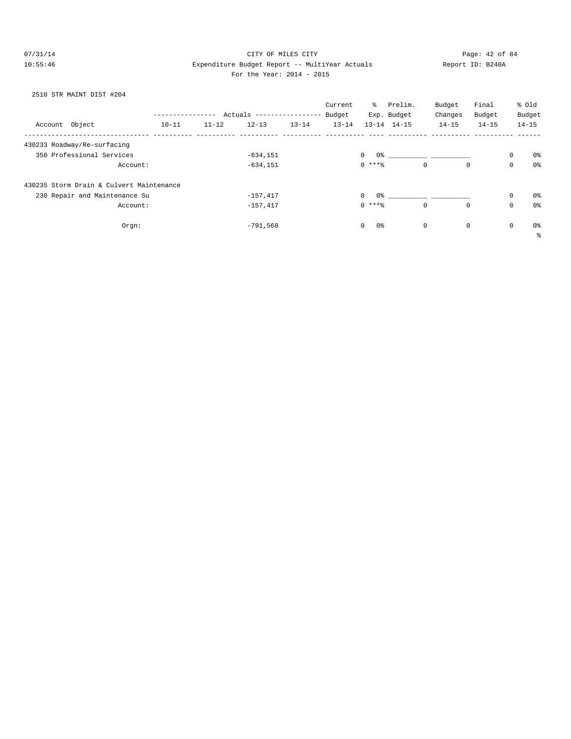CITY OF MILES CITY

Expenditure Budget Report -- MultiYear Actuals

For the Year: 2014 - 2015

07/31/14 10:55:46 Report ID: B240A

2510 STR MAINT DIST #204

| Account Object | Actuals 10-11 | Actuals 11-12 | Actuals 12-13 | Actuals 13-14 | Current Budget 13-14 | % Exp. 13-14 | Prelim. Budget 14-15 | Budget Changes 14-15 | Final Budget 14-15 | % Old Budget 14-15 |
|---|---|---|---|---|---|---|---|---|---|---|
| 430233 Roadway/Re-surfacing | | | | | | | | | | |
| 350 Professional Services | | | -634,151 | | 0 | 0% | ___________ | ___________ | 0 | 0% |
| Account: | | | -634,151 | | 0 | ***% | 0 | 0 | 0 | 0% |
| 430235 Storm Drain & Culvert Maintenance | | | | | | | | | | |
| 230 Repair and Maintenance Su | | | -157,417 | | 0 | 0% | ___________ | ___________ | 0 | 0% |
| Account: | | | -157,417 | | 0 | ***% | 0 | 0 | 0 | 0% |
| Orgn: | | | -791,568 | | 0 | 0% | 0 | 0 | 0 | 0% |

%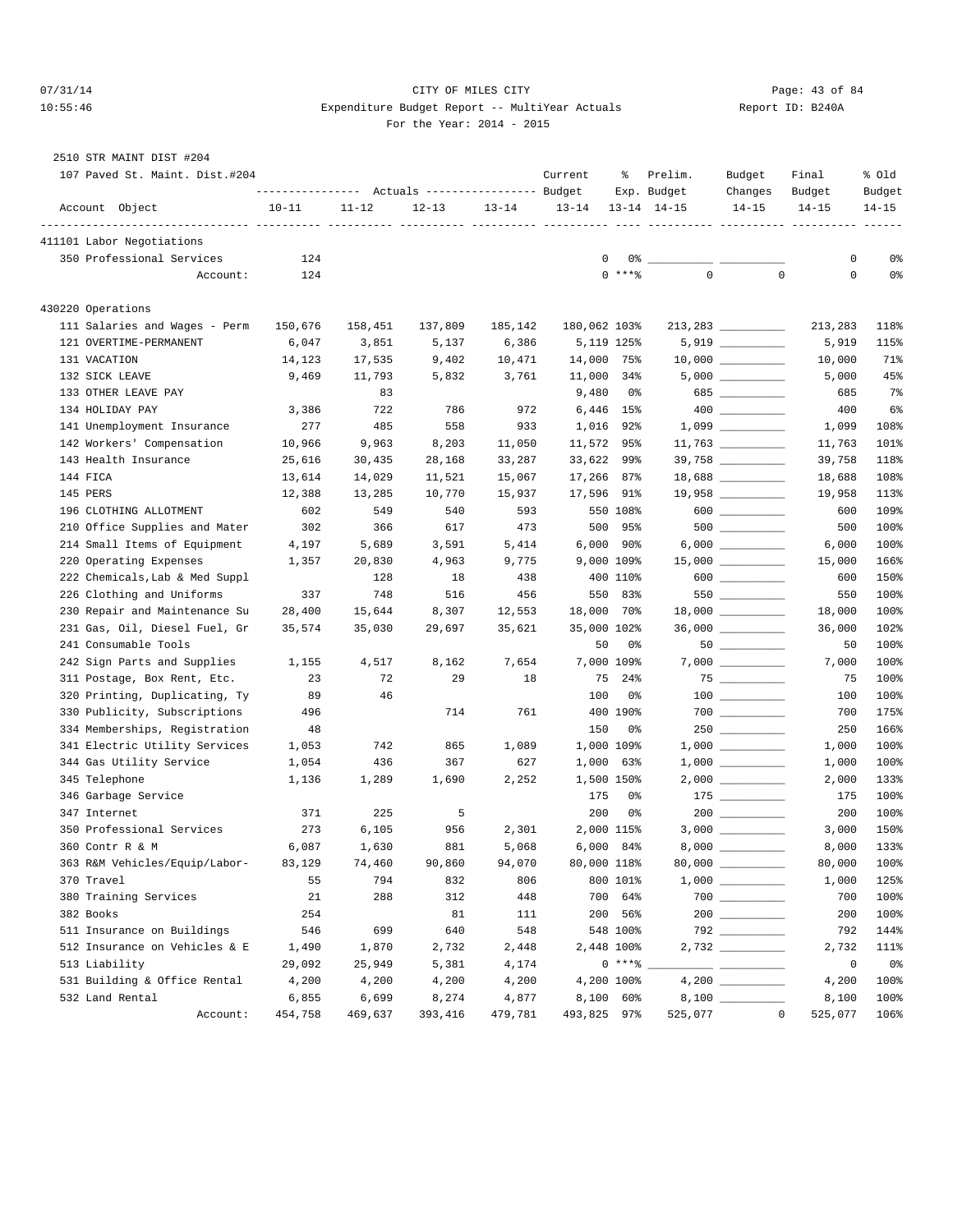CITY OF MILES CITY

Expenditure Budget Report -- MultiYear Actuals

For the Year: 2014 - 2015

07/31/14 10:55:46 — Report ID: B240A

2510 STR MAINT DIST #204

107 Paved St. Maint. Dist.#204

| Account Object | Actuals 10-11 | Actuals 11-12 | Actuals 12-13 | Actuals 13-14 | Current Budget 13-14 | % Exp. 13-14 | Prelim. Budget 14-15 | Budget Changes 14-15 | Final Budget 14-15 | % Old Budget 14-15 |
|---|---|---|---|---|---|---|---|---|---|---|
| **411101 Labor Negotiations** | | | | | | | | | | |
| 350 Professional Services | 124 | | | | 0 | 0% | | | 0 | 0% |
| Account: | 124 | | | | 0 | ***% | 0 | 0 | 0 | 0% |
| **430220 Operations** | | | | | | | | | | |
| 111 Salaries and Wages - Perm | 150,676 | 158,451 | 137,809 | 185,142 | 180,062 | 103% | 213,283 | | 213,283 | 118% |
| 121 OVERTIME-PERMANENT | 6,047 | 3,851 | 5,137 | 6,386 | 5,119 | 125% | 5,919 | | 5,919 | 115% |
| 131 VACATION | 14,123 | 17,535 | 9,402 | 10,471 | 14,000 | 75% | 10,000 | | 10,000 | 71% |
| 132 SICK LEAVE | 9,469 | 11,793 | 5,832 | 3,761 | 11,000 | 34% | 5,000 | | 5,000 | 45% |
| 133 OTHER LEAVE PAY | | 83 | | | 9,480 | 0% | 685 | | 685 | 7% |
| 134 HOLIDAY PAY | 3,386 | 722 | 786 | 972 | 6,446 | 15% | 400 | | 400 | 6% |
| 141 Unemployment Insurance | 277 | 485 | 558 | 933 | 1,016 | 92% | 1,099 | | 1,099 | 108% |
| 142 Workers' Compensation | 10,966 | 9,963 | 8,203 | 11,050 | 11,572 | 95% | 11,763 | | 11,763 | 101% |
| 143 Health Insurance | 25,616 | 30,435 | 28,168 | 33,287 | 33,622 | 99% | 39,758 | | 39,758 | 118% |
| 144 FICA | 13,614 | 14,029 | 11,521 | 15,067 | 17,266 | 87% | 18,688 | | 18,688 | 108% |
| 145 PERS | 12,388 | 13,285 | 10,770 | 15,937 | 17,596 | 91% | 19,958 | | 19,958 | 113% |
| 196 CLOTHING ALLOTMENT | 602 | 549 | 540 | 593 | 550 | 108% | 600 | | 600 | 109% |
| 210 Office Supplies and Mater | 302 | 366 | 617 | 473 | 500 | 95% | 500 | | 500 | 100% |
| 214 Small Items of Equipment | 4,197 | 5,689 | 3,591 | 5,414 | 6,000 | 90% | 6,000 | | 6,000 | 100% |
| 220 Operating Expenses | 1,357 | 20,830 | 4,963 | 9,775 | 9,000 | 109% | 15,000 | | 15,000 | 166% |
| 222 Chemicals,Lab & Med Suppl | | 128 | 18 | 438 | 400 | 110% | 600 | | 600 | 150% |
| 226 Clothing and Uniforms | 337 | 748 | 516 | 456 | 550 | 83% | 550 | | 550 | 100% |
| 230 Repair and Maintenance Su | 28,400 | 15,644 | 8,307 | 12,553 | 18,000 | 70% | 18,000 | | 18,000 | 100% |
| 231 Gas, Oil, Diesel Fuel, Gr | 35,574 | 35,030 | 29,697 | 35,621 | 35,000 | 102% | 36,000 | | 36,000 | 102% |
| 241 Consumable Tools | | | | | 50 | 0% | 50 | | 50 | 100% |
| 242 Sign Parts and Supplies | 1,155 | 4,517 | 8,162 | 7,654 | 7,000 | 109% | 7,000 | | 7,000 | 100% |
| 311 Postage, Box Rent, Etc. | 23 | 72 | 29 | 18 | 75 | 24% | 75 | | 75 | 100% |
| 320 Printing, Duplicating, Ty | 89 | 46 | | | 100 | 0% | 100 | | 100 | 100% |
| 330 Publicity, Subscriptions | 496 | | 714 | 761 | 400 | 190% | 700 | | 700 | 175% |
| 334 Memberships, Registration | 48 | | | | 150 | 0% | 250 | | 250 | 166% |
| 341 Electric Utility Services | 1,053 | 742 | 865 | 1,089 | 1,000 | 109% | 1,000 | | 1,000 | 100% |
| 344 Gas Utility Service | 1,054 | 436 | 367 | 627 | 1,000 | 63% | 1,000 | | 1,000 | 100% |
| 345 Telephone | 1,136 | 1,289 | 1,690 | 2,252 | 1,500 | 150% | 2,000 | | 2,000 | 133% |
| 346 Garbage Service | | | | | 175 | 0% | 175 | | 175 | 100% |
| 347 Internet | 371 | 225 | 5 | | 200 | 0% | 200 | | 200 | 100% |
| 350 Professional Services | 273 | 6,105 | 956 | 2,301 | 2,000 | 115% | 3,000 | | 3,000 | 150% |
| 360 Contr R & M | 6,087 | 1,630 | 881 | 5,068 | 6,000 | 84% | 8,000 | | 8,000 | 133% |
| 363 R&M Vehicles/Equip/Labor- | 83,129 | 74,460 | 90,860 | 94,070 | 80,000 | 118% | 80,000 | | 80,000 | 100% |
| 370 Travel | 55 | 794 | 832 | 806 | 800 | 101% | 1,000 | | 1,000 | 125% |
| 380 Training Services | 21 | 288 | 312 | 448 | 700 | 64% | 700 | | 700 | 100% |
| 382 Books | 254 | | 81 | 111 | 200 | 56% | 200 | | 200 | 100% |
| 511 Insurance on Buildings | 546 | 699 | 640 | 548 | 548 | 100% | 792 | | 792 | 144% |
| 512 Insurance on Vehicles & E | 1,490 | 1,870 | 2,732 | 2,448 | 2,448 | 100% | 2,732 | | 2,732 | 111% |
| 513 Liability | 29,092 | 25,949 | 5,381 | 4,174 | 0 | ***% | | | 0 | 0% |
| 531 Building & Office Rental | 4,200 | 4,200 | 4,200 | 4,200 | 4,200 | 100% | 4,200 | | 4,200 | 100% |
| 532 Land Rental | 6,855 | 6,699 | 8,274 | 4,877 | 8,100 | 60% | 8,100 | | 8,100 | 100% |
| Account: | 454,758 | 469,637 | 393,416 | 479,781 | 493,825 | 97% | 525,077 | 0 | 525,077 | 106% |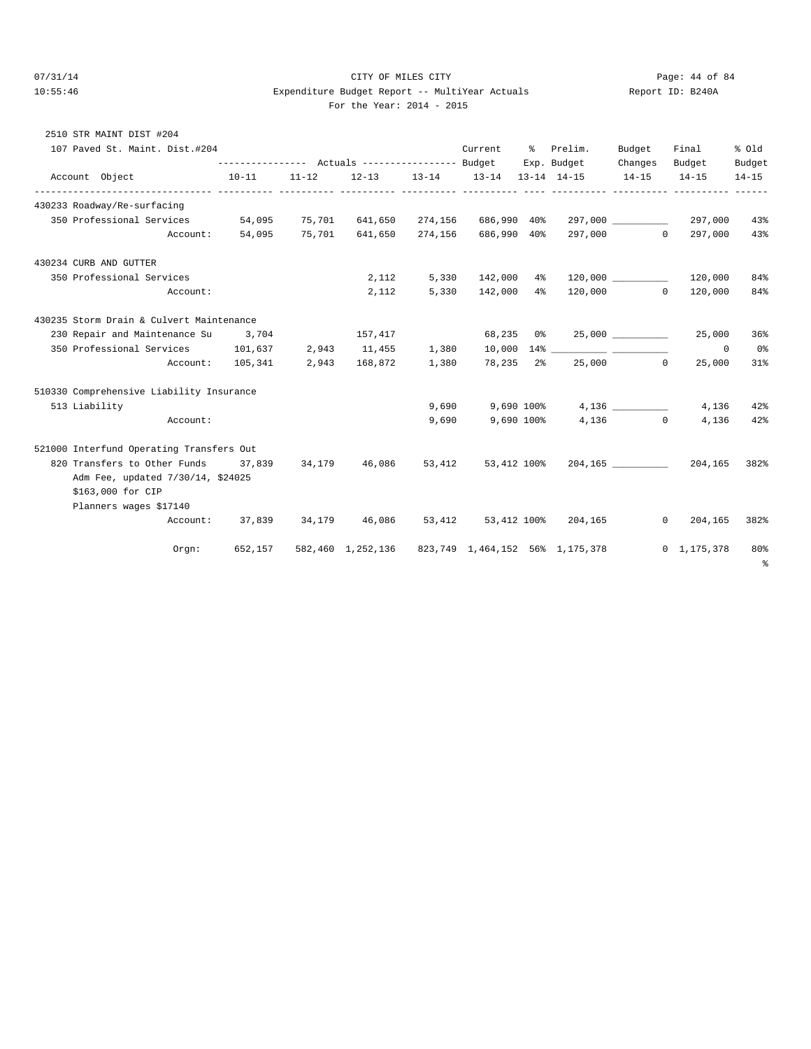CITY OF MILES CITY

Expenditure Budget Report -- MultiYear Actuals

For the Year: 2014 - 2015

Report ID: B240A

2510 STR MAINT DIST #204

107 Paved St. Maint. Dist.#204

| Account Object | Actuals 10-11 | Actuals 11-12 | Actuals 12-13 | Actuals 13-14 | Current Budget 13-14 | % Exp. 13-14 | Prelim. Budget 14-15 | Budget Changes 14-15 | Final Budget 14-15 | % Old Budget 14-15 |
|---|---|---|---|---|---|---|---|---|---|---|
| **430233 Roadway/Re-surfacing** | | | | | | | | | | |
| 350 Professional Services | 54,095 | 75,701 | 641,650 | 274,156 | 686,990 | 40% | 297,000 | __________ | 297,000 | 43% |
| Account: | 54,095 | 75,701 | 641,650 | 274,156 | 686,990 | 40% | 297,000 | 0 | 297,000 | 43% |
| **430234 CURB AND GUTTER** | | | | | | | | | | |
| 350 Professional Services | | | 2,112 | 5,330 | 142,000 | 4% | 120,000 | __________ | 120,000 | 84% |
| Account: | | | 2,112 | 5,330 | 142,000 | 4% | 120,000 | 0 | 120,000 | 84% |
| **430235 Storm Drain & Culvert Maintenance** | | | | | | | | | | |
| 230 Repair and Maintenance Su | 3,704 | | 157,417 | | 68,235 | 0% | 25,000 | __________ | 25,000 | 36% |
| 350 Professional Services | 101,637 | 2,943 | 11,455 | 1,380 | 10,000 | 14% | __________ | __________ | 0 | 0% |
| Account: | 105,341 | 2,943 | 168,872 | 1,380 | 78,235 | 2% | 25,000 | 0 | 25,000 | 31% |
| **510330 Comprehensive Liability Insurance** | | | | | | | | | | |
| 513 Liability | | | | 9,690 | 9,690 | 100% | 4,136 | __________ | 4,136 | 42% |
| Account: | | | | 9,690 | 9,690 | 100% | 4,136 | 0 | 4,136 | 42% |
| **521000 Interfund Operating Transfers Out** | | | | | | | | | | |
| 820 Transfers to Other Funds | 37,839 | 34,179 | 46,086 | 53,412 | 53,412 | 100% | 204,165 | __________ | 204,165 | 382% |
| Adm Fee, updated 7/30/14, $24025 | | | | | | | | | | |
| $163,000 for CIP | | | | | | | | | | |
| Planners wages $17140 | | | | | | | | | | |
| Account: | 37,839 | 34,179 | 46,086 | 53,412 | 53,412 | 100% | 204,165 | 0 | 204,165 | 382% |
| Orgn: | 652,157 | 582,460 | 1,252,136 | 823,749 | 1,464,152 | 56% | 1,175,378 | 0 | 1,175,378 | 80% |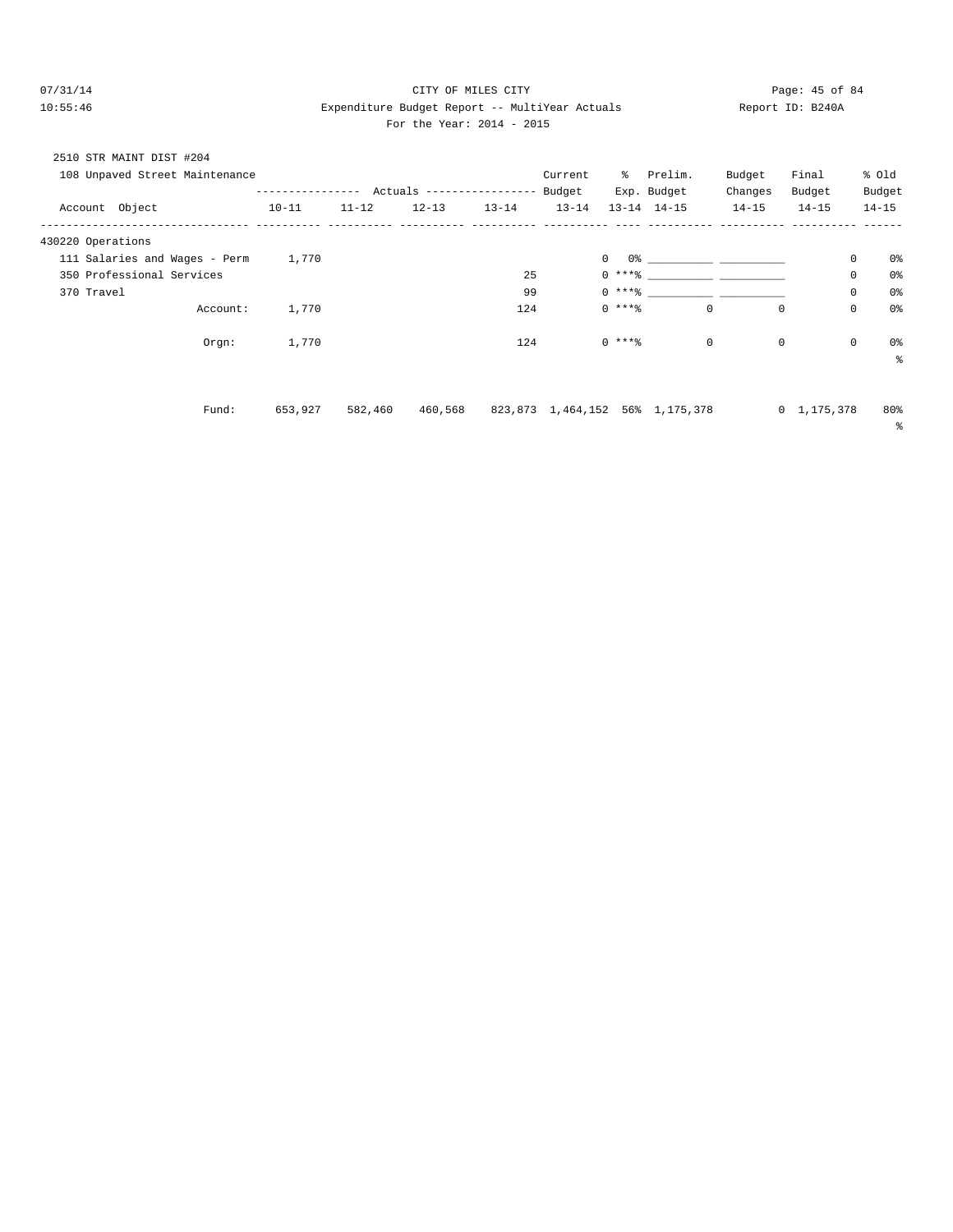CITY OF MILES CITY

Expenditure Budget Report -- MultiYear Actuals

For the Year: 2014 - 2015

07/31/14 10:55:46 — Report ID: B240A

2510 STR MAINT DIST #204

108 Unpaved Street Maintenance

| Account Object | Actuals 10-11 | Actuals 11-12 | Actuals 12-13 | Actuals 13-14 | Current Budget 13-14 | % Exp. 13-14 | Prelim. Budget 14-15 | Budget Changes 14-15 | Final Budget 14-15 | % Old Budget 14-15 |
|---|---|---|---|---|---|---|---|---|---|---|
| 430220 Operations | | | | | | | | | | |
| 111 Salaries and Wages - Perm | 1,770 | | | | 0 | 0% | ___________ | ___________ | 0 | 0% |
| 350 Professional Services | | | | 25 | 0 | ***% | ___________ | ___________ | 0 | 0% |
| 370 Travel | | | | 99 | 0 | ***% | ___________ | ___________ | 0 | 0% |
| Account: | 1,770 | | | 124 | 0 | ***% | 0 | 0 | 0 | 0% |
| Orgn: | 1,770 | | | 124 | 0 | ***% | 0 | 0 | 0 | 0% |
| Fund: | 653,927 | 582,460 | 460,568 | 823,873 | 1,464,152 | 56% | 1,175,378 | 0 | 1,175,378 | 80% |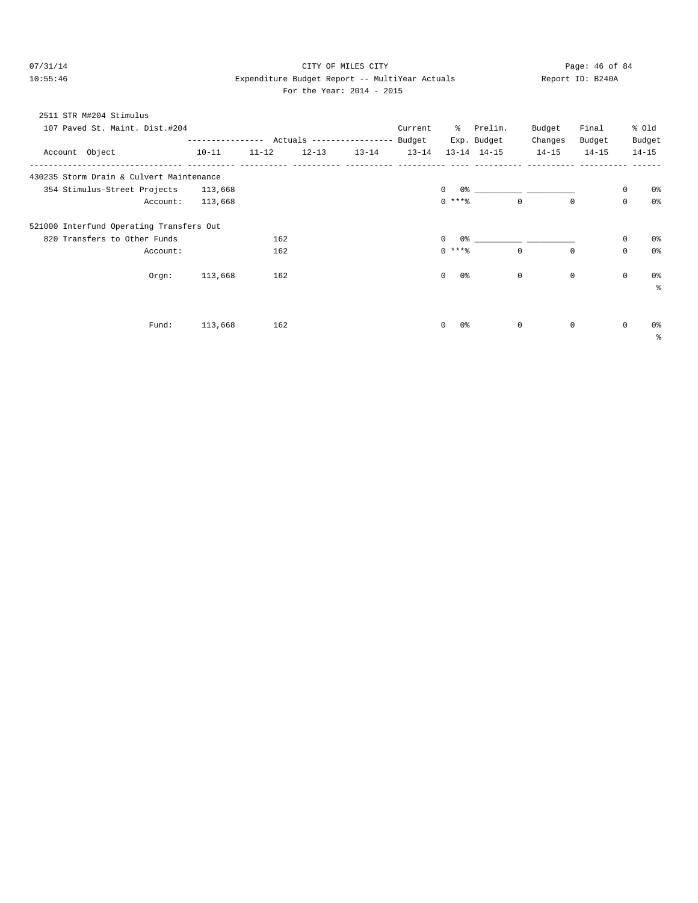CITY OF MILES CITY

Expenditure Budget Report -- MultiYear Actuals

For the Year: 2014 - 2015

07/31/14 10:55:46 Report ID: B240A

2511 STR M#204 Stimulus

107 Paved St. Maint. Dist.#204

| Account Object | 10-11 | 11-12 | 12-13 | 13-14 | Current Budget 13-14 | % Exp. 13-14 | Prelim. Budget 14-15 | Budget Changes 14-15 | Final Budget 14-15 | % Old Budget 14-15 |
|---|---|---|---|---|---|---|---|---|---|---|
| **430235 Storm Drain & Culvert Maintenance** | | | | | | | | | | |
| 354 Stimulus-Street Projects | 113,668 | | | | 0 | 0% | ___________ | ___________ | 0 | 0% |
| Account: | 113,668 | | | | 0 | ***% | 0 | 0 | 0 | 0% |
| **521000 Interfund Operating Transfers Out** | | | | | | | | | | |
| 820 Transfers to Other Funds | | 162 | | | 0 | 0% | ___________ | ___________ | 0 | 0% |
| Account: | | 162 | | | 0 | ***% | 0 | 0 | 0 | 0% |
| Orgn: | 113,668 | 162 | | | 0 | 0% | 0 | 0 | 0 | 0% % |
| Fund: | 113,668 | 162 | | | 0 | 0% | 0 | 0 | 0 | 0% % |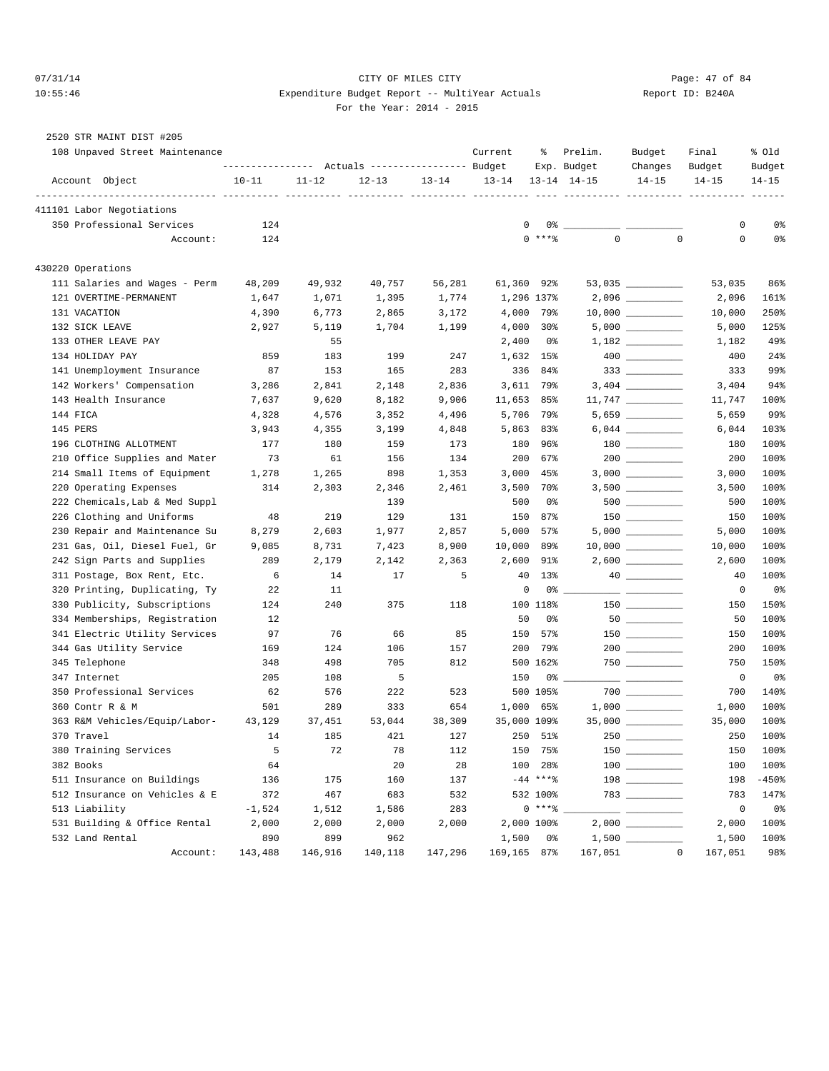CITY OF MILES CITY

Expenditure Budget Report -- MultiYear Actuals

For the Year: 2014 - 2015

2520 STR MAINT DIST #205

108 Unpaved Street Maintenance

| Account Object | Actuals 10-11 | Actuals 11-12 | Actuals 12-13 | Actuals 13-14 | Current Budget 13-14 | % Exp. 13-14 | Prelim. Budget 14-15 | Budget Changes 14-15 | Final Budget 14-15 | % Old Budget 14-15 |
|---|---|---|---|---|---|---|---|---|---|---|
| **411101 Labor Negotiations** | | | | | | | | | | |
| 350 Professional Services | 124 | | | | 0 | 0% | | | 0 | 0% |
| Account: | 124 | | | | 0 | ***% | 0 | 0 | 0 | 0% |
| **430220 Operations** | | | | | | | | | | |
| 111 Salaries and Wages - Perm | 48,209 | 49,932 | 40,757 | 56,281 | 61,360 | 92% | 53,035 | | 53,035 | 86% |
| 121 OVERTIME-PERMANENT | 1,647 | 1,071 | 1,395 | 1,774 | 1,296 | 137% | 2,096 | | 2,096 | 161% |
| 131 VACATION | 4,390 | 6,773 | 2,865 | 3,172 | 4,000 | 79% | 10,000 | | 10,000 | 250% |
| 132 SICK LEAVE | 2,927 | 5,119 | 1,704 | 1,199 | 4,000 | 30% | 5,000 | | 5,000 | 125% |
| 133 OTHER LEAVE PAY | | 55 | | | 2,400 | 0% | 1,182 | | 1,182 | 49% |
| 134 HOLIDAY PAY | 859 | 183 | 199 | 247 | 1,632 | 15% | 400 | | 400 | 24% |
| 141 Unemployment Insurance | 87 | 153 | 165 | 283 | 336 | 84% | 333 | | 333 | 99% |
| 142 Workers' Compensation | 3,286 | 2,841 | 2,148 | 2,836 | 3,611 | 79% | 3,404 | | 3,404 | 94% |
| 143 Health Insurance | 7,637 | 9,620 | 8,182 | 9,906 | 11,653 | 85% | 11,747 | | 11,747 | 100% |
| 144 FICA | 4,328 | 4,576 | 3,352 | 4,496 | 5,706 | 79% | 5,659 | | 5,659 | 99% |
| 145 PERS | 3,943 | 4,355 | 3,199 | 4,848 | 5,863 | 83% | 6,044 | | 6,044 | 103% |
| 196 CLOTHING ALLOTMENT | 177 | 180 | 159 | 173 | 180 | 96% | 180 | | 180 | 100% |
| 210 Office Supplies and Mater | 73 | 61 | 156 | 134 | 200 | 67% | 200 | | 200 | 100% |
| 214 Small Items of Equipment | 1,278 | 1,265 | 898 | 1,353 | 3,000 | 45% | 3,000 | | 3,000 | 100% |
| 220 Operating Expenses | 314 | 2,303 | 2,346 | 2,461 | 3,500 | 70% | 3,500 | | 3,500 | 100% |
| 222 Chemicals,Lab & Med Suppl | | | 139 | | 500 | 0% | 500 | | 500 | 100% |
| 226 Clothing and Uniforms | 48 | 219 | 129 | 131 | 150 | 87% | 150 | | 150 | 100% |
| 230 Repair and Maintenance Su | 8,279 | 2,603 | 1,977 | 2,857 | 5,000 | 57% | 5,000 | | 5,000 | 100% |
| 231 Gas, Oil, Diesel Fuel, Gr | 9,085 | 8,731 | 7,423 | 8,900 | 10,000 | 89% | 10,000 | | 10,000 | 100% |
| 242 Sign Parts and Supplies | 289 | 2,179 | 2,142 | 2,363 | 2,600 | 91% | 2,600 | | 2,600 | 100% |
| 311 Postage, Box Rent, Etc. | 6 | 14 | 17 | 5 | 40 | 13% | 40 | | 40 | 100% |
| 320 Printing, Duplicating, Ty | 22 | 11 | | | 0 | 0% | | | 0 | 0% |
| 330 Publicity, Subscriptions | 124 | 240 | 375 | 118 | 100 | 118% | 150 | | 150 | 150% |
| 334 Memberships, Registration | 12 | | | | 50 | 0% | 50 | | 50 | 100% |
| 341 Electric Utility Services | 97 | 76 | 66 | 85 | 150 | 57% | 150 | | 150 | 100% |
| 344 Gas Utility Service | 169 | 124 | 106 | 157 | 200 | 79% | 200 | | 200 | 100% |
| 345 Telephone | 348 | 498 | 705 | 812 | 500 | 162% | 750 | | 750 | 150% |
| 347 Internet | 205 | 108 | 5 | | 150 | 0% | | | 0 | 0% |
| 350 Professional Services | 62 | 576 | 222 | 523 | 500 | 105% | 700 | | 700 | 140% |
| 360 Contr R & M | 501 | 289 | 333 | 654 | 1,000 | 65% | 1,000 | | 1,000 | 100% |
| 363 R&M Vehicles/Equip/Labor- | 43,129 | 37,451 | 53,044 | 38,309 | 35,000 | 109% | 35,000 | | 35,000 | 100% |
| 370 Travel | 14 | 185 | 421 | 127 | 250 | 51% | 250 | | 250 | 100% |
| 380 Training Services | 5 | 72 | 78 | 112 | 150 | 75% | 150 | | 150 | 100% |
| 382 Books | 64 | | 20 | 28 | 100 | 28% | 100 | | 100 | 100% |
| 511 Insurance on Buildings | 136 | 175 | 160 | 137 | -44 | ***% | 198 | | 198 | -450% |
| 512 Insurance on Vehicles & E | 372 | 467 | 683 | 532 | 532 | 100% | 783 | | 783 | 147% |
| 513 Liability | -1,524 | 1,512 | 1,586 | 283 | 0 | ***% | | | 0 | 0% |
| 531 Building & Office Rental | 2,000 | 2,000 | 2,000 | 2,000 | 2,000 | 100% | 2,000 | | 2,000 | 100% |
| 532 Land Rental | 890 | 899 | 962 | | 1,500 | 0% | 1,500 | | 1,500 | 100% |
| Account: | 143,488 | 146,916 | 140,118 | 147,296 | 169,165 | 87% | 167,051 | 0 | 167,051 | 98% |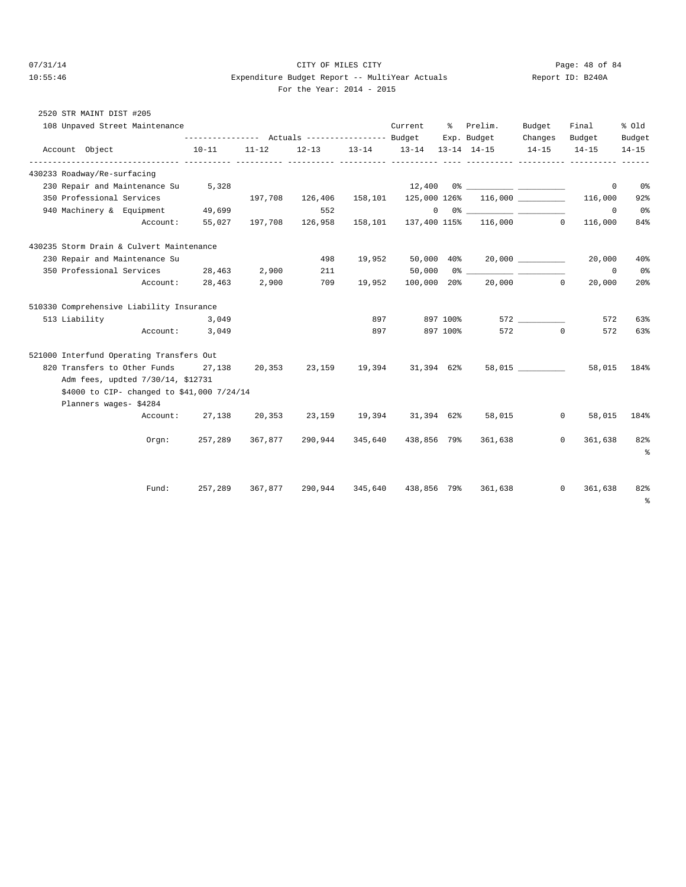CITY OF MILES CITY

Expenditure Budget Report -- MultiYear Actuals

For the Year: 2014 - 2015

07/31/14 10:55:46 — Report ID: B240A

2520 STR MAINT DIST #205

108 Unpaved Street Maintenance

| Account Object | Actuals 10-11 | Actuals 11-12 | Actuals 12-13 | Actuals 13-14 | Current Budget 13-14 | % Exp. 13-14 | Prelim. Budget 14-15 | Budget Changes 14-15 | Final Budget 14-15 | % Old Budget 14-15 |
|---|---|---|---|---|---|---|---|---|---|---|
| **430233 Roadway/Re-surfacing** | | | | | | | | | | |
| 230 Repair and Maintenance Su | 5,328 | | | | 12,400 | 0% | | | 0 | 0% |
| 350 Professional Services | | 197,708 | 126,406 | 158,101 | 125,000 | 126% | 116,000 | | 116,000 | 92% |
| 940 Machinery & Equipment | 49,699 | | 552 | | 0 | 0% | | | 0 | 0% |
| Account: | 55,027 | 197,708 | 126,958 | 158,101 | 137,400 | 115% | 116,000 | 0 | 116,000 | 84% |
| **430235 Storm Drain & Culvert Maintenance** | | | | | | | | | | |
| 230 Repair and Maintenance Su | | | 498 | 19,952 | 50,000 | 40% | 20,000 | | 20,000 | 40% |
| 350 Professional Services | 28,463 | 2,900 | 211 | | 50,000 | 0% | | | 0 | 0% |
| Account: | 28,463 | 2,900 | 709 | 19,952 | 100,000 | 20% | 20,000 | 0 | 20,000 | 20% |
| **510330 Comprehensive Liability Insurance** | | | | | | | | | | |
| 513 Liability | 3,049 | | | 897 | 897 | 100% | 572 | | 572 | 63% |
| Account: | 3,049 | | | 897 | 897 | 100% | 572 | 0 | 572 | 63% |
| **521000 Interfund Operating Transfers Out** | | | | | | | | | | |
| 820 Transfers to Other Funds | 27,138 | 20,353 | 23,159 | 19,394 | 31,394 | 62% | 58,015 | | 58,015 | 184% |
| Adm fees, updted 7/30/14, $12731<br>$4000 to CIP- changed to $41,000 7/24/14<br>Planners wages- $4284 | | | | | | | | | | |
| Account: | 27,138 | 20,353 | 23,159 | 19,394 | 31,394 | 62% | 58,015 | 0 | 58,015 | 184% |
| Orgn: | 257,289 | 367,877 | 290,944 | 345,640 | 438,856 | 79% | 361,638 | 0 | 361,638 | 82% |
| Fund: | 257,289 | 367,877 | 290,944 | 345,640 | 438,856 | 79% | 361,638 | 0 | 361,638 | 82% |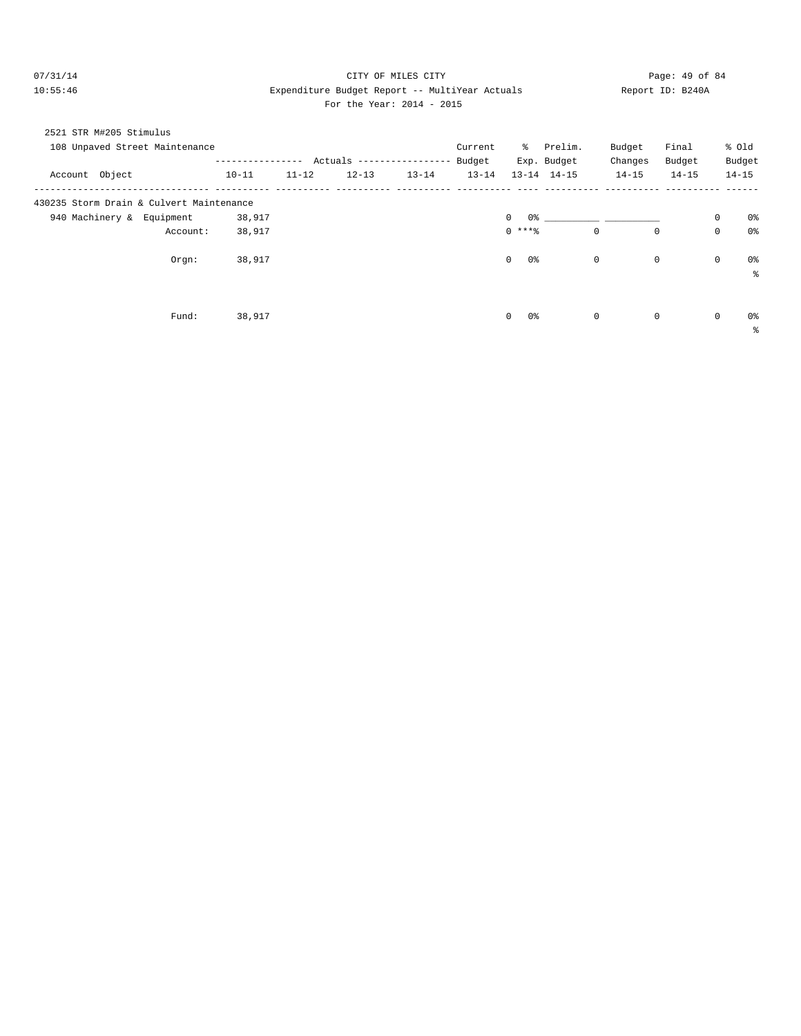CITY OF MILES CITY

Expenditure Budget Report -- MultiYear Actuals

For the Year: 2014 - 2015

2521 STR M#205 Stimulus

108 Unpaved Street Maintenance

| Account Object | Actuals 10-11 | Actuals 11-12 | Actuals 12-13 | Actuals 13-14 | Current Budget 13-14 | % Exp. 13-14 | Prelim. Budget 14-15 | Budget Changes 14-15 | Final Budget 14-15 | % Old Budget 14-15 |
|---|---|---|---|---|---|---|---|---|---|---|
| **430235 Storm Drain & Culvert Maintenance** | | | | | | | | | | |
| 940 Machinery & Equipment | 38,917 | | | | 0 | 0% | __________ | __________ | 0 | 0% |
| Account: | 38,917 | | | | 0 | ***% | 0 | 0 | 0 | 0% |
| Orgn: | 38,917 | | | | 0 | 0% | 0 | 0 | 0 | 0% |
| Fund: | 38,917 | | | | 0 | 0% | 0 | 0 | 0 | 0% |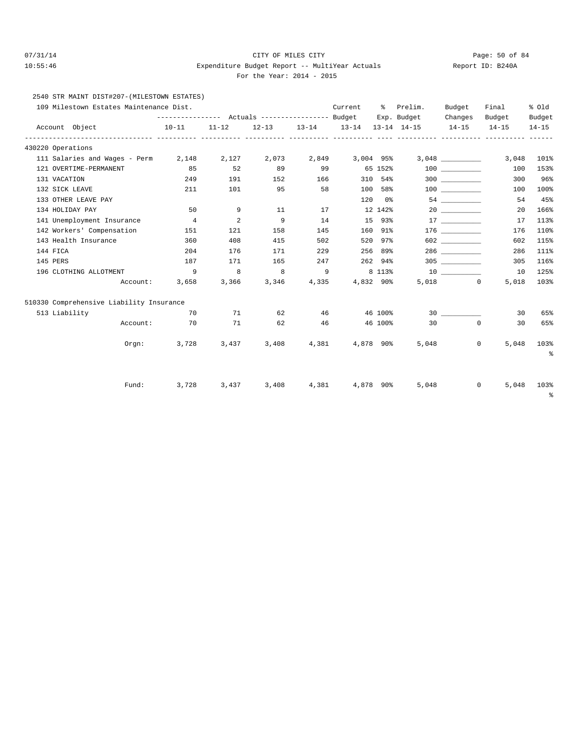CITY OF MILES CITY
Expenditure Budget Report -- MultiYear Actuals
For the Year: 2014 - 2015

07/31/14 10:55:46 Report ID: B240A

2540 STR MAINT DIST#207-(MILESTOWN ESTATES)

109 Milestown Estates Maintenance Dist.

| Account Object | Actuals 10-11 | Actuals 11-12 | Actuals 12-13 | Actuals 13-14 | Current Budget 13-14 | % Exp. 13-14 | Prelim. Budget 14-15 | Budget Changes 14-15 | Final Budget 14-15 | % Old Budget 14-15 |
|---|---|---|---|---|---|---|---|---|---|---|
| **430220 Operations** | | | | | | | | | | |
| 111 Salaries and Wages - Perm | 2,148 | 2,127 | 2,073 | 2,849 | 3,004 | 95% | 3,048 | ___________ | 3,048 | 101% |
| 121 OVERTIME-PERMANENT | 85 | 52 | 89 | 99 | 65 | 152% | 100 | ___________ | 100 | 153% |
| 131 VACATION | 249 | 191 | 152 | 166 | 310 | 54% | 300 | ___________ | 300 | 96% |
| 132 SICK LEAVE | 211 | 101 | 95 | 58 | 100 | 58% | 100 | ___________ | 100 | 100% |
| 133 OTHER LEAVE PAY | | | | | 120 | 0% | 54 | ___________ | 54 | 45% |
| 134 HOLIDAY PAY | 50 | 9 | 11 | 17 | 12 | 142% | 20 | ___________ | 20 | 166% |
| 141 Unemployment Insurance | 4 | 2 | 9 | 14 | 15 | 93% | 17 | ___________ | 17 | 113% |
| 142 Workers' Compensation | 151 | 121 | 158 | 145 | 160 | 91% | 176 | ___________ | 176 | 110% |
| 143 Health Insurance | 360 | 408 | 415 | 502 | 520 | 97% | 602 | ___________ | 602 | 115% |
| 144 FICA | 204 | 176 | 171 | 229 | 256 | 89% | 286 | ___________ | 286 | 111% |
| 145 PERS | 187 | 171 | 165 | 247 | 262 | 94% | 305 | ___________ | 305 | 116% |
| 196 CLOTHING ALLOTMENT | 9 | 8 | 8 | 9 | 8 | 113% | 10 | ___________ | 10 | 125% |
| Account: | 3,658 | 3,366 | 3,346 | 4,335 | 4,832 | 90% | 5,018 | 0 | 5,018 | 103% |
| **510330 Comprehensive Liability Insurance** | | | | | | | | | | |
| 513 Liability | 70 | 71 | 62 | 46 | 46 | 100% | 30 | ___________ | 30 | 65% |
| Account: | 70 | 71 | 62 | 46 | 46 | 100% | 30 | 0 | 30 | 65% |
| Orgn: | 3,728 | 3,437 | 3,408 | 4,381 | 4,878 | 90% | 5,048 | 0 | 5,048 | 103% |
| Fund: | 3,728 | 3,437 | 3,408 | 4,381 | 4,878 | 90% | 5,048 | 0 | 5,048 | 103% |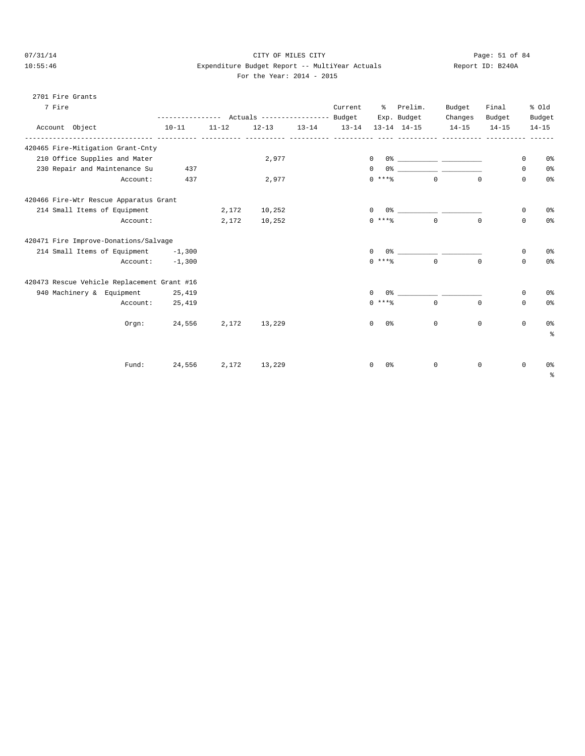CITY OF MILES CITY

Expenditure Budget Report -- MultiYear Actuals

Report ID: B240A

For the Year: 2014 - 2015

07/31/14
10:55:46

2701 Fire Grants

7 Fire

| Account Object | Actuals 10-11 | Actuals 11-12 | Actuals 12-13 | Actuals 13-14 | Current Budget 13-14 | % Exp. 13-14 | Prelim. Budget 14-15 | Budget Changes 14-15 | Final Budget 14-15 | % Old Budget 14-15 |
|---|---|---|---|---|---|---|---|---|---|---|
| **420465 Fire-Mitigation Grant-Cnty** | | | | | | | | | | |
| 210 Office Supplies and Mater | | | 2,977 | | 0 | 0% | ___________ | ___________ | 0 | 0% |
| 230 Repair and Maintenance Su | 437 | | | | 0 | 0% | ___________ | ___________ | 0 | 0% |
| Account: | 437 | | 2,977 | | 0 | ***% | 0 | 0 | 0 | 0% |
| **420466 Fire-Wtr Rescue Apparatus Grant** | | | | | | | | | | |
| 214 Small Items of Equipment | | 2,172 | 10,252 | | 0 | 0% | ___________ | ___________ | 0 | 0% |
| Account: | | 2,172 | 10,252 | | 0 | ***% | 0 | 0 | 0 | 0% |
| **420471 Fire Improve-Donations/Salvage** | | | | | | | | | | |
| 214 Small Items of Equipment | -1,300 | | | | 0 | 0% | ___________ | ___________ | 0 | 0% |
| Account: | -1,300 | | | | 0 | ***% | 0 | 0 | 0 | 0% |
| **420473 Rescue Vehicle Replacement Grant #16** | | | | | | | | | | |
| 940 Machinery & Equipment | 25,419 | | | | 0 | 0% | ___________ | ___________ | 0 | 0% |
| Account: | 25,419 | | | | 0 | ***% | 0 | 0 | 0 | 0% |
| Orgn: | 24,556 | 2,172 | 13,229 | | 0 | 0% | 0 | 0 | 0 | 0% % |
| Fund: | 24,556 | 2,172 | 13,229 | | 0 | 0% | 0 | 0 | 0 | 0% % |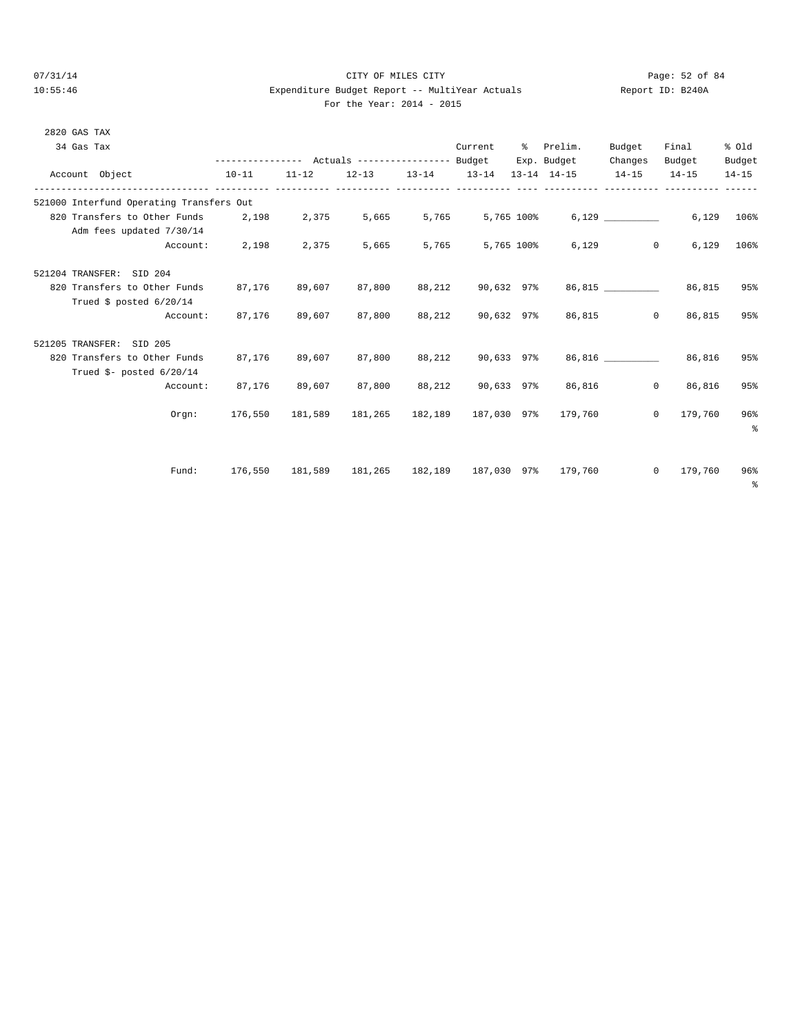CITY OF MILES CITY

Expenditure Budget Report -- MultiYear Actuals

For the Year: 2014 - 2015

07/31/14 10:55:46 Report ID: B240A

2820 GAS TAX

34 Gas Tax

| Account Object | Actuals 10-11 | Actuals 11-12 | Actuals 12-13 | Actuals 13-14 | Current Budget 13-14 | % Exp. 13-14 | Prelim. Budget 14-15 | Budget Changes 14-15 | Final Budget 14-15 | % Old Budget 14-15 |
|---|---|---|---|---|---|---|---|---|---|---|
| 521000 Interfund Operating Transfers Out | | | | | | | | | | |
| 820 Transfers to Other Funds | 2,198 | 2,375 | 5,665 | 5,765 | 5,765 | 100% | 6,129 | __________ | 6,129 | 106% |
| Adm fees updated 7/30/14 | | | | | | | | | | |
| Account: | 2,198 | 2,375 | 5,665 | 5,765 | 5,765 | 100% | 6,129 | 0 | 6,129 | 106% |
| 521204 TRANSFER: SID 204 | | | | | | | | | | |
| 820 Transfers to Other Funds | 87,176 | 89,607 | 87,800 | 88,212 | 90,632 | 97% | 86,815 | __________ | 86,815 | 95% |
| Trued $ posted 6/20/14 | | | | | | | | | | |
| Account: | 87,176 | 89,607 | 87,800 | 88,212 | 90,632 | 97% | 86,815 | 0 | 86,815 | 95% |
| 521205 TRANSFER: SID 205 | | | | | | | | | | |
| 820 Transfers to Other Funds | 87,176 | 89,607 | 87,800 | 88,212 | 90,633 | 97% | 86,816 | __________ | 86,816 | 95% |
| Trued $- posted 6/20/14 | | | | | | | | | | |
| Account: | 87,176 | 89,607 | 87,800 | 88,212 | 90,633 | 97% | 86,816 | 0 | 86,816 | 95% |
| Orgn: | 176,550 | 181,589 | 181,265 | 182,189 | 187,030 | 97% | 179,760 | 0 | 179,760 | 96% |
| Fund: | 176,550 | 181,589 | 181,265 | 182,189 | 187,030 | 97% | 179,760 | 0 | 179,760 | 96% |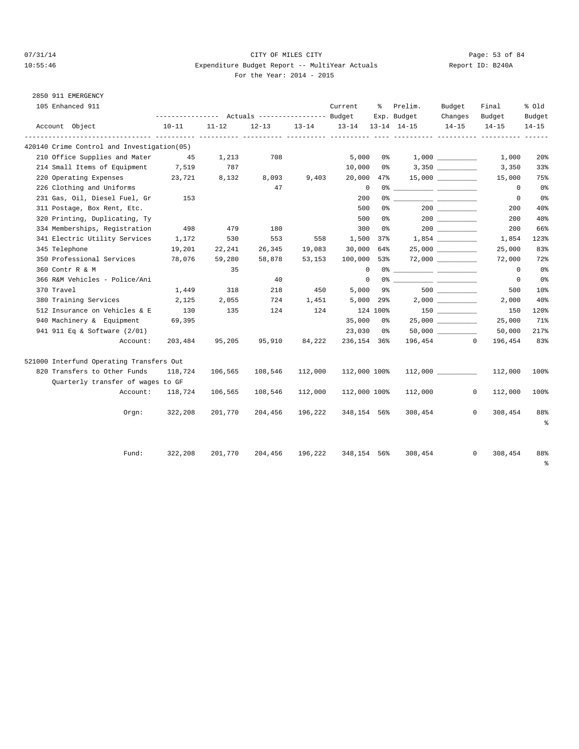CITY OF MILES CITY

Expenditure Budget Report -- MultiYear Actuals

For the Year: 2014 - 2015

07/31/14 10:55:46 — Report ID: B240A

2850 911 EMERGENCY

105 Enhanced 911

| Account Object | Actuals 10-11 | Actuals 11-12 | Actuals 12-13 | Actuals 13-14 | Current Budget 13-14 | % Exp. 13-14 | Prelim. Budget 14-15 | Budget Changes 14-15 | Final Budget 14-15 | % Old Budget 14-15 |
|---|---|---|---|---|---|---|---|---|---|---|
| **420140 Crime Control and Investigation(05)** | | | | | | | | | | |
| 210 Office Supplies and Mater | 45 | 1,213 | 708 | | 5,000 | 0% | 1,000 | | 1,000 | 20% |
| 214 Small Items of Equipment | 7,519 | 787 | | | 10,000 | 0% | 3,350 | | 3,350 | 33% |
| 220 Operating Expenses | 23,721 | 8,132 | 8,093 | 9,403 | 20,000 | 47% | 15,000 | | 15,000 | 75% |
| 226 Clothing and Uniforms | | | 47 | | 0 | 0% | | | 0 | 0% |
| 231 Gas, Oil, Diesel Fuel, Gr | 153 | | | | 200 | 0% | | | 0 | 0% |
| 311 Postage, Box Rent, Etc. | | | | | 500 | 0% | 200 | | 200 | 40% |
| 320 Printing, Duplicating, Ty | | | | | 500 | 0% | 200 | | 200 | 40% |
| 334 Memberships, Registration | 498 | 479 | 180 | | 300 | 0% | 200 | | 200 | 66% |
| 341 Electric Utility Services | 1,172 | 530 | 553 | 558 | 1,500 | 37% | 1,854 | | 1,854 | 123% |
| 345 Telephone | 19,201 | 22,241 | 26,345 | 19,083 | 30,000 | 64% | 25,000 | | 25,000 | 83% |
| 350 Professional Services | 78,076 | 59,280 | 58,878 | 53,153 | 100,000 | 53% | 72,000 | | 72,000 | 72% |
| 360 Contr R & M | | 35 | | | 0 | 0% | | | 0 | 0% |
| 366 R&M Vehicles - Police/Ani | | | 40 | | 0 | 0% | | | 0 | 0% |
| 370 Travel | 1,449 | 318 | 218 | 450 | 5,000 | 9% | 500 | | 500 | 10% |
| 380 Training Services | 2,125 | 2,055 | 724 | 1,451 | 5,000 | 29% | 2,000 | | 2,000 | 40% |
| 512 Insurance on Vehicles & E | 130 | 135 | 124 | 124 | 124 | 100% | 150 | | 150 | 120% |
| 940 Machinery & Equipment | 69,395 | | | | 35,000 | 0% | 25,000 | | 25,000 | 71% |
| 941 911 Eq & Software (2/01) | | | | | 23,030 | 0% | 50,000 | | 50,000 | 217% |
| Account: | 203,484 | 95,205 | 95,910 | 84,222 | 236,154 | 36% | 196,454 | 0 | 196,454 | 83% |
| **521000 Interfund Operating Transfers Out** | | | | | | | | | | |
| 820 Transfers to Other Funds | 118,724 | 106,565 | 108,546 | 112,000 | 112,000 | 100% | 112,000 | | 112,000 | 100% |
| Quarterly transfer of wages to GF | | | | | | | | | | |
| Account: | 118,724 | 106,565 | 108,546 | 112,000 | 112,000 | 100% | 112,000 | 0 | 112,000 | 100% |
| Orgn: | 322,208 | 201,770 | 204,456 | 196,222 | 348,154 | 56% | 308,454 | 0 | 308,454 | 88% |
| Fund: | 322,208 | 201,770 | 204,456 | 196,222 | 348,154 | 56% | 308,454 | 0 | 308,454 | 88% |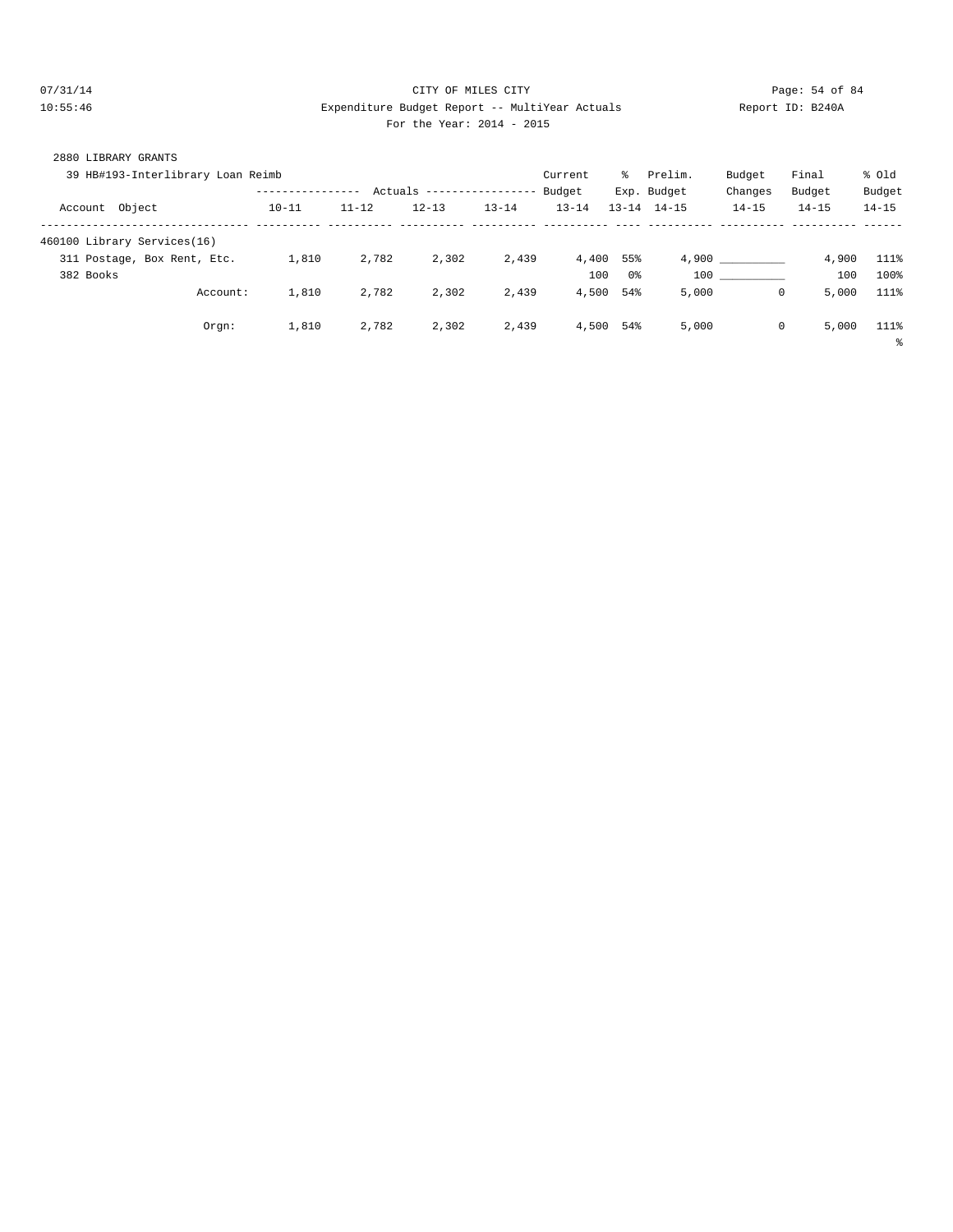2880 LIBRARY GRANTS

39 HB#193-Interlibrary Loan Reimb

| Account Object | Actuals 10-11 | Actuals 11-12 | Actuals 12-13 | Actuals 13-14 | Current Budget 13-14 | % Exp. 13-14 | Prelim. Budget 14-15 | Budget Changes 14-15 | Final Budget 14-15 | % Old Budget 14-15 |
|---|---|---|---|---|---|---|---|---|---|---|
| 460100 Library Services(16) | | | | | | | | | | |
| 311 Postage, Box Rent, Etc. | 1,810 | 2,782 | 2,302 | 2,439 | 4,400 | 55% | 4,900 | __________ | 4,900 | 111% |
| 382 Books | | | | | 100 | 0% | 100 | __________ | 100 | 100% |
| Account: | 1,810 | 2,782 | 2,302 | 2,439 | 4,500 | 54% | 5,000 | 0 | 5,000 | 111% |
| Orgn: | 1,810 | 2,782 | 2,302 | 2,439 | 4,500 | 54% | 5,000 | 0 | 5,000 | 111% |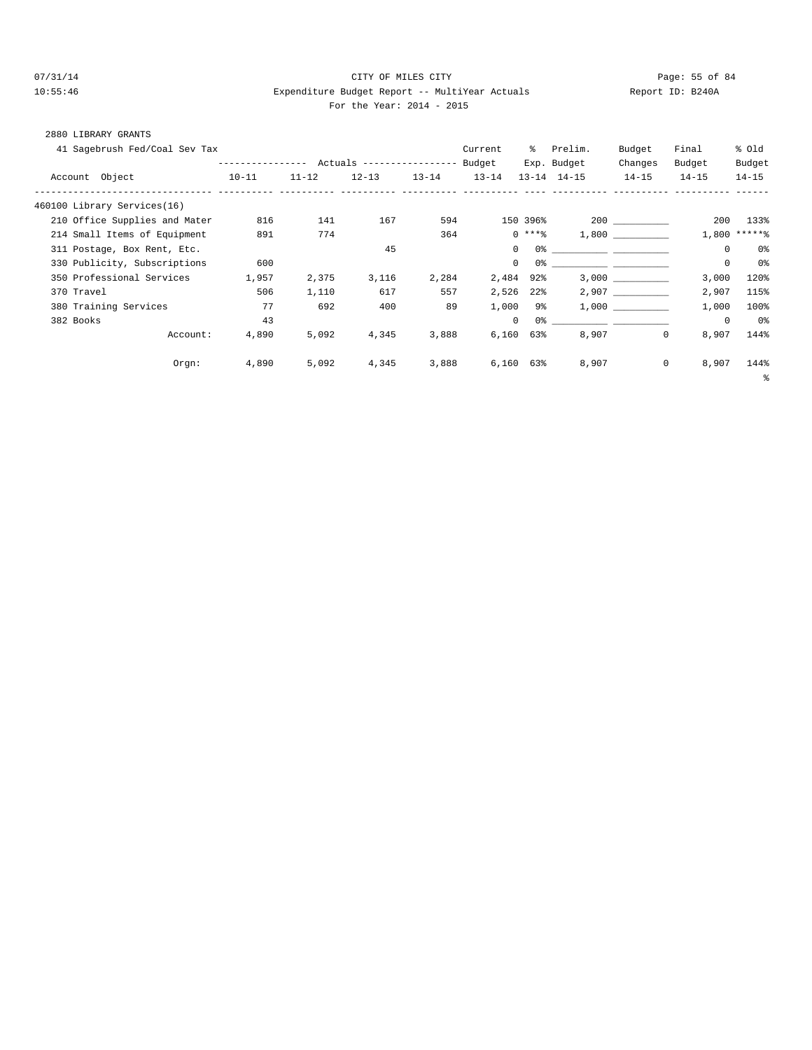CITY OF MILES CITY

Expenditure Budget Report -- MultiYear Actuals

For the Year: 2014 - 2015

07/31/14 10:55:46 — Report ID: B240A

2880 LIBRARY GRANTS

41 Sagebrush Fed/Coal Sev Tax

| Account Object | Actuals 10-11 | Actuals 11-12 | Actuals 12-13 | Actuals 13-14 | Current Budget 13-14 | % Exp. 13-14 | Prelim. Budget 14-15 | Budget Changes 14-15 | Final Budget 14-15 | % Old Budget 14-15 |
|---|---|---|---|---|---|---|---|---|---|---|
| 460100 Library Services(16) | | | | | | | | | | |
| 210 Office Supplies and Mater | 816 | 141 | 167 | 594 | 150 | 396% | 200 | ___________ | 200 | 133% |
| 214 Small Items of Equipment | 891 | 774 | | 364 | 0 | ***% | 1,800 | ___________ | 1,800 | *****% |
| 311 Postage, Box Rent, Etc. | | | 45 | | 0 | 0% | ___________ | ___________ | 0 | 0% |
| 330 Publicity, Subscriptions | 600 | | | | 0 | 0% | ___________ | ___________ | 0 | 0% |
| 350 Professional Services | 1,957 | 2,375 | 3,116 | 2,284 | 2,484 | 92% | 3,000 | ___________ | 3,000 | 120% |
| 370 Travel | 506 | 1,110 | 617 | 557 | 2,526 | 22% | 2,907 | ___________ | 2,907 | 115% |
| 380 Training Services | 77 | 692 | 400 | 89 | 1,000 | 9% | 1,000 | ___________ | 1,000 | 100% |
| 382 Books | 43 | | | | 0 | 0% | ___________ | ___________ | 0 | 0% |
| Account: | 4,890 | 5,092 | 4,345 | 3,888 | 6,160 | 63% | 8,907 | 0 | 8,907 | 144% |
| Orgn: | 4,890 | 5,092 | 4,345 | 3,888 | 6,160 | 63% | 8,907 | 0 | 8,907 | 144% |

%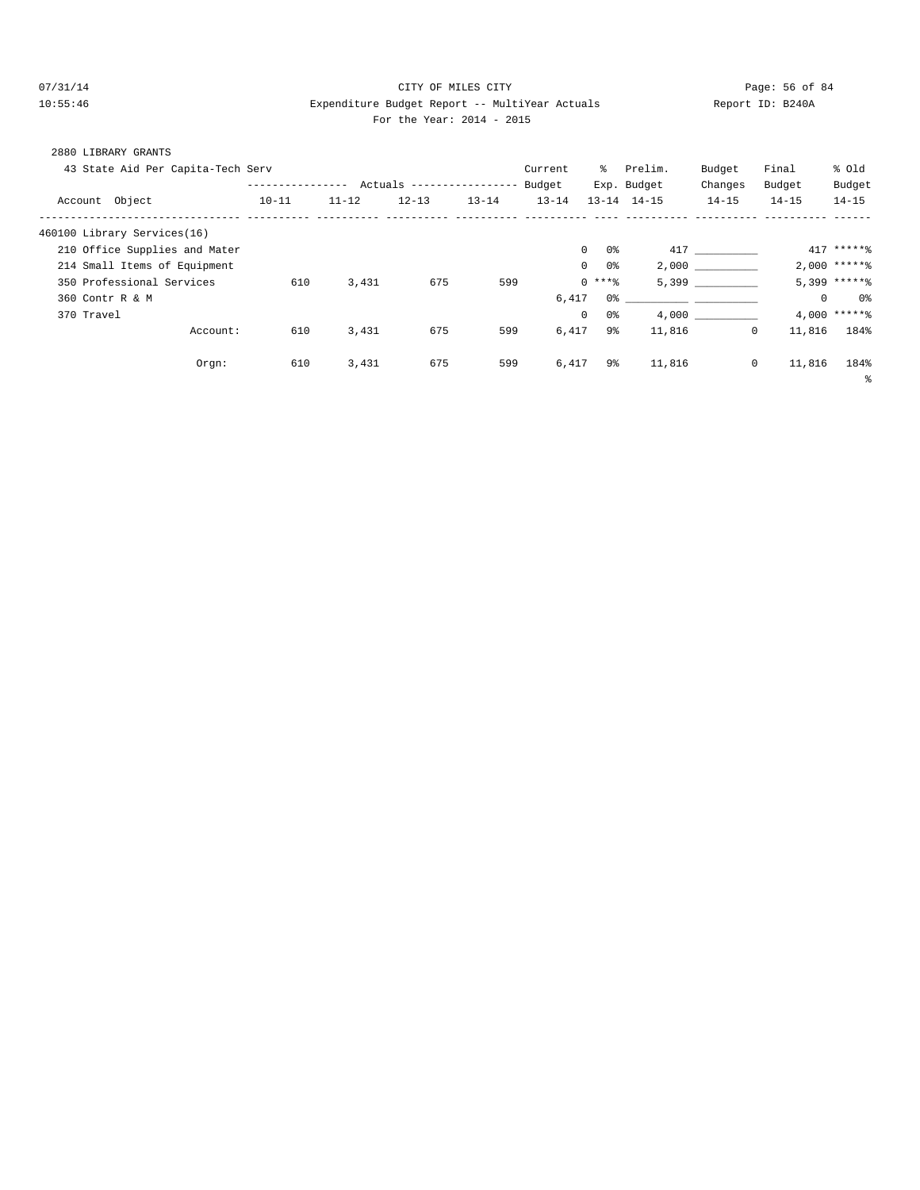CITY OF MILES CITY

Expenditure Budget Report -- MultiYear Actuals

Report ID: B240A

For the Year: 2014 - 2015

07/31/14
10:55:46

2880 LIBRARY GRANTS

43 State Aid Per Capita-Tech Serv

| Account Object | Actuals 10-11 | Actuals 11-12 | Actuals 12-13 | Actuals 13-14 | Current Budget 13-14 | % Exp. 13-14 | Prelim. Budget 14-15 | Budget Changes 14-15 | Final Budget 14-15 | % Old Budget 14-15 |
|---|---|---|---|---|---|---|---|---|---|---|
| 460100 Library Services(16) | | | | | | | | | | |
| 210 Office Supplies and Mater | | | | | 0 | 0% | 417 | __________ | 417 | *****% |
| 214 Small Items of Equipment | | | | | 0 | 0% | 2,000 | __________ | 2,000 | *****% |
| 350 Professional Services | 610 | 3,431 | 675 | 599 | 0 | ***% | 5,399 | __________ | 5,399 | *****% |
| 360 Contr R & M | | | | | 6,417 | 0% | __________ | __________ | 0 | 0% |
| 370 Travel | | | | | 0 | 0% | 4,000 | __________ | 4,000 | *****% |
| Account: | 610 | 3,431 | 675 | 599 | 6,417 | 9% | 11,816 | 0 | 11,816 | 184% |
| Orgn: | 610 | 3,431 | 675 | 599 | 6,417 | 9% | 11,816 | 0 | 11,816 | 184% |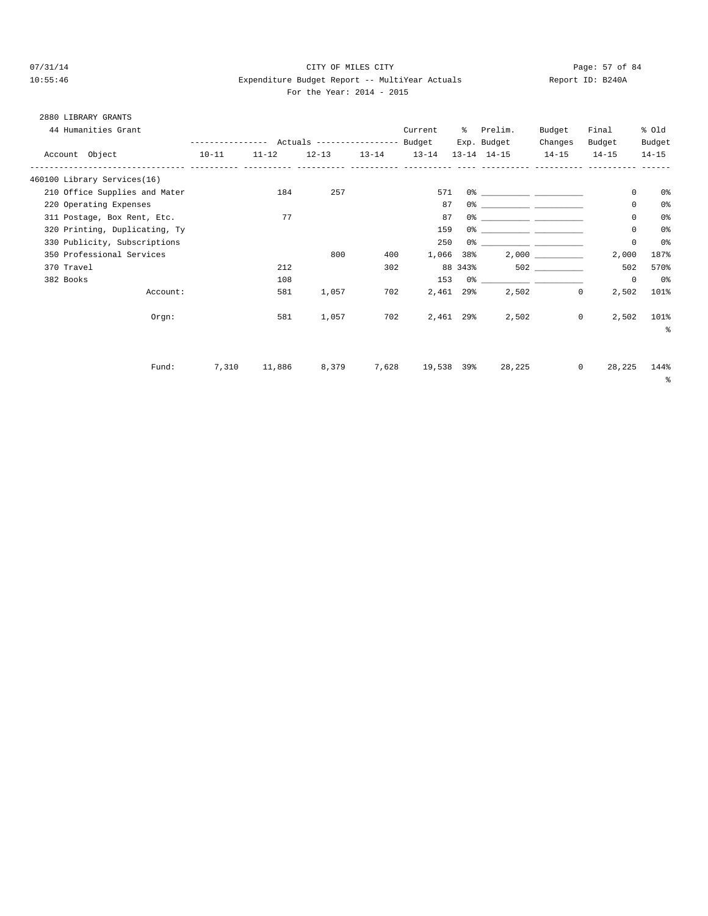CITY OF MILES CITY

Expenditure Budget Report -- MultiYear Actuals

For the Year: 2014 - 2015

07/31/14 10:55:46 — Report ID: B240A

2880 LIBRARY GRANTS

44 Humanities Grant

| Account Object | Actuals 10-11 | Actuals 11-12 | Actuals 12-13 | Actuals 13-14 | Current Budget 13-14 | % Exp. 13-14 | Prelim. Budget 14-15 | Budget Changes 14-15 | Final Budget 14-15 | % Old Budget 14-15 |
|---|---|---|---|---|---|---|---|---|---|---|
| 460100 Library Services(16) | | | | | | | | | | |
| 210 Office Supplies and Mater | | 184 | 257 | | 571 | 0% | ___________ | ___________ | 0 | 0% |
| 220 Operating Expenses | | | | | 87 | 0% | ___________ | ___________ | 0 | 0% |
| 311 Postage, Box Rent, Etc. | | 77 | | | 87 | 0% | ___________ | ___________ | 0 | 0% |
| 320 Printing, Duplicating, Ty | | | | | 159 | 0% | ___________ | ___________ | 0 | 0% |
| 330 Publicity, Subscriptions | | | | | 250 | 0% | ___________ | ___________ | 0 | 0% |
| 350 Professional Services | | | 800 | 400 | 1,066 | 38% | 2,000 | ___________ | 2,000 | 187% |
| 370 Travel | | 212 | | 302 | 88 | 343% | 502 | ___________ | 502 | 570% |
| 382 Books | | 108 | | | 153 | 0% | ___________ | ___________ | 0 | 0% |
| Account: | | 581 | 1,057 | 702 | 2,461 | 29% | 2,502 | 0 | 2,502 | 101% |
| Orgn: | | 581 | 1,057 | 702 | 2,461 | 29% | 2,502 | 0 | 2,502 | 101% |
| Fund: | 7,310 | 11,886 | 8,379 | 7,628 | 19,538 | 39% | 28,225 | 0 | 28,225 | 144% |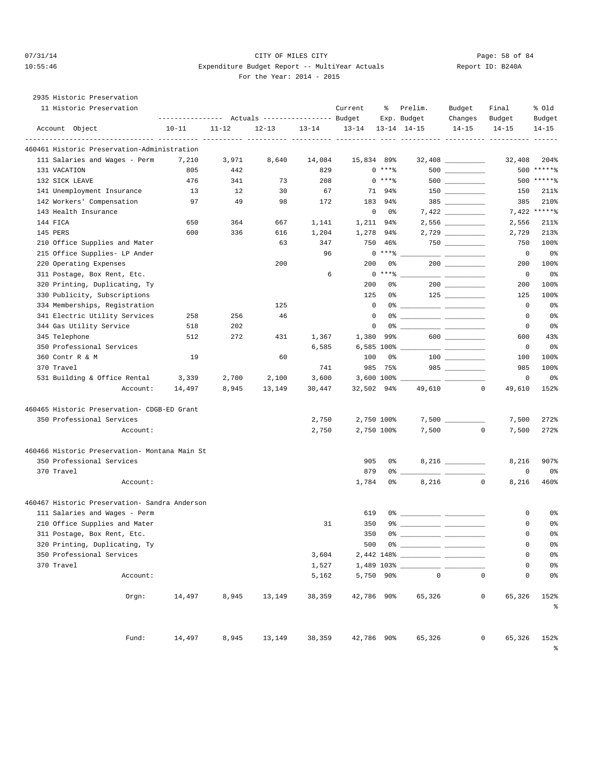CITY OF MILES CITY

Expenditure Budget Report -- MultiYear Actuals

For the Year: 2014 - 2015

2935 Historic Preservation

11 Historic Preservation

| Account Object | Actuals 10-11 | Actuals 11-12 | Actuals 12-13 | Actuals 13-14 | Current Budget 13-14 | % Exp. 13-14 | Prelim. Budget 14-15 | Budget Changes 14-15 | Final Budget 14-15 | % Old Budget 14-15 |
|---|---|---|---|---|---|---|---|---|---|---|
| **460461 Historic Preservation-Administration** | | | | | | | | | | |
| 111 Salaries and Wages - Perm | 7,210 | 3,971 | 8,640 | 14,084 | 15,834 | 89% | 32,408 | ___ | 32,408 | 204% |
| 131 VACATION | 805 | 442 | | 829 | 0 | ***% | 500 | ___ | 500 | *****% |
| 132 SICK LEAVE | 476 | 341 | 73 | 208 | 0 | ***% | 500 | ___ | 500 | *****% |
| 141 Unemployment Insurance | 13 | 12 | 30 | 67 | 71 | 94% | 150 | ___ | 150 | 211% |
| 142 Workers' Compensation | 97 | 49 | 98 | 172 | 183 | 94% | 385 | ___ | 385 | 210% |
| 143 Health Insurance | | | | | 0 | 0% | 7,422 | ___ | 7,422 | *****% |
| 144 FICA | 650 | 364 | 667 | 1,141 | 1,211 | 94% | 2,556 | ___ | 2,556 | 211% |
| 145 PERS | 600 | 336 | 616 | 1,204 | 1,278 | 94% | 2,729 | ___ | 2,729 | 213% |
| 210 Office Supplies and Mater | | | 63 | 347 | 750 | 46% | 750 | ___ | 750 | 100% |
| 215 Office Supplies- LP Ander | | | | 96 | 0 | ***% | ___ | ___ | 0 | 0% |
| 220 Operating Expenses | | | 200 | | 200 | 0% | 200 | ___ | 200 | 100% |
| 311 Postage, Box Rent, Etc. | | | | 6 | 0 | ***% | ___ | ___ | 0 | 0% |
| 320 Printing, Duplicating, Ty | | | | | 200 | 0% | 200 | ___ | 200 | 100% |
| 330 Publicity, Subscriptions | | | | | 125 | 0% | 125 | ___ | 125 | 100% |
| 334 Memberships, Registration | | | 125 | | 0 | 0% | ___ | ___ | 0 | 0% |
| 341 Electric Utility Services | 258 | 256 | 46 | | 0 | 0% | ___ | ___ | 0 | 0% |
| 344 Gas Utility Service | 518 | 202 | | | 0 | 0% | ___ | ___ | 0 | 0% |
| 345 Telephone | 512 | 272 | 431 | 1,367 | 1,380 | 99% | 600 | ___ | 600 | 43% |
| 350 Professional Services | | | | 6,585 | 6,585 | 100% | ___ | ___ | 0 | 0% |
| 360 Contr R & M | 19 | | 60 | | 100 | 0% | 100 | ___ | 100 | 100% |
| 370 Travel | | | | 741 | 985 | 75% | 985 | ___ | 985 | 100% |
| 531 Building & Office Rental | 3,339 | 2,700 | 2,100 | 3,600 | 3,600 | 100% | ___ | ___ | 0 | 0% |
| Account: | 14,497 | 8,945 | 13,149 | 30,447 | 32,502 | 94% | 49,610 | 0 | 49,610 | 152% |
| **460465 Historic Preservation- CDGB-ED Grant** | | | | | | | | | | |
| 350 Professional Services | | | | 2,750 | 2,750 | 100% | 7,500 | ___ | 7,500 | 272% |
| Account: | | | | 2,750 | 2,750 | 100% | 7,500 | 0 | 7,500 | 272% |
| **460466 Historic Preservation- Montana Main St** | | | | | | | | | | |
| 350 Professional Services | | | | | 905 | 0% | 8,216 | ___ | 8,216 | 907% |
| 370 Travel | | | | | 879 | 0% | ___ | ___ | 0 | 0% |
| Account: | | | | | 1,784 | 0% | 8,216 | 0 | 8,216 | 460% |
| **460467 Historic Preservation- Sandra Anderson** | | | | | | | | | | |
| 111 Salaries and Wages - Perm | | | | | 619 | 0% | ___ | ___ | 0 | 0% |
| 210 Office Supplies and Mater | | | | 31 | 350 | 9% | ___ | ___ | 0 | 0% |
| 311 Postage, Box Rent, Etc. | | | | | 350 | 0% | ___ | ___ | 0 | 0% |
| 320 Printing, Duplicating, Ty | | | | | 500 | 0% | ___ | ___ | 0 | 0% |
| 350 Professional Services | | | | 3,604 | 2,442 | 148% | ___ | ___ | 0 | 0% |
| 370 Travel | | | | 1,527 | 1,489 | 103% | ___ | ___ | 0 | 0% |
| Account: | | | | 5,162 | 5,750 | 90% | 0 | 0 | 0 | 0% |
| Orgn: | 14,497 | 8,945 | 13,149 | 38,359 | 42,786 | 90% | 65,326 | 0 | 65,326 | 152% |
| Fund: | 14,497 | 8,945 | 13,149 | 38,359 | 42,786 | 90% | 65,326 | 0 | 65,326 | 152% |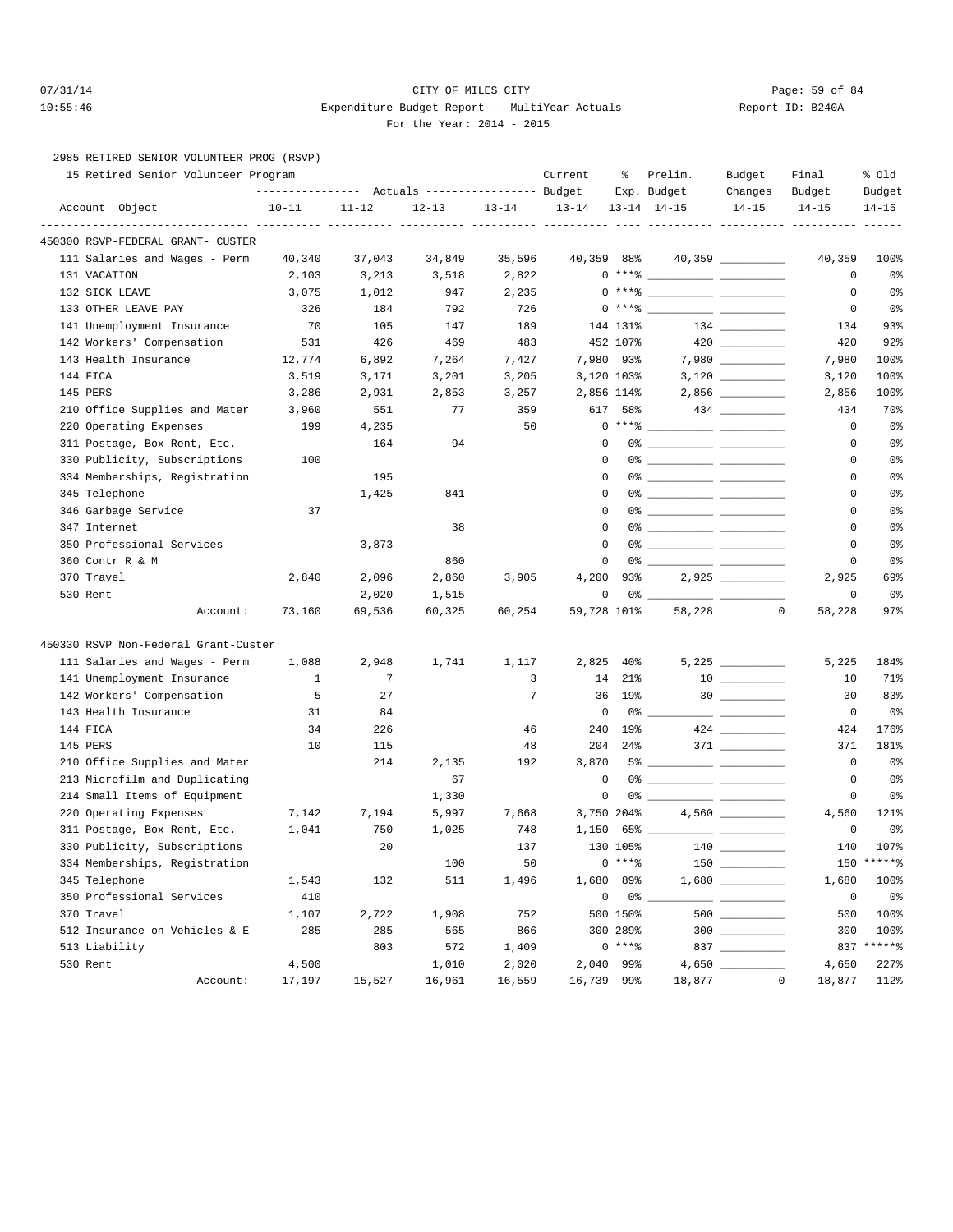2985 RETIRED SENIOR VOLUNTEER PROG (RSVP)

15 Retired Senior Volunteer Program

| Account Object | Actuals 10-11 | Actuals 11-12 | Actuals 12-13 | Actuals 13-14 | Current Budget 13-14 | % Exp. 13-14 | Prelim. Budget 14-15 | Budget Changes 14-15 | Final Budget 14-15 | % Old Budget 14-15 |
|---|---|---|---|---|---|---|---|---|---|---|
| **450300 RSVP-FEDERAL GRANT- CUSTER** | | | | | | | | | | |
| 111 Salaries and Wages - Perm | 40,340 | 37,043 | 34,849 | 35,596 | 40,359 | 88% | 40,359 | | 40,359 | 100% |
| 131 VACATION | 2,103 | 3,213 | 3,518 | 2,822 | 0 | ***% | | | 0 | 0% |
| 132 SICK LEAVE | 3,075 | 1,012 | 947 | 2,235 | 0 | ***% | | | 0 | 0% |
| 133 OTHER LEAVE PAY | 326 | 184 | 792 | 726 | 0 | ***% | | | 0 | 0% |
| 141 Unemployment Insurance | 70 | 105 | 147 | 189 | 144 | 131% | 134 | | 134 | 93% |
| 142 Workers' Compensation | 531 | 426 | 469 | 483 | 452 | 107% | 420 | | 420 | 92% |
| 143 Health Insurance | 12,774 | 6,892 | 7,264 | 7,427 | 7,980 | 93% | 7,980 | | 7,980 | 100% |
| 144 FICA | 3,519 | 3,171 | 3,201 | 3,205 | 3,120 | 103% | 3,120 | | 3,120 | 100% |
| 145 PERS | 3,286 | 2,931 | 2,853 | 3,257 | 2,856 | 114% | 2,856 | | 2,856 | 100% |
| 210 Office Supplies and Mater | 3,960 | 551 | 77 | 359 | 617 | 58% | 434 | | 434 | 70% |
| 220 Operating Expenses | 199 | 4,235 | | 50 | 0 | ***% | | | 0 | 0% |
| 311 Postage, Box Rent, Etc. | | 164 | 94 | | 0 | 0% | | | 0 | 0% |
| 330 Publicity, Subscriptions | 100 | | | | 0 | 0% | | | 0 | 0% |
| 334 Memberships, Registration | | 195 | | | 0 | 0% | | | 0 | 0% |
| 345 Telephone | | 1,425 | 841 | | 0 | 0% | | | 0 | 0% |
| 346 Garbage Service | 37 | | | | 0 | 0% | | | 0 | 0% |
| 347 Internet | | | 38 | | 0 | 0% | | | 0 | 0% |
| 350 Professional Services | | 3,873 | | | 0 | 0% | | | 0 | 0% |
| 360 Contr R & M | | | 860 | | 0 | 0% | | | 0 | 0% |
| 370 Travel | 2,840 | 2,096 | 2,860 | 3,905 | 4,200 | 93% | 2,925 | | 2,925 | 69% |
| 530 Rent | | 2,020 | 1,515 | | 0 | 0% | | | 0 | 0% |
| Account: | 73,160 | 69,536 | 60,325 | 60,254 | 59,728 | 101% | 58,228 | 0 | 58,228 | 97% |
| **450330 RSVP Non-Federal Grant-Custer** | | | | | | | | | | |
| 111 Salaries and Wages - Perm | 1,088 | 2,948 | 1,741 | 1,117 | 2,825 | 40% | 5,225 | | 5,225 | 184% |
| 141 Unemployment Insurance | 1 | 7 | | 3 | 14 | 21% | 10 | | 10 | 71% |
| 142 Workers' Compensation | 5 | 27 | | 7 | 36 | 19% | 30 | | 30 | 83% |
| 143 Health Insurance | 31 | 84 | | | 0 | 0% | | | 0 | 0% |
| 144 FICA | 34 | 226 | | 46 | 240 | 19% | 424 | | 424 | 176% |
| 145 PERS | 10 | 115 | | 48 | 204 | 24% | 371 | | 371 | 181% |
| 210 Office Supplies and Mater | | 214 | 2,135 | 192 | 3,870 | 5% | | | 0 | 0% |
| 213 Microfilm and Duplicating | | | 67 | | 0 | 0% | | | 0 | 0% |
| 214 Small Items of Equipment | | | 1,330 | | 0 | 0% | | | 0 | 0% |
| 220 Operating Expenses | 7,142 | 7,194 | 5,997 | 7,668 | 3,750 | 204% | 4,560 | | 4,560 | 121% |
| 311 Postage, Box Rent, Etc. | 1,041 | 750 | 1,025 | 748 | 1,150 | 65% | | | 0 | 0% |
| 330 Publicity, Subscriptions | | 20 | | 137 | 130 | 105% | 140 | | 140 | 107% |
| 334 Memberships, Registration | | | 100 | 50 | 0 | ***% | 150 | | 150 | *****% |
| 345 Telephone | 1,543 | 132 | 511 | 1,496 | 1,680 | 89% | 1,680 | | 1,680 | 100% |
| 350 Professional Services | 410 | | | | 0 | 0% | | | 0 | 0% |
| 370 Travel | 1,107 | 2,722 | 1,908 | 752 | 500 | 150% | 500 | | 500 | 100% |
| 512 Insurance on Vehicles & E | 285 | 285 | 565 | 866 | 300 | 289% | 300 | | 300 | 100% |
| 513 Liability | | 803 | 572 | 1,409 | 0 | ***% | 837 | | 837 | *****% |
| 530 Rent | 4,500 | | 1,010 | 2,020 | 2,040 | 99% | 4,650 | | 4,650 | 227% |
| Account: | 17,197 | 15,527 | 16,961 | 16,559 | 16,739 | 99% | 18,877 | 0 | 18,877 | 112% |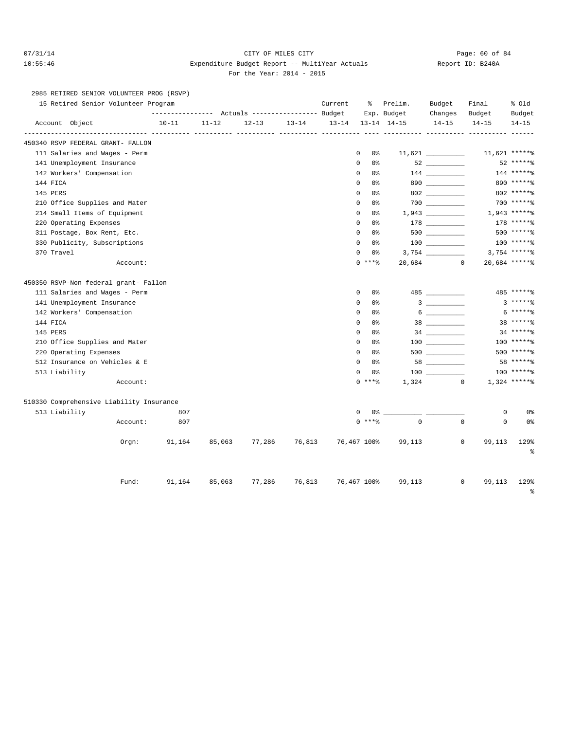CITY OF MILES CITY

Expenditure Budget Report -- MultiYear Actuals

For the Year: 2014 - 2015

2985 RETIRED SENIOR VOLUNTEER PROG (RSVP)

15 Retired Senior Volunteer Program

| Account Object | Actuals 10-11 | Actuals 11-12 | Actuals 12-13 | Actuals 13-14 | Current Budget 13-14 | % Exp. 13-14 | Prelim. Budget 14-15 | Budget Changes 14-15 | Final Budget 14-15 | % Old Budget 14-15 |
|---|---|---|---|---|---|---|---|---|---|---|
| **450340 RSVP FEDERAL GRANT- FALLON** | | | | | | | | | | |
| 111 Salaries and Wages - Perm | | | | | 0 | 0% | 11,621 | ___________ | 11,621 | *****% |
| 141 Unemployment Insurance | | | | | 0 | 0% | 52 | ___________ | 52 | *****% |
| 142 Workers' Compensation | | | | | 0 | 0% | 144 | ___________ | 144 | *****% |
| 144 FICA | | | | | 0 | 0% | 890 | ___________ | 890 | *****% |
| 145 PERS | | | | | 0 | 0% | 802 | ___________ | 802 | *****% |
| 210 Office Supplies and Mater | | | | | 0 | 0% | 700 | ___________ | 700 | *****% |
| 214 Small Items of Equipment | | | | | 0 | 0% | 1,943 | ___________ | 1,943 | *****% |
| 220 Operating Expenses | | | | | 0 | 0% | 178 | ___________ | 178 | *****% |
| 311 Postage, Box Rent, Etc. | | | | | 0 | 0% | 500 | ___________ | 500 | *****% |
| 330 Publicity, Subscriptions | | | | | 0 | 0% | 100 | ___________ | 100 | *****% |
| 370 Travel | | | | | 0 | 0% | 3,754 | ___________ | 3,754 | *****% |
| Account: | | | | | 0 | ***% | 20,684 | 0 | 20,684 | *****% |
| **450350 RSVP-Non federal grant- Fallon** | | | | | | | | | | |
| 111 Salaries and Wages - Perm | | | | | 0 | 0% | 485 | ___________ | 485 | *****% |
| 141 Unemployment Insurance | | | | | 0 | 0% | 3 | ___________ | 3 | *****% |
| 142 Workers' Compensation | | | | | 0 | 0% | 6 | ___________ | 6 | *****% |
| 144 FICA | | | | | 0 | 0% | 38 | ___________ | 38 | *****% |
| 145 PERS | | | | | 0 | 0% | 34 | ___________ | 34 | *****% |
| 210 Office Supplies and Mater | | | | | 0 | 0% | 100 | ___________ | 100 | *****% |
| 220 Operating Expenses | | | | | 0 | 0% | 500 | ___________ | 500 | *****% |
| 512 Insurance on Vehicles & E | | | | | 0 | 0% | 58 | ___________ | 58 | *****% |
| 513 Liability | | | | | 0 | 0% | 100 | ___________ | 100 | *****% |
| Account: | | | | | 0 | ***% | 1,324 | 0 | 1,324 | *****% |
| **510330 Comprehensive Liability Insurance** | | | | | | | | | | |
| 513 Liability | 807 | | | | 0 | 0% | ___________ | ___________ | 0 | 0% |
| Account: | 807 | | | | 0 | ***% | 0 | 0 | 0 | 0% |
| Orgn: | 91,164 | 85,063 | 77,286 | 76,813 | 76,467 | 100% | 99,113 | 0 | 99,113 | 129% |
| Fund: | 91,164 | 85,063 | 77,286 | 76,813 | 76,467 | 100% | 99,113 | 0 | 99,113 | 129% |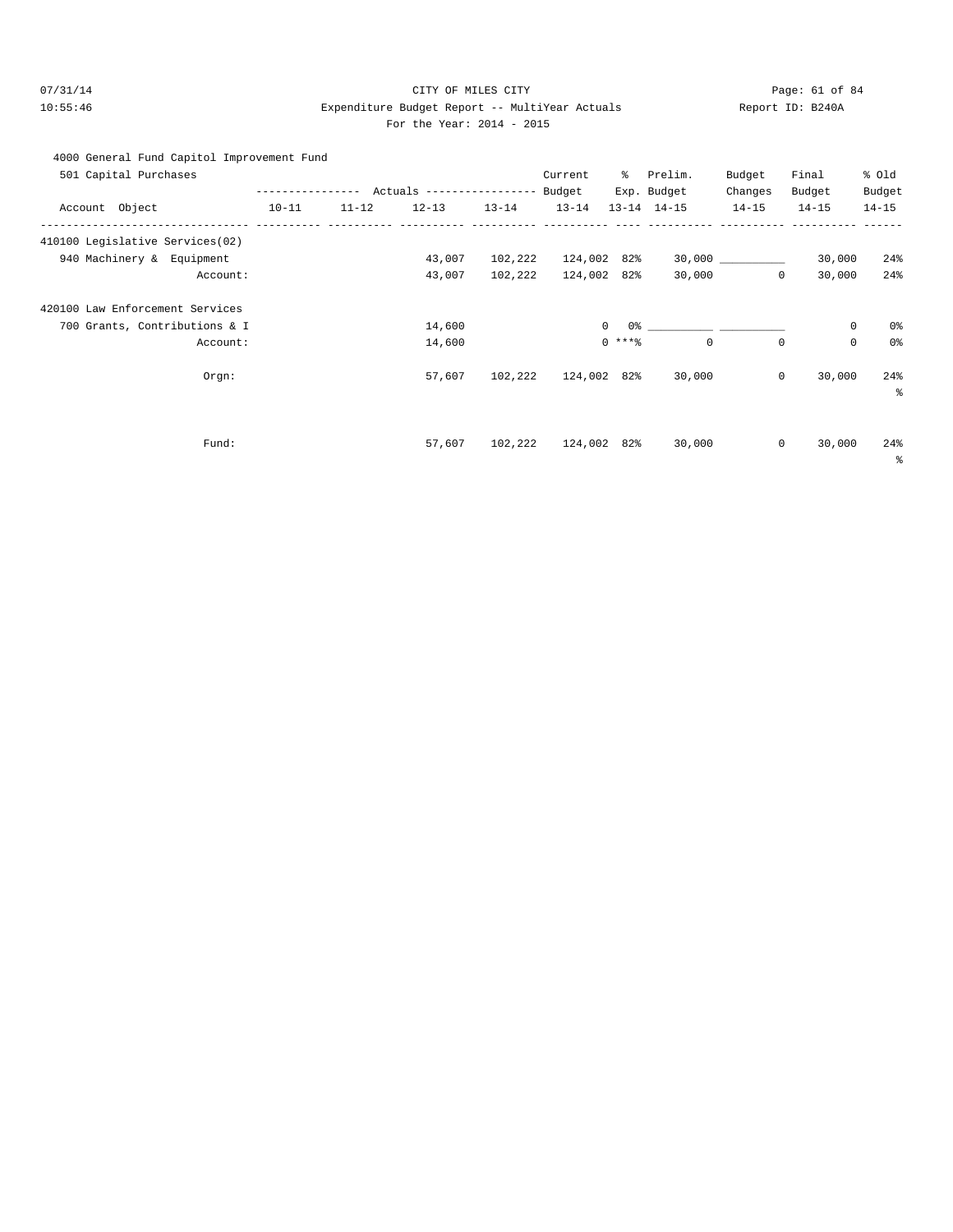CITY OF MILES CITY

Expenditure Budget Report -- MultiYear Actuals

For the Year: 2014 - 2015

4000 General Fund Capitol Improvement Fund

501 Capital Purchases

| Account Object | Actuals 10-11 | Actuals 11-12 | Actuals 12-13 | Actuals 13-14 | Current Budget 13-14 | % Exp. 13-14 | Prelim. Budget 14-15 | Budget Changes 14-15 | Final Budget 14-15 | % Old Budget 14-15 |
|---|---|---|---|---|---|---|---|---|---|---|
| **410100 Legislative Services(02)** | | | | | | | | | | |
| 940 Machinery & Equipment | | | 43,007 | 102,222 | 124,002 | 82% | 30,000 | __________ | 30,000 | 24% |
| Account: | | | 43,007 | 102,222 | 124,002 | 82% | 30,000 | 0 | 30,000 | 24% |
| **420100 Law Enforcement Services** | | | | | | | | | | |
| 700 Grants, Contributions & I | | | 14,600 | | 0 | 0% | __________ | __________ | 0 | 0% |
| Account: | | | 14,600 | | 0 | ***% | 0 | 0 | 0 | 0% |
| Orgn: | | | 57,607 | 102,222 | 124,002 | 82% | 30,000 | 0 | 30,000 | 24% |
| Fund: | | | 57,607 | 102,222 | 124,002 | 82% | 30,000 | 0 | 30,000 | 24% |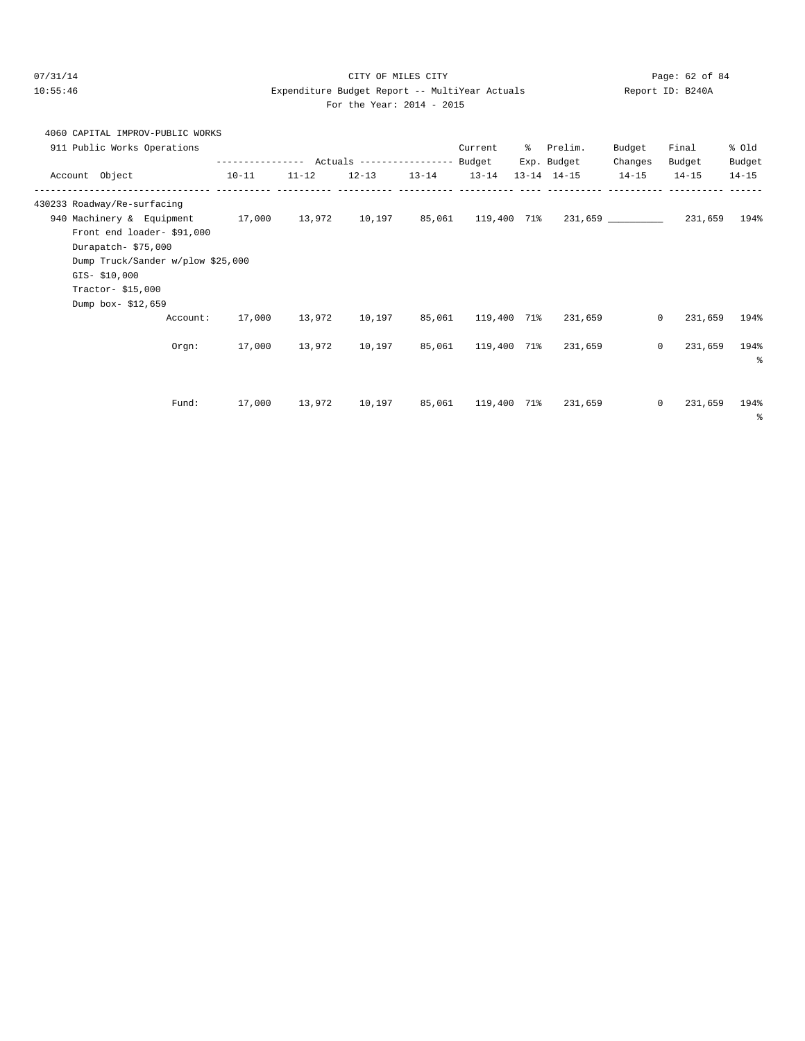CITY OF MILES CITY

Expenditure Budget Report -- MultiYear Actuals

For the Year: 2014 - 2015

4060 CAPITAL IMPROV-PUBLIC WORKS

911 Public Works Operations

| Account Object | Actuals 10-11 | Actuals 11-12 | Actuals 12-13 | Actuals 13-14 | Current Budget 13-14 | % Exp. 13-14 | Prelim. Budget 14-15 | Budget Changes 14-15 | Final Budget 14-15 | % Old Budget 14-15 |
|---|---|---|---|---|---|---|---|---|---|---|
| 430233 Roadway/Re-surfacing | | | | | | | | | | |
| 940 Machinery & Equipment | 17,000 | 13,972 | 10,197 | 85,061 | 119,400 | 71% | 231,659 | __________ | 231,659 | 194% |
| Front end loader- $91,000 | | | | | | | | | | |
| Durapatch- $75,000 | | | | | | | | | | |
| Dump Truck/Sander w/plow $25,000 | | | | | | | | | | |
| GIS- $10,000 | | | | | | | | | | |
| Tractor- $15,000 | | | | | | | | | | |
| Dump box- $12,659 | | | | | | | | | | |
| Account: | 17,000 | 13,972 | 10,197 | 85,061 | 119,400 | 71% | 231,659 | 0 | 231,659 | 194% |
| Orgn: | 17,000 | 13,972 | 10,197 | 85,061 | 119,400 | 71% | 231,659 | 0 | 231,659 | 194% |
| Fund: | 17,000 | 13,972 | 10,197 | 85,061 | 119,400 | 71% | 231,659 | 0 | 231,659 | 194% |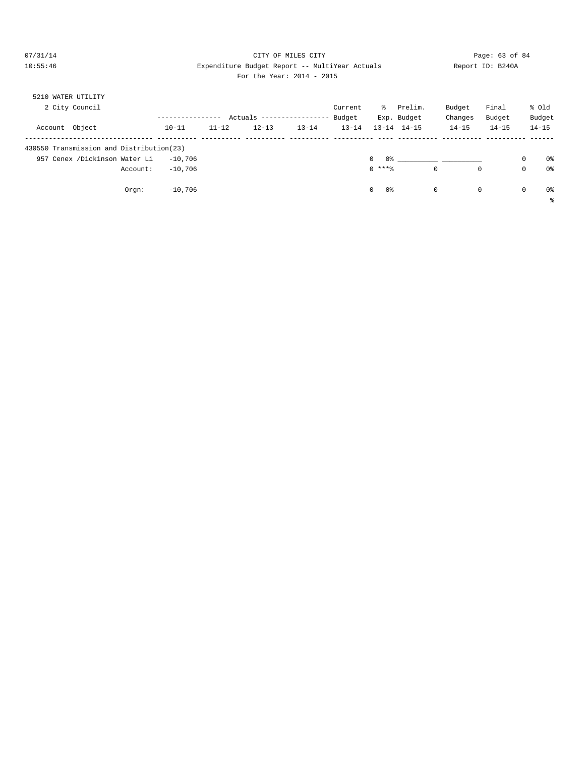CITY OF MILES CITY
Expenditure Budget Report -- MultiYear Actuals
For the Year: 2014 - 2015

07/31/14
10:55:46

Report ID: B240A

5210 WATER UTILITY

2 City Council

| Account Object | Actuals 10-11 | Actuals 11-12 | Actuals 12-13 | Actuals 13-14 | Current Budget 13-14 | % Exp. 13-14 | Prelim. Budget 14-15 | Budget Changes 14-15 | Final Budget 14-15 | % Old Budget 14-15 |
|---|---|---|---|---|---|---|---|---|---|---|
| 430550 Transmission and Distribution(23) | | | | | | | | | | |
| 957 Cenex /Dickinson Water Li | -10,706 | | | | 0 | 0% | __________ | __________ | 0 | 0% |
| Account: | -10,706 | | | | 0 | ***% | 0 | 0 | 0 | 0% |
| Orgn: | -10,706 | | | | 0 | 0% | 0 | 0 | 0 | 0% |

%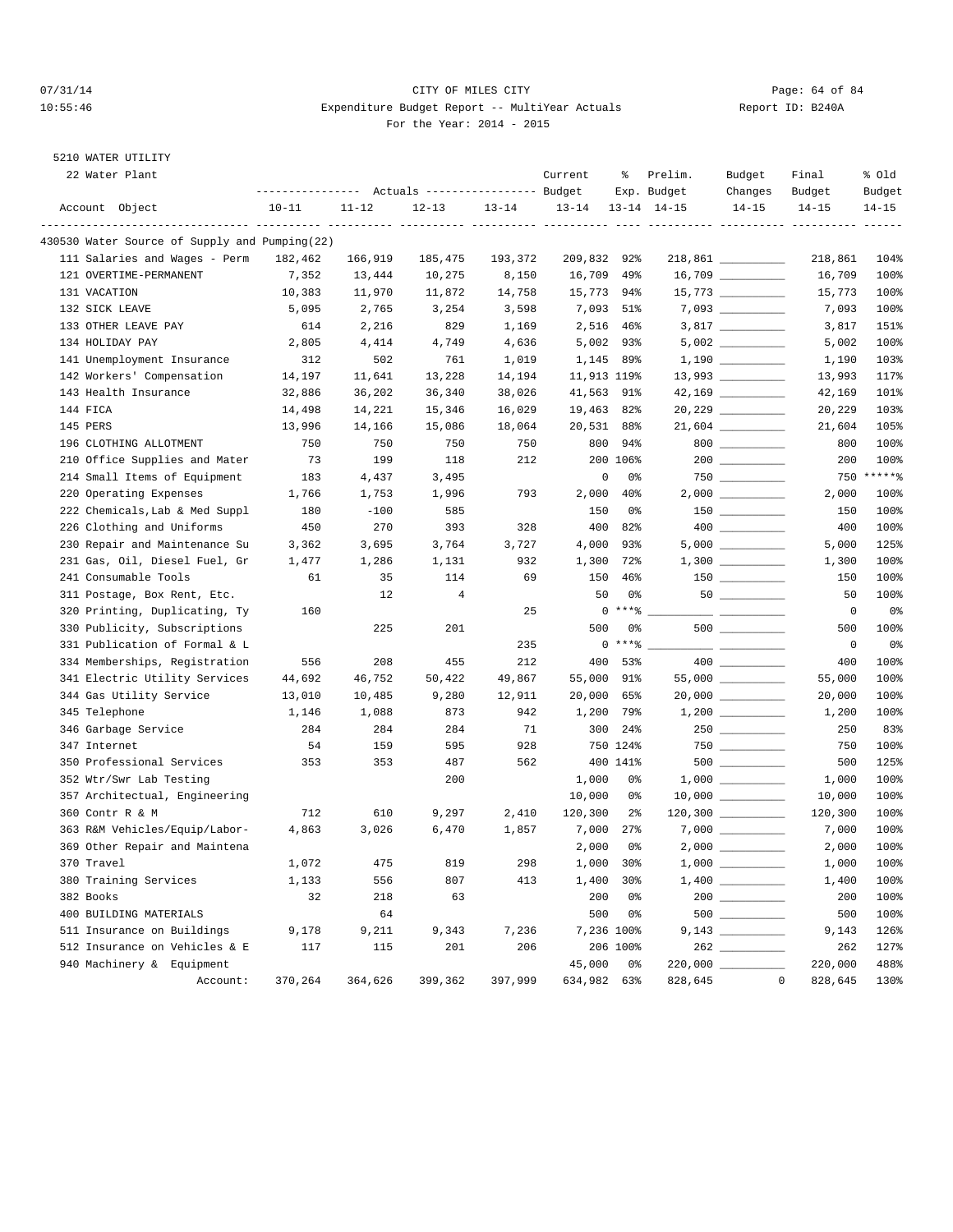CITY OF MILES CITY
Expenditure Budget Report -- MultiYear Actuals
For the Year: 2014 - 2015

5210 WATER UTILITY

22 Water Plant

| Account Object | Actuals 10-11 | Actuals 11-12 | Actuals 12-13 | Actuals 13-14 | Current Budget 13-14 | % Exp. 13-14 | Prelim. Budget 14-15 | Budget Changes 14-15 | Final Budget 14-15 | % Old Budget 14-15 |
|---|---|---|---|---|---|---|---|---|---|---|
| **430530 Water Source of Supply and Pumping(22)** | | | | | | | | | | |
| 111 Salaries and Wages - Perm | 182,462 | 166,919 | 185,475 | 193,372 | 209,832 | 92% | 218,861 | __________ | 218,861 | 104% |
| 121 OVERTIME-PERMANENT | 7,352 | 13,444 | 10,275 | 8,150 | 16,709 | 49% | 16,709 | __________ | 16,709 | 100% |
| 131 VACATION | 10,383 | 11,970 | 11,872 | 14,758 | 15,773 | 94% | 15,773 | __________ | 15,773 | 100% |
| 132 SICK LEAVE | 5,095 | 2,765 | 3,254 | 3,598 | 7,093 | 51% | 7,093 | __________ | 7,093 | 100% |
| 133 OTHER LEAVE PAY | 614 | 2,216 | 829 | 1,169 | 2,516 | 46% | 3,817 | __________ | 3,817 | 151% |
| 134 HOLIDAY PAY | 2,805 | 4,414 | 4,749 | 4,636 | 5,002 | 93% | 5,002 | __________ | 5,002 | 100% |
| 141 Unemployment Insurance | 312 | 502 | 761 | 1,019 | 1,145 | 89% | 1,190 | __________ | 1,190 | 103% |
| 142 Workers' Compensation | 14,197 | 11,641 | 13,228 | 14,194 | 11,913 | 119% | 13,993 | __________ | 13,993 | 117% |
| 143 Health Insurance | 32,886 | 36,202 | 36,340 | 38,026 | 41,563 | 91% | 42,169 | __________ | 42,169 | 101% |
| 144 FICA | 14,498 | 14,221 | 15,346 | 16,029 | 19,463 | 82% | 20,229 | __________ | 20,229 | 103% |
| 145 PERS | 13,996 | 14,166 | 15,086 | 18,064 | 20,531 | 88% | 21,604 | __________ | 21,604 | 105% |
| 196 CLOTHING ALLOTMENT | 750 | 750 | 750 | 750 | 800 | 94% | 800 | __________ | 800 | 100% |
| 210 Office Supplies and Mater | 73 | 199 | 118 | 212 | 200 | 106% | 200 | __________ | 200 | 100% |
| 214 Small Items of Equipment | 183 | 4,437 | 3,495 | | 0 | 0% | 750 | __________ | 750 | *****% |
| 220 Operating Expenses | 1,766 | 1,753 | 1,996 | 793 | 2,000 | 40% | 2,000 | __________ | 2,000 | 100% |
| 222 Chemicals,Lab & Med Suppl | 180 | -100 | 585 | | 150 | 0% | 150 | __________ | 150 | 100% |
| 226 Clothing and Uniforms | 450 | 270 | 393 | 328 | 400 | 82% | 400 | __________ | 400 | 100% |
| 230 Repair and Maintenance Su | 3,362 | 3,695 | 3,764 | 3,727 | 4,000 | 93% | 5,000 | __________ | 5,000 | 125% |
| 231 Gas, Oil, Diesel Fuel, Gr | 1,477 | 1,286 | 1,131 | 932 | 1,300 | 72% | 1,300 | __________ | 1,300 | 100% |
| 241 Consumable Tools | 61 | 35 | 114 | 69 | 150 | 46% | 150 | __________ | 150 | 100% |
| 311 Postage, Box Rent, Etc. | | 12 | 4 | | 50 | 0% | 50 | __________ | 50 | 100% |
| 320 Printing, Duplicating, Ty | 160 | | | 25 | 0 | ***% | __________ | __________ | 0 | 0% |
| 330 Publicity, Subscriptions | | 225 | 201 | | 500 | 0% | 500 | __________ | 500 | 100% |
| 331 Publication of Formal & L | | | | 235 | 0 | ***% | __________ | __________ | 0 | 0% |
| 334 Memberships, Registration | 556 | 208 | 455 | 212 | 400 | 53% | 400 | __________ | 400 | 100% |
| 341 Electric Utility Services | 44,692 | 46,752 | 50,422 | 49,867 | 55,000 | 91% | 55,000 | __________ | 55,000 | 100% |
| 344 Gas Utility Service | 13,010 | 10,485 | 9,280 | 12,911 | 20,000 | 65% | 20,000 | __________ | 20,000 | 100% |
| 345 Telephone | 1,146 | 1,088 | 873 | 942 | 1,200 | 79% | 1,200 | __________ | 1,200 | 100% |
| 346 Garbage Service | 284 | 284 | 284 | 71 | 300 | 24% | 250 | __________ | 250 | 83% |
| 347 Internet | 54 | 159 | 595 | 928 | 750 | 124% | 750 | __________ | 750 | 100% |
| 350 Professional Services | 353 | 353 | 487 | 562 | 400 | 141% | 500 | __________ | 500 | 125% |
| 352 Wtr/Swr Lab Testing | | | 200 | | 1,000 | 0% | 1,000 | __________ | 1,000 | 100% |
| 357 Architectual, Engineering | | | | | 10,000 | 0% | 10,000 | __________ | 10,000 | 100% |
| 360 Contr R & M | 712 | 610 | 9,297 | 2,410 | 120,300 | 2% | 120,300 | __________ | 120,300 | 100% |
| 363 R&M Vehicles/Equip/Labor- | 4,863 | 3,026 | 6,470 | 1,857 | 7,000 | 27% | 7,000 | __________ | 7,000 | 100% |
| 369 Other Repair and Maintena | | | | | 2,000 | 0% | 2,000 | __________ | 2,000 | 100% |
| 370 Travel | 1,072 | 475 | 819 | 298 | 1,000 | 30% | 1,000 | __________ | 1,000 | 100% |
| 380 Training Services | 1,133 | 556 | 807 | 413 | 1,400 | 30% | 1,400 | __________ | 1,400 | 100% |
| 382 Books | 32 | 218 | 63 | | 200 | 0% | 200 | __________ | 200 | 100% |
| 400 BUILDING MATERIALS | | 64 | | | 500 | 0% | 500 | __________ | 500 | 100% |
| 511 Insurance on Buildings | 9,178 | 9,211 | 9,343 | 7,236 | 7,236 | 100% | 9,143 | __________ | 9,143 | 126% |
| 512 Insurance on Vehicles & E | 117 | 115 | 201 | 206 | 206 | 100% | 262 | __________ | 262 | 127% |
| 940 Machinery & Equipment | | | | | 45,000 | 0% | 220,000 | __________ | 220,000 | 488% |
| Account: | 370,264 | 364,626 | 399,362 | 397,999 | 634,982 | 63% | 828,645 | 0 | 828,645 | 130% |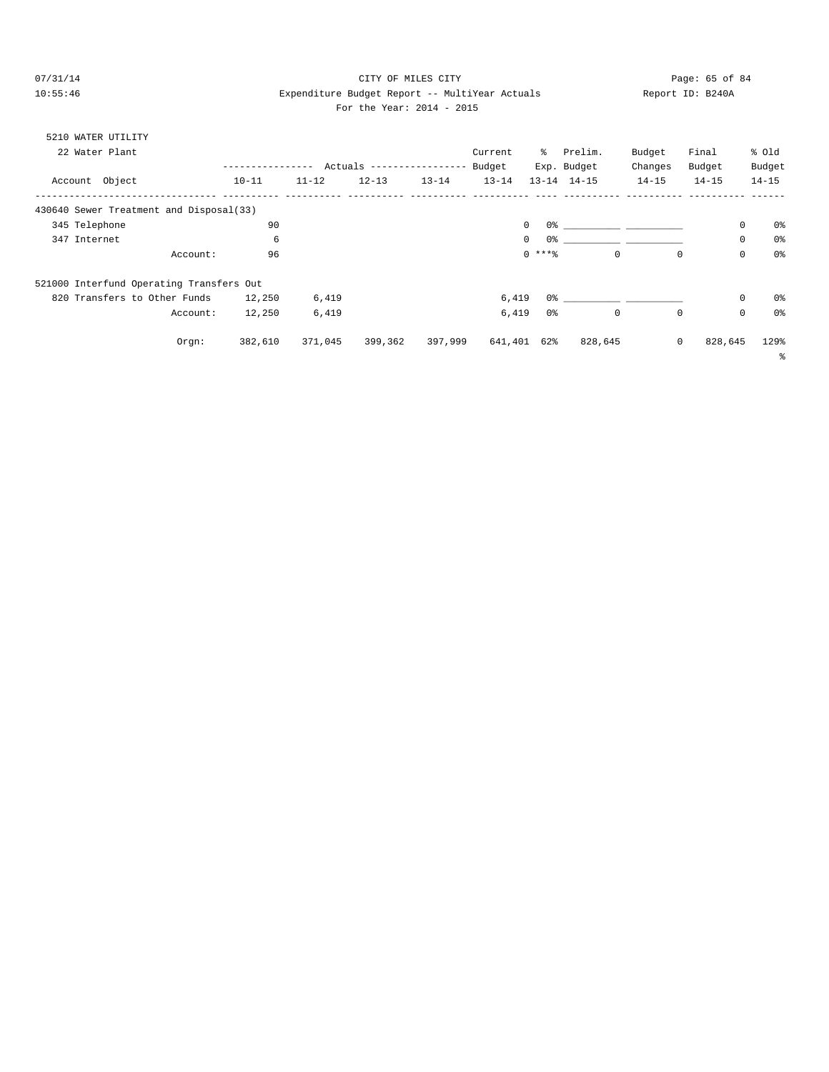CITY OF MILES CITY

Expenditure Budget Report -- MultiYear Actuals

Report ID: B240A

For the Year: 2014 - 2015

07/31/14
10:55:46

5210 WATER UTILITY

22 Water Plant

| Account Object | Actuals 10-11 | Actuals 11-12 | Actuals 12-13 | Actuals 13-14 | Current Budget 13-14 | % Exp. 13-14 | Prelim. Budget 14-15 | Budget Changes 14-15 | Final Budget 14-15 | % Old Budget 14-15 |
|---|---|---|---|---|---|---|---|---|---|---|
| **430640 Sewer Treatment and Disposal(33)** | | | | | | | | | | |
| 345 Telephone | 90 | | | | 0 | 0% | ___________ | ___________ | 0 | 0% |
| 347 Internet | 6 | | | | 0 | 0% | ___________ | ___________ | 0 | 0% |
| Account: | 96 | | | | 0 | ***% | 0 | 0 | 0 | 0% |
| **521000 Interfund Operating Transfers Out** | | | | | | | | | | |
| 820 Transfers to Other Funds | 12,250 | 6,419 | | | 6,419 | 0% | ___________ | ___________ | 0 | 0% |
| Account: | 12,250 | 6,419 | | | 6,419 | 0% | 0 | 0 | 0 | 0% |
| Orgn: | 382,610 | 371,045 | 399,362 | 397,999 | 641,401 | 62% | 828,645 | 0 | 828,645 | 129% |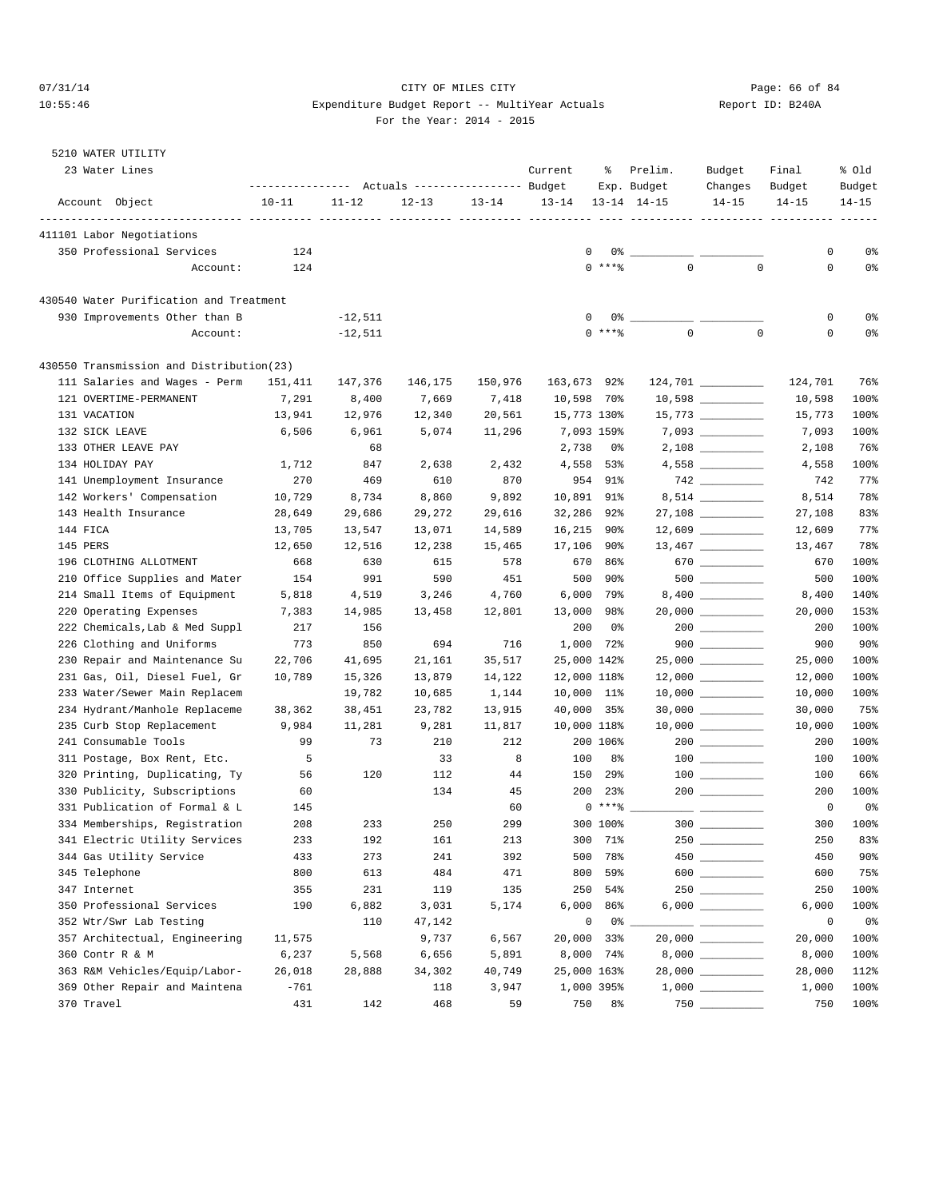CITY OF MILES CITY
Expenditure Budget Report -- MultiYear Actuals
For the Year: 2014 - 2015

07/31/14 10:55:46 — Report ID: B240A

5210 WATER UTILITY
23 Water Lines

| Account Object | 10-11 | 11-12 | 12-13 | 13-14 | Current Budget 13-14 | % Exp. 13-14 | Prelim. Budget 14-15 | Budget Changes 14-15 | Final Budget 14-15 | % Old Budget 14-15 |
|---|---|---|---|---|---|---|---|---|---|---|
| **411101 Labor Negotiations** | | | | | | | | | | |
| 350 Professional Services | 124 | | | | 0 | 0% | | | 0 | 0% |
| Account: | 124 | | | | 0 | ***% | 0 | 0 | 0 | 0% |
| **430540 Water Purification and Treatment** | | | | | | | | | | |
| 930 Improvements Other than B | | -12,511 | | | 0 | 0% | | | 0 | 0% |
| Account: | | -12,511 | | | 0 | ***% | 0 | 0 | 0 | 0% |
| **430550 Transmission and Distribution(23)** | | | | | | | | | | |
| 111 Salaries and Wages - Perm | 151,411 | 147,376 | 146,175 | 150,976 | 163,673 | 92% | 124,701 | | 124,701 | 76% |
| 121 OVERTIME-PERMANENT | 7,291 | 8,400 | 7,669 | 7,418 | 10,598 | 70% | 10,598 | | 10,598 | 100% |
| 131 VACATION | 13,941 | 12,976 | 12,340 | 20,561 | 15,773 | 130% | 15,773 | | 15,773 | 100% |
| 132 SICK LEAVE | 6,506 | 6,961 | 5,074 | 11,296 | 7,093 | 159% | 7,093 | | 7,093 | 100% |
| 133 OTHER LEAVE PAY | | 68 | | | 2,738 | 0% | 2,108 | | 2,108 | 76% |
| 134 HOLIDAY PAY | 1,712 | 847 | 2,638 | 2,432 | 4,558 | 53% | 4,558 | | 4,558 | 100% |
| 141 Unemployment Insurance | 270 | 469 | 610 | 870 | 954 | 91% | 742 | | 742 | 77% |
| 142 Workers' Compensation | 10,729 | 8,734 | 8,860 | 9,892 | 10,891 | 91% | 8,514 | | 8,514 | 78% |
| 143 Health Insurance | 28,649 | 29,686 | 29,272 | 29,616 | 32,286 | 92% | 27,108 | | 27,108 | 83% |
| 144 FICA | 13,705 | 13,547 | 13,071 | 14,589 | 16,215 | 90% | 12,609 | | 12,609 | 77% |
| 145 PERS | 12,650 | 12,516 | 12,238 | 15,465 | 17,106 | 90% | 13,467 | | 13,467 | 78% |
| 196 CLOTHING ALLOTMENT | 668 | 630 | 615 | 578 | 670 | 86% | 670 | | 670 | 100% |
| 210 Office Supplies and Mater | 154 | 991 | 590 | 451 | 500 | 90% | 500 | | 500 | 100% |
| 214 Small Items of Equipment | 5,818 | 4,519 | 3,246 | 4,760 | 6,000 | 79% | 8,400 | | 8,400 | 140% |
| 220 Operating Expenses | 7,383 | 14,985 | 13,458 | 12,801 | 13,000 | 98% | 20,000 | | 20,000 | 153% |
| 222 Chemicals,Lab & Med Suppl | 217 | 156 | | | 200 | 0% | 200 | | 200 | 100% |
| 226 Clothing and Uniforms | 773 | 850 | 694 | 716 | 1,000 | 72% | 900 | | 900 | 90% |
| 230 Repair and Maintenance Su | 22,706 | 41,695 | 21,161 | 35,517 | 25,000 | 142% | 25,000 | | 25,000 | 100% |
| 231 Gas, Oil, Diesel Fuel, Gr | 10,789 | 15,326 | 13,879 | 14,122 | 12,000 | 118% | 12,000 | | 12,000 | 100% |
| 233 Water/Sewer Main Replacem | | 19,782 | 10,685 | 1,144 | 10,000 | 11% | 10,000 | | 10,000 | 100% |
| 234 Hydrant/Manhole Replaceme | 38,362 | 38,451 | 23,782 | 13,915 | 40,000 | 35% | 30,000 | | 30,000 | 75% |
| 235 Curb Stop Replacement | 9,984 | 11,281 | 9,281 | 11,817 | 10,000 | 118% | 10,000 | | 10,000 | 100% |
| 241 Consumable Tools | 99 | 73 | 210 | 212 | 200 | 106% | 200 | | 200 | 100% |
| 311 Postage, Box Rent, Etc. | 5 | | 33 | 8 | 100 | 8% | 100 | | 100 | 100% |
| 320 Printing, Duplicating, Ty | 56 | 120 | 112 | 44 | 150 | 29% | 100 | | 100 | 66% |
| 330 Publicity, Subscriptions | 60 | | 134 | 45 | 200 | 23% | 200 | | 200 | 100% |
| 331 Publication of Formal & L | 145 | | | 60 | 0 | ***% | | | 0 | 0% |
| 334 Memberships, Registration | 208 | 233 | 250 | 299 | 300 | 100% | 300 | | 300 | 100% |
| 341 Electric Utility Services | 233 | 192 | 161 | 213 | 300 | 71% | 250 | | 250 | 83% |
| 344 Gas Utility Service | 433 | 273 | 241 | 392 | 500 | 78% | 450 | | 450 | 90% |
| 345 Telephone | 800 | 613 | 484 | 471 | 800 | 59% | 600 | | 600 | 75% |
| 347 Internet | 355 | 231 | 119 | 135 | 250 | 54% | 250 | | 250 | 100% |
| 350 Professional Services | 190 | 6,882 | 3,031 | 5,174 | 6,000 | 86% | 6,000 | | 6,000 | 100% |
| 352 Wtr/Swr Lab Testing | | 110 | 47,142 | | 0 | 0% | | | 0 | 0% |
| 357 Architectual, Engineering | 11,575 | | 9,737 | 6,567 | 20,000 | 33% | 20,000 | | 20,000 | 100% |
| 360 Contr R & M | 6,237 | 5,568 | 6,656 | 5,891 | 8,000 | 74% | 8,000 | | 8,000 | 100% |
| 363 R&M Vehicles/Equip/Labor- | 26,018 | 28,888 | 34,302 | 40,749 | 25,000 | 163% | 28,000 | | 28,000 | 112% |
| 369 Other Repair and Maintena | -761 | | 118 | 3,947 | 1,000 | 395% | 1,000 | | 1,000 | 100% |
| 370 Travel | 431 | 142 | 468 | 59 | 750 | 8% | 750 | | 750 | 100% |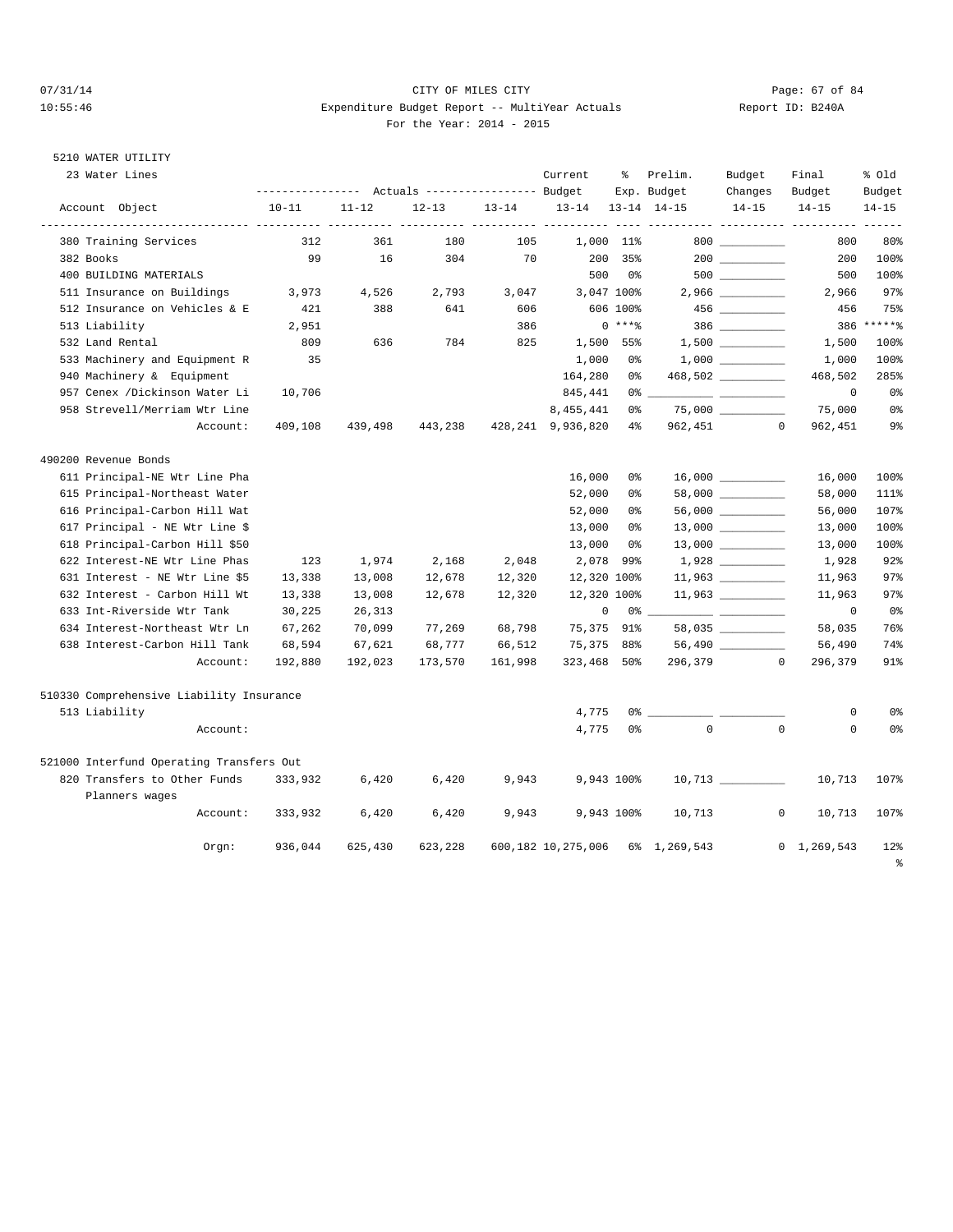CITY OF MILES CITY

Expenditure Budget Report -- MultiYear Actuals

For the Year: 2014 - 2015

07/31/14 10:55:46 — Report ID: B240A

## 5210 WATER UTILITY

### 23 Water Lines

| Account Object | Actuals 10-11 | Actuals 11-12 | Actuals 12-13 | Actuals 13-14 | Current Budget 13-14 | % Exp. 13-14 | Prelim. Budget 14-15 | Budget Changes 14-15 | Final Budget 14-15 | % Old Budget 14-15 |
|---|---|---|---|---|---|---|---|---|---|---|
| 380 Training Services | 312 | 361 | 180 | 105 | 1,000 | 11% | 800 | __________ | 800 | 80% |
| 382 Books | 99 | 16 | 304 | 70 | 200 | 35% | 200 | __________ | 200 | 100% |
| 400 BUILDING MATERIALS | | | | | 500 | 0% | 500 | __________ | 500 | 100% |
| 511 Insurance on Buildings | 3,973 | 4,526 | 2,793 | 3,047 | 3,047 | 100% | 2,966 | __________ | 2,966 | 97% |
| 512 Insurance on Vehicles & E | 421 | 388 | 641 | 606 | 606 | 100% | 456 | __________ | 456 | 75% |
| 513 Liability | 2,951 | | | 386 | 0 | ***% | 386 | __________ | 386 | *****% |
| 532 Land Rental | 809 | 636 | 784 | 825 | 1,500 | 55% | 1,500 | __________ | 1,500 | 100% |
| 533 Machinery and Equipment R | 35 | | | | 1,000 | 0% | 1,000 | __________ | 1,000 | 100% |
| 940 Machinery & Equipment | | | | | 164,280 | 0% | 468,502 | __________ | 468,502 | 285% |
| 957 Cenex /Dickinson Water Li | 10,706 | | | | 845,441 | 0% | __________ | __________ | 0 | 0% |
| 958 Strevell/Merriam Wtr Line | | | | | 8,455,441 | 0% | 75,000 | __________ | 75,000 | 0% |
| Account: | 409,108 | 439,498 | 443,238 | 428,241 | 9,936,820 | 4% | 962,451 | 0 | 962,451 | 9% |
| **490200 Revenue Bonds** | | | | | | | | | | |
| 611 Principal-NE Wtr Line Pha | | | | | 16,000 | 0% | 16,000 | __________ | 16,000 | 100% |
| 615 Principal-Northeast Water | | | | | 52,000 | 0% | 58,000 | __________ | 58,000 | 111% |
| 616 Principal-Carbon Hill Wat | | | | | 52,000 | 0% | 56,000 | __________ | 56,000 | 107% |
| 617 Principal - NE Wtr Line $ | | | | | 13,000 | 0% | 13,000 | __________ | 13,000 | 100% |
| 618 Principal-Carbon Hill $50 | | | | | 13,000 | 0% | 13,000 | __________ | 13,000 | 100% |
| 622 Interest-NE Wtr Line Phas | 123 | 1,974 | 2,168 | 2,048 | 2,078 | 99% | 1,928 | __________ | 1,928 | 92% |
| 631 Interest - NE Wtr Line $5 | 13,338 | 13,008 | 12,678 | 12,320 | 12,320 | 100% | 11,963 | __________ | 11,963 | 97% |
| 632 Interest - Carbon Hill Wt | 13,338 | 13,008 | 12,678 | 12,320 | 12,320 | 100% | 11,963 | __________ | 11,963 | 97% |
| 633 Int-Riverside Wtr Tank | 30,225 | 26,313 | | | 0 | 0% | __________ | __________ | 0 | 0% |
| 634 Interest-Northeast Wtr Ln | 67,262 | 70,099 | 77,269 | 68,798 | 75,375 | 91% | 58,035 | __________ | 58,035 | 76% |
| 638 Interest-Carbon Hill Tank | 68,594 | 67,621 | 68,777 | 66,512 | 75,375 | 88% | 56,490 | __________ | 56,490 | 74% |
| Account: | 192,880 | 192,023 | 173,570 | 161,998 | 323,468 | 50% | 296,379 | 0 | 296,379 | 91% |
| **510330 Comprehensive Liability Insurance** | | | | | | | | | | |
| 513 Liability | | | | | 4,775 | 0% | __________ | __________ | 0 | 0% |
| Account: | | | | | 4,775 | 0% | 0 | 0 | 0 | 0% |
| **521000 Interfund Operating Transfers Out** | | | | | | | | | | |
| 820 Transfers to Other Funds<br>Planners wages | 333,932 | 6,420 | 6,420 | 9,943 | 9,943 | 100% | 10,713 | __________ | 10,713 | 107% |
| Account: | 333,932 | 6,420 | 6,420 | 9,943 | 9,943 | 100% | 10,713 | 0 | 10,713 | 107% |
| Orgn: | 936,044 | 625,430 | 623,228 | 600,182 | 10,275,006 | 6% | 1,269,543 | 0 | 1,269,543 | 12% |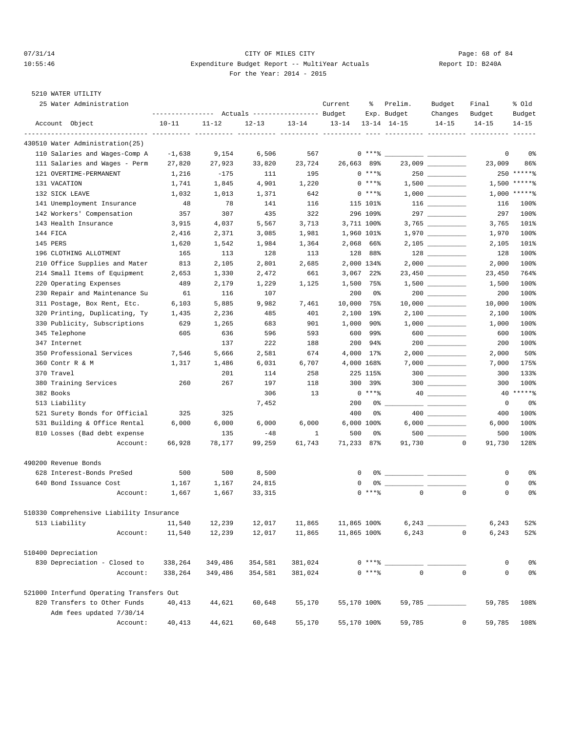CITY OF MILES CITY

Expenditure Budget Report -- MultiYear Actuals

For the Year: 2014 - 2015

5210 WATER UTILITY

25 Water Administration

| Account Object | Actuals 10-11 | Actuals 11-12 | Actuals 12-13 | Actuals 13-14 | Current Budget 13-14 | % Exp. 13-14 | Prelim. Budget 14-15 | Budget Changes 14-15 | Final Budget 14-15 | % Old Budget 14-15 |
|---|---|---|---|---|---|---|---|---|---|---|
| **430510 Water Administration(25)** | | | | | | | | | | |
| 110 Salaries and Wages-Comp A | -1,638 | 9,154 | 6,506 | 567 | 0 | *** | | | 0 | 0% |
| 111 Salaries and Wages - Perm | 27,820 | 27,923 | 33,820 | 23,724 | 26,663 | 89% | 23,009 | | 23,009 | 86% |
| 121 OVERTIME-PERMANENT | 1,216 | -175 | 111 | 195 | 0 | *** | 250 | | 250 | ***** |
| 131 VACATION | 1,741 | 1,845 | 4,901 | 1,220 | 0 | *** | 1,500 | | 1,500 | ***** |
| 132 SICK LEAVE | 1,032 | 1,013 | 1,371 | 642 | 0 | *** | 1,000 | | 1,000 | ***** |
| 141 Unemployment Insurance | 48 | 78 | 141 | 116 | 115 | 101% | 116 | | 116 | 100% |
| 142 Workers' Compensation | 357 | 307 | 435 | 322 | 296 | 109% | 297 | | 297 | 100% |
| 143 Health Insurance | 3,915 | 4,037 | 5,567 | 3,713 | 3,711 | 100% | 3,765 | | 3,765 | 101% |
| 144 FICA | 2,416 | 2,371 | 3,085 | 1,981 | 1,960 | 101% | 1,970 | | 1,970 | 100% |
| 145 PERS | 1,620 | 1,542 | 1,984 | 1,364 | 2,068 | 66% | 2,105 | | 2,105 | 101% |
| 196 CLOTHING ALLOTMENT | 165 | 113 | 128 | 113 | 128 | 88% | 128 | | 128 | 100% |
| 210 Office Supplies and Mater | 813 | 2,105 | 2,801 | 2,685 | 2,000 | 134% | 2,000 | | 2,000 | 100% |
| 214 Small Items of Equipment | 2,653 | 1,330 | 2,472 | 661 | 3,067 | 22% | 23,450 | | 23,450 | 764% |
| 220 Operating Expenses | 489 | 2,179 | 1,229 | 1,125 | 1,500 | 75% | 1,500 | | 1,500 | 100% |
| 230 Repair and Maintenance Su | 61 | 116 | 107 | | 200 | 0% | 200 | | 200 | 100% |
| 311 Postage, Box Rent, Etc. | 6,103 | 5,885 | 9,982 | 7,461 | 10,000 | 75% | 10,000 | | 10,000 | 100% |
| 320 Printing, Duplicating, Ty | 1,435 | 2,236 | 485 | 401 | 2,100 | 19% | 2,100 | | 2,100 | 100% |
| 330 Publicity, Subscriptions | 629 | 1,265 | 683 | 901 | 1,000 | 90% | 1,000 | | 1,000 | 100% |
| 345 Telephone | 605 | 636 | 596 | 593 | 600 | 99% | 600 | | 600 | 100% |
| 347 Internet | | 137 | 222 | 188 | 200 | 94% | 200 | | 200 | 100% |
| 350 Professional Services | 7,546 | 5,666 | 2,581 | 674 | 4,000 | 17% | 2,000 | | 2,000 | 50% |
| 360 Contr R & M | 1,317 | 1,486 | 6,031 | 6,707 | 4,000 | 168% | 7,000 | | 7,000 | 175% |
| 370 Travel | | 201 | 114 | 258 | 225 | 115% | 300 | | 300 | 133% |
| 380 Training Services | 260 | 267 | 197 | 118 | 300 | 39% | 300 | | 300 | 100% |
| 382 Books | | | 306 | 13 | 0 | *** | 40 | | 40 | ***** |
| 513 Liability | | | 7,452 | | 200 | 0% | | | 0 | 0% |
| 521 Surety Bonds for Official | 325 | 325 | | | 400 | 0% | 400 | | 400 | 100% |
| 531 Building & Office Rental | 6,000 | 6,000 | 6,000 | 6,000 | 6,000 | 100% | 6,000 | | 6,000 | 100% |
| 810 Losses (Bad debt expense | | 135 | -48 | 1 | 500 | 0% | 500 | | 500 | 100% |
| Account: | 66,928 | 78,177 | 99,259 | 61,743 | 71,233 | 87% | 91,730 | 0 | 91,730 | 128% |
| **490200 Revenue Bonds** | | | | | | | | | | |
| 628 Interest-Bonds PreSed | 500 | 500 | 8,500 | | 0 | 0% | | | 0 | 0% |
| 640 Bond Issuance Cost | 1,167 | 1,167 | 24,815 | | 0 | 0% | | | 0 | 0% |
| Account: | 1,667 | 1,667 | 33,315 | | 0 | *** | 0 | 0 | 0 | 0% |
| **510330 Comprehensive Liability Insurance** | | | | | | | | | | |
| 513 Liability | 11,540 | 12,239 | 12,017 | 11,865 | 11,865 | 100% | 6,243 | | 6,243 | 52% |
| Account: | 11,540 | 12,239 | 12,017 | 11,865 | 11,865 | 100% | 6,243 | 0 | 6,243 | 52% |
| **510400 Depreciation** | | | | | | | | | | |
| 830 Depreciation - Closed to | 338,264 | 349,486 | 354,581 | 381,024 | 0 | *** | | | 0 | 0% |
| Account: | 338,264 | 349,486 | 354,581 | 381,024 | 0 | *** | 0 | 0 | 0 | 0% |
| **521000 Interfund Operating Transfers Out** | | | | | | | | | | |
| 820 Transfers to Other Funds (Adm fees updated 7/30/14) | 40,413 | 44,621 | 60,648 | 55,170 | 55,170 | 100% | 59,785 | | 59,785 | 108% |
| Account: | 40,413 | 44,621 | 60,648 | 55,170 | 55,170 | 100% | 59,785 | 0 | 59,785 | 108% |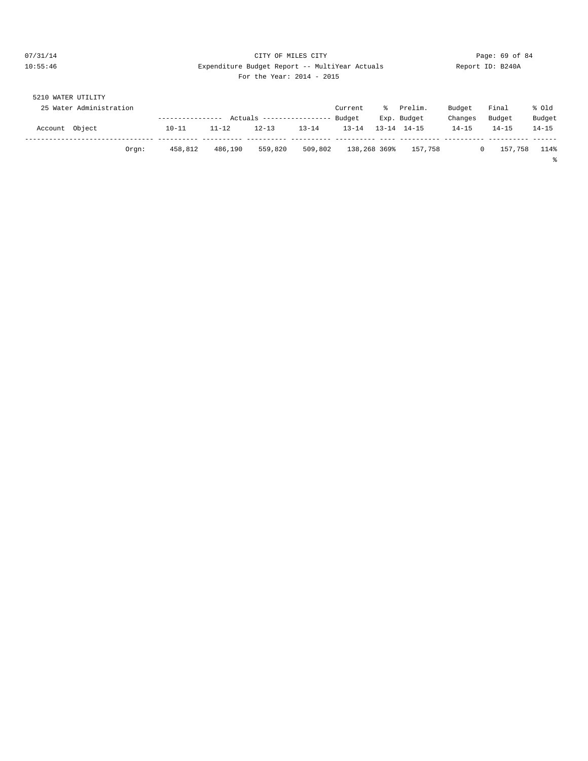CITY OF MILES CITY

Expenditure Budget Report -- MultiYear Actuals

For the Year: 2014 - 2015

5210 WATER UTILITY

25 Water Administration

| Account Object | Actuals 10-11 | Actuals 11-12 | Actuals 12-13 | Actuals 13-14 | Current Budget 13-14 | % Exp. 13-14 | Prelim. Budget 14-15 | Budget Changes 14-15 | Final Budget 14-15 | % Old Budget 14-15 |
|---|---|---|---|---|---|---|---|---|---|---|
| Orgn: | 458,812 | 486,190 | 559,820 | 509,802 | 138,268 | 369% | 157,758 | 0 | 157,758 | 114% |

%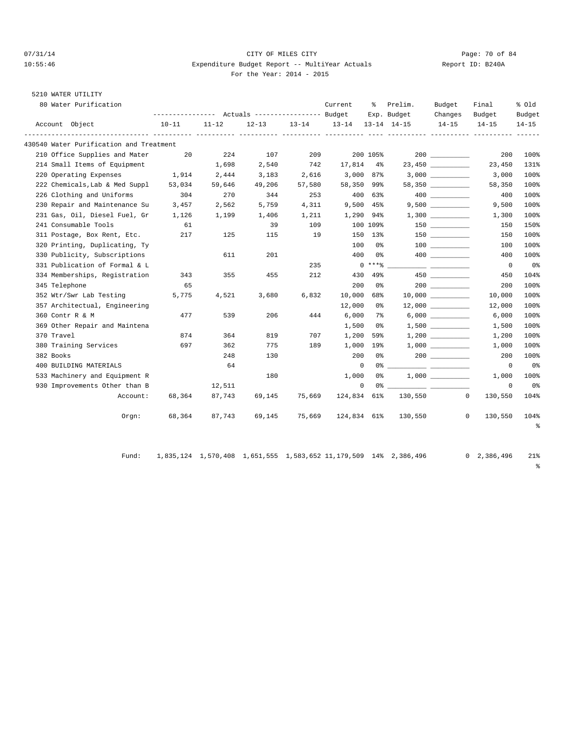CITY OF MILES CITY
Expenditure Budget Report -- MultiYear Actuals
For the Year: 2014 - 2015

07/31/14 10:55:46 — Report ID: B240A

5210 WATER UTILITY

80 Water Purification

| Account Object | Actuals 10-11 | Actuals 11-12 | Actuals 12-13 | Actuals 13-14 | Current Budget 13-14 | % Exp. 13-14 | Prelim. Budget 14-15 | Budget Changes 14-15 | Final Budget 14-15 | % Old Budget 14-15 |
|---|---|---|---|---|---|---|---|---|---|---|
| **430540 Water Purification and Treatment** | | | | | | | | | | |
| 210 Office Supplies and Mater | 20 | 224 | 107 | 209 | 200 | 105% | 200 | __________ | 200 | 100% |
| 214 Small Items of Equipment | | 1,698 | 2,540 | 742 | 17,814 | 4% | 23,450 | __________ | 23,450 | 131% |
| 220 Operating Expenses | 1,914 | 2,444 | 3,183 | 2,616 | 3,000 | 87% | 3,000 | __________ | 3,000 | 100% |
| 222 Chemicals,Lab & Med Suppl | 53,034 | 59,646 | 49,206 | 57,580 | 58,350 | 99% | 58,350 | __________ | 58,350 | 100% |
| 226 Clothing and Uniforms | 304 | 270 | 344 | 253 | 400 | 63% | 400 | __________ | 400 | 100% |
| 230 Repair and Maintenance Su | 3,457 | 2,562 | 5,759 | 4,311 | 9,500 | 45% | 9,500 | __________ | 9,500 | 100% |
| 231 Gas, Oil, Diesel Fuel, Gr | 1,126 | 1,199 | 1,406 | 1,211 | 1,290 | 94% | 1,300 | __________ | 1,300 | 100% |
| 241 Consumable Tools | 61 | | 39 | 109 | 100 | 109% | 150 | __________ | 150 | 150% |
| 311 Postage, Box Rent, Etc. | 217 | 125 | 115 | 19 | 150 | 13% | 150 | __________ | 150 | 100% |
| 320 Printing, Duplicating, Ty | | | | | 100 | 0% | 100 | __________ | 100 | 100% |
| 330 Publicity, Subscriptions | | 611 | 201 | | 400 | 0% | 400 | __________ | 400 | 100% |
| 331 Publication of Formal & L | | | | 235 | 0 | ***% | __________ | __________ | 0 | 0% |
| 334 Memberships, Registration | 343 | 355 | 455 | 212 | 430 | 49% | 450 | __________ | 450 | 104% |
| 345 Telephone | 65 | | | | 200 | 0% | 200 | __________ | 200 | 100% |
| 352 Wtr/Swr Lab Testing | 5,775 | 4,521 | 3,680 | 6,832 | 10,000 | 68% | 10,000 | __________ | 10,000 | 100% |
| 357 Architectual, Engineering | | | | | 12,000 | 0% | 12,000 | __________ | 12,000 | 100% |
| 360 Contr R & M | 477 | 539 | 206 | 444 | 6,000 | 7% | 6,000 | __________ | 6,000 | 100% |
| 369 Other Repair and Maintena | | | | | 1,500 | 0% | 1,500 | __________ | 1,500 | 100% |
| 370 Travel | 874 | 364 | 819 | 707 | 1,200 | 59% | 1,200 | __________ | 1,200 | 100% |
| 380 Training Services | 697 | 362 | 775 | 189 | 1,000 | 19% | 1,000 | __________ | 1,000 | 100% |
| 382 Books | | 248 | 130 | | 200 | 0% | 200 | __________ | 200 | 100% |
| 400 BUILDING MATERIALS | | 64 | | | 0 | 0% | __________ | __________ | 0 | 0% |
| 533 Machinery and Equipment R | | | 180 | | 1,000 | 0% | 1,000 | __________ | 1,000 | 100% |
| 930 Improvements Other than B | | 12,511 | | | 0 | 0% | __________ | __________ | 0 | 0% |
| Account: | 68,364 | 87,743 | 69,145 | 75,669 | 124,834 | 61% | 130,550 | 0 | 130,550 | 104% |
| Orgn: | 68,364 | 87,743 | 69,145 | 75,669 | 124,834 | 61% | 130,550 | 0 | 130,550 | 104% |
| Fund: | 1,835,124 | 1,570,408 | 1,651,555 | 1,583,652 | 11,179,509 | 14% | 2,386,496 | 0 | 2,386,496 | 21% |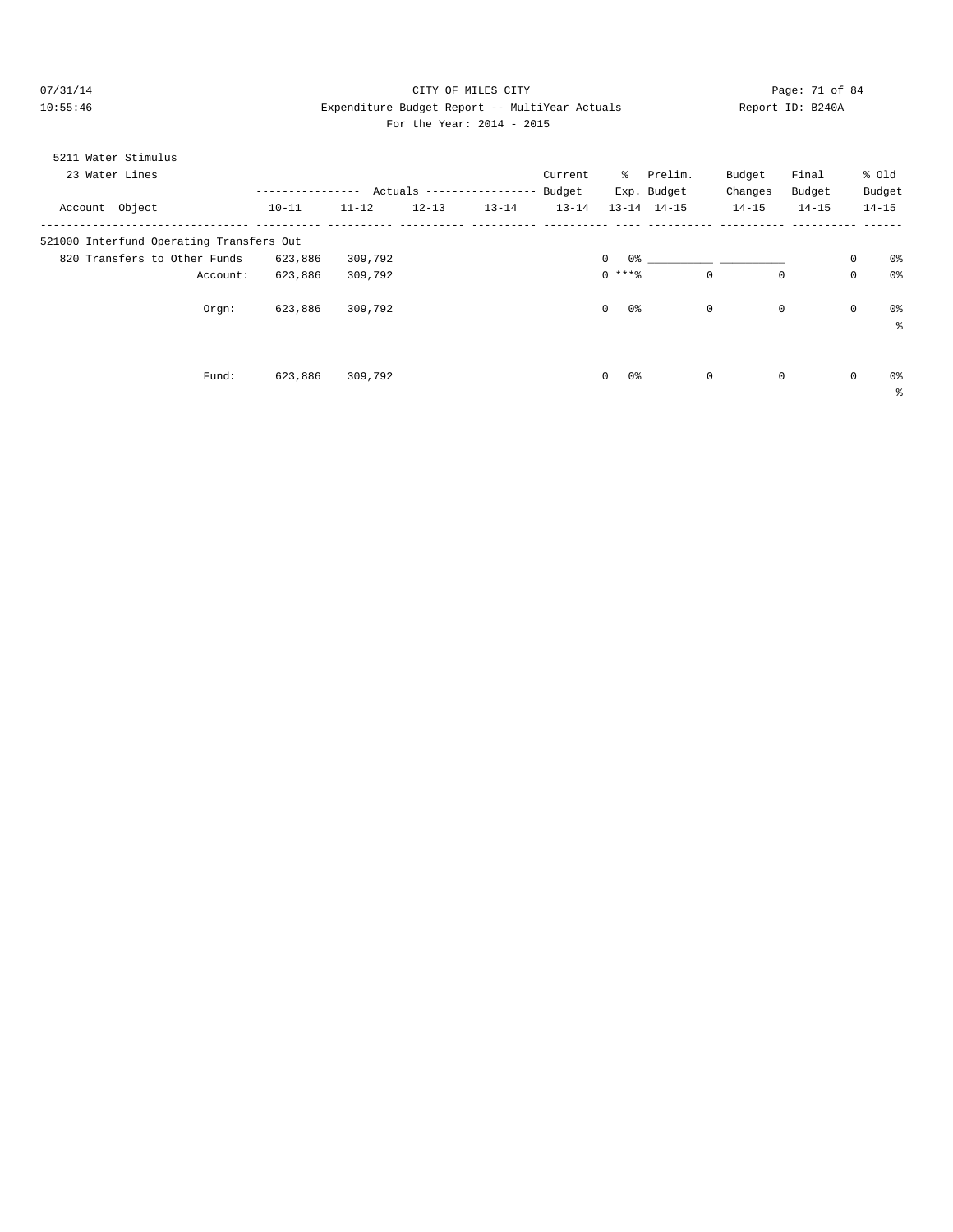CITY OF MILES CITY

Expenditure Budget Report -- MultiYear Actuals

For the Year: 2014 - 2015

5211 Water Stimulus

23 Water Lines

| Account Object | Actuals 10-11 | Actuals 11-12 | Actuals 12-13 | Actuals 13-14 | Current Budget 13-14 | % Exp. 13-14 | Prelim. Budget 14-15 | Budget Changes 14-15 | Final Budget 14-15 | % Old Budget 14-15 |
|---|---|---|---|---|---|---|---|---|---|---|
| 521000 Interfund Operating Transfers Out | | | | | | | | | | |
| 820 Transfers to Other Funds | 623,886 | 309,792 | | | 0 | 0% | __________ | __________ | 0 | 0% |
| Account: | 623,886 | 309,792 | | | 0 | ***% | 0 | 0 | 0 | 0% |
| Orgn: | 623,886 | 309,792 | | | 0 | 0% | 0 | 0 | 0 | 0% % |
| Fund: | 623,886 | 309,792 | | | 0 | 0% | 0 | 0 | 0 | 0% % |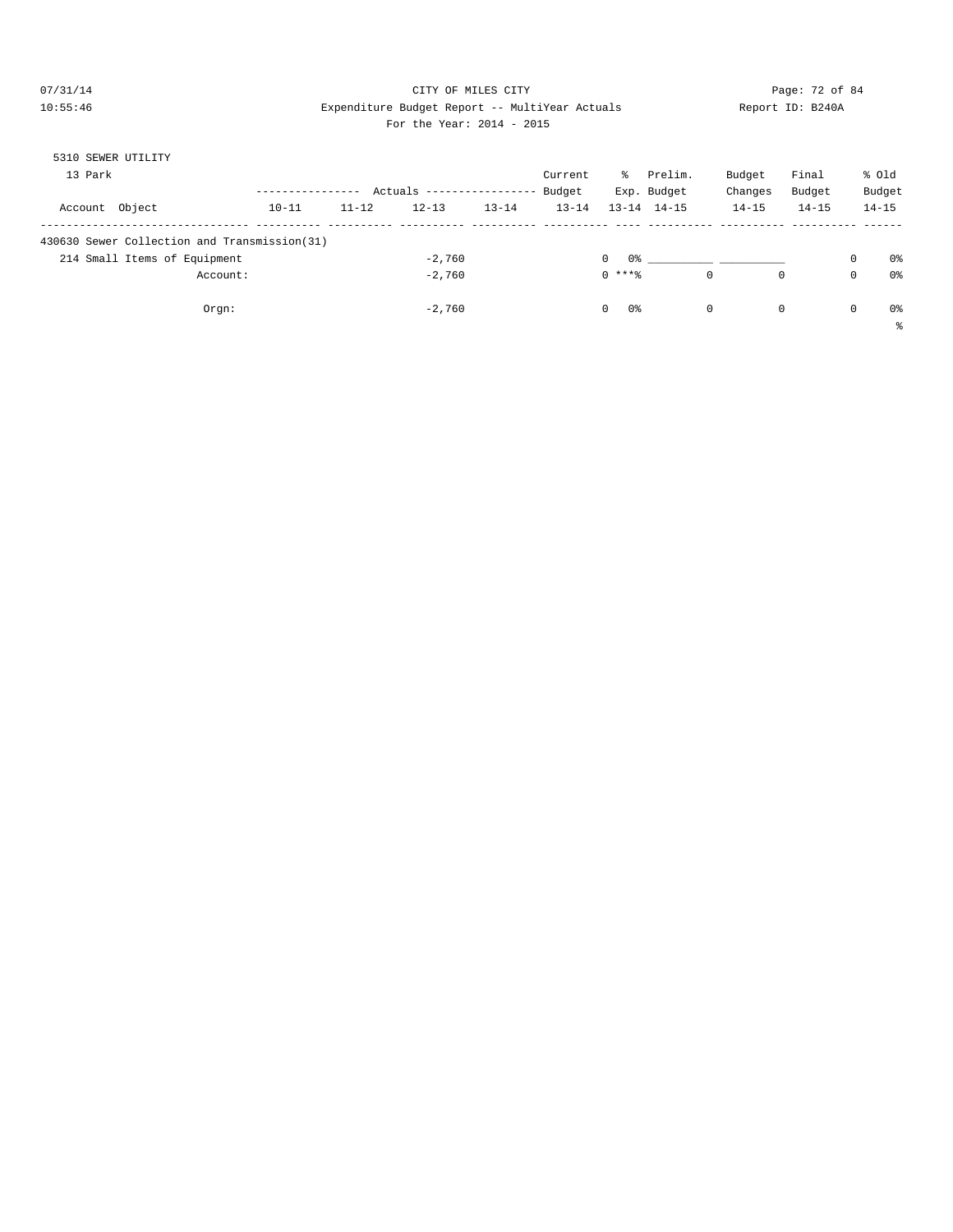CITY OF MILES CITY

Expenditure Budget Report -- MultiYear Actuals

For the Year: 2014 - 2015

Report ID: B240A

5310 SEWER UTILITY

13 Park

| Account Object | Actuals 10-11 | Actuals 11-12 | Actuals 12-13 | Actuals 13-14 | Current Budget 13-14 | % Exp. 13-14 | Prelim. Budget 14-15 | Budget Changes 14-15 | Final Budget 14-15 | % Old Budget 14-15 |
|---|---|---|---|---|---|---|---|---|---|---|
| 430630 Sewer Collection and Transmission(31) | | | | | | | | | | |
| 214 Small Items of Equipment | | | -2,760 | | 0 | 0% | __________ | __________ | 0 | 0% |
| Account: | | | -2,760 | | 0 | ***% | 0 | 0 | 0 | 0% |
| Orgn: | | | -2,760 | | 0 | 0% | 0 | 0 | 0 | 0% |

%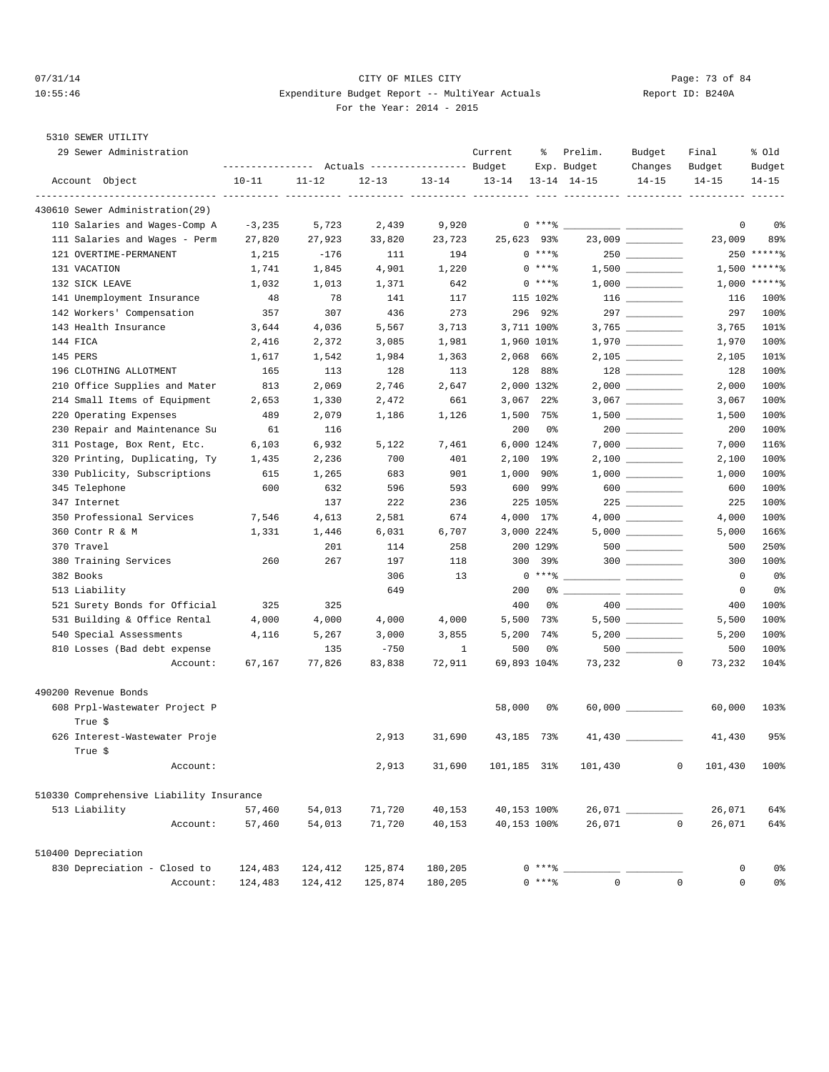CITY OF MILES CITY
Expenditure Budget Report -- MultiYear Actuals
For the Year: 2014 - 2015

5310 SEWER UTILITY
29 Sewer Administration

| Account Object | Actuals 10-11 | Actuals 11-12 | Actuals 12-13 | Actuals 13-14 | Current Budget 13-14 | % Exp. 13-14 | Prelim. Budget 14-15 | Budget Changes 14-15 | Final Budget 14-15 | % Old Budget 14-15 |
|---|---|---|---|---|---|---|---|---|---|---|
| **430610 Sewer Administration(29)** | | | | | | | | | | |
| 110 Salaries and Wages-Comp A | -3,235 | 5,723 | 2,439 | 9,920 | 0 | ***% | ___ | ___ | 0 | 0% |
| 111 Salaries and Wages - Perm | 27,820 | 27,923 | 33,820 | 23,723 | 25,623 | 93% | 23,009 | ___ | 23,009 | 89% |
| 121 OVERTIME-PERMANENT | 1,215 | -176 | 111 | 194 | 0 | ***% | 250 | ___ | 250 | *****% |
| 131 VACATION | 1,741 | 1,845 | 4,901 | 1,220 | 0 | ***% | 1,500 | ___ | 1,500 | *****% |
| 132 SICK LEAVE | 1,032 | 1,013 | 1,371 | 642 | 0 | ***% | 1,000 | ___ | 1,000 | *****% |
| 141 Unemployment Insurance | 48 | 78 | 141 | 117 | 115 | 102% | 116 | ___ | 116 | 100% |
| 142 Workers' Compensation | 357 | 307 | 436 | 273 | 296 | 92% | 297 | ___ | 297 | 100% |
| 143 Health Insurance | 3,644 | 4,036 | 5,567 | 3,713 | 3,711 | 100% | 3,765 | ___ | 3,765 | 101% |
| 144 FICA | 2,416 | 2,372 | 3,085 | 1,981 | 1,960 | 101% | 1,970 | ___ | 1,970 | 100% |
| 145 PERS | 1,617 | 1,542 | 1,984 | 1,363 | 2,068 | 66% | 2,105 | ___ | 2,105 | 101% |
| 196 CLOTHING ALLOTMENT | 165 | 113 | 128 | 113 | 128 | 88% | 128 | ___ | 128 | 100% |
| 210 Office Supplies and Mater | 813 | 2,069 | 2,746 | 2,647 | 2,000 | 132% | 2,000 | ___ | 2,000 | 100% |
| 214 Small Items of Equipment | 2,653 | 1,330 | 2,472 | 661 | 3,067 | 22% | 3,067 | ___ | 3,067 | 100% |
| 220 Operating Expenses | 489 | 2,079 | 1,186 | 1,126 | 1,500 | 75% | 1,500 | ___ | 1,500 | 100% |
| 230 Repair and Maintenance Su | 61 | 116 | | | 200 | 0% | 200 | ___ | 200 | 100% |
| 311 Postage, Box Rent, Etc. | 6,103 | 6,932 | 5,122 | 7,461 | 6,000 | 124% | 7,000 | ___ | 7,000 | 116% |
| 320 Printing, Duplicating, Ty | 1,435 | 2,236 | 700 | 401 | 2,100 | 19% | 2,100 | ___ | 2,100 | 100% |
| 330 Publicity, Subscriptions | 615 | 1,265 | 683 | 901 | 1,000 | 90% | 1,000 | ___ | 1,000 | 100% |
| 345 Telephone | 600 | 632 | 596 | 593 | 600 | 99% | 600 | ___ | 600 | 100% |
| 347 Internet | | 137 | 222 | 236 | 225 | 105% | 225 | ___ | 225 | 100% |
| 350 Professional Services | 7,546 | 4,613 | 2,581 | 674 | 4,000 | 17% | 4,000 | ___ | 4,000 | 100% |
| 360 Contr R & M | 1,331 | 1,446 | 6,031 | 6,707 | 3,000 | 224% | 5,000 | ___ | 5,000 | 166% |
| 370 Travel | | 201 | 114 | 258 | 200 | 129% | 500 | ___ | 500 | 250% |
| 380 Training Services | 260 | 267 | 197 | 118 | 300 | 39% | 300 | ___ | 300 | 100% |
| 382 Books | | | 306 | 13 | 0 | ***% | ___ | ___ | 0 | 0% |
| 513 Liability | | | 649 | | 200 | 0% | ___ | ___ | 0 | 0% |
| 521 Surety Bonds for Official | 325 | 325 | | | 400 | 0% | 400 | ___ | 400 | 100% |
| 531 Building & Office Rental | 4,000 | 4,000 | 4,000 | 4,000 | 5,500 | 73% | 5,500 | ___ | 5,500 | 100% |
| 540 Special Assessments | 4,116 | 5,267 | 3,000 | 3,855 | 5,200 | 74% | 5,200 | ___ | 5,200 | 100% |
| 810 Losses (Bad debt expense | | 135 | -750 | 1 | 500 | 0% | 500 | ___ | 500 | 100% |
| Account: | 67,167 | 77,826 | 83,838 | 72,911 | 69,893 | 104% | 73,232 | 0 | 73,232 | 104% |
| **490200 Revenue Bonds** | | | | | | | | | | |
| 608 Prpl-Wastewater Project P True $ | | | | | 58,000 | 0% | 60,000 | ___ | 60,000 | 103% |
| 626 Interest-Wastewater Proje True $ | | | 2,913 | 31,690 | 43,185 | 73% | 41,430 | ___ | 41,430 | 95% |
| Account: | | | 2,913 | 31,690 | 101,185 | 31% | 101,430 | 0 | 101,430 | 100% |
| **510330 Comprehensive Liability Insurance** | | | | | | | | | | |
| 513 Liability | 57,460 | 54,013 | 71,720 | 40,153 | 40,153 | 100% | 26,071 | ___ | 26,071 | 64% |
| Account: | 57,460 | 54,013 | 71,720 | 40,153 | 40,153 | 100% | 26,071 | 0 | 26,071 | 64% |
| **510400 Depreciation** | | | | | | | | | | |
| 830 Depreciation - Closed to | 124,483 | 124,412 | 125,874 | 180,205 | 0 | ***% | ___ | ___ | 0 | 0% |
| Account: | 124,483 | 124,412 | 125,874 | 180,205 | 0 | ***% | 0 | 0 | 0 | 0% |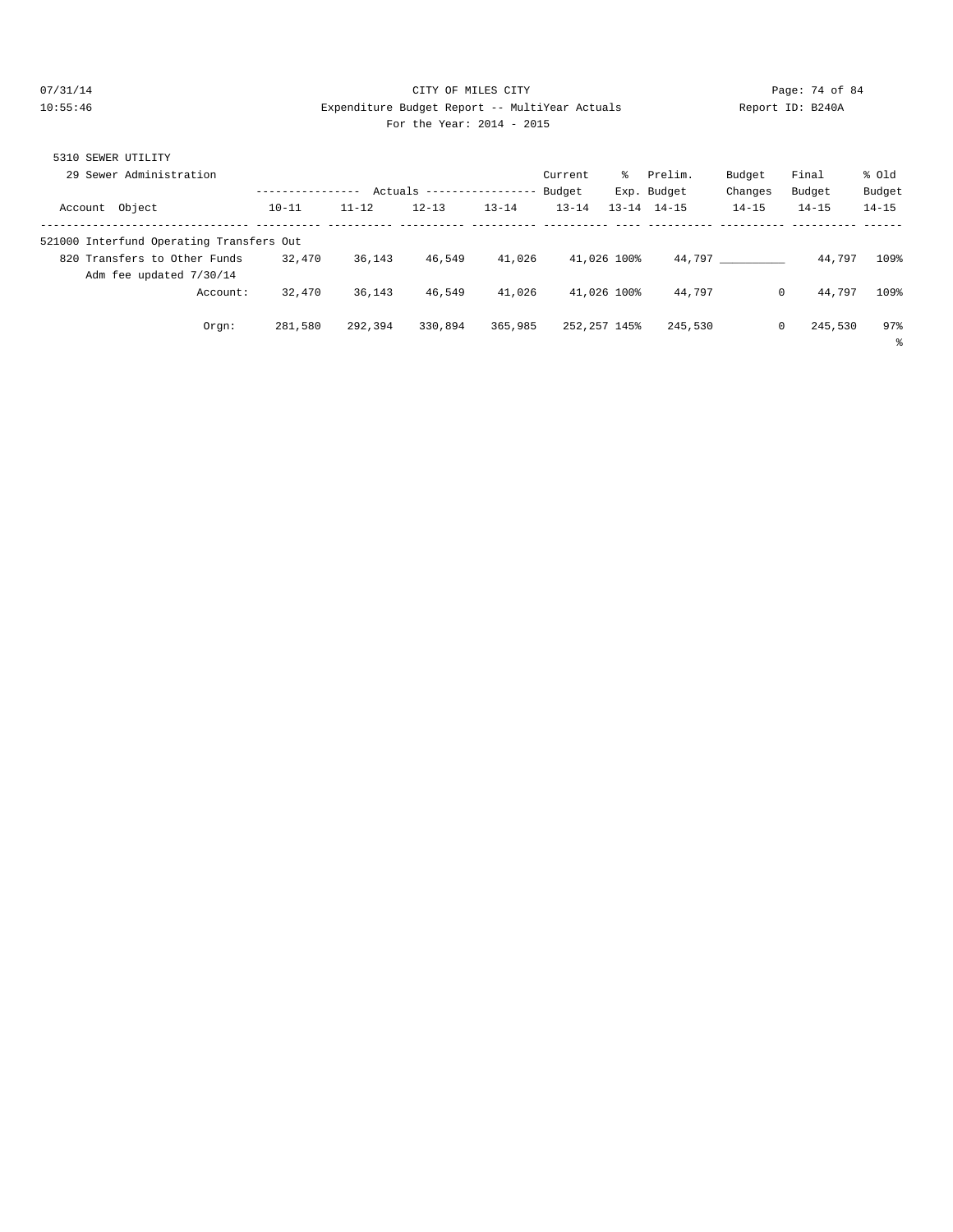CITY OF MILES CITY

Expenditure Budget Report -- MultiYear Actuals

For the Year: 2014 - 2015

5310 SEWER UTILITY

29 Sewer Administration

| Account Object | Actuals 10-11 | Actuals 11-12 | Actuals 12-13 | Actuals 13-14 | Current Budget 13-14 | % Exp. 13-14 | Prelim. Budget 14-15 | Budget Changes 14-15 | Final Budget 14-15 | % Old Budget 14-15 |
|---|---|---|---|---|---|---|---|---|---|---|
| 521000 Interfund Operating Transfers Out | | | | | | | | | | |
| 820 Transfers to Other Funds | 32,470 | 36,143 | 46,549 | 41,026 | 41,026 | 100% | 44,797 | __________ | 44,797 | 109% |
| Adm fee updated 7/30/14 | | | | | | | | | | |
| Account: | 32,470 | 36,143 | 46,549 | 41,026 | 41,026 | 100% | 44,797 | 0 | 44,797 | 109% |
| Orgn: | 281,580 | 292,394 | 330,894 | 365,985 | 252,257 | 145% | 245,530 | 0 | 245,530 | 97% |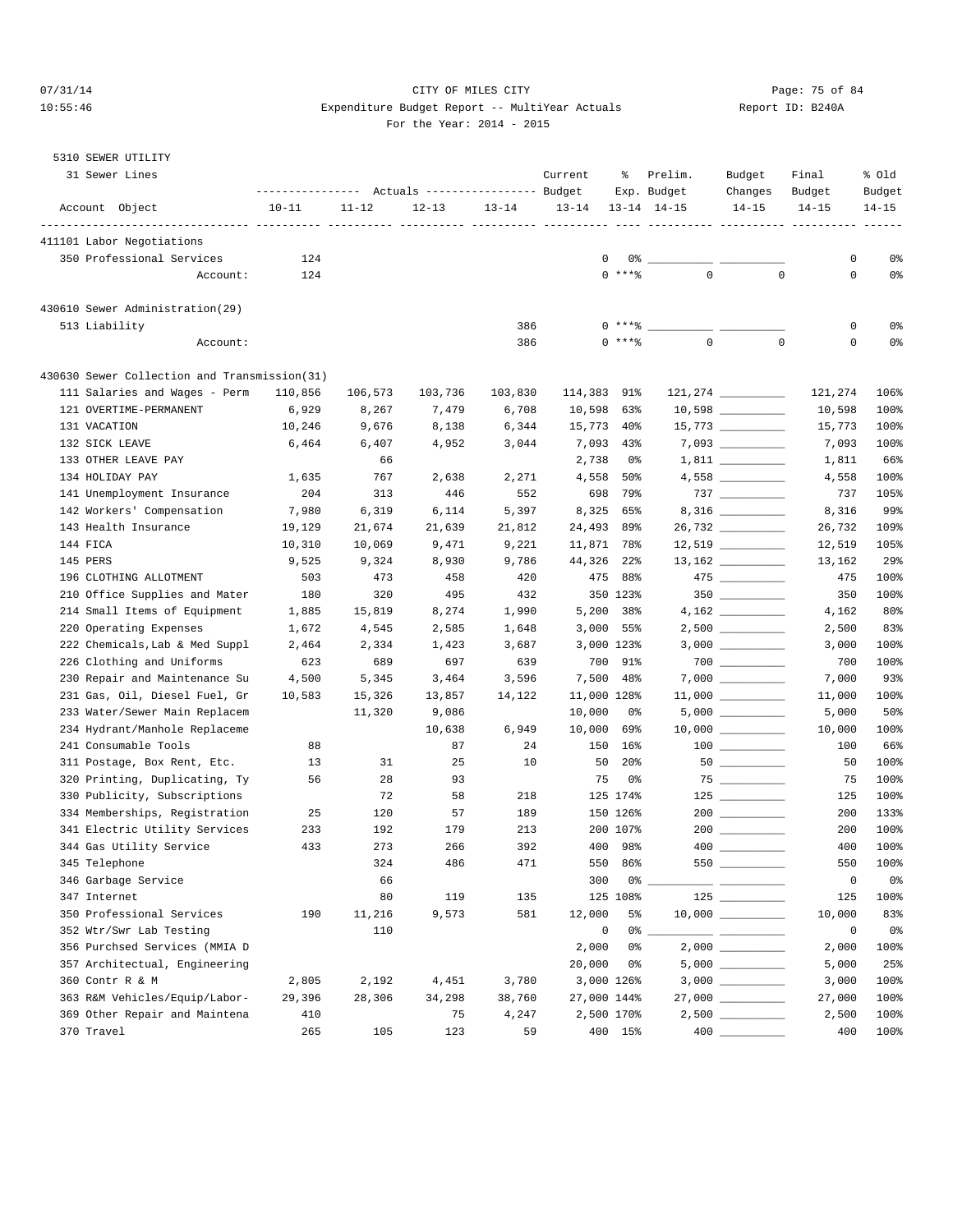CITY OF MILES CITY

Expenditure Budget Report -- MultiYear Actuals

For the Year: 2014 - 2015

Report ID: B240A

07/31/14 10:55:46

5310 SEWER UTILITY

31 Sewer Lines

| Account Object | Actuals 10-11 | Actuals 11-12 | Actuals 12-13 | Actuals 13-14 | Current Budget 13-14 | % Exp. 13-14 | Prelim. Budget 14-15 | Budget Changes 14-15 | Final Budget 14-15 | % Old Budget 14-15 |
|---|---|---|---|---|---|---|---|---|---|---|
| **411101 Labor Negotiations** | | | | | | | | | | |
| 350 Professional Services | 124 | | | | 0 | 0% | | | 0 | 0% |
| Account: | 124 | | | | 0 | ***% | 0 | 0 | 0 | 0% |
| **430610 Sewer Administration(29)** | | | | | | | | | | |
| 513 Liability | | | | 386 | 0 | ***% | | | 0 | 0% |
| Account: | | | | 386 | 0 | ***% | 0 | 0 | 0 | 0% |
| **430630 Sewer Collection and Transmission(31)** | | | | | | | | | | |
| 111 Salaries and Wages - Perm | 110,856 | 106,573 | 103,736 | 103,830 | 114,383 | 91% | 121,274 | | 121,274 | 106% |
| 121 OVERTIME-PERMANENT | 6,929 | 8,267 | 7,479 | 6,708 | 10,598 | 63% | 10,598 | | 10,598 | 100% |
| 131 VACATION | 10,246 | 9,676 | 8,138 | 6,344 | 15,773 | 40% | 15,773 | | 15,773 | 100% |
| 132 SICK LEAVE | 6,464 | 6,407 | 4,952 | 3,044 | 7,093 | 43% | 7,093 | | 7,093 | 100% |
| 133 OTHER LEAVE PAY | | 66 | | | 2,738 | 0% | 1,811 | | 1,811 | 66% |
| 134 HOLIDAY PAY | 1,635 | 767 | 2,638 | 2,271 | 4,558 | 50% | 4,558 | | 4,558 | 100% |
| 141 Unemployment Insurance | 204 | 313 | 446 | 552 | 698 | 79% | 737 | | 737 | 105% |
| 142 Workers' Compensation | 7,980 | 6,319 | 6,114 | 5,397 | 8,325 | 65% | 8,316 | | 8,316 | 99% |
| 143 Health Insurance | 19,129 | 21,674 | 21,639 | 21,812 | 24,493 | 89% | 26,732 | | 26,732 | 109% |
| 144 FICA | 10,310 | 10,069 | 9,471 | 9,221 | 11,871 | 78% | 12,519 | | 12,519 | 105% |
| 145 PERS | 9,525 | 9,324 | 8,930 | 9,786 | 44,326 | 22% | 13,162 | | 13,162 | 29% |
| 196 CLOTHING ALLOTMENT | 503 | 473 | 458 | 420 | 475 | 88% | 475 | | 475 | 100% |
| 210 Office Supplies and Mater | 180 | 320 | 495 | 432 | 350 | 123% | 350 | | 350 | 100% |
| 214 Small Items of Equipment | 1,885 | 15,819 | 8,274 | 1,990 | 5,200 | 38% | 4,162 | | 4,162 | 80% |
| 220 Operating Expenses | 1,672 | 4,545 | 2,585 | 1,648 | 3,000 | 55% | 2,500 | | 2,500 | 83% |
| 222 Chemicals,Lab & Med Suppl | 2,464 | 2,334 | 1,423 | 3,687 | 3,000 | 123% | 3,000 | | 3,000 | 100% |
| 226 Clothing and Uniforms | 623 | 689 | 697 | 639 | 700 | 91% | 700 | | 700 | 100% |
| 230 Repair and Maintenance Su | 4,500 | 5,345 | 3,464 | 3,596 | 7,500 | 48% | 7,000 | | 7,000 | 93% |
| 231 Gas, Oil, Diesel Fuel, Gr | 10,583 | 15,326 | 13,857 | 14,122 | 11,000 | 128% | 11,000 | | 11,000 | 100% |
| 233 Water/Sewer Main Replacem | | 11,320 | 9,086 | | 10,000 | 0% | 5,000 | | 5,000 | 50% |
| 234 Hydrant/Manhole Replaceme | | | 10,638 | 6,949 | 10,000 | 69% | 10,000 | | 10,000 | 100% |
| 241 Consumable Tools | 88 | | 87 | 24 | 150 | 16% | 100 | | 100 | 66% |
| 311 Postage, Box Rent, Etc. | 13 | 31 | 25 | 10 | 50 | 20% | 50 | | 50 | 100% |
| 320 Printing, Duplicating, Ty | 56 | 28 | 93 | | 75 | 0% | 75 | | 75 | 100% |
| 330 Publicity, Subscriptions | | 72 | 58 | 218 | 125 | 174% | 125 | | 125 | 100% |
| 334 Memberships, Registration | 25 | 120 | 57 | 189 | 150 | 126% | 200 | | 200 | 133% |
| 341 Electric Utility Services | 233 | 192 | 179 | 213 | 200 | 107% | 200 | | 200 | 100% |
| 344 Gas Utility Service | 433 | 273 | 266 | 392 | 400 | 98% | 400 | | 400 | 100% |
| 345 Telephone | | 324 | 486 | 471 | 550 | 86% | 550 | | 550 | 100% |
| 346 Garbage Service | | 66 | | | 300 | 0% | | | 0 | 0% |
| 347 Internet | | 80 | 119 | 135 | 125 | 108% | 125 | | 125 | 100% |
| 350 Professional Services | 190 | 11,216 | 9,573 | 581 | 12,000 | 5% | 10,000 | | 10,000 | 83% |
| 352 Wtr/Swr Lab Testing | | 110 | | | 0 | 0% | | | 0 | 0% |
| 356 Purchsed Services (MMIA D | | | | | 2,000 | 0% | 2,000 | | 2,000 | 100% |
| 357 Architectual, Engineering | | | | | 20,000 | 0% | 5,000 | | 5,000 | 25% |
| 360 Contr R & M | 2,805 | 2,192 | 4,451 | 3,780 | 3,000 | 126% | 3,000 | | 3,000 | 100% |
| 363 R&M Vehicles/Equip/Labor- | 29,396 | 28,306 | 34,298 | 38,760 | 27,000 | 144% | 27,000 | | 27,000 | 100% |
| 369 Other Repair and Maintena | 410 | | 75 | 4,247 | 2,500 | 170% | 2,500 | | 2,500 | 100% |
| 370 Travel | 265 | 105 | 123 | 59 | 400 | 15% | 400 | | 400 | 100% |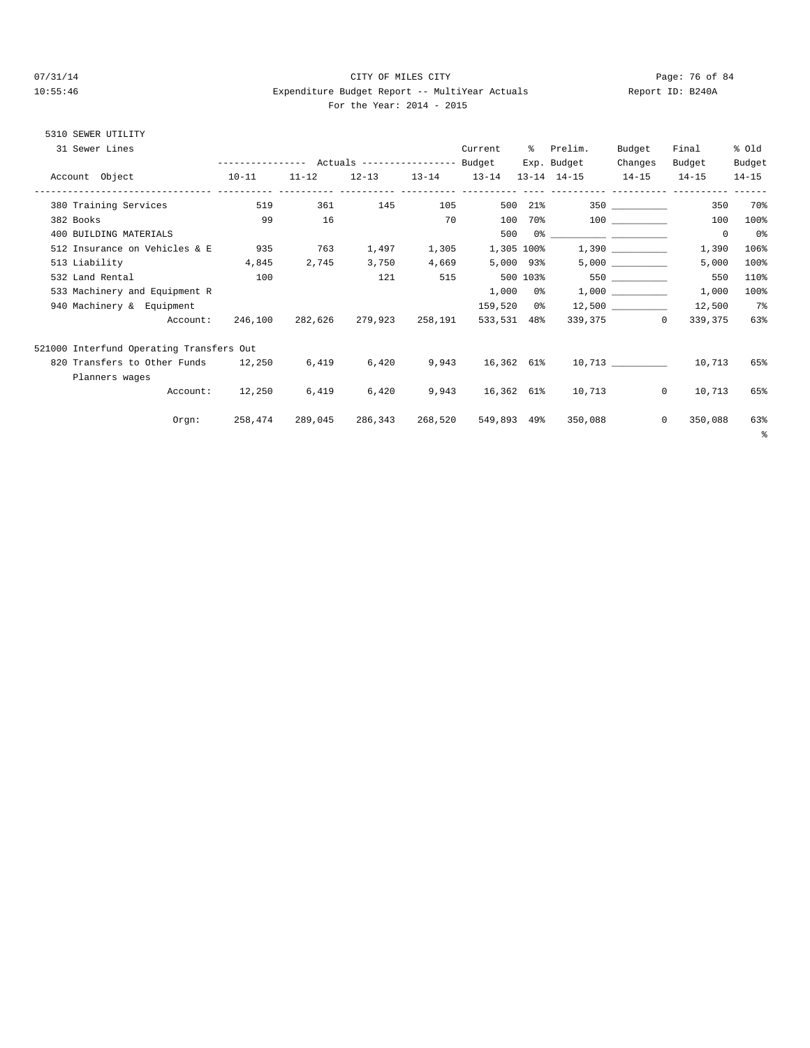CITY OF MILES CITY
Expenditure Budget Report -- MultiYear Actuals
For the Year: 2014 - 2015

07/31/14 10:55:46 — Report ID: B240A

5310 SEWER UTILITY

31 Sewer Lines

| Account Object | Actuals 10-11 | Actuals 11-12 | Actuals 12-13 | Actuals 13-14 | Current Budget 13-14 | % Exp. 13-14 | Prelim. Budget 14-15 | Budget Changes 14-15 | Final Budget 14-15 | % Old Budget 14-15 |
|---|---|---|---|---|---|---|---|---|---|---|
| 380 Training Services | 519 | 361 | 145 | 105 | 500 | 21% | 350 | __________ | 350 | 70% |
| 382 Books | 99 | 16 | | 70 | 100 | 70% | 100 | __________ | 100 | 100% |
| 400 BUILDING MATERIALS | | | | | 500 | 0% | __________ | __________ | 0 | 0% |
| 512 Insurance on Vehicles & E | 935 | 763 | 1,497 | 1,305 | 1,305 | 100% | 1,390 | __________ | 1,390 | 106% |
| 513 Liability | 4,845 | 2,745 | 3,750 | 4,669 | 5,000 | 93% | 5,000 | __________ | 5,000 | 100% |
| 532 Land Rental | 100 | | 121 | 515 | 500 | 103% | 550 | __________ | 550 | 110% |
| 533 Machinery and Equipment R | | | | | 1,000 | 0% | 1,000 | __________ | 1,000 | 100% |
| 940 Machinery & Equipment | | | | | 159,520 | 0% | 12,500 | __________ | 12,500 | 7% |
| Account: | 246,100 | 282,626 | 279,923 | 258,191 | 533,531 | 48% | 339,375 | 0 | 339,375 | 63% |
| **521000 Interfund Operating Transfers Out** | | | | | | | | | | |
| 820 Transfers to Other Funds | 12,250 | 6,419 | 6,420 | 9,943 | 16,362 | 61% | 10,713 | __________ | 10,713 | 65% |
| Planners wages | | | | | | | | | | |
| Account: | 12,250 | 6,419 | 6,420 | 9,943 | 16,362 | 61% | 10,713 | 0 | 10,713 | 65% |
| Orgn: | 258,474 | 289,045 | 286,343 | 268,520 | 549,893 | 49% | 350,088 | 0 | 350,088 | 63% |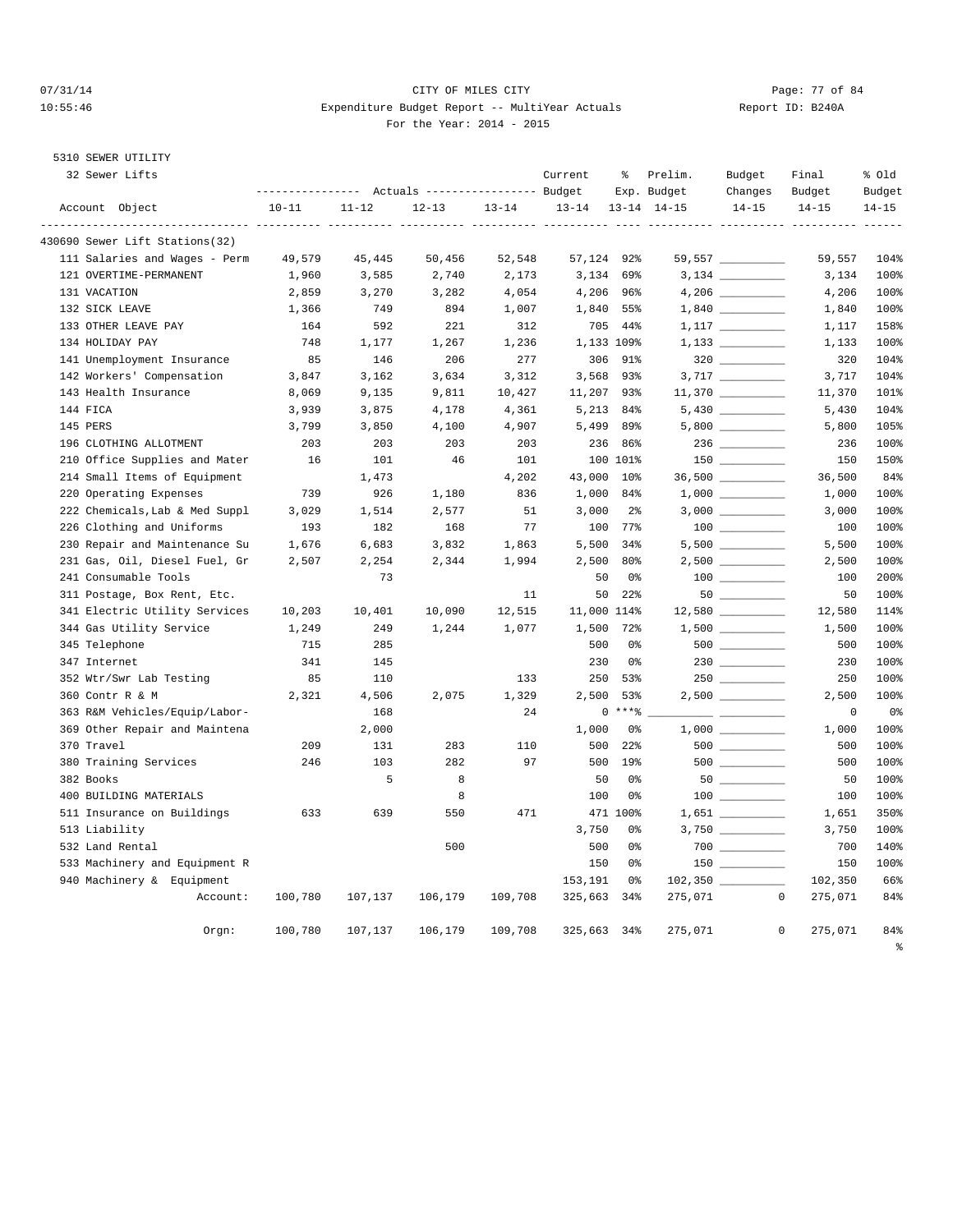5310 SEWER UTILITY

32 Sewer Lifts

| Account Object | Actuals 10-11 | Actuals 11-12 | Actuals 12-13 | Actuals 13-14 | Current Budget 13-14 | % Exp. 13-14 | Prelim. Budget 14-15 | Budget Changes 14-15 | Final Budget 14-15 | % Old Budget 14-15 |
|---|---|---|---|---|---|---|---|---|---|---|
| 430690 Sewer Lift Stations(32) | | | | | | | | | | |
| 111 Salaries and Wages - Perm | 49,579 | 45,445 | 50,456 | 52,548 | 57,124 | 92% | 59,557 | | 59,557 | 104% |
| 121 OVERTIME-PERMANENT | 1,960 | 3,585 | 2,740 | 2,173 | 3,134 | 69% | 3,134 | | 3,134 | 100% |
| 131 VACATION | 2,859 | 3,270 | 3,282 | 4,054 | 4,206 | 96% | 4,206 | | 4,206 | 100% |
| 132 SICK LEAVE | 1,366 | 749 | 894 | 1,007 | 1,840 | 55% | 1,840 | | 1,840 | 100% |
| 133 OTHER LEAVE PAY | 164 | 592 | 221 | 312 | 705 | 44% | 1,117 | | 1,117 | 158% |
| 134 HOLIDAY PAY | 748 | 1,177 | 1,267 | 1,236 | 1,133 | 109% | 1,133 | | 1,133 | 100% |
| 141 Unemployment Insurance | 85 | 146 | 206 | 277 | 306 | 91% | 320 | | 320 | 104% |
| 142 Workers' Compensation | 3,847 | 3,162 | 3,634 | 3,312 | 3,568 | 93% | 3,717 | | 3,717 | 104% |
| 143 Health Insurance | 8,069 | 9,135 | 9,811 | 10,427 | 11,207 | 93% | 11,370 | | 11,370 | 101% |
| 144 FICA | 3,939 | 3,875 | 4,178 | 4,361 | 5,213 | 84% | 5,430 | | 5,430 | 104% |
| 145 PERS | 3,799 | 3,850 | 4,100 | 4,907 | 5,499 | 89% | 5,800 | | 5,800 | 105% |
| 196 CLOTHING ALLOTMENT | 203 | 203 | 203 | 203 | 236 | 86% | 236 | | 236 | 100% |
| 210 Office Supplies and Mater | 16 | 101 | 46 | 101 | 100 | 101% | 150 | | 150 | 150% |
| 214 Small Items of Equipment | | 1,473 | | 4,202 | 43,000 | 10% | 36,500 | | 36,500 | 84% |
| 220 Operating Expenses | 739 | 926 | 1,180 | 836 | 1,000 | 84% | 1,000 | | 1,000 | 100% |
| 222 Chemicals,Lab & Med Suppl | 3,029 | 1,514 | 2,577 | 51 | 3,000 | 2% | 3,000 | | 3,000 | 100% |
| 226 Clothing and Uniforms | 193 | 182 | 168 | 77 | 100 | 77% | 100 | | 100 | 100% |
| 230 Repair and Maintenance Su | 1,676 | 6,683 | 3,832 | 1,863 | 5,500 | 34% | 5,500 | | 5,500 | 100% |
| 231 Gas, Oil, Diesel Fuel, Gr | 2,507 | 2,254 | 2,344 | 1,994 | 2,500 | 80% | 2,500 | | 2,500 | 100% |
| 241 Consumable Tools | | 73 | | | 50 | 0% | 100 | | 100 | 200% |
| 311 Postage, Box Rent, Etc. | | | | 11 | 50 | 22% | 50 | | 50 | 100% |
| 341 Electric Utility Services | 10,203 | 10,401 | 10,090 | 12,515 | 11,000 | 114% | 12,580 | | 12,580 | 114% |
| 344 Gas Utility Service | 1,249 | 249 | 1,244 | 1,077 | 1,500 | 72% | 1,500 | | 1,500 | 100% |
| 345 Telephone | 715 | 285 | | | 500 | 0% | 500 | | 500 | 100% |
| 347 Internet | 341 | 145 | | | 230 | 0% | 230 | | 230 | 100% |
| 352 Wtr/Swr Lab Testing | 85 | 110 | | 133 | 250 | 53% | 250 | | 250 | 100% |
| 360 Contr R & M | 2,321 | 4,506 | 2,075 | 1,329 | 2,500 | 53% | 2,500 | | 2,500 | 100% |
| 363 R&M Vehicles/Equip/Labor- | | 168 | | 24 | 0 | ***% | | | 0 | 0% |
| 369 Other Repair and Maintena | | 2,000 | | | 1,000 | 0% | 1,000 | | 1,000 | 100% |
| 370 Travel | 209 | 131 | 283 | 110 | 500 | 22% | 500 | | 500 | 100% |
| 380 Training Services | 246 | 103 | 282 | 97 | 500 | 19% | 500 | | 500 | 100% |
| 382 Books | | 5 | 8 | | 50 | 0% | 50 | | 50 | 100% |
| 400 BUILDING MATERIALS | | | 8 | | 100 | 0% | 100 | | 100 | 100% |
| 511 Insurance on Buildings | 633 | 639 | 550 | 471 | 471 | 100% | 1,651 | | 1,651 | 350% |
| 513 Liability | | | | | 3,750 | 0% | 3,750 | | 3,750 | 100% |
| 532 Land Rental | | | 500 | | 500 | 0% | 700 | | 700 | 140% |
| 533 Machinery and Equipment R | | | | | 150 | 0% | 150 | | 150 | 100% |
| 940 Machinery & Equipment | | | | | 153,191 | 0% | 102,350 | | 102,350 | 66% |
| Account: | 100,780 | 107,137 | 106,179 | 109,708 | 325,663 | 34% | 275,071 | 0 | 275,071 | 84% |
| Orgn: | 100,780 | 107,137 | 106,179 | 109,708 | 325,663 | 34% | 275,071 | 0 | 275,071 | 84% |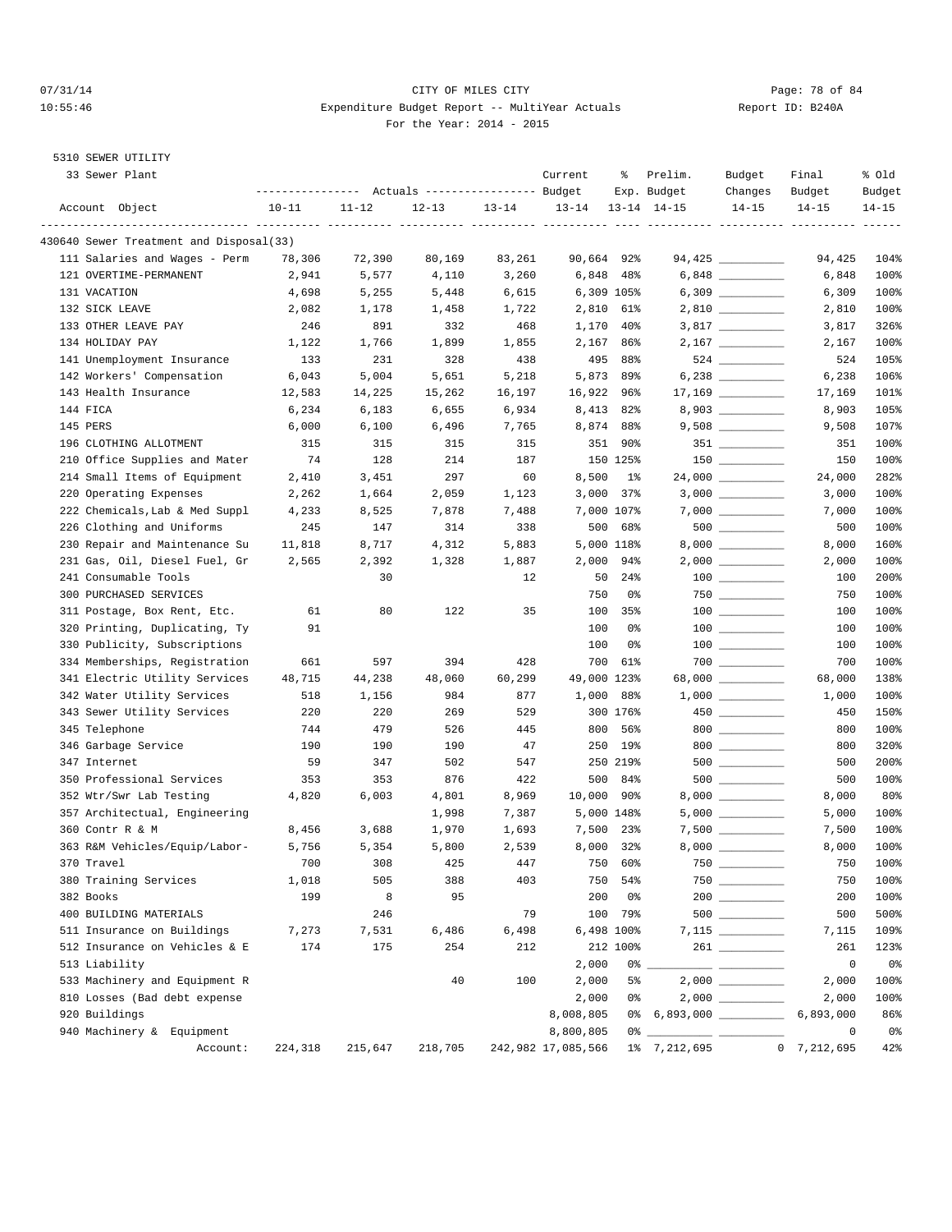CITY OF MILES CITY

Expenditure Budget Report -- MultiYear Actuals

For the Year: 2014 - 2015

5310 SEWER UTILITY

33 Sewer Plant

| Account Object | Actuals 10-11 | Actuals 11-12 | Actuals 12-13 | Actuals 13-14 | Current Budget 13-14 | % Exp. 13-14 | Prelim. Budget 14-15 | Budget Changes 14-15 | Final Budget 14-15 | % Old Budget 14-15 |
|---|---|---|---|---|---|---|---|---|---|---|
| 430640 Sewer Treatment and Disposal(33) | | | | | | | | | | |
| 111 Salaries and Wages - Perm | 78,306 | 72,390 | 80,169 | 83,261 | 90,664 | 92% | 94,425 | | 94,425 | 104% |
| 121 OVERTIME-PERMANENT | 2,941 | 5,577 | 4,110 | 3,260 | 6,848 | 48% | 6,848 | | 6,848 | 100% |
| 131 VACATION | 4,698 | 5,255 | 5,448 | 6,615 | 6,309 | 105% | 6,309 | | 6,309 | 100% |
| 132 SICK LEAVE | 2,082 | 1,178 | 1,458 | 1,722 | 2,810 | 61% | 2,810 | | 2,810 | 100% |
| 133 OTHER LEAVE PAY | 246 | 891 | 332 | 468 | 1,170 | 40% | 3,817 | | 3,817 | 326% |
| 134 HOLIDAY PAY | 1,122 | 1,766 | 1,899 | 1,855 | 2,167 | 86% | 2,167 | | 2,167 | 100% |
| 141 Unemployment Insurance | 133 | 231 | 328 | 438 | 495 | 88% | 524 | | 524 | 105% |
| 142 Workers' Compensation | 6,043 | 5,004 | 5,651 | 5,218 | 5,873 | 89% | 6,238 | | 6,238 | 106% |
| 143 Health Insurance | 12,583 | 14,225 | 15,262 | 16,197 | 16,922 | 96% | 17,169 | | 17,169 | 101% |
| 144 FICA | 6,234 | 6,183 | 6,655 | 6,934 | 8,413 | 82% | 8,903 | | 8,903 | 105% |
| 145 PERS | 6,000 | 6,100 | 6,496 | 7,765 | 8,874 | 88% | 9,508 | | 9,508 | 107% |
| 196 CLOTHING ALLOTMENT | 315 | 315 | 315 | 315 | 351 | 90% | 351 | | 351 | 100% |
| 210 Office Supplies and Mater | 74 | 128 | 214 | 187 | 150 | 125% | 150 | | 150 | 100% |
| 214 Small Items of Equipment | 2,410 | 3,451 | 297 | 60 | 8,500 | 1% | 24,000 | | 24,000 | 282% |
| 220 Operating Expenses | 2,262 | 1,664 | 2,059 | 1,123 | 3,000 | 37% | 3,000 | | 3,000 | 100% |
| 222 Chemicals,Lab & Med Suppl | 4,233 | 8,525 | 7,878 | 7,488 | 7,000 | 107% | 7,000 | | 7,000 | 100% |
| 226 Clothing and Uniforms | 245 | 147 | 314 | 338 | 500 | 68% | 500 | | 500 | 100% |
| 230 Repair and Maintenance Su | 11,818 | 8,717 | 4,312 | 5,883 | 5,000 | 118% | 8,000 | | 8,000 | 160% |
| 231 Gas, Oil, Diesel Fuel, Gr | 2,565 | 2,392 | 1,328 | 1,887 | 2,000 | 94% | 2,000 | | 2,000 | 100% |
| 241 Consumable Tools | | 30 | | 12 | 50 | 24% | 100 | | 100 | 200% |
| 300 PURCHASED SERVICES | | | | | 750 | 0% | 750 | | 750 | 100% |
| 311 Postage, Box Rent, Etc. | 61 | 80 | 122 | 35 | 100 | 35% | 100 | | 100 | 100% |
| 320 Printing, Duplicating, Ty | 91 | | | | 100 | 0% | 100 | | 100 | 100% |
| 330 Publicity, Subscriptions | | | | | 100 | 0% | 100 | | 100 | 100% |
| 334 Memberships, Registration | 661 | 597 | 394 | 428 | 700 | 61% | 700 | | 700 | 100% |
| 341 Electric Utility Services | 48,715 | 44,238 | 48,060 | 60,299 | 49,000 | 123% | 68,000 | | 68,000 | 138% |
| 342 Water Utility Services | 518 | 1,156 | 984 | 877 | 1,000 | 88% | 1,000 | | 1,000 | 100% |
| 343 Sewer Utility Services | 220 | 220 | 269 | 529 | 300 | 176% | 450 | | 450 | 150% |
| 345 Telephone | 744 | 479 | 526 | 445 | 800 | 56% | 800 | | 800 | 100% |
| 346 Garbage Service | 190 | 190 | 190 | 47 | 250 | 19% | 800 | | 800 | 320% |
| 347 Internet | 59 | 347 | 502 | 547 | 250 | 219% | 500 | | 500 | 200% |
| 350 Professional Services | 353 | 353 | 876 | 422 | 500 | 84% | 500 | | 500 | 100% |
| 352 Wtr/Swr Lab Testing | 4,820 | 6,003 | 4,801 | 8,969 | 10,000 | 90% | 8,000 | | 8,000 | 80% |
| 357 Architectual, Engineering | | | 1,998 | 7,387 | 5,000 | 148% | 5,000 | | 5,000 | 100% |
| 360 Contr R & M | 8,456 | 3,688 | 1,970 | 1,693 | 7,500 | 23% | 7,500 | | 7,500 | 100% |
| 363 R&M Vehicles/Equip/Labor- | 5,756 | 5,354 | 5,800 | 2,539 | 8,000 | 32% | 8,000 | | 8,000 | 100% |
| 370 Travel | 700 | 308 | 425 | 447 | 750 | 60% | 750 | | 750 | 100% |
| 380 Training Services | 1,018 | 505 | 388 | 403 | 750 | 54% | 750 | | 750 | 100% |
| 382 Books | 199 | 8 | 95 | | 200 | 0% | 200 | | 200 | 100% |
| 400 BUILDING MATERIALS | | 246 | | 79 | 100 | 79% | 500 | | 500 | 500% |
| 511 Insurance on Buildings | 7,273 | 7,531 | 6,486 | 6,498 | 6,498 | 100% | 7,115 | | 7,115 | 109% |
| 512 Insurance on Vehicles & E | 174 | 175 | 254 | 212 | 212 | 100% | 261 | | 261 | 123% |
| 513 Liability | | | | | 2,000 | 0% | | | 0 | 0% |
| 533 Machinery and Equipment R | | | 40 | 100 | 2,000 | 5% | 2,000 | | 2,000 | 100% |
| 810 Losses (Bad debt expense | | | | | 2,000 | 0% | 2,000 | | 2,000 | 100% |
| 920 Buildings | | | | | 8,008,805 | 0% | 6,893,000 | | 6,893,000 | 86% |
| 940 Machinery & Equipment | | | | | 8,800,805 | 0% | | | 0 | 0% |
| Account: | 224,318 | 215,647 | 218,705 | 242,982 | 17,085,566 | 1% | 7,212,695 | 0 | 7,212,695 | 42% |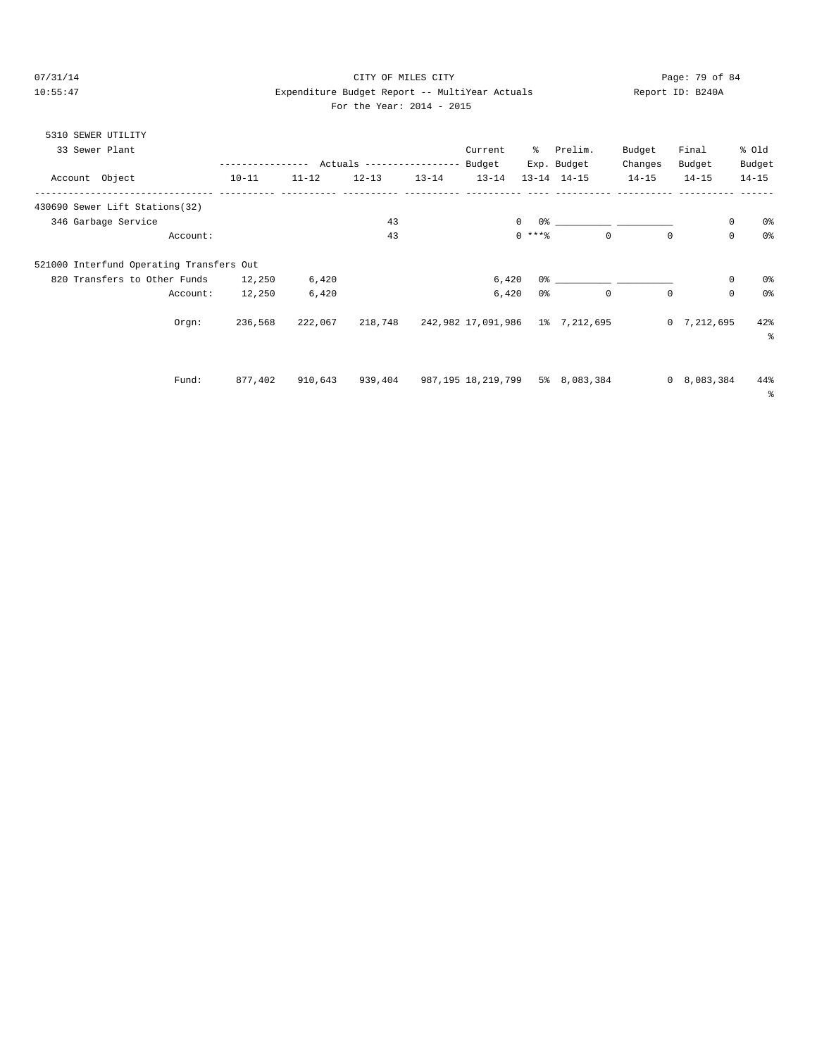CITY OF MILES CITY
Expenditure Budget Report -- MultiYear Actuals
For the Year: 2014 - 2015

07/31/14
10:55:47

Report ID: B240A

5310 SEWER UTILITY

33 Sewer Plant

| Account Object | Actuals 10-11 | Actuals 11-12 | Actuals 12-13 | Actuals 13-14 | Current Budget 13-14 | % Exp. 13-14 | Prelim. Budget 14-15 | Budget Changes 14-15 | Final Budget 14-15 | % Old Budget 14-15 |
|---|---|---|---|---|---|---|---|---|---|---|
| 430690 Sewer Lift Stations(32) | | | | | | | | | | |
| 346 Garbage Service | | | 43 | | 0 | 0% | ___________ | ___________ | 0 | 0% |
| Account: | | | 43 | | 0 | ***% | 0 | 0 | 0 | 0% |
| 521000 Interfund Operating Transfers Out | | | | | | | | | | |
| 820 Transfers to Other Funds | 12,250 | 6,420 | | | 6,420 | 0% | ___________ | ___________ | 0 | 0% |
| Account: | 12,250 | 6,420 | | | 6,420 | 0% | 0 | 0 | 0 | 0% |
| Orgn: | 236,568 | 222,067 | 218,748 | 242,982 | 17,091,986 | 1% | 7,212,695 | 0 | 7,212,695 | 42% |
| Fund: | 877,402 | 910,643 | 939,404 | 987,195 | 18,219,799 | 5% | 8,083,384 | 0 | 8,083,384 | 44% |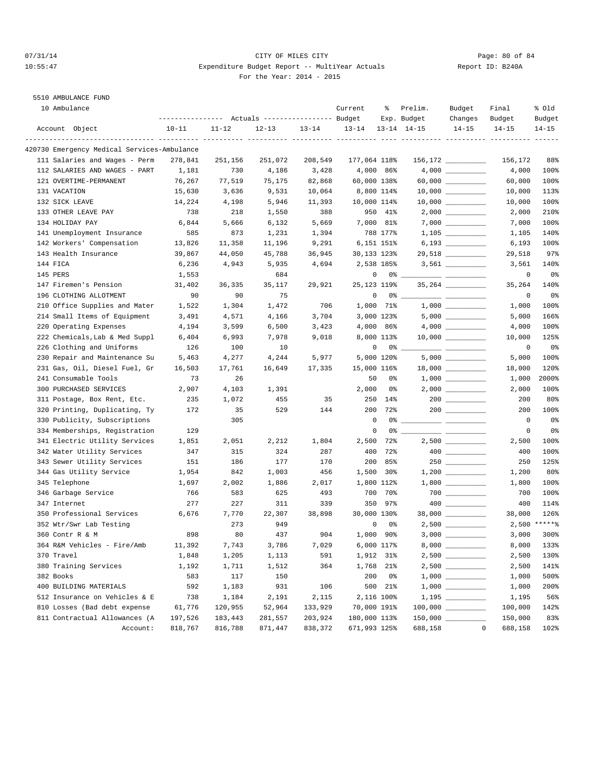CITY OF MILES CITY

Expenditure Budget Report -- MultiYear Actuals

For the Year: 2014 - 2015

5510 AMBULANCE FUND

10 Ambulance

| Account Object | Actuals 10-11 | Actuals 11-12 | Actuals 12-13 | Actuals 13-14 | Current Budget 13-14 | % Exp. 13-14 | Prelim. Budget 14-15 | Budget Changes 14-15 | Final Budget 14-15 | % Old Budget 14-15 |
|---|---|---|---|---|---|---|---|---|---|---|
| **420730 Emergency Medical Services-Ambulance** | | | | | | | | | | |
| 111 Salaries and Wages - Perm | 278,841 | 251,156 | 251,072 | 208,549 | 177,064 | 118% | 156,172 | | 156,172 | 88% |
| 112 SALARIES AND WAGES - PART | 1,181 | 730 | 4,186 | 3,428 | 4,000 | 86% | 4,000 | | 4,000 | 100% |
| 121 OVERTIME-PERMANENT | 76,267 | 77,519 | 75,175 | 82,868 | 60,000 | 138% | 60,000 | | 60,000 | 100% |
| 131 VACATION | 15,630 | 3,636 | 9,531 | 10,064 | 8,800 | 114% | 10,000 | | 10,000 | 113% |
| 132 SICK LEAVE | 14,224 | 4,198 | 5,946 | 11,393 | 10,000 | 114% | 10,000 | | 10,000 | 100% |
| 133 OTHER LEAVE PAY | 738 | 218 | 1,550 | 388 | 950 | 41% | 2,000 | | 2,000 | 210% |
| 134 HOLIDAY PAY | 6,844 | 5,666 | 6,132 | 5,669 | 7,000 | 81% | 7,000 | | 7,000 | 100% |
| 141 Unemployment Insurance | 585 | 873 | 1,231 | 1,394 | 788 | 177% | 1,105 | | 1,105 | 140% |
| 142 Workers' Compensation | 13,826 | 11,358 | 11,196 | 9,291 | 6,151 | 151% | 6,193 | | 6,193 | 100% |
| 143 Health Insurance | 39,867 | 44,050 | 45,788 | 36,945 | 30,133 | 123% | 29,518 | | 29,518 | 97% |
| 144 FICA | 6,236 | 4,943 | 5,935 | 4,694 | 2,538 | 185% | 3,561 | | 3,561 | 140% |
| 145 PERS | 1,553 | | 684 | | 0 | 0% | | | 0 | 0% |
| 147 Firemen's Pension | 31,402 | 36,335 | 35,117 | 29,921 | 25,123 | 119% | 35,264 | | 35,264 | 140% |
| 196 CLOTHING ALLOTMENT | 90 | 90 | 75 | | 0 | 0% | | | 0 | 0% |
| 210 Office Supplies and Mater | 1,522 | 1,304 | 1,472 | 706 | 1,000 | 71% | 1,000 | | 1,000 | 100% |
| 214 Small Items of Equipment | 3,491 | 4,571 | 4,166 | 3,704 | 3,000 | 123% | 5,000 | | 5,000 | 166% |
| 220 Operating Expenses | 4,194 | 3,599 | 6,500 | 3,423 | 4,000 | 86% | 4,000 | | 4,000 | 100% |
| 222 Chemicals,Lab & Med Suppl | 6,404 | 6,993 | 7,978 | 9,018 | 8,000 | 113% | 10,000 | | 10,000 | 125% |
| 226 Clothing and Uniforms | 126 | 100 | 10 | | 0 | 0% | | | 0 | 0% |
| 230 Repair and Maintenance Su | 5,463 | 4,277 | 4,244 | 5,977 | 5,000 | 120% | 5,000 | | 5,000 | 100% |
| 231 Gas, Oil, Diesel Fuel, Gr | 16,503 | 17,761 | 16,649 | 17,335 | 15,000 | 116% | 18,000 | | 18,000 | 120% |
| 241 Consumable Tools | 73 | 26 | | | 50 | 0% | 1,000 | | 1,000 | 2000% |
| 300 PURCHASED SERVICES | 2,907 | 4,103 | 1,391 | | 2,000 | 0% | 2,000 | | 2,000 | 100% |
| 311 Postage, Box Rent, Etc. | 235 | 1,072 | 455 | 35 | 250 | 14% | 200 | | 200 | 80% |
| 320 Printing, Duplicating, Ty | 172 | 35 | 529 | 144 | 200 | 72% | 200 | | 200 | 100% |
| 330 Publicity, Subscriptions | | 305 | | | 0 | 0% | | | 0 | 0% |
| 334 Memberships, Registration | 129 | | | | 0 | 0% | | | 0 | 0% |
| 341 Electric Utility Services | 1,851 | 2,051 | 2,212 | 1,804 | 2,500 | 72% | 2,500 | | 2,500 | 100% |
| 342 Water Utility Services | 347 | 315 | 324 | 287 | 400 | 72% | 400 | | 400 | 100% |
| 343 Sewer Utility Services | 151 | 186 | 177 | 170 | 200 | 85% | 250 | | 250 | 125% |
| 344 Gas Utility Service | 1,954 | 842 | 1,003 | 456 | 1,500 | 30% | 1,200 | | 1,200 | 80% |
| 345 Telephone | 1,697 | 2,002 | 1,886 | 2,017 | 1,800 | 112% | 1,800 | | 1,800 | 100% |
| 346 Garbage Service | 766 | 583 | 625 | 493 | 700 | 70% | 700 | | 700 | 100% |
| 347 Internet | 277 | 227 | 311 | 339 | 350 | 97% | 400 | | 400 | 114% |
| 350 Professional Services | 6,676 | 7,770 | 22,307 | 38,898 | 30,000 | 130% | 38,000 | | 38,000 | 126% |
| 352 Wtr/Swr Lab Testing | | 273 | 949 | | 0 | 0% | 2,500 | | 2,500 | *****% |
| 360 Contr R & M | 898 | 80 | 437 | 904 | 1,000 | 90% | 3,000 | | 3,000 | 300% |
| 364 R&M Vehicles - Fire/Amb | 11,392 | 7,743 | 3,786 | 7,029 | 6,000 | 117% | 8,000 | | 8,000 | 133% |
| 370 Travel | 1,848 | 1,205 | 1,113 | 591 | 1,912 | 31% | 2,500 | | 2,500 | 130% |
| 380 Training Services | 1,192 | 1,711 | 1,512 | 364 | 1,768 | 21% | 2,500 | | 2,500 | 141% |
| 382 Books | 583 | 117 | 150 | | 200 | 0% | 1,000 | | 1,000 | 500% |
| 400 BUILDING MATERIALS | 592 | 1,183 | 931 | 106 | 500 | 21% | 1,000 | | 1,000 | 200% |
| 512 Insurance on Vehicles & E | 738 | 1,184 | 2,191 | 2,115 | 2,116 | 100% | 1,195 | | 1,195 | 56% |
| 810 Losses (Bad debt expense | 61,776 | 120,955 | 52,964 | 133,929 | 70,000 | 191% | 100,000 | | 100,000 | 142% |
| 811 Contractual Allowances (A | 197,526 | 183,443 | 281,557 | 203,924 | 180,000 | 113% | 150,000 | | 150,000 | 83% |
| Account: | 818,767 | 816,788 | 871,447 | 838,372 | 671,993 | 125% | 688,158 | 0 | 688,158 | 102% |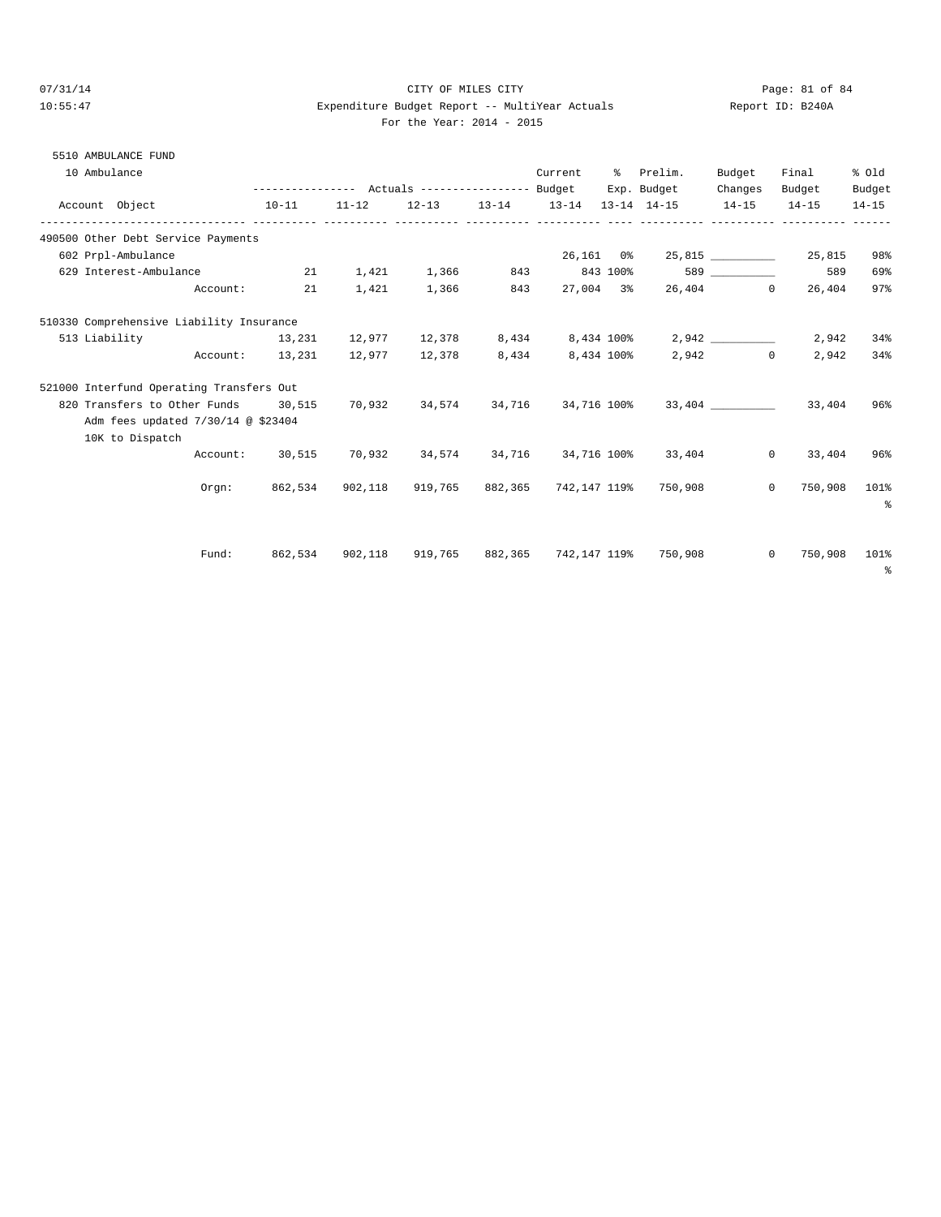CITY OF MILES CITY

Expenditure Budget Report -- MultiYear Actuals

For the Year: 2014 - 2015

07/31/14 10:55:47 — Report ID: B240A

5510 AMBULANCE FUND

10 Ambulance

| Account Object | | 10-11 Actuals | 11-12 Actuals | 12-13 Actuals | 13-14 Actuals | Current Budget 13-14 | % Exp. 13-14 | Prelim. Budget 14-15 | Budget Changes 14-15 | Final Budget 14-15 | % Old Budget 14-15 |
|---|---|---|---|---|---|---|---|---|---|---|---|
| **490500 Other Debt Service Payments** | | | | | | | | | | | |
| 602 Prpl-Ambulance | | | | | | 26,161 | 0% | 25,815 | __________ | 25,815 | 98% |
| 629 Interest-Ambulance | | 21 | 1,421 | 1,366 | 843 | 843 | 100% | 589 | __________ | 589 | 69% |
| | Account: | 21 | 1,421 | 1,366 | 843 | 27,004 | 3% | 26,404 | 0 | 26,404 | 97% |
| **510330 Comprehensive Liability Insurance** | | | | | | | | | | | |
| 513 Liability | | 13,231 | 12,977 | 12,378 | 8,434 | 8,434 | 100% | 2,942 | __________ | 2,942 | 34% |
| | Account: | 13,231 | 12,977 | 12,378 | 8,434 | 8,434 | 100% | 2,942 | 0 | 2,942 | 34% |
| **521000 Interfund Operating Transfers Out** | | | | | | | | | | | |
| 820 Transfers to Other Funds | | 30,515 | 70,932 | 34,574 | 34,716 | 34,716 | 100% | 33,404 | __________ | 33,404 | 96% |
| Adm fees updated 7/30/14 @ $23404 10K to Dispatch | | | | | | | | | | | |
| | Account: | 30,515 | 70,932 | 34,574 | 34,716 | 34,716 | 100% | 33,404 | 0 | 33,404 | 96% |
| | Orgn: | 862,534 | 902,118 | 919,765 | 882,365 | 742,147 | 119% | 750,908 | 0 | 750,908 | 101% |
| | Fund: | 862,534 | 902,118 | 919,765 | 882,365 | 742,147 | 119% | 750,908 | 0 | 750,908 | 101% |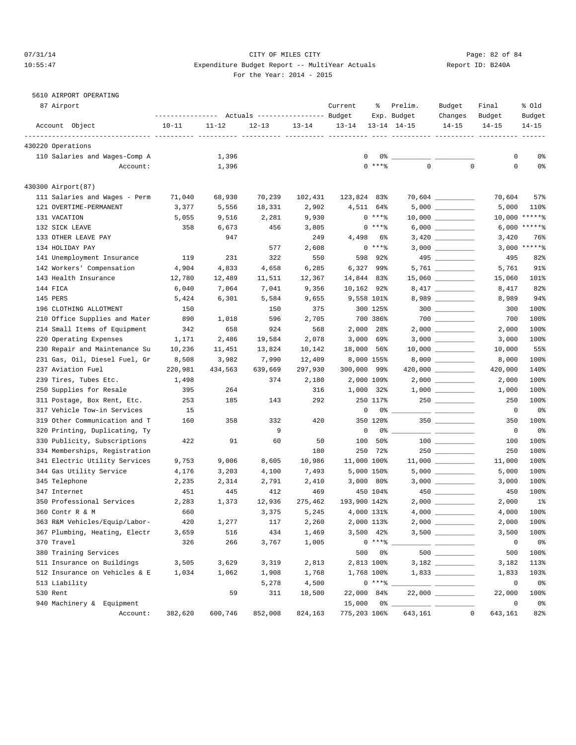CITY OF MILES CITY

Expenditure Budget Report -- MultiYear Actuals

For the Year: 2014 - 2015

5610 AIRPORT OPERATING

87 Airport

| Account Object | Actuals 10-11 | Actuals 11-12 | Actuals 12-13 | Actuals 13-14 | Current Budget 13-14 | % Exp. 13-14 | Prelim. Budget 14-15 | Budget Changes 14-15 | Final Budget 14-15 | % Old Budget 14-15 |
|---|---|---|---|---|---|---|---|---|---|---|
| **430220 Operations** | | | | | | | | | | |
| 110 Salaries and Wages-Comp A | | 1,396 | | | 0 | 0% | | | 0 | 0% |
| Account: | | 1,396 | | | 0 | ***% | 0 | 0 | 0 | 0% |
| **430300 Airport(87)** | | | | | | | | | | |
| 111 Salaries and Wages - Perm | 71,040 | 68,930 | 70,239 | 102,431 | 123,824 | 83% | 70,604 | | 70,604 | 57% |
| 121 OVERTIME-PERMANENT | 3,377 | 5,556 | 18,331 | 2,902 | 4,511 | 64% | 5,000 | | 5,000 | 110% |
| 131 VACATION | 5,055 | 9,516 | 2,281 | 9,930 | 0 | ***% | 10,000 | | 10,000 | *****% |
| 132 SICK LEAVE | 358 | 6,673 | 456 | 3,805 | 0 | ***% | 6,000 | | 6,000 | *****% |
| 133 OTHER LEAVE PAY | | 947 | | 249 | 4,498 | 6% | 3,420 | | 3,420 | 76% |
| 134 HOLIDAY PAY | | | 577 | 2,608 | 0 | ***% | 3,000 | | 3,000 | *****% |
| 141 Unemployment Insurance | 119 | 231 | 322 | 550 | 598 | 92% | 495 | | 495 | 82% |
| 142 Workers' Compensation | 4,904 | 4,833 | 4,658 | 6,285 | 6,327 | 99% | 5,761 | | 5,761 | 91% |
| 143 Health Insurance | 12,780 | 12,489 | 11,511 | 12,367 | 14,844 | 83% | 15,060 | | 15,060 | 101% |
| 144 FICA | 6,040 | 7,064 | 7,041 | 9,356 | 10,162 | 92% | 8,417 | | 8,417 | 82% |
| 145 PERS | 5,424 | 6,301 | 5,584 | 9,655 | 9,558 | 101% | 8,989 | | 8,989 | 94% |
| 196 CLOTHING ALLOTMENT | 150 | | 150 | 375 | 300 | 125% | 300 | | 300 | 100% |
| 210 Office Supplies and Mater | 890 | 1,018 | 596 | 2,705 | 700 | 386% | 700 | | 700 | 100% |
| 214 Small Items of Equipment | 342 | 658 | 924 | 568 | 2,000 | 28% | 2,000 | | 2,000 | 100% |
| 220 Operating Expenses | 1,171 | 2,486 | 19,584 | 2,078 | 3,000 | 69% | 3,000 | | 3,000 | 100% |
| 230 Repair and Maintenance Su | 10,236 | 11,451 | 13,824 | 10,142 | 18,000 | 56% | 10,000 | | 10,000 | 55% |
| 231 Gas, Oil, Diesel Fuel, Gr | 8,508 | 3,982 | 7,990 | 12,409 | 8,000 | 155% | 8,000 | | 8,000 | 100% |
| 237 Aviation Fuel | 220,981 | 434,563 | 639,669 | 297,930 | 300,000 | 99% | 420,000 | | 420,000 | 140% |
| 239 Tires, Tubes Etc. | 1,498 | | 374 | 2,180 | 2,000 | 109% | 2,000 | | 2,000 | 100% |
| 250 Supplies for Resale | 395 | 264 | | 316 | 1,000 | 32% | 1,000 | | 1,000 | 100% |
| 311 Postage, Box Rent, Etc. | 253 | 185 | 143 | 292 | 250 | 117% | 250 | | 250 | 100% |
| 317 Vehicle Tow-in Services | 15 | | | | 0 | 0% | | | 0 | 0% |
| 319 Other Communication and T | 160 | 358 | 332 | 420 | 350 | 120% | 350 | | 350 | 100% |
| 320 Printing, Duplicating, Ty | | | 9 | | 0 | 0% | | | 0 | 0% |
| 330 Publicity, Subscriptions | 422 | 91 | 60 | 50 | 100 | 50% | 100 | | 100 | 100% |
| 334 Memberships, Registration | | | | 180 | 250 | 72% | 250 | | 250 | 100% |
| 341 Electric Utility Services | 9,753 | 9,006 | 8,605 | 10,986 | 11,000 | 100% | 11,000 | | 11,000 | 100% |
| 344 Gas Utility Service | 4,176 | 3,203 | 4,100 | 7,493 | 5,000 | 150% | 5,000 | | 5,000 | 100% |
| 345 Telephone | 2,235 | 2,314 | 2,791 | 2,410 | 3,000 | 80% | 3,000 | | 3,000 | 100% |
| 347 Internet | 451 | 445 | 412 | 469 | 450 | 104% | 450 | | 450 | 100% |
| 350 Professional Services | 2,283 | 1,373 | 12,936 | 275,462 | 193,900 | 142% | 2,000 | | 2,000 | 1% |
| 360 Contr R & M | 660 | | 3,375 | 5,245 | 4,000 | 131% | 4,000 | | 4,000 | 100% |
| 363 R&M Vehicles/Equip/Labor- | 420 | 1,277 | 117 | 2,260 | 2,000 | 113% | 2,000 | | 2,000 | 100% |
| 367 Plumbing, Heating, Electr | 3,659 | 516 | 434 | 1,469 | 3,500 | 42% | 3,500 | | 3,500 | 100% |
| 370 Travel | 326 | 266 | 3,767 | 1,005 | 0 | ***% | | | 0 | 0% |
| 380 Training Services | | | | | 500 | 0% | 500 | | 500 | 100% |
| 511 Insurance on Buildings | 3,505 | 3,629 | 3,319 | 2,813 | 2,813 | 100% | 3,182 | | 3,182 | 113% |
| 512 Insurance on Vehicles & E | 1,034 | 1,062 | 1,908 | 1,768 | 1,768 | 100% | 1,833 | | 1,833 | 103% |
| 513 Liability | | | 5,278 | 4,500 | 0 | ***% | | | 0 | 0% |
| 530 Rent | | 59 | 311 | 18,500 | 22,000 | 84% | 22,000 | | 22,000 | 100% |
| 940 Machinery & Equipment | | | | | 15,000 | 0% | | | 0 | 0% |
| Account: | 382,620 | 600,746 | 852,008 | 824,163 | 775,203 | 106% | 643,161 | 0 | 643,161 | 82% |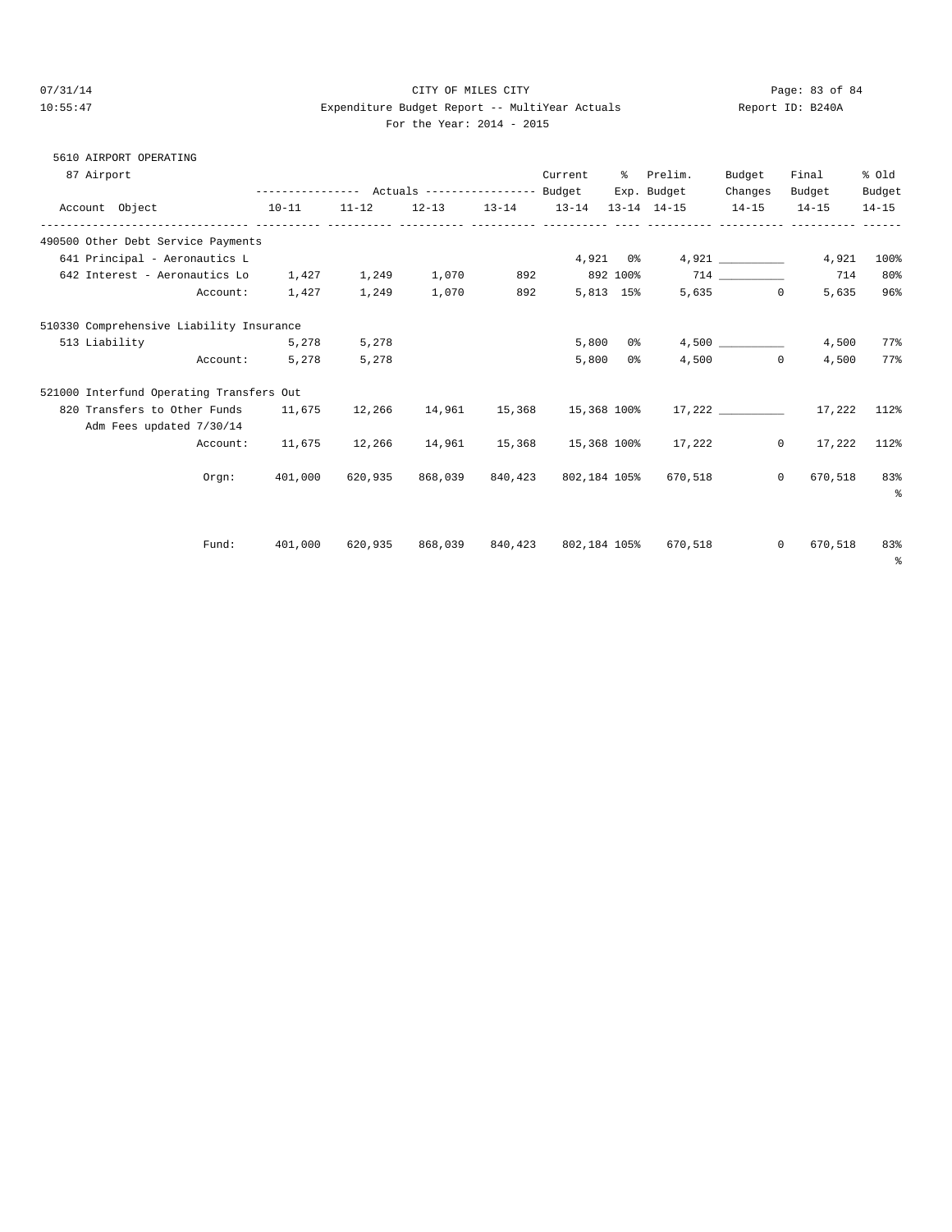CITY OF MILES CITY

Expenditure Budget Report -- MultiYear Actuals

For the Year: 2014 - 2015

5610 AIRPORT OPERATING

87 Airport

| Account Object | Actuals 10-11 | Actuals 11-12 | Actuals 12-13 | Actuals 13-14 | Current Budget 13-14 | % Exp. 13-14 | Prelim. Budget 14-15 | Budget Changes 14-15 | Final Budget 14-15 | % Old Budget 14-15 |
|---|---|---|---|---|---|---|---|---|---|---|
| **490500 Other Debt Service Payments** | | | | | | | | | | |
| 641 Principal - Aeronautics L | | | | | 4,921 | 0% | 4,921 | __________ | 4,921 | 100% |
| 642 Interest - Aeronautics Lo | 1,427 | 1,249 | 1,070 | 892 | 892 | 100% | 714 | __________ | 714 | 80% |
| Account: | 1,427 | 1,249 | 1,070 | 892 | 5,813 | 15% | 5,635 | 0 | 5,635 | 96% |
| **510330 Comprehensive Liability Insurance** | | | | | | | | | | |
| 513 Liability | 5,278 | 5,278 | | | 5,800 | 0% | 4,500 | __________ | 4,500 | 77% |
| Account: | 5,278 | 5,278 | | | 5,800 | 0% | 4,500 | 0 | 4,500 | 77% |
| **521000 Interfund Operating Transfers Out** | | | | | | | | | | |
| 820 Transfers to Other Funds<br>Adm Fees updated 7/30/14 | 11,675 | 12,266 | 14,961 | 15,368 | 15,368 | 100% | 17,222 | __________ | 17,222 | 112% |
| Account: | 11,675 | 12,266 | 14,961 | 15,368 | 15,368 | 100% | 17,222 | 0 | 17,222 | 112% |
| Orgn: | 401,000 | 620,935 | 868,039 | 840,423 | 802,184 | 105% | 670,518 | 0 | 670,518 | 83% |
| Fund: | 401,000 | 620,935 | 868,039 | 840,423 | 802,184 | 105% | 670,518 | 0 | 670,518 | 83% |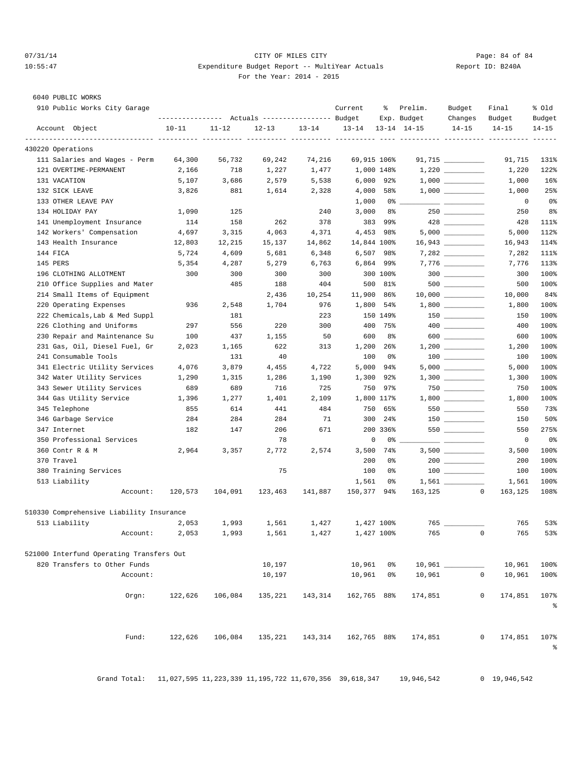CITY OF MILES CITY

Expenditure Budget Report -- MultiYear Actuals

For the Year: 2014 - 2015

07/31/14 10:55:47 — Report ID: B240A

6040 PUBLIC WORKS

910 Public Works City Garage

| Account Object | Actuals 10-11 | Actuals 11-12 | Actuals 12-13 | Actuals 13-14 | Current Budget 13-14 | % Exp. 13-14 | Prelim. Budget 14-15 | Budget Changes 14-15 | Final Budget 14-15 | % Old Budget 14-15 |
|---|---|---|---|---|---|---|---|---|---|---|
| **430220 Operations** | | | | | | | | | | |
| 111 Salaries and Wages - Perm | 64,300 | 56,732 | 69,242 | 74,216 | 69,915 | 106% | 91,715 | __________ | 91,715 | 131% |
| 121 OVERTIME-PERMANENT | 2,166 | 718 | 1,227 | 1,477 | 1,000 | 148% | 1,220 | __________ | 1,220 | 122% |
| 131 VACATION | 5,107 | 3,686 | 2,579 | 5,538 | 6,000 | 92% | 1,000 | __________ | 1,000 | 16% |
| 132 SICK LEAVE | 3,826 | 881 | 1,614 | 2,328 | 4,000 | 58% | 1,000 | __________ | 1,000 | 25% |
| 133 OTHER LEAVE PAY | | | | | 1,000 | 0% | __________ | __________ | 0 | 0% |
| 134 HOLIDAY PAY | 1,090 | 125 | | 240 | 3,000 | 8% | 250 | __________ | 250 | 8% |
| 141 Unemployment Insurance | 114 | 158 | 262 | 378 | 383 | 99% | 428 | __________ | 428 | 111% |
| 142 Workers' Compensation | 4,697 | 3,315 | 4,063 | 4,371 | 4,453 | 98% | 5,000 | __________ | 5,000 | 112% |
| 143 Health Insurance | 12,803 | 12,215 | 15,137 | 14,862 | 14,844 | 100% | 16,943 | __________ | 16,943 | 114% |
| 144 FICA | 5,724 | 4,609 | 5,681 | 6,348 | 6,507 | 98% | 7,282 | __________ | 7,282 | 111% |
| 145 PERS | 5,354 | 4,287 | 5,279 | 6,763 | 6,864 | 99% | 7,776 | __________ | 7,776 | 113% |
| 196 CLOTHING ALLOTMENT | 300 | 300 | 300 | 300 | 300 | 100% | 300 | __________ | 300 | 100% |
| 210 Office Supplies and Mater | | 485 | 188 | 404 | 500 | 81% | 500 | __________ | 500 | 100% |
| 214 Small Items of Equipment | | | 2,436 | 10,254 | 11,900 | 86% | 10,000 | __________ | 10,000 | 84% |
| 220 Operating Expenses | 936 | 2,548 | 1,704 | 976 | 1,800 | 54% | 1,800 | __________ | 1,800 | 100% |
| 222 Chemicals,Lab & Med Suppl | | 181 | | 223 | 150 | 149% | 150 | __________ | 150 | 100% |
| 226 Clothing and Uniforms | 297 | 556 | 220 | 300 | 400 | 75% | 400 | __________ | 400 | 100% |
| 230 Repair and Maintenance Su | 100 | 437 | 1,155 | 50 | 600 | 8% | 600 | __________ | 600 | 100% |
| 231 Gas, Oil, Diesel Fuel, Gr | 2,023 | 1,165 | 622 | 313 | 1,200 | 26% | 1,200 | __________ | 1,200 | 100% |
| 241 Consumable Tools | | 131 | 40 | | 100 | 0% | 100 | __________ | 100 | 100% |
| 341 Electric Utility Services | 4,076 | 3,879 | 4,455 | 4,722 | 5,000 | 94% | 5,000 | __________ | 5,000 | 100% |
| 342 Water Utility Services | 1,290 | 1,315 | 1,286 | 1,190 | 1,300 | 92% | 1,300 | __________ | 1,300 | 100% |
| 343 Sewer Utility Services | 689 | 689 | 716 | 725 | 750 | 97% | 750 | __________ | 750 | 100% |
| 344 Gas Utility Service | 1,396 | 1,277 | 1,401 | 2,109 | 1,800 | 117% | 1,800 | __________ | 1,800 | 100% |
| 345 Telephone | 855 | 614 | 441 | 484 | 750 | 65% | 550 | __________ | 550 | 73% |
| 346 Garbage Service | 284 | 284 | 284 | 71 | 300 | 24% | 150 | __________ | 150 | 50% |
| 347 Internet | 182 | 147 | 206 | 671 | 200 | 336% | 550 | __________ | 550 | 275% |
| 350 Professional Services | | | 78 | | 0 | 0% | __________ | __________ | 0 | 0% |
| 360 Contr R & M | 2,964 | 3,357 | 2,772 | 2,574 | 3,500 | 74% | 3,500 | __________ | 3,500 | 100% |
| 370 Travel | | | | | 200 | 0% | 200 | __________ | 200 | 100% |
| 380 Training Services | | | 75 | | 100 | 0% | 100 | __________ | 100 | 100% |
| 513 Liability | | | | | 1,561 | 0% | 1,561 | __________ | 1,561 | 100% |
| Account: | 120,573 | 104,091 | 123,463 | 141,887 | 150,377 | 94% | 163,125 | 0 | 163,125 | 108% |
| **510330 Comprehensive Liability Insurance** | | | | | | | | | | |
| 513 Liability | 2,053 | 1,993 | 1,561 | 1,427 | 1,427 | 100% | 765 | __________ | 765 | 53% |
| Account: | 2,053 | 1,993 | 1,561 | 1,427 | 1,427 | 100% | 765 | 0 | 765 | 53% |
| **521000 Interfund Operating Transfers Out** | | | | | | | | | | |
| 820 Transfers to Other Funds | | | 10,197 | | 10,961 | 0% | 10,961 | __________ | 10,961 | 100% |
| Account: | | | 10,197 | | 10,961 | 0% | 10,961 | 0 | 10,961 | 100% |
| Orgn: | 122,626 | 106,084 | 135,221 | 143,314 | 162,765 | 88% | 174,851 | 0 | 174,851 | 107% |
| Fund: | 122,626 | 106,084 | 135,221 | 143,314 | 162,765 | 88% | 174,851 | 0 | 174,851 | 107% |
| Grand Total: | 11,027,595 | 11,223,339 | 11,195,722 | 11,670,356 | 39,618,347 | | 19,946,542 | 0 | 19,946,542 | |